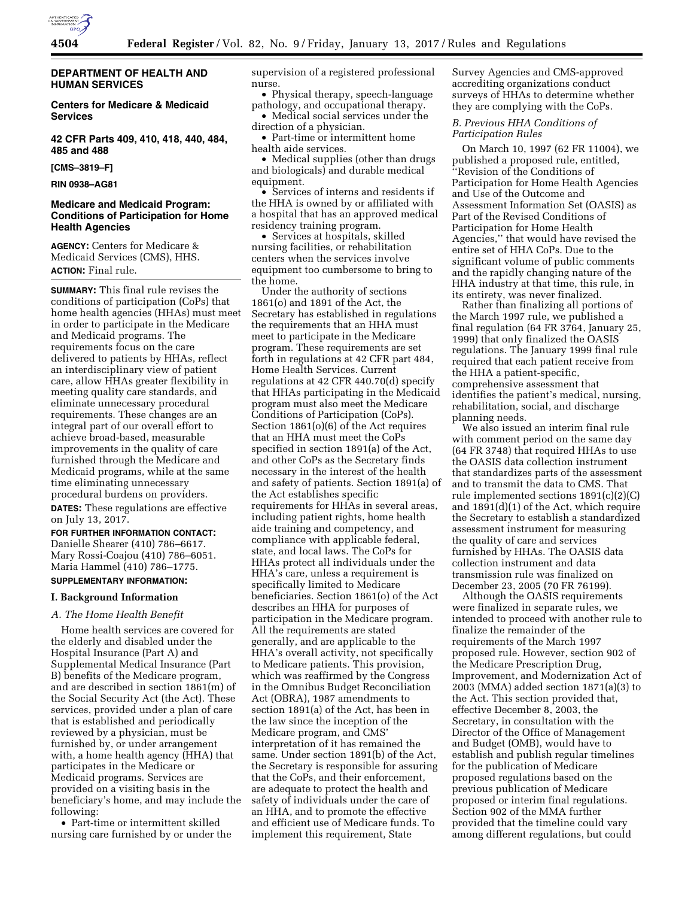**DEPARTMENT OF HEALTH AND HUMAN SERVICES**

**Centers for Medicare & Medicaid Services**

**42 CFR Parts 409, 410, 418, 440, 484, 485 and 488**

**[CMS–3819–F]**

**RIN 0938–AG81**

# Medicare and Medicaid Program: Conditions of Participation for Home Health Agencies

**AGENCY:** Centers for Medicare & Medicaid Services (CMS), HHS.

**ACTION:** Final rule.

**SUMMARY:** This final rule revises the conditions of participation (CoPs) that home health agencies (HHAs) must meet in order to participate in the Medicare and Medicaid programs. The requirements focus on the care delivered to patients by HHAs, reflect an interdisciplinary view of patient care, allow HHAs greater flexibility in meeting quality care standards, and eliminate unnecessary procedural requirements. These changes are an integral part of our overall effort to achieve broad-based, measurable improvements in the quality of care furnished through the Medicare and Medicaid programs, while at the same time eliminating unnecessary procedural burdens on providers.

**DATES:** These regulations are effective on July 13, 2017.

**FOR FURTHER INFORMATION CONTACT:** Danielle Shearer (410) 786–6617. Mary Rossi-Coajou (410) 786–6051. Maria Hammel (410) 786–1775.

**SUPPLEMENTARY INFORMATION:**

## I. Background Information

### *A. The Home Health Benefit*

Home health services are covered for the elderly and disabled under the Hospital Insurance (Part A) and Supplemental Medical Insurance (Part B) benefits of the Medicare program, and are described in section 1861(m) of the Social Security Act (the Act). These services, provided under a plan of care that is established and periodically reviewed by a physician, must be furnished by, or under arrangement with, a home health agency (HHA) that participates in the Medicare or Medicaid programs. Services are provided on a visiting basis in the beneficiary's home, and may include the following:

- Part-time or intermittent skilled nursing care furnished by or under the supervision of a registered professional nurse.
- Physical therapy, speech-language pathology, and occupational therapy.
- Medical social services under the direction of a physician.
- Part-time or intermittent home health aide services.
- Medical supplies (other than drugs and biologicals) and durable medical equipment.
- Services of interns and residents if the HHA is owned by or affiliated with a hospital that has an approved medical residency training program.
- Services at hospitals, skilled nursing facilities, or rehabilitation centers when the services involve equipment too cumbersome to bring to the home.

Under the authority of sections 1861(o) and 1891 of the Act, the Secretary has established in regulations the requirements that an HHA must meet to participate in the Medicare program. These requirements are set forth in regulations at 42 CFR part 484, Home Health Services. Current regulations at 42 CFR 440.70(d) specify that HHAs participating in the Medicaid program must also meet the Medicare Conditions of Participation (CoPs). Section 1861(o)(6) of the Act requires that an HHA must meet the CoPs specified in section 1891(a) of the Act, and other CoPs as the Secretary finds necessary in the interest of the health and safety of patients. Section 1891(a) of the Act establishes specific requirements for HHAs in several areas, including patient rights, home health aide training and competency, and compliance with applicable federal, state, and local laws. The CoPs for HHAs protect all individuals under the HHA's care, unless a requirement is specifically limited to Medicare beneficiaries. Section 1861(o) of the Act describes an HHA for purposes of participation in the Medicare program. All the requirements are stated generally, and are applicable to the HHA's overall activity, not specifically to Medicare patients. This provision, which was reaffirmed by the Congress in the Omnibus Budget Reconciliation Act (OBRA), 1987 amendments to section 1891(a) of the Act, has been in the law since the inception of the Medicare program, and CMS' interpretation of it has remained the same. Under section 1891(b) of the Act, the Secretary is responsible for assuring that the CoPs, and their enforcement, are adequate to protect the health and safety of individuals under the care of an HHA, and to promote the effective and efficient use of Medicare funds. To implement this requirement, State Survey Agencies and CMS-approved accrediting organizations conduct surveys of HHAs to determine whether they are complying with the CoPs.

### *B. Previous HHA Conditions of Participation Rules*

On March 10, 1997 (62 FR 11004), we published a proposed rule, entitled, ''Revision of the Conditions of Participation for Home Health Agencies and Use of the Outcome and Assessment Information Set (OASIS) as Part of the Revised Conditions of Participation for Home Health Agencies,'' that would have revised the entire set of HHA CoPs. Due to the significant volume of public comments and the rapidly changing nature of the HHA industry at that time, this rule, in its entirety, was never finalized.

Rather than finalizing all portions of the March 1997 rule, we published a final regulation (64 FR 3764, January 25, 1999) that only finalized the OASIS regulations. The January 1999 final rule required that each patient receive from the HHA a patient-specific, comprehensive assessment that identifies the patient's medical, nursing, rehabilitation, social, and discharge planning needs.

We also issued an interim final rule with comment period on the same day (64 FR 3748) that required HHAs to use the OASIS data collection instrument that standardizes parts of the assessment and to transmit the data to CMS. That rule implemented sections 1891(c)(2)(C) and 1891(d)(1) of the Act, which require the Secretary to establish a standardized assessment instrument for measuring the quality of care and services furnished by HHAs. The OASIS data collection instrument and data transmission rule was finalized on December 23, 2005 (70 FR 76199).

Although the OASIS requirements were finalized in separate rules, we intended to proceed with another rule to finalize the remainder of the requirements of the March 1997 proposed rule. However, section 902 of the Medicare Prescription Drug, Improvement, and Modernization Act of 2003 (MMA) added section 1871(a)(3) to the Act. This section provided that, effective December 8, 2003, the Secretary, in consultation with the Director of the Office of Management and Budget (OMB), would have to establish and publish regular timelines for the publication of Medicare proposed regulations based on the previous publication of Medicare proposed or interim final regulations. Section 902 of the MMA further provided that the timeline could vary among different regulations, but could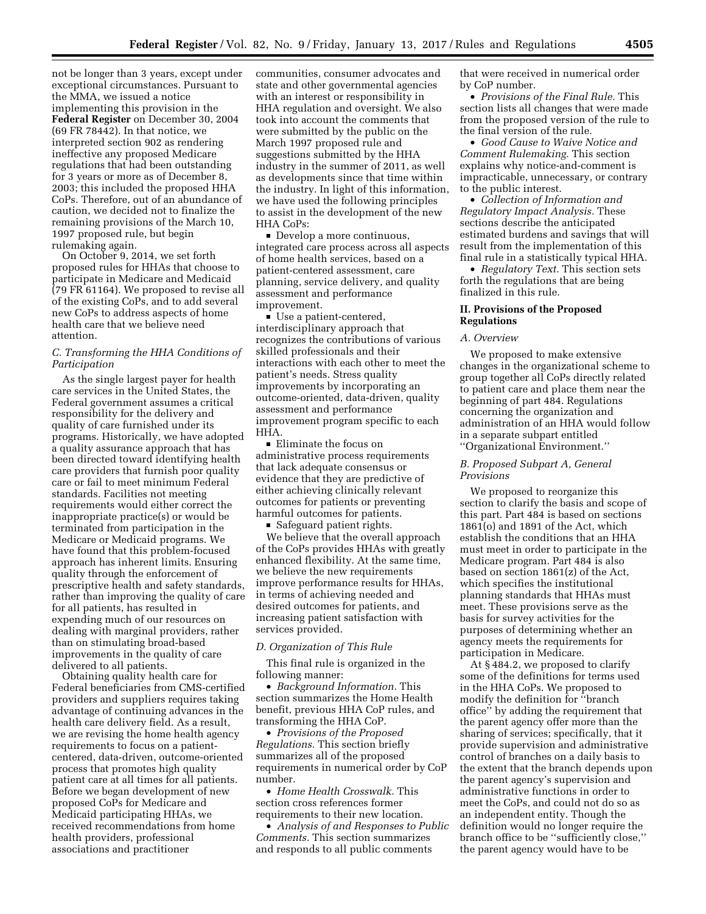not be longer than 3 years, except under exceptional circumstances. Pursuant to the MMA, we issued a notice implementing this provision in the **Federal Register** on December 30, 2004 (69 FR 78442). In that notice, we interpreted section 902 as rendering ineffective any proposed Medicare regulations that had been outstanding for 3 years or more as of December 8, 2003; this included the proposed HHA CoPs. Therefore, out of an abundance of caution, we decided not to finalize the remaining provisions of the March 10, 1997 proposed rule, but begin rulemaking again.

On October 9, 2014, we set forth proposed rules for HHAs that choose to participate in Medicare and Medicaid (79 FR 61164). We proposed to revise all of the existing CoPs, and to add several new CoPs to address aspects of home health care that we believe need attention.

### C. Transforming the HHA Conditions of Participation

As the single largest payer for health care services in the United States, the Federal government assumes a critical responsibility for the delivery and quality of care furnished under its programs. Historically, we have adopted a quality assurance approach that has been directed toward identifying health care providers that furnish poor quality care or fail to meet minimum Federal standards. Facilities not meeting requirements would either correct the inappropriate practice(s) or would be terminated from participation in the Medicare or Medicaid programs. We have found that this problem-focused approach has inherent limits. Ensuring quality through the enforcement of prescriptive health and safety standards, rather than improving the quality of care for all patients, has resulted in expending much of our resources on dealing with marginal providers, rather than on stimulating broad-based improvements in the quality of care delivered to all patients.

Obtaining quality health care for Federal beneficiaries from CMS-certified providers and suppliers requires taking advantage of continuing advances in the health care delivery field. As a result, we are revising the home health agency requirements to focus on a patient-centered, data-driven, outcome-oriented process that promotes high quality patient care at all times for all patients. Before we began development of new proposed CoPs for Medicare and Medicaid participating HHAs, we received recommendations from home health providers, professional associations and practitioner communities, consumer advocates and state and other governmental agencies with an interest or responsibility in HHA regulation and oversight. We also took into account the comments that were submitted by the public on the March 1997 proposed rule and suggestions submitted by the HHA industry in the summer of 2011, as well as developments since that time within the industry. In light of this information, we have used the following principles to assist in the development of the new HHA CoPs:

- Develop a more continuous, integrated care process across all aspects of home health services, based on a patient-centered assessment, care planning, service delivery, and quality assessment and performance improvement.
- Use a patient-centered, interdisciplinary approach that recognizes the contributions of various skilled professionals and their interactions with each other to meet the patient's needs. Stress quality improvements by incorporating an outcome-oriented, data-driven, quality assessment and performance improvement program specific to each HHA.
- Eliminate the focus on administrative process requirements that lack adequate consensus or evidence that they are predictive of either achieving clinically relevant outcomes for patients or preventing harmful outcomes for patients.
- Safeguard patient rights.

We believe that the overall approach of the CoPs provides HHAs with greatly enhanced flexibility. At the same time, we believe the new requirements improve performance results for HHAs, in terms of achieving needed and desired outcomes for patients, and increasing patient satisfaction with services provided.

### D. Organization of This Rule

This final rule is organized in the following manner:

- *Background Information.* This section summarizes the Home Health benefit, previous HHA CoP rules, and transforming the HHA CoP.
- *Provisions of the Proposed Regulations.* This section briefly summarizes all of the proposed requirements in numerical order by CoP number.
- *Home Health Crosswalk.* This section cross references former requirements to their new location.
- *Analysis of and Responses to Public Comments.* This section summarizes and responds to all public comments that were received in numerical order by CoP number.
- *Provisions of the Final Rule.* This section lists all changes that were made from the proposed version of the rule to the final version of the rule.
- *Good Cause to Waive Notice and Comment Rulemaking.* This section explains why notice-and-comment is impracticable, unnecessary, or contrary to the public interest.
- *Collection of Information and Regulatory Impact Analysis.* These sections describe the anticipated estimated burdens and savings that will result from the implementation of this final rule in a statistically typical HHA.
- *Regulatory Text.* This section sets forth the regulations that are being finalized in this rule.

## II. Provisions of the Proposed Regulations

### A. Overview

We proposed to make extensive changes in the organizational scheme to group together all CoPs directly related to patient care and place them near the beginning of part 484. Regulations concerning the organization and administration of an HHA would follow in a separate subpart entitled ''Organizational Environment.''

### B. Proposed Subpart A, General Provisions

We proposed to reorganize this section to clarify the basis and scope of this part. Part 484 is based on sections 1861(o) and 1891 of the Act, which establish the conditions that an HHA must meet in order to participate in the Medicare program. Part 484 is also based on section 1861(z) of the Act, which specifies the institutional planning standards that HHAs must meet. These provisions serve as the basis for survey activities for the purposes of determining whether an agency meets the requirements for participation in Medicare.

At § 484.2, we proposed to clarify some of the definitions for terms used in the HHA CoPs. We proposed to modify the definition for ''branch office'' by adding the requirement that the parent agency offer more than the sharing of services; specifically, that it provide supervision and administrative control of branches on a daily basis to the extent that the branch depends upon the parent agency's supervision and administrative functions in order to meet the CoPs, and could not do so as an independent entity. Though the definition would no longer require the branch office to be ''sufficiently close,'' the parent agency would have to be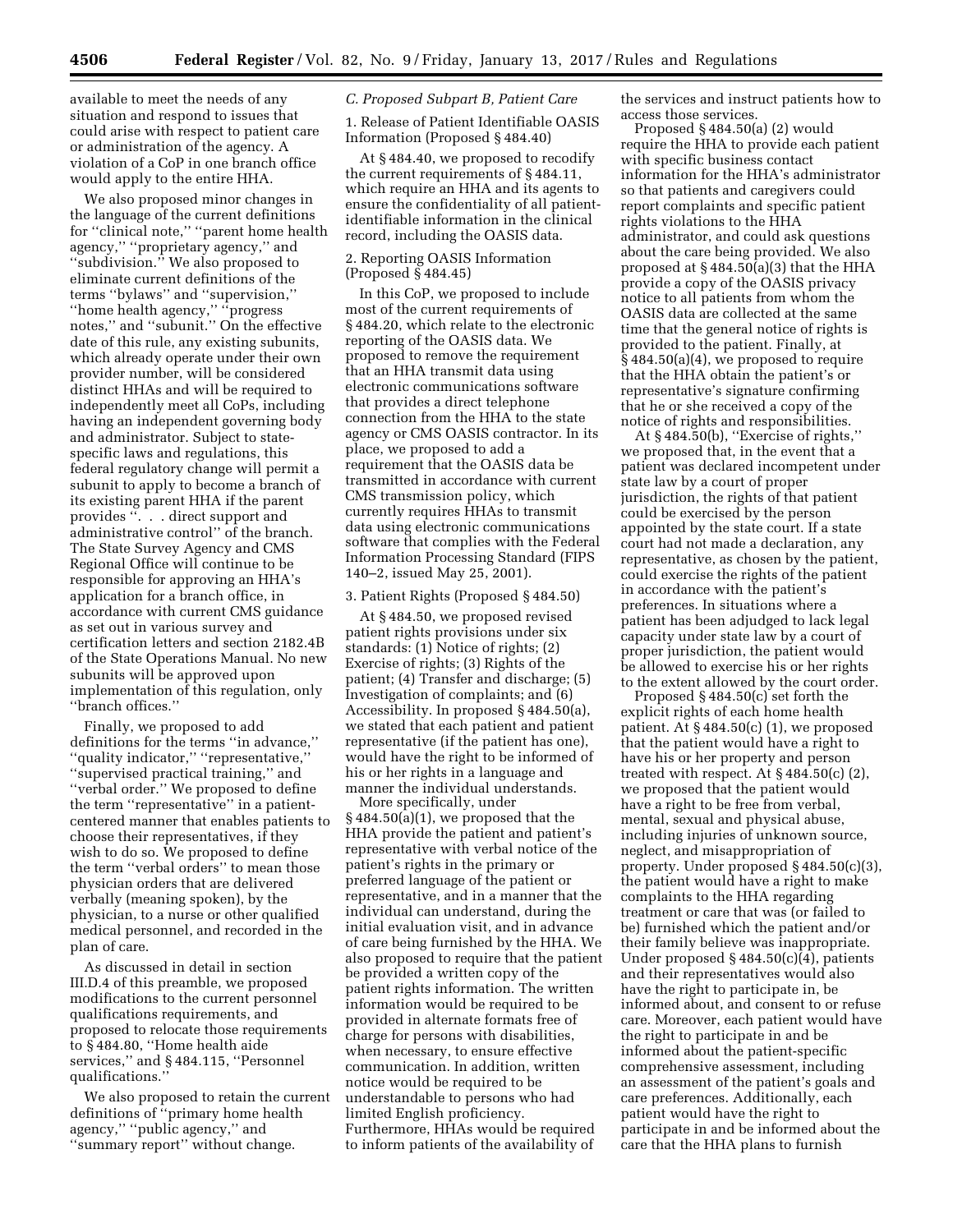available to meet the needs of any situation and respond to issues that could arise with respect to patient care or administration of the agency. A violation of a CoP in one branch office would apply to the entire HHA.

We also proposed minor changes in the language of the current definitions for ''clinical note,'' ''parent home health agency,'' ''proprietary agency,'' and ''subdivision.'' We also proposed to eliminate current definitions of the terms ''bylaws'' and ''supervision,'' ''home health agency,'' ''progress notes,'' and ''subunit.'' On the effective date of this rule, any existing subunits, which already operate under their own provider number, will be considered distinct HHAs and will be required to independently meet all CoPs, including having an independent governing body and administrator. Subject to state-specific laws and regulations, this federal regulatory change will permit a subunit to apply to become a branch of its existing parent HHA if the parent provides ''. . . direct support and administrative control'' of the branch. The State Survey Agency and CMS Regional Office will continue to be responsible for approving an HHA's application for a branch office, in accordance with current CMS guidance as set out in various survey and certification letters and section 2182.4B of the State Operations Manual. No new subunits will be approved upon implementation of this regulation, only ''branch offices.''

Finally, we proposed to add definitions for the terms ''in advance,'' ''quality indicator,'' ''representative,'' ''supervised practical training,'' and ''verbal order.'' We proposed to define the term ''representative'' in a patient-centered manner that enables patients to choose their representatives, if they wish to do so. We proposed to define the term ''verbal orders'' to mean those physician orders that are delivered verbally (meaning spoken), by the physician, to a nurse or other qualified medical personnel, and recorded in the plan of care.

As discussed in detail in section III.D.4 of this preamble, we proposed modifications to the current personnel qualifications requirements, and proposed to relocate those requirements to § 484.80, ''Home health aide services,'' and § 484.115, ''Personnel qualifications.''

We also proposed to retain the current definitions of ''primary home health agency,'' ''public agency,'' and ''summary report'' without change.

### C. Proposed Subpart B, Patient Care

1. Release of Patient Identifiable OASIS Information (Proposed § 484.40)

At § 484.40, we proposed to recodify the current requirements of § 484.11, which require an HHA and its agents to ensure the confidentiality of all patient-identifiable information in the clinical record, including the OASIS data.

2. Reporting OASIS Information (Proposed § 484.45)

In this CoP, we proposed to include most of the current requirements of § 484.20, which relate to the electronic reporting of the OASIS data. We proposed to remove the requirement that an HHA transmit data using electronic communications software that provides a direct telephone connection from the HHA to the state agency or CMS OASIS contractor. In its place, we proposed to add a requirement that the OASIS data be transmitted in accordance with current CMS transmission policy, which currently requires HHAs to transmit data using electronic communications software that complies with the Federal Information Processing Standard (FIPS 140–2, issued May 25, 2001).

3. Patient Rights (Proposed § 484.50)

At § 484.50, we proposed revised patient rights provisions under six standards: (1) Notice of rights; (2) Exercise of rights; (3) Rights of the patient; (4) Transfer and discharge; (5) Investigation of complaints; and (6) Accessibility. In proposed § 484.50(a), we stated that each patient and patient representative (if the patient has one), would have the right to be informed of his or her rights in a language and manner the individual understands.

More specifically, under § 484.50(a)(1), we proposed that the HHA provide the patient and patient's representative with verbal notice of the patient's rights in the primary or preferred language of the patient or representative, and in a manner that the individual can understand, during the initial evaluation visit, and in advance of care being furnished by the HHA. We also proposed to require that the patient be provided a written copy of the patient rights information. The written information would be required to be provided in alternate formats free of charge for persons with disabilities, when necessary, to ensure effective communication. In addition, written notice would be required to be understandable to persons who had limited English proficiency. Furthermore, HHAs would be required to inform patients of the availability of the services and instruct patients how to access those services.

Proposed § 484.50(a) (2) would require the HHA to provide each patient with specific business contact information for the HHA's administrator so that patients and caregivers could report complaints and specific patient rights violations to the HHA administrator, and could ask questions about the care being provided. We also proposed at § 484.50(a)(3) that the HHA provide a copy of the OASIS privacy notice to all patients from whom the OASIS data are collected at the same time that the general notice of rights is provided to the patient. Finally, at § 484.50(a)(4), we proposed to require that the HHA obtain the patient's or representative's signature confirming that he or she received a copy of the notice of rights and responsibilities.

At § 484.50(b), ''Exercise of rights,'' we proposed that, in the event that a patient was declared incompetent under state law by a court of proper jurisdiction, the rights of that patient could be exercised by the person appointed by the state court. If a state court had not made a declaration, any representative, as chosen by the patient, could exercise the rights of the patient in accordance with the patient's preferences. In situations where a patient has been adjudged to lack legal capacity under state law by a court of proper jurisdiction, the patient would be allowed to exercise his or her rights to the extent allowed by the court order.

Proposed § 484.50(c) set forth the explicit rights of each home health patient. At § 484.50(c) (1), we proposed that the patient would have a right to have his or her property and person treated with respect. At § 484.50(c) (2), we proposed that the patient would have a right to be free from verbal, mental, sexual and physical abuse, including injuries of unknown source, neglect, and misappropriation of property. Under proposed § 484.50(c)(3), the patient would have a right to make complaints to the HHA regarding treatment or care that was (or failed to be) furnished which the patient and/or their family believe was inappropriate. Under proposed § 484.50(c)(4), patients and their representatives would also have the right to participate in, be informed about, and consent to or refuse care. Moreover, each patient would have the right to participate in and be informed about the patient-specific comprehensive assessment, including an assessment of the patient's goals and care preferences. Additionally, each patient would have the right to participate in and be informed about the care that the HHA plans to furnish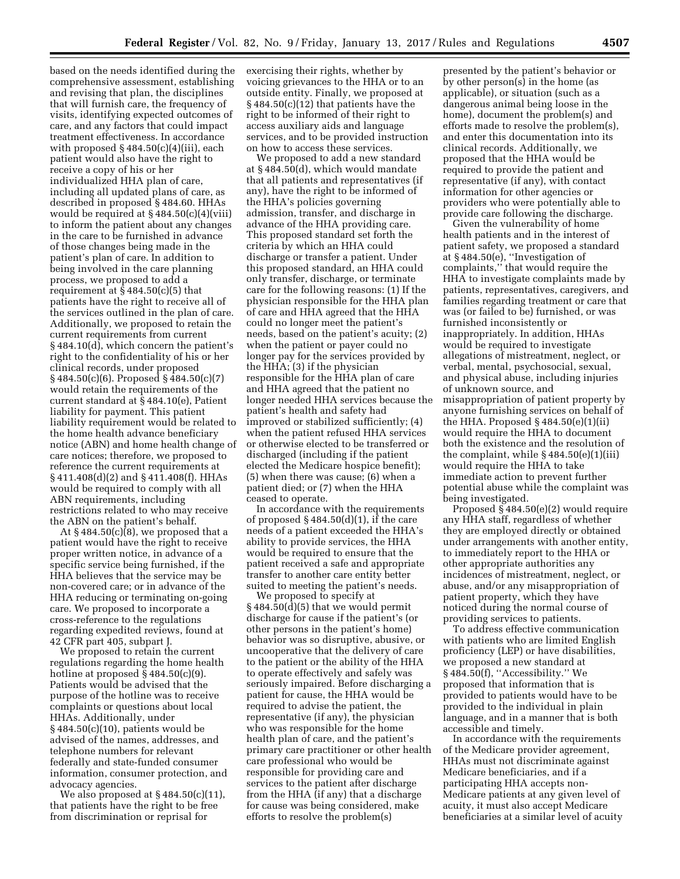based on the needs identified during the comprehensive assessment, establishing and revising that plan, the disciplines that will furnish care, the frequency of visits, identifying expected outcomes of care, and any factors that could impact treatment effectiveness. In accordance with proposed § 484.50(c)(4)(iii), each patient would also have the right to receive a copy of his or her individualized HHA plan of care, including all updated plans of care, as described in proposed § 484.60. HHAs would be required at § 484.50(c)(4)(viii) to inform the patient about any changes in the care to be furnished in advance of those changes being made in the patient's plan of care. In addition to being involved in the care planning process, we proposed to add a requirement at § 484.50(c)(5) that patients have the right to receive all of the services outlined in the plan of care. Additionally, we proposed to retain the current requirements from current § 484.10(d), which concern the patient's right to the confidentiality of his or her clinical records, under proposed § 484.50(c)(6). Proposed § 484.50(c)(7) would retain the requirements of the current standard at § 484.10(e), Patient liability for payment. This patient liability requirement would be related to the home health advance beneficiary notice (ABN) and home health change of care notices; therefore, we proposed to reference the current requirements at § 411.408(d)(2) and § 411.408(f). HHAs would be required to comply with all ABN requirements, including restrictions related to who may receive the ABN on the patient's behalf.

At § 484.50(c)(8), we proposed that a patient would have the right to receive proper written notice, in advance of a specific service being furnished, if the HHA believes that the service may be non-covered care; or in advance of the HHA reducing or terminating on-going care. We proposed to incorporate a cross-reference to the regulations regarding expedited reviews, found at 42 CFR part 405, subpart J.

We proposed to retain the current regulations regarding the home health hotline at proposed § 484.50(c)(9). Patients would be advised that the purpose of the hotline was to receive complaints or questions about local HHAs. Additionally, under § 484.50(c)(10), patients would be advised of the names, addresses, and telephone numbers for relevant federally and state-funded consumer information, consumer protection, and advocacy agencies.

We also proposed at § 484.50(c)(11), that patients have the right to be free from discrimination or reprisal for exercising their rights, whether by voicing grievances to the HHA or to an outside entity. Finally, we proposed at § 484.50(c)(12) that patients have the right to be informed of their right to access auxiliary aids and language services, and to be provided instruction on how to access these services.

We proposed to add a new standard at § 484.50(d), which would mandate that all patients and representatives (if any), have the right to be informed of the HHA's policies governing admission, transfer, and discharge in advance of the HHA providing care. This proposed standard set forth the criteria by which an HHA could discharge or transfer a patient. Under this proposed standard, an HHA could only transfer, discharge, or terminate care for the following reasons: (1) If the physician responsible for the HHA plan of care and HHA agreed that the HHA could no longer meet the patient's needs, based on the patient's acuity; (2) when the patient or payer could no longer pay for the services provided by the HHA; (3) if the physician responsible for the HHA plan of care and HHA agreed that the patient no longer needed HHA services because the patient's health and safety had improved or stabilized sufficiently; (4) when the patient refused HHA services or otherwise elected to be transferred or discharged (including if the patient elected the Medicare hospice benefit); (5) when there was cause; (6) when a patient died; or (7) when the HHA ceased to operate.

In accordance with the requirements of proposed § 484.50(d)(1), if the care needs of a patient exceeded the HHA's ability to provide services, the HHA would be required to ensure that the patient received a safe and appropriate transfer to another care entity better suited to meeting the patient's needs.

We proposed to specify at § 484.50(d)(5) that we would permit discharge for cause if the patient's (or other persons in the patient's home) behavior was so disruptive, abusive, or uncooperative that the delivery of care to the patient or the ability of the HHA to operate effectively and safely was seriously impaired. Before discharging a patient for cause, the HHA would be required to advise the patient, the representative (if any), the physician who was responsible for the home health plan of care, and the patient's primary care practitioner or other health care professional who would be responsible for providing care and services to the patient after discharge from the HHA (if any) that a discharge for cause was being considered, make efforts to resolve the problem(s) presented by the patient's behavior or by other person(s) in the home (as applicable), or situation (such as a dangerous animal being loose in the home), document the problem(s) and efforts made to resolve the problem(s), and enter this documentation into its clinical records. Additionally, we proposed that the HHA would be required to provide the patient and representative (if any), with contact information for other agencies or providers who were potentially able to provide care following the discharge.

Given the vulnerability of home health patients and in the interest of patient safety, we proposed a standard at § 484.50(e), "Investigation of complaints," that would require the HHA to investigate complaints made by patients, representatives, caregivers, and families regarding treatment or care that was (or failed to be) furnished, or was furnished inconsistently or inappropriately. In addition, HHAs would be required to investigate allegations of mistreatment, neglect, or verbal, mental, psychosocial, sexual, and physical abuse, including injuries of unknown source, and misappropriation of patient property by anyone furnishing services on behalf of the HHA. Proposed § 484.50(e)(1)(ii) would require the HHA to document both the existence and the resolution of the complaint, while § 484.50(e)(1)(iii) would require the HHA to take immediate action to prevent further potential abuse while the complaint was being investigated.

Proposed § 484.50(e)(2) would require any HHA staff, regardless of whether they are employed directly or obtained under arrangements with another entity, to immediately report to the HHA or other appropriate authorities any incidences of mistreatment, neglect, or abuse, and/or any misappropriation of patient property, which they have noticed during the normal course of providing services to patients.

To address effective communication with patients who are limited English proficiency (LEP) or have disabilities, we proposed a new standard at § 484.50(f), "Accessibility." We proposed that information that is provided to patients would have to be provided to the individual in plain language, and in a manner that is both accessible and timely.

In accordance with the requirements of the Medicare provider agreement, HHAs must not discriminate against Medicare beneficiaries, and if a participating HHA accepts non-Medicare patients at any given level of acuity, it must also accept Medicare beneficiaries at a similar level of acuity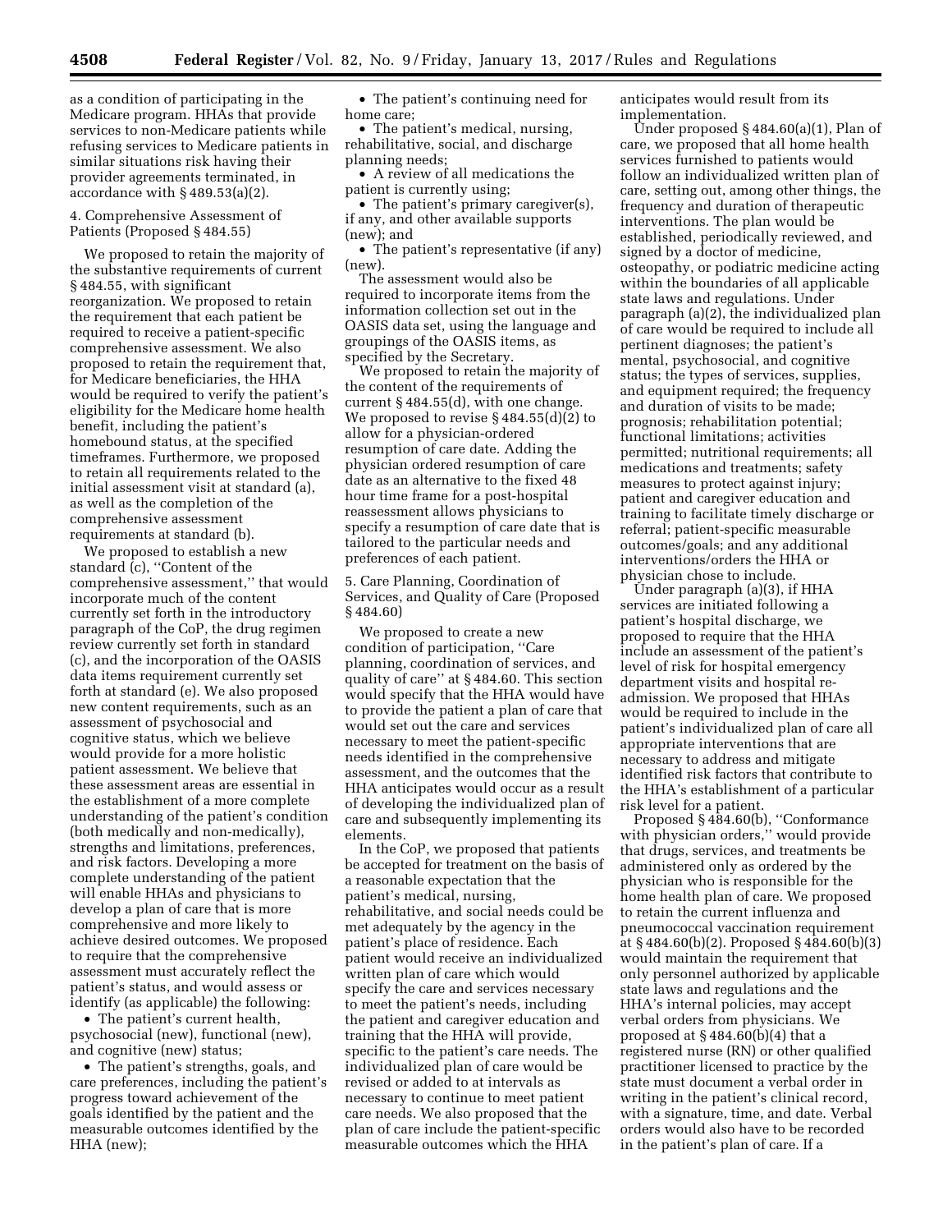as a condition of participating in the Medicare program. HHAs that provide services to non-Medicare patients while refusing services to Medicare patients in similar situations risk having their provider agreements terminated, in accordance with § 489.53(a)(2).

4. Comprehensive Assessment of Patients (Proposed § 484.55)

We proposed to retain the majority of the substantive requirements of current § 484.55, with significant reorganization. We proposed to retain the requirement that each patient be required to receive a patient-specific comprehensive assessment. We also proposed to retain the requirement that, for Medicare beneficiaries, the HHA would be required to verify the patient's eligibility for the Medicare home health benefit, including the patient's homebound status, at the specified timeframes. Furthermore, we proposed to retain all requirements related to the initial assessment visit at standard (a), as well as the completion of the comprehensive assessment requirements at standard (b).

We proposed to establish a new standard (c), ''Content of the comprehensive assessment,'' that would incorporate much of the content currently set forth in the introductory paragraph of the CoP, the drug regimen review currently set forth in standard (c), and the incorporation of the OASIS data items requirement currently set forth at standard (e). We also proposed new content requirements, such as an assessment of psychosocial and cognitive status, which we believe would provide for a more holistic patient assessment. We believe that these assessment areas are essential in the establishment of a more complete understanding of the patient's condition (both medically and non-medically), strengths and limitations, preferences, and risk factors. Developing a more complete understanding of the patient will enable HHAs and physicians to develop a plan of care that is more comprehensive and more likely to achieve desired outcomes. We proposed to require that the comprehensive assessment must accurately reflect the patient's status, and would assess or identify (as applicable) the following:

- The patient's current health, psychosocial (new), functional (new), and cognitive (new) status;
- The patient's strengths, goals, and care preferences, including the patient's progress toward achievement of the goals identified by the patient and the measurable outcomes identified by the HHA (new);
- The patient's continuing need for home care;
- The patient's medical, nursing, rehabilitative, social, and discharge planning needs;
- A review of all medications the patient is currently using;
- The patient's primary caregiver(s), if any, and other available supports (new); and
- The patient's representative (if any) (new).

The assessment would also be required to incorporate items from the information collection set out in the OASIS data set, using the language and groupings of the OASIS items, as specified by the Secretary.

We proposed to retain the majority of the content of the requirements of current § 484.55(d), with one change. We proposed to revise § 484.55(d)(2) to allow for a physician-ordered resumption of care date. Adding the physician ordered resumption of care date as an alternative to the fixed 48 hour time frame for a post-hospital reassessment allows physicians to specify a resumption of care date that is tailored to the particular needs and preferences of each patient.

5. Care Planning, Coordination of Services, and Quality of Care (Proposed § 484.60)

We proposed to create a new condition of participation, ''Care planning, coordination of services, and quality of care'' at § 484.60. This section would specify that the HHA would have to provide the patient a plan of care that would set out the care and services necessary to meet the patient-specific needs identified in the comprehensive assessment, and the outcomes that the HHA anticipates would occur as a result of developing the individualized plan of care and subsequently implementing its elements.

In the CoP, we proposed that patients be accepted for treatment on the basis of a reasonable expectation that the patient's medical, nursing, rehabilitative, and social needs could be met adequately by the agency in the patient's place of residence. Each patient would receive an individualized written plan of care which would specify the care and services necessary to meet the patient's needs, including the patient and caregiver education and training that the HHA will provide, specific to the patient's care needs. The individualized plan of care would be revised or added to at intervals as necessary to continue to meet patient care needs. We also proposed that the plan of care include the patient-specific measurable outcomes which the HHA anticipates would result from its implementation.

Under proposed § 484.60(a)(1), Plan of care, we proposed that all home health services furnished to patients would follow an individualized written plan of care, setting out, among other things, the frequency and duration of therapeutic interventions. The plan would be established, periodically reviewed, and signed by a doctor of medicine, osteopathy, or podiatric medicine acting within the boundaries of all applicable state laws and regulations. Under paragraph (a)(2), the individualized plan of care would be required to include all pertinent diagnoses; the patient's mental, psychosocial, and cognitive status; the types of services, supplies, and equipment required; the frequency and duration of visits to be made; prognosis; rehabilitation potential; functional limitations; activities permitted; nutritional requirements; all medications and treatments; safety measures to protect against injury; patient and caregiver education and training to facilitate timely discharge or referral; patient-specific measurable outcomes/goals; and any additional interventions/orders the HHA or physician chose to include.

Under paragraph (a)(3), if HHA services are initiated following a patient's hospital discharge, we proposed to require that the HHA include an assessment of the patient's level of risk for hospital emergency department visits and hospital re-admission. We proposed that HHAs would be required to include in the patient's individualized plan of care all appropriate interventions that are necessary to address and mitigate identified risk factors that contribute to the HHA's establishment of a particular risk level for a patient.

Proposed § 484.60(b), ''Conformance with physician orders,'' would provide that drugs, services, and treatments be administered only as ordered by the physician who is responsible for the home health plan of care. We proposed to retain the current influenza and pneumococcal vaccination requirement at § 484.60(b)(2). Proposed § 484.60(b)(3) would maintain the requirement that only personnel authorized by applicable state laws and regulations and the HHA's internal policies, may accept verbal orders from physicians. We proposed at § 484.60(b)(4) that a registered nurse (RN) or other qualified practitioner licensed to practice by the state must document a verbal order in writing in the patient's clinical record, with a signature, time, and date. Verbal orders would also have to be recorded in the patient's plan of care. If a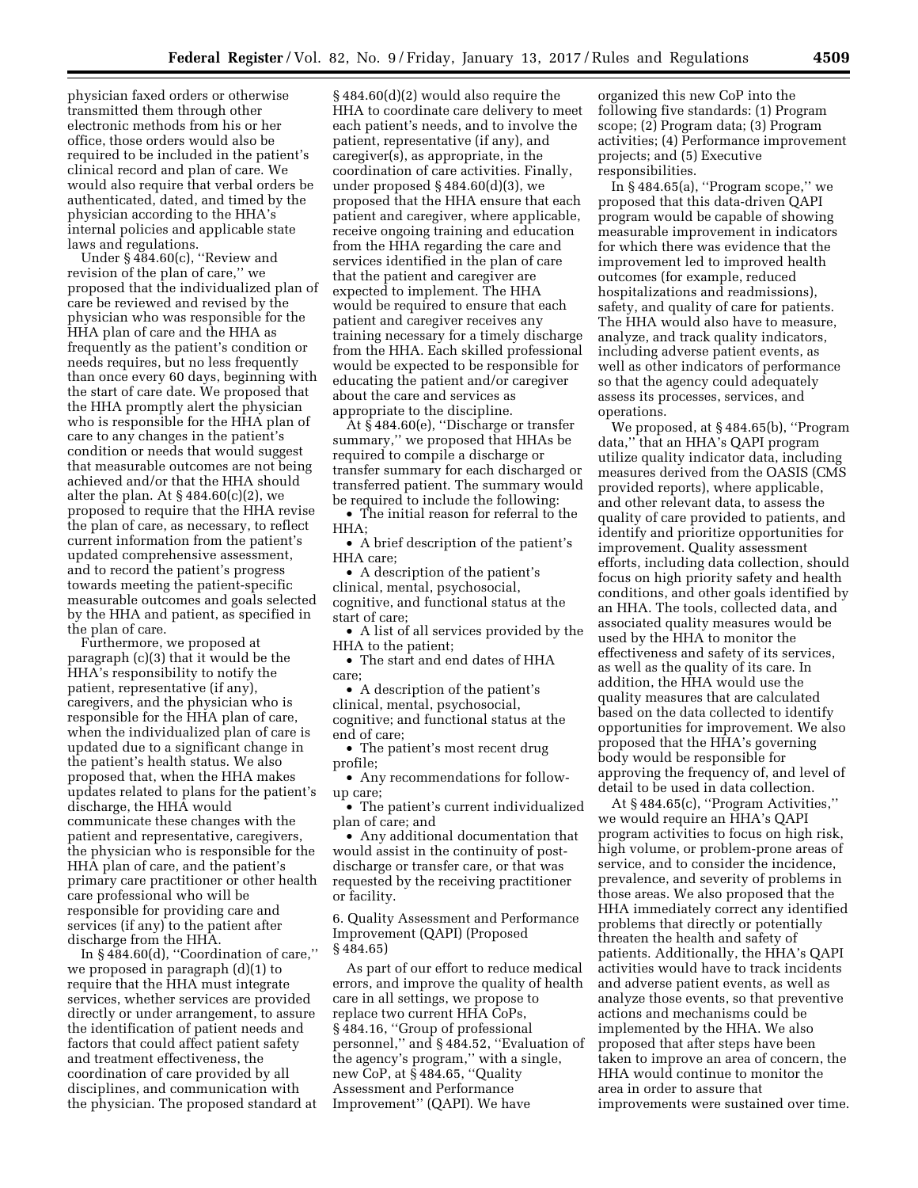physician faxed orders or otherwise transmitted them through other electronic methods from his or her office, those orders would also be required to be included in the patient's clinical record and plan of care. We would also require that verbal orders be authenticated, dated, and timed by the physician according to the HHA's internal policies and applicable state laws and regulations.

Under § 484.60(c), ''Review and revision of the plan of care,'' we proposed that the individualized plan of care be reviewed and revised by the physician who was responsible for the HHA plan of care and the HHA as frequently as the patient's condition or needs requires, but no less frequently than once every 60 days, beginning with the start of care date. We proposed that the HHA promptly alert the physician who is responsible for the HHA plan of care to any changes in the patient's condition or needs that would suggest that measurable outcomes are not being achieved and/or that the HHA should alter the plan. At § 484.60(c)(2), we proposed to require that the HHA revise the plan of care, as necessary, to reflect current information from the patient's updated comprehensive assessment, and to record the patient's progress towards meeting the patient-specific measurable outcomes and goals selected by the HHA and patient, as specified in the plan of care.

Furthermore, we proposed at paragraph (c)(3) that it would be the HHA's responsibility to notify the patient, representative (if any), caregivers, and the physician who is responsible for the HHA plan of care, when the individualized plan of care is updated due to a significant change in the patient's health status. We also proposed that, when the HHA makes updates related to plans for the patient's discharge, the HHA would communicate these changes with the patient and representative, caregivers, the physician who is responsible for the HHA plan of care, and the patient's primary care practitioner or other health care professional who will be responsible for providing care and services (if any) to the patient after discharge from the HHA.

In § 484.60(d), ''Coordination of care,'' we proposed in paragraph (d)(1) to require that the HHA must integrate services, whether services are provided directly or under arrangement, to assure the identification of patient needs and factors that could affect patient safety and treatment effectiveness, the coordination of care provided by all disciplines, and communication with the physician. The proposed standard at § 484.60(d)(2) would also require the HHA to coordinate care delivery to meet each patient's needs, and to involve the patient, representative (if any), and caregiver(s), as appropriate, in the coordination of care activities. Finally, under proposed § 484.60(d)(3), we proposed that the HHA ensure that each patient and caregiver, where applicable, receive ongoing training and education from the HHA regarding the care and services identified in the plan of care that the patient and caregiver are expected to implement. The HHA would be required to ensure that each patient and caregiver receives any training necessary for a timely discharge from the HHA. Each skilled professional would be expected to be responsible for educating the patient and/or caregiver about the care and services as appropriate to the discipline.

At § 484.60(e), ''Discharge or transfer summary,'' we proposed that HHAs be required to compile a discharge or transfer summary for each discharged or transferred patient. The summary would be required to include the following:

- The initial reason for referral to the HHA;
- A brief description of the patient's HHA care;
- A description of the patient's clinical, mental, psychosocial, cognitive, and functional status at the start of care;
- A list of all services provided by the HHA to the patient;
- The start and end dates of HHA care;
- A description of the patient's clinical, mental, psychosocial, cognitive; and functional status at the end of care;
- The patient's most recent drug profile;
- Any recommendations for follow-up care;
- The patient's current individualized plan of care; and
- Any additional documentation that would assist in the continuity of post-discharge or transfer care, or that was requested by the receiving practitioner or facility.

6. Quality Assessment and Performance Improvement (QAPI) (Proposed § 484.65)

As part of our effort to reduce medical errors, and improve the quality of health care in all settings, we propose to replace two current HHA CoPs, § 484.16, ''Group of professional personnel,'' and § 484.52, ''Evaluation of the agency's program,'' with a single, new CoP, at § 484.65, ''Quality Assessment and Performance Improvement'' (QAPI). We have organized this new CoP into the following five standards: (1) Program scope; (2) Program data; (3) Program activities; (4) Performance improvement projects; and (5) Executive responsibilities.

In § 484.65(a), ''Program scope,'' we proposed that this data-driven QAPI program would be capable of showing measurable improvement in indicators for which there was evidence that the improvement led to improved health outcomes (for example, reduced hospitalizations and readmissions), safety, and quality of care for patients. The HHA would also have to measure, analyze, and track quality indicators, including adverse patient events, as well as other indicators of performance so that the agency could adequately assess its processes, services, and operations.

We proposed, at § 484.65(b), ''Program data,'' that an HHA's QAPI program utilize quality indicator data, including measures derived from the OASIS (CMS provided reports), where applicable, and other relevant data, to assess the quality of care provided to patients, and identify and prioritize opportunities for improvement. Quality assessment efforts, including data collection, should focus on high priority safety and health conditions, and other goals identified by an HHA. The tools, collected data, and associated quality measures would be used by the HHA to monitor the effectiveness and safety of its services, as well as the quality of its care. In addition, the HHA would use the quality measures that are calculated based on the data collected to identify opportunities for improvement. We also proposed that the HHA's governing body would be responsible for approving the frequency of, and level of detail to be used in data collection.

At § 484.65(c), ''Program Activities,'' we would require an HHA's QAPI program activities to focus on high risk, high volume, or problem-prone areas of service, and to consider the incidence, prevalence, and severity of problems in those areas. We also proposed that the HHA immediately correct any identified problems that directly or potentially threaten the health and safety of patients. Additionally, the HHA's QAPI activities would have to track incidents and adverse patient events, as well as analyze those events, so that preventive actions and mechanisms could be implemented by the HHA. We also proposed that after steps have been taken to improve an area of concern, the HHA would continue to monitor the area in order to assure that improvements were sustained over time.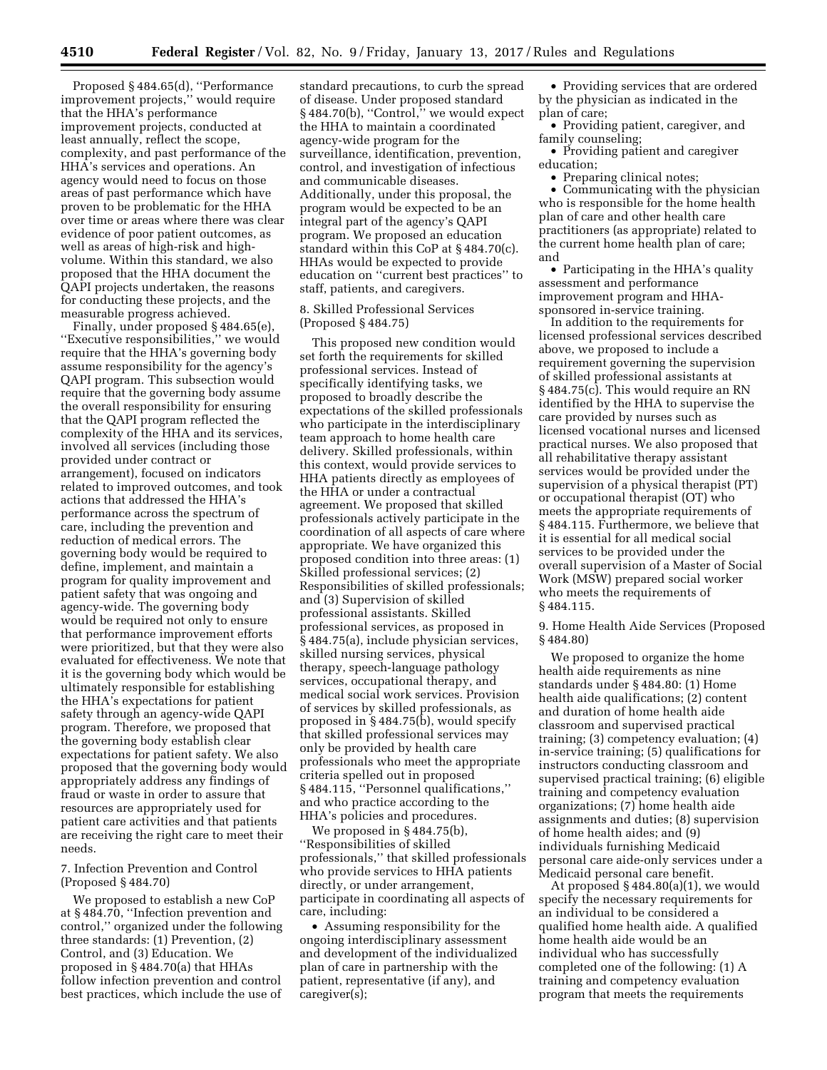Proposed § 484.65(d), ''Performance improvement projects,'' would require that the HHA's performance improvement projects, conducted at least annually, reflect the scope, complexity, and past performance of the HHA's services and operations. An agency would need to focus on those areas of past performance which have proven to be problematic for the HHA over time or areas where there was clear evidence of poor patient outcomes, as well as areas of high-risk and high-volume. Within this standard, we also proposed that the HHA document the QAPI projects undertaken, the reasons for conducting these projects, and the measurable progress achieved.

Finally, under proposed § 484.65(e), ''Executive responsibilities,'' we would require that the HHA's governing body assume responsibility for the agency's QAPI program. This subsection would require that the governing body assume the overall responsibility for ensuring that the QAPI program reflected the complexity of the HHA and its services, involved all services (including those provided under contract or arrangement), focused on indicators related to improved outcomes, and took actions that addressed the HHA's performance across the spectrum of care, including the prevention and reduction of medical errors. The governing body would be required to define, implement, and maintain a program for quality improvement and patient safety that was ongoing and agency-wide. The governing body would be required not only to ensure that performance improvement efforts were prioritized, but that they were also evaluated for effectiveness. We note that it is the governing body which would be ultimately responsible for establishing the HHA's expectations for patient safety through an agency-wide QAPI program. Therefore, we proposed that the governing body establish clear expectations for patient safety. We also proposed that the governing body would appropriately address any findings of fraud or waste in order to assure that resources are appropriately used for patient care activities and that patients are receiving the right care to meet their needs.

7. Infection Prevention and Control (Proposed § 484.70)

We proposed to establish a new CoP at § 484.70, ''Infection prevention and control,'' organized under the following three standards: (1) Prevention, (2) Control, and (3) Education. We proposed in § 484.70(a) that HHAs follow infection prevention and control best practices, which include the use of standard precautions, to curb the spread of disease. Under proposed standard § 484.70(b), ''Control,'' we would expect the HHA to maintain a coordinated agency-wide program for the surveillance, identification, prevention, control, and investigation of infectious and communicable diseases. Additionally, under this proposal, the program would be expected to be an integral part of the agency's QAPI program. We proposed an education standard within this CoP at § 484.70(c). HHAs would be expected to provide education on ''current best practices'' to staff, patients, and caregivers.

8. Skilled Professional Services (Proposed § 484.75)

This proposed new condition would set forth the requirements for skilled professional services. Instead of specifically identifying tasks, we proposed to broadly describe the expectations of the skilled professionals who participate in the interdisciplinary team approach to home health care delivery. Skilled professionals, within this context, would provide services to HHA patients directly as employees of the HHA or under a contractual agreement. We proposed that skilled professionals actively participate in the coordination of all aspects of care where appropriate. We have organized this proposed condition into three areas: (1) Skilled professional services; (2) Responsibilities of skilled professionals; and (3) Supervision of skilled professional assistants. Skilled professional services, as proposed in § 484.75(a), include physician services, skilled nursing services, physical therapy, speech-language pathology services, occupational therapy, and medical social work services. Provision of services by skilled professionals, as proposed in § 484.75(b), would specify that skilled professional services may only be provided by health care professionals who meet the appropriate criteria spelled out in proposed § 484.115, ''Personnel qualifications,'' and who practice according to the HHA's policies and procedures.

We proposed in § 484.75(b), ''Responsibilities of skilled professionals,'' that skilled professionals who provide services to HHA patients directly, or under arrangement, participate in coordinating all aspects of care, including:

- Assuming responsibility for the ongoing interdisciplinary assessment and development of the individualized plan of care in partnership with the patient, representative (if any), and caregiver(s);
- Providing services that are ordered by the physician as indicated in the plan of care;
- Providing patient, caregiver, and family counseling;
- Providing patient and caregiver education;
- Preparing clinical notes;
- Communicating with the physician who is responsible for the home health plan of care and other health care practitioners (as appropriate) related to the current home health plan of care; and
- Participating in the HHA's quality assessment and performance improvement program and HHA-sponsored in-service training.

In addition to the requirements for licensed professional services described above, we proposed to include a requirement governing the supervision of skilled professional assistants at § 484.75(c). This would require an RN identified by the HHA to supervise the care provided by nurses such as licensed vocational nurses and licensed practical nurses. We also proposed that all rehabilitative therapy assistant services would be provided under the supervision of a physical therapist (PT) or occupational therapist (OT) who meets the appropriate requirements of § 484.115. Furthermore, we believe that it is essential for all medical social services to be provided under the overall supervision of a Master of Social Work (MSW) prepared social worker who meets the requirements of § 484.115.

9. Home Health Aide Services (Proposed § 484.80)

We proposed to organize the home health aide requirements as nine standards under § 484.80: (1) Home health aide qualifications; (2) content and duration of home health aide classroom and supervised practical training; (3) competency evaluation; (4) in-service training; (5) qualifications for instructors conducting classroom and supervised practical training; (6) eligible training and competency evaluation organizations; (7) home health aide assignments and duties; (8) supervision of home health aides; and (9) individuals furnishing Medicaid personal care aide-only services under a Medicaid personal care benefit.

At proposed § 484.80(a)(1), we would specify the necessary requirements for an individual to be considered a qualified home health aide. A qualified home health aide would be an individual who has successfully completed one of the following: (1) A training and competency evaluation program that meets the requirements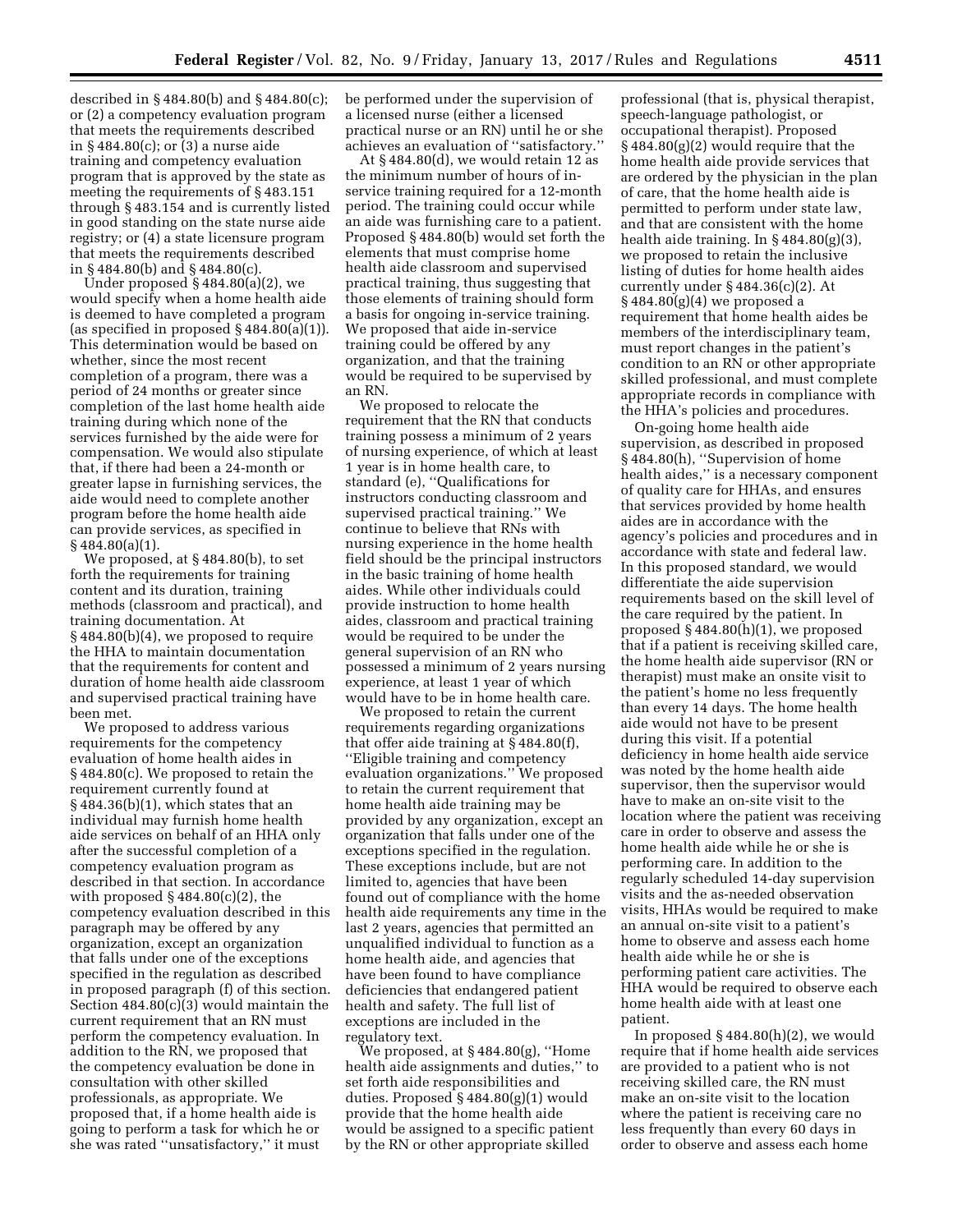described in § 484.80(b) and § 484.80(c); or (2) a competency evaluation program that meets the requirements described in § 484.80(c); or (3) a nurse aide training and competency evaluation program that is approved by the state as meeting the requirements of § 483.151 through § 483.154 and is currently listed in good standing on the state nurse aide registry; or (4) a state licensure program that meets the requirements described in § 484.80(b) and § 484.80(c).

Under proposed § 484.80(a)(2), we would specify when a home health aide is deemed to have completed a program (as specified in proposed § 484.80(a)(1)). This determination would be based on whether, since the most recent completion of a program, there was a period of 24 months or greater since completion of the last home health aide training during which none of the services furnished by the aide were for compensation. We would also stipulate that, if there had been a 24-month or greater lapse in furnishing services, the aide would need to complete another program before the home health aide can provide services, as specified in § 484.80(a)(1).

We proposed, at § 484.80(b), to set forth the requirements for training content and its duration, training methods (classroom and practical), and training documentation. At § 484.80(b)(4), we proposed to require the HHA to maintain documentation that the requirements for content and duration of home health aide classroom and supervised practical training have been met.

We proposed to address various requirements for the competency evaluation of home health aides in § 484.80(c). We proposed to retain the requirement currently found at § 484.36(b)(1), which states that an individual may furnish home health aide services on behalf of an HHA only after the successful completion of a competency evaluation program as described in that section. In accordance with proposed § 484.80(c)(2), the competency evaluation described in this paragraph may be offered by any organization, except an organization that falls under one of the exceptions specified in the regulation as described in proposed paragraph (f) of this section. Section 484.80(c)(3) would maintain the current requirement that an RN must perform the competency evaluation. In addition to the RN, we proposed that the competency evaluation be done in consultation with other skilled professionals, as appropriate. We proposed that, if a home health aide is going to perform a task for which he or she was rated ''unsatisfactory,'' it must be performed under the supervision of a licensed nurse (either a licensed practical nurse or an RN) until he or she achieves an evaluation of ''satisfactory.''

At § 484.80(d), we would retain 12 as the minimum number of hours of in-service training required for a 12-month period. The training could occur while an aide was furnishing care to a patient. Proposed § 484.80(b) would set forth the elements that must comprise home health aide classroom and supervised practical training, thus suggesting that those elements of training should form a basis for ongoing in-service training. We proposed that aide in-service training could be offered by any organization, and that the training would be required to be supervised by an RN.

We proposed to relocate the requirement that the RN that conducts training possess a minimum of 2 years of nursing experience, of which at least 1 year is in home health care, to standard (e), ''Qualifications for instructors conducting classroom and supervised practical training.'' We continue to believe that RNs with nursing experience in the home health field should be the principal instructors in the basic training of home health aides. While other individuals could provide instruction to home health aides, classroom and practical training would be required to be under the general supervision of an RN who possessed a minimum of 2 years nursing experience, at least 1 year of which would have to be in home health care.

We proposed to retain the current requirements regarding organizations that offer aide training at § 484.80(f), ''Eligible training and competency evaluation organizations.'' We proposed to retain the current requirement that home health aide training may be provided by any organization, except an organization that falls under one of the exceptions specified in the regulation. These exceptions include, but are not limited to, agencies that have been found out of compliance with the home health aide requirements any time in the last 2 years, agencies that permitted an unqualified individual to function as a home health aide, and agencies that have been found to have compliance deficiencies that endangered patient health and safety. The full list of exceptions are included in the regulatory text.

We proposed, at § 484.80(g), ''Home health aide assignments and duties,'' to set forth aide responsibilities and duties. Proposed § 484.80(g)(1) would provide that the home health aide would be assigned to a specific patient by the RN or other appropriate skilled professional (that is, physical therapist, speech-language pathologist, or occupational therapist). Proposed § 484.80(g)(2) would require that the home health aide provide services that are ordered by the physician in the plan of care, that the home health aide is permitted to perform under state law, and that are consistent with the home health aide training. In § 484.80(g)(3), we proposed to retain the inclusive listing of duties for home health aides currently under § 484.36(c)(2). At § 484.80(g)(4) we proposed a requirement that home health aides be members of the interdisciplinary team, must report changes in the patient's condition to an RN or other appropriate skilled professional, and must complete appropriate records in compliance with the HHA's policies and procedures.

On-going home health aide supervision, as described in proposed § 484.80(h), ''Supervision of home health aides,'' is a necessary component of quality care for HHAs, and ensures that services provided by home health aides are in accordance with the agency's policies and procedures and in accordance with state and federal law. In this proposed standard, we would differentiate the aide supervision requirements based on the skill level of the care required by the patient. In proposed § 484.80(h)(1), we proposed that if a patient is receiving skilled care, the home health aide supervisor (RN or therapist) must make an onsite visit to the patient's home no less frequently than every 14 days. The home health aide would not have to be present during this visit. If a potential deficiency in home health aide service was noted by the home health aide supervisor, then the supervisor would have to make an on-site visit to the location where the patient was receiving care in order to observe and assess the home health aide while he or she is performing care. In addition to the regularly scheduled 14-day supervision visits and the as-needed observation visits, HHAs would be required to make an annual on-site visit to a patient's home to observe and assess each home health aide while he or she is performing patient care activities. The HHA would be required to observe each home health aide with at least one patient.

In proposed § 484.80(h)(2), we would require that if home health aide services are provided to a patient who is not receiving skilled care, the RN must make an on-site visit to the location where the patient is receiving care no less frequently than every 60 days in order to observe and assess each home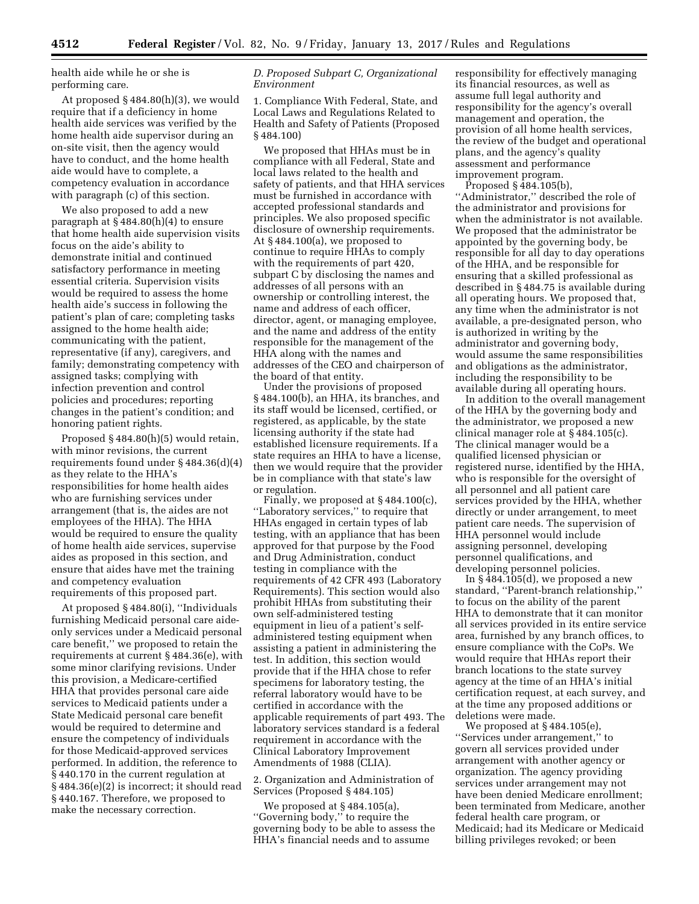health aide while he or she is performing care.

At proposed § 484.80(h)(3), we would require that if a deficiency in home health aide services was verified by the home health aide supervisor during an on-site visit, then the agency would have to conduct, and the home health aide would have to complete, a competency evaluation in accordance with paragraph (c) of this section.

We also proposed to add a new paragraph at § 484.80(h)(4) to ensure that home health aide supervision visits focus on the aide's ability to demonstrate initial and continued satisfactory performance in meeting essential criteria. Supervision visits would be required to assess the home health aide's success in following the patient's plan of care; completing tasks assigned to the home health aide; communicating with the patient, representative (if any), caregivers, and family; demonstrating competency with assigned tasks; complying with infection prevention and control policies and procedures; reporting changes in the patient's condition; and honoring patient rights.

Proposed § 484.80(h)(5) would retain, with minor revisions, the current requirements found under § 484.36(d)(4) as they relate to the HHA's responsibilities for home health aides who are furnishing services under arrangement (that is, the aides are not employees of the HHA). The HHA would be required to ensure the quality of home health aide services, supervise aides as proposed in this section, and ensure that aides have met the training and competency evaluation requirements of this proposed part.

At proposed § 484.80(i), ''Individuals furnishing Medicaid personal care aide-only services under a Medicaid personal care benefit,'' we proposed to retain the requirements at current § 484.36(e), with some minor clarifying revisions. Under this provision, a Medicare-certified HHA that provides personal care aide services to Medicaid patients under a State Medicaid personal care benefit would be required to determine and ensure the competency of individuals for those Medicaid-approved services performed. In addition, the reference to § 440.170 in the current regulation at § 484.36(e)(2) is incorrect; it should read § 440.167. Therefore, we proposed to make the necessary correction.

### *D. Proposed Subpart C, Organizational Environment*

1. Compliance With Federal, State, and Local Laws and Regulations Related to Health and Safety of Patients (Proposed § 484.100)

We proposed that HHAs must be in compliance with all Federal, State and local laws related to the health and safety of patients, and that HHA services must be furnished in accordance with accepted professional standards and principles. We also proposed specific disclosure of ownership requirements. At § 484.100(a), we proposed to continue to require HHAs to comply with the requirements of part 420, subpart C by disclosing the names and addresses of all persons with an ownership or controlling interest, the name and address of each officer, director, agent, or managing employee, and the name and address of the entity responsible for the management of the HHA along with the names and addresses of the CEO and chairperson of the board of that entity.

Under the provisions of proposed § 484.100(b), an HHA, its branches, and its staff would be licensed, certified, or registered, as applicable, by the state licensing authority if the state had established licensure requirements. If a state requires an HHA to have a license, then we would require that the provider be in compliance with that state's law or regulation.

Finally, we proposed at § 484.100(c), ''Laboratory services,'' to require that HHAs engaged in certain types of lab testing, with an appliance that has been approved for that purpose by the Food and Drug Administration, conduct testing in compliance with the requirements of 42 CFR 493 (Laboratory Requirements). This section would also prohibit HHAs from substituting their own self-administered testing equipment in lieu of a patient's self-administered testing equipment when assisting a patient in administering the test. In addition, this section would provide that if the HHA chose to refer specimens for laboratory testing, the referral laboratory would have to be certified in accordance with the applicable requirements of part 493. The laboratory services standard is a federal requirement in accordance with the Clinical Laboratory Improvement Amendments of 1988 (CLIA).

2. Organization and Administration of Services (Proposed § 484.105)

We proposed at § 484.105(a), ''Governing body,'' to require the governing body to be able to assess the HHA's financial needs and to assume responsibility for effectively managing its financial resources, as well as assume full legal authority and responsibility for the agency's overall management and operation, the provision of all home health services, the review of the budget and operational plans, and the agency's quality assessment and performance improvement program.

Proposed § 484.105(b), ''Administrator,'' described the role of the administrator and provisions for when the administrator is not available. We proposed that the administrator be appointed by the governing body, be responsible for all day to day operations of the HHA, and be responsible for ensuring that a skilled professional as described in § 484.75 is available during all operating hours. We proposed that, any time when the administrator is not available, a pre-designated person, who is authorized in writing by the administrator and governing body, would assume the same responsibilities and obligations as the administrator, including the responsibility to be available during all operating hours.

In addition to the overall management of the HHA by the governing body and the administrator, we proposed a new clinical manager role at § 484.105(c). The clinical manager would be a qualified licensed physician or registered nurse, identified by the HHA, who is responsible for the oversight of all personnel and all patient care services provided by the HHA, whether directly or under arrangement, to meet patient care needs. The supervision of HHA personnel would include assigning personnel, developing personnel qualifications, and developing personnel policies.

In § 484.105(d), we proposed a new standard, ''Parent-branch relationship,'' to focus on the ability of the parent HHA to demonstrate that it can monitor all services provided in its entire service area, furnished by any branch offices, to ensure compliance with the CoPs. We would require that HHAs report their branch locations to the state survey agency at the time of an HHA's initial certification request, at each survey, and at the time any proposed additions or deletions were made.

We proposed at § 484.105(e), ''Services under arrangement,'' to govern all services provided under arrangement with another agency or organization. The agency providing services under arrangement may not have been denied Medicare enrollment; been terminated from Medicare, another federal health care program, or Medicaid; had its Medicare or Medicaid billing privileges revoked; or been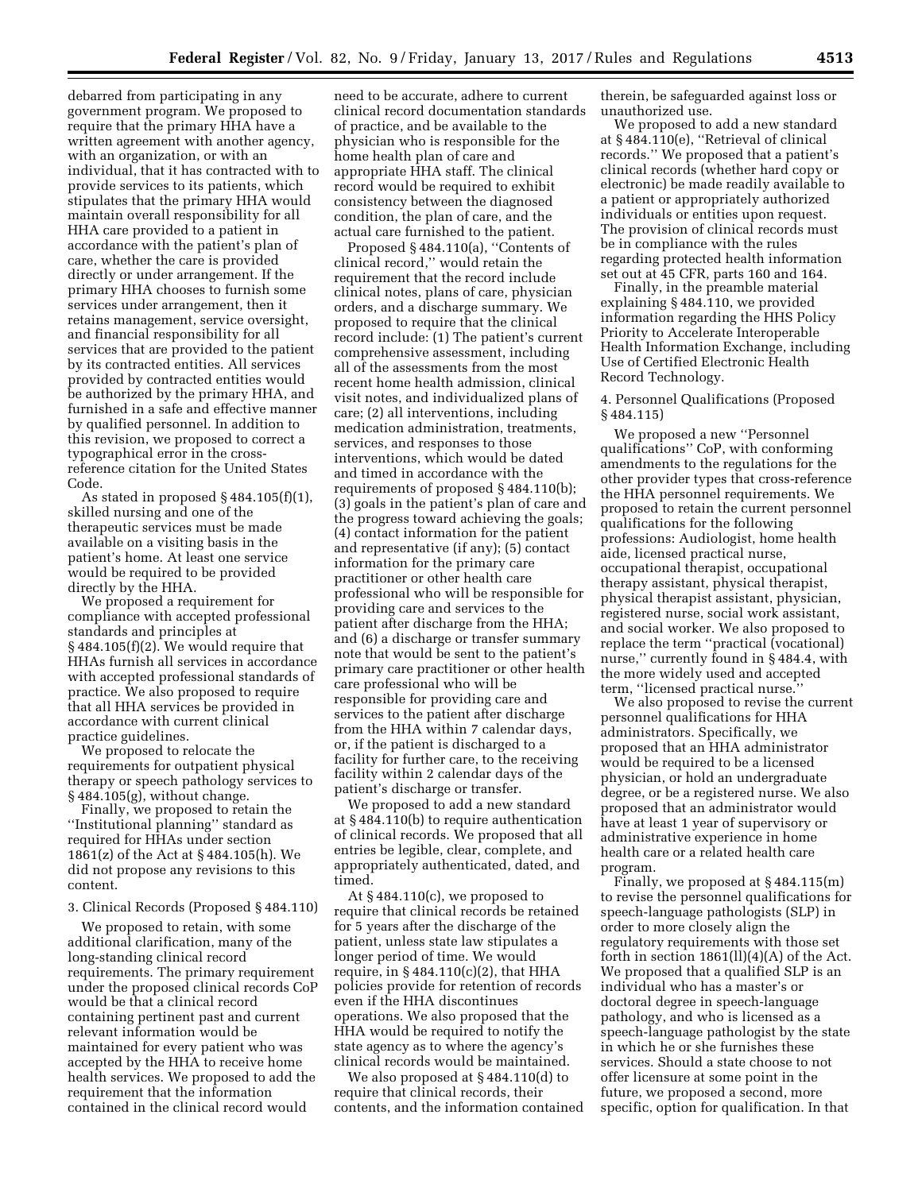debarred from participating in any government program. We proposed to require that the primary HHA have a written agreement with another agency, with an organization, or with an individual, that it has contracted with to provide services to its patients, which stipulates that the primary HHA would maintain overall responsibility for all HHA care provided to a patient in accordance with the patient's plan of care, whether the care is provided directly or under arrangement. If the primary HHA chooses to furnish some services under arrangement, then it retains management, service oversight, and financial responsibility for all services that are provided to the patient by its contracted entities. All services provided by contracted entities would be authorized by the primary HHA, and furnished in a safe and effective manner by qualified personnel. In addition to this revision, we proposed to correct a typographical error in the cross-reference citation for the United States Code.

As stated in proposed § 484.105(f)(1), skilled nursing and one of the therapeutic services must be made available on a visiting basis in the patient's home. At least one service would be required to be provided directly by the HHA.

We proposed a requirement for compliance with accepted professional standards and principles at § 484.105(f)(2). We would require that HHAs furnish all services in accordance with accepted professional standards of practice. We also proposed to require that all HHA services be provided in accordance with current clinical practice guidelines.

We proposed to relocate the requirements for outpatient physical therapy or speech pathology services to § 484.105(g), without change.

Finally, we proposed to retain the ''Institutional planning'' standard as required for HHAs under section 1861(z) of the Act at § 484.105(h). We did not propose any revisions to this content.

3. Clinical Records (Proposed § 484.110)

We proposed to retain, with some additional clarification, many of the long-standing clinical record requirements. The primary requirement under the proposed clinical records CoP would be that a clinical record containing pertinent past and current relevant information would be maintained for every patient who was accepted by the HHA to receive home health services. We proposed to add the requirement that the information contained in the clinical record would need to be accurate, adhere to current clinical record documentation standards of practice, and be available to the physician who is responsible for the home health plan of care and appropriate HHA staff. The clinical record would be required to exhibit consistency between the diagnosed condition, the plan of care, and the actual care furnished to the patient.

Proposed § 484.110(a), ''Contents of clinical record,'' would retain the requirement that the record include clinical notes, plans of care, physician orders, and a discharge summary. We proposed to require that the clinical record include: (1) The patient's current comprehensive assessment, including all of the assessments from the most recent home health admission, clinical visit notes, and individualized plans of care; (2) all interventions, including medication administration, treatments, services, and responses to those interventions, which would be dated and timed in accordance with the requirements of proposed § 484.110(b); (3) goals in the patient's plan of care and the progress toward achieving the goals; (4) contact information for the patient and representative (if any); (5) contact information for the primary care practitioner or other health care professional who will be responsible for providing care and services to the patient after discharge from the HHA; and (6) a discharge or transfer summary note that would be sent to the patient's primary care practitioner or other health care professional who will be responsible for providing care and services to the patient after discharge from the HHA within 7 calendar days, or, if the patient is discharged to a facility for further care, to the receiving facility within 2 calendar days of the patient's discharge or transfer.

We proposed to add a new standard at § 484.110(b) to require authentication of clinical records. We proposed that all entries be legible, clear, complete, and appropriately authenticated, dated, and timed.

At § 484.110(c), we proposed to require that clinical records be retained for 5 years after the discharge of the patient, unless state law stipulates a longer period of time. We would require, in § 484.110(c)(2), that HHA policies provide for retention of records even if the HHA discontinues operations. We also proposed that the HHA would be required to notify the state agency as to where the agency's clinical records would be maintained.

We also proposed at § 484.110(d) to require that clinical records, their contents, and the information contained therein, be safeguarded against loss or unauthorized use.

We proposed to add a new standard at § 484.110(e), ''Retrieval of clinical records.'' We proposed that a patient's clinical records (whether hard copy or electronic) be made readily available to a patient or appropriately authorized individuals or entities upon request. The provision of clinical records must be in compliance with the rules regarding protected health information set out at 45 CFR, parts 160 and 164.

Finally, in the preamble material explaining § 484.110, we provided information regarding the HHS Policy Priority to Accelerate Interoperable Health Information Exchange, including Use of Certified Electronic Health Record Technology.

4. Personnel Qualifications (Proposed § 484.115)

We proposed a new ''Personnel qualifications'' CoP, with conforming amendments to the regulations for the other provider types that cross-reference the HHA personnel requirements. We proposed to retain the current personnel qualifications for the following professions: Audiologist, home health aide, licensed practical nurse, occupational therapist, occupational therapy assistant, physical therapist, physical therapist assistant, physician, registered nurse, social work assistant, and social worker. We also proposed to replace the term ''practical (vocational) nurse,'' currently found in § 484.4, with the more widely used and accepted term, ''licensed practical nurse.''

We also proposed to revise the current personnel qualifications for HHA administrators. Specifically, we proposed that an HHA administrator would be required to be a licensed physician, or hold an undergraduate degree, or be a registered nurse. We also proposed that an administrator would have at least 1 year of supervisory or administrative experience in home health care or a related health care program.

Finally, we proposed at § 484.115(m) to revise the personnel qualifications for speech-language pathologists (SLP) in order to more closely align the regulatory requirements with those set forth in section 1861(ll)(4)(A) of the Act. We proposed that a qualified SLP is an individual who has a master's or doctoral degree in speech-language pathology, and who is licensed as a speech-language pathologist by the state in which he or she furnishes these services. Should a state choose to not offer licensure at some point in the future, we proposed a second, more specific, option for qualification. In that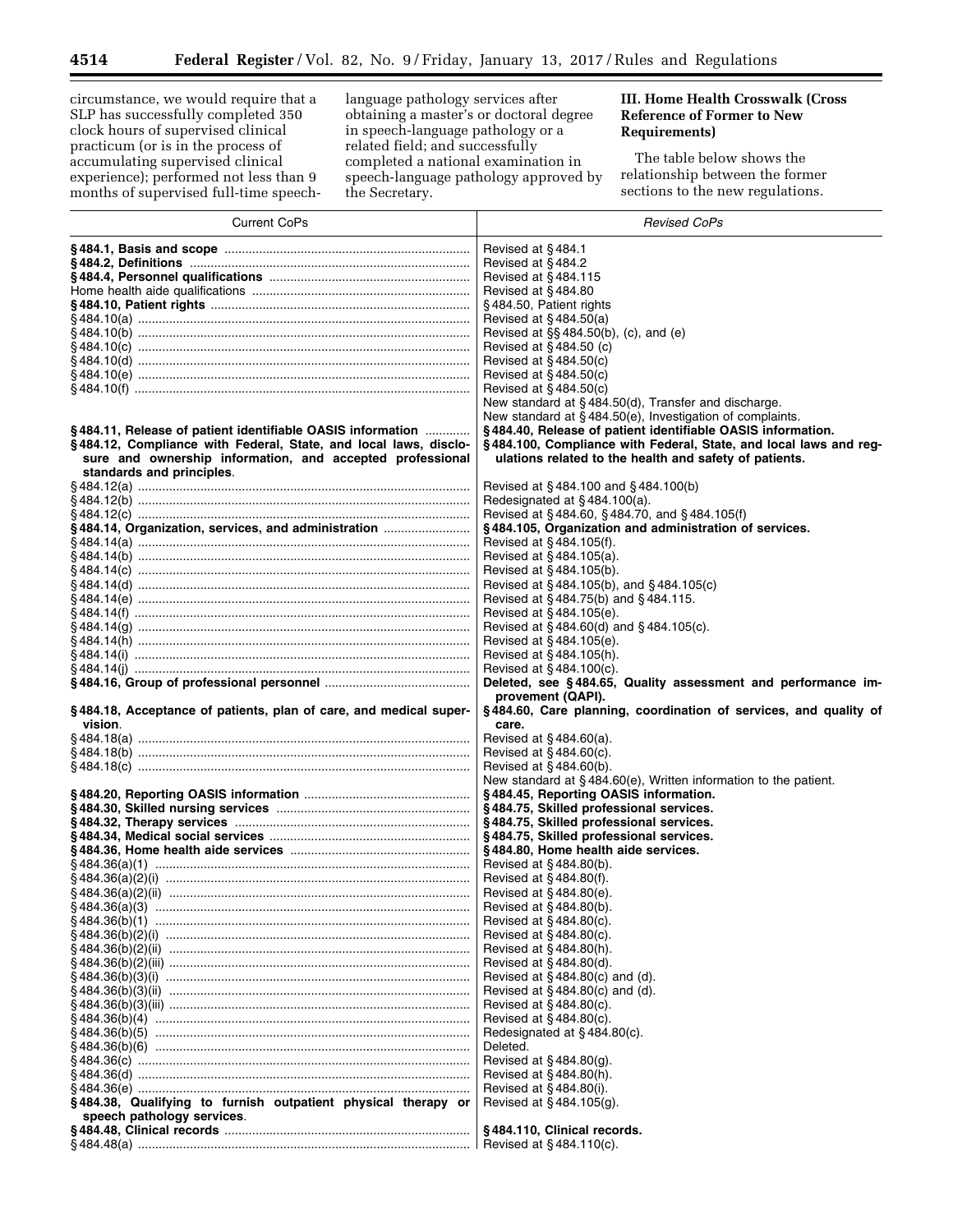circumstance, we would require that a SLP has successfully completed 350 clock hours of supervised clinical practicum (or is in the process of accumulating supervised clinical experience); performed not less than 9 months of supervised full-time speech-language pathology services after obtaining a master's or doctoral degree in speech-language pathology or a related field; and successfully completed a national examination in speech-language pathology approved by the Secretary.

### III. Home Health Crosswalk (Cross Reference of Former to New Requirements)

The table below shows the relationship between the former sections to the new regulations.

| Current CoPs | *Revised CoPs* |
|---|---|
| **§ 484.1, Basis and scope** | Revised at § 484.1 |
| **§ 484.2, Definitions** | Revised at § 484.2 |
| **§ 484.4, Personnel qualifications** | Revised at § 484.115 |
| Home health aide qualifications | Revised at § 484.80 |
| **§ 484.10, Patient rights** | § 484.50, Patient rights |
| § 484.10(a) | Revised at § 484.50(a) |
| § 484.10(b) | Revised at §§ 484.50(b), (c), and (e) |
| § 484.10(c) | Revised at § 484.50 (c) |
| § 484.10(d) | Revised at § 484.50(c) |
| § 484.10(e) | Revised at § 484.50(c) |
| § 484.10(f) | Revised at § 484.50(c) |
| | New standard at § 484.50(d), Transfer and discharge. |
| | New standard at § 484.50(e), Investigation of complaints. |
| **§ 484.11, Release of patient identifiable OASIS information** | **§ 484.40, Release of patient identifiable OASIS information.** |
| **§ 484.12, Compliance with Federal, State, and local laws, disclosure and ownership information, and accepted professional standards and principles**. | **§ 484.100, Compliance with Federal, State, and local laws and regulations related to the health and safety of patients.** |
| § 484.12(a) | Revised at § 484.100 and § 484.100(b) |
| § 484.12(b) | Redesignated at § 484.100(a). |
| § 484.12(c) | Revised at § 484.60, § 484.70, and § 484.105(f) |
| **§ 484.14, Organization, services, and administration** | **§ 484.105, Organization and administration of services.** |
| § 484.14(a) | Revised at § 484.105(f). |
| § 484.14(b) | Revised at § 484.105(a). |
| § 484.14(c) | Revised at § 484.105(b). |
| § 484.14(d) | Revised at § 484.105(b), and § 484.105(c) |
| § 484.14(e) | Revised at § 484.75(b) and § 484.115. |
| § 484.14(f) | Revised at § 484.105(e). |
| § 484.14(g) | Revised at § 484.60(d) and § 484.105(c). |
| § 484.14(h) | Revised at § 484.105(e). |
| § 484.14(i) | Revised at § 484.105(h). |
| § 484.14(j) | Revised at § 484.100(c). |
| **§ 484.16, Group of professional personnel** | **Deleted, see § 484.65, Quality assessment and performance improvement (QAPI).** |
| **§ 484.18, Acceptance of patients, plan of care, and medical supervision**. | **§ 484.60, Care planning, coordination of services, and quality of care.** |
| § 484.18(a) | Revised at § 484.60(a). |
| § 484.18(b) | Revised at § 484.60(c). |
| § 484.18(c) | Revised at § 484.60(b). |
| | New standard at § 484.60(e), Written information to the patient. |
| **§ 484.20, Reporting OASIS information** | **§ 484.45, Reporting OASIS information.** |
| **§ 484.30, Skilled nursing services** | **§ 484.75, Skilled professional services.** |
| **§ 484.32, Therapy services** | **§ 484.75, Skilled professional services.** |
| **§ 484.34, Medical social services** | **§ 484.75, Skilled professional services.** |
| **§ 484.36, Home health aide services** | **§ 484.80, Home health aide services.** |
| § 484.36(a)(1) | Revised at § 484.80(b). |
| § 484.36(a)(2)(i) | Revised at § 484.80(f). |
| § 484.36(a)(2)(ii) | Revised at § 484.80(e). |
| § 484.36(a)(3) | Revised at § 484.80(b). |
| § 484.36(b)(1) | Revised at § 484.80(c). |
| § 484.36(b)(2)(i) | Revised at § 484.80(c). |
| § 484.36(b)(2)(ii) | Revised at § 484.80(h). |
| § 484.36(b)(2)(iii) | Revised at § 484.80(d). |
| § 484.36(b)(3)(i) | Revised at § 484.80(c) and (d). |
| § 484.36(b)(3)(ii) | Revised at § 484.80(c) and (d). |
| § 484.36(b)(3)(iii) | Revised at § 484.80(c). |
| § 484.36(b)(4) | Revised at § 484.80(c). |
| § 484.36(b)(5) | Redesignated at § 484.80(c). |
| § 484.36(b)(6) | Deleted. |
| § 484.36(c) | Revised at § 484.80(g). |
| § 484.36(d) | Revised at § 484.80(h). |
| § 484.36(e) | Revised at § 484.80(i). |
| **§ 484.38, Qualifying to furnish outpatient physical therapy or speech pathology services**. | Revised at § 484.105(g). |
| **§ 484.48, Clinical records** | **§ 484.110, Clinical records.** |
| § 484.48(a) | Revised at § 484.110(c). |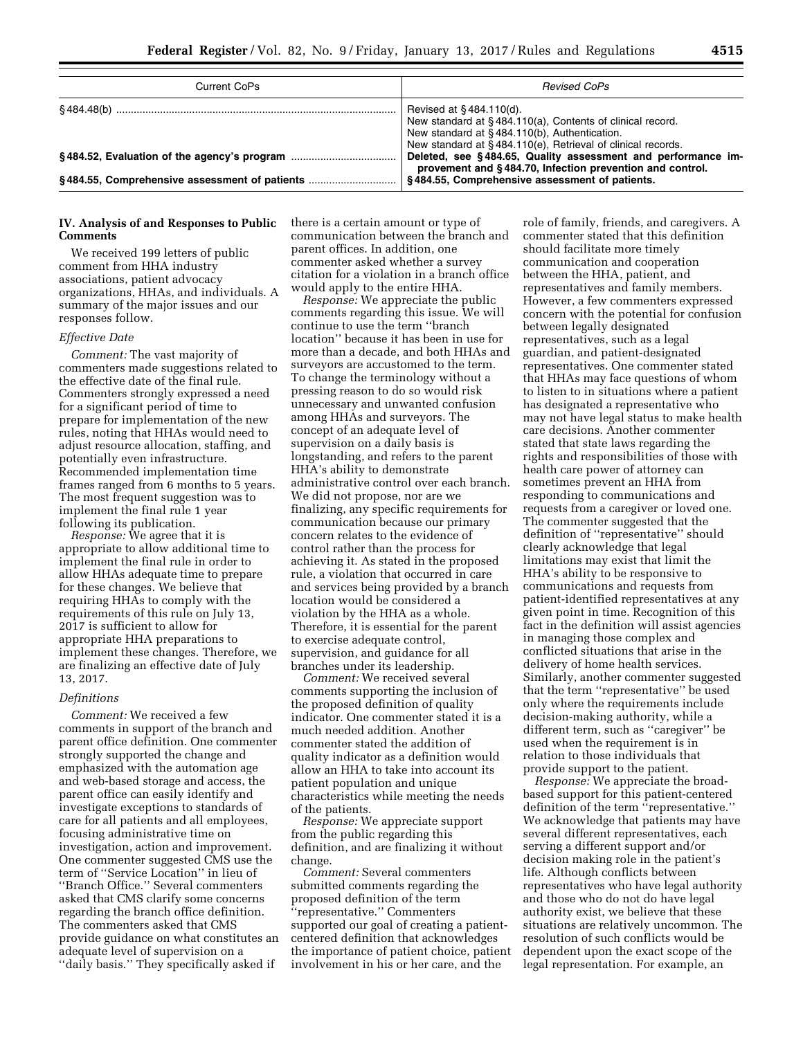| Current CoPs | Revised CoPs |
|---|---|
| § 484.48(b) | Revised at § 484.110(d).<br>New standard at § 484.110(a), Contents of clinical record.<br>New standard at § 484.110(b), Authentication.<br>New standard at § 484.110(e), Retrieval of clinical records. |
| **§ 484.52, Evaluation of the agency's program** | **Deleted, see § 484.65, Quality assessment and performance improvement and § 484.70, Infection prevention and control.** |
| **§ 484.55, Comprehensive assessment of patients** | **§ 484.55, Comprehensive assessment of patients.** |

## IV. Analysis of and Responses to Public Comments

We received 199 letters of public comment from HHA industry associations, patient advocacy organizations, HHAs, and individuals. A summary of the major issues and our responses follow.

### *Effective Date*

*Comment:* The vast majority of commenters made suggestions related to the effective date of the final rule. Commenters strongly expressed a need for a significant period of time to prepare for implementation of the new rules, noting that HHAs would need to adjust resource allocation, staffing, and potentially even infrastructure. Recommended implementation time frames ranged from 6 months to 5 years. The most frequent suggestion was to implement the final rule 1 year following its publication.

*Response:* We agree that it is appropriate to allow additional time to implement the final rule in order to allow HHAs adequate time to prepare for these changes. We believe that requiring HHAs to comply with the requirements of this rule on July 13, 2017 is sufficient to allow for appropriate HHA preparations to implement these changes. Therefore, we are finalizing an effective date of July 13, 2017.

### *Definitions*

*Comment:* We received a few comments in support of the branch and parent office definition. One commenter strongly supported the change and emphasized with the automation age and web-based storage and access, the parent office can easily identify and investigate exceptions to standards of care for all patients and all employees, focusing administrative time on investigation, action and improvement. One commenter suggested CMS use the term of ''Service Location'' in lieu of ''Branch Office.'' Several commenters asked that CMS clarify some concerns regarding the branch office definition. The commenters asked that CMS provide guidance on what constitutes an adequate level of supervision on a ''daily basis.'' They specifically asked if there is a certain amount or type of communication between the branch and parent offices. In addition, one commenter asked whether a survey citation for a violation in a branch office would apply to the entire HHA.

*Response:* We appreciate the public comments regarding this issue. We will continue to use the term ''branch location'' because it has been in use for more than a decade, and both HHAs and surveyors are accustomed to the term. To change the terminology without a pressing reason to do so would risk unnecessary and unwanted confusion among HHAs and surveyors. The concept of an adequate level of supervision on a daily basis is longstanding, and refers to the parent HHA's ability to demonstrate administrative control over each branch. We did not propose, nor are we finalizing, any specific requirements for communication because our primary concern relates to the evidence of control rather than the process for achieving it. As stated in the proposed rule, a violation that occurred in care and services being provided by a branch location would be considered a violation by the HHA as a whole. Therefore, it is essential for the parent to exercise adequate control, supervision, and guidance for all branches under its leadership.

*Comment:* We received several comments supporting the inclusion of the proposed definition of quality indicator. One commenter stated it is a much needed addition. Another commenter stated the addition of quality indicator as a definition would allow an HHA to take into account its patient population and unique characteristics while meeting the needs of the patients.

*Response:* We appreciate support from the public regarding this definition, and are finalizing it without change.

*Comment:* Several commenters submitted comments regarding the proposed definition of the term ''representative.'' Commenters supported our goal of creating a patient-centered definition that acknowledges the importance of patient choice, patient involvement in his or her care, and the role of family, friends, and caregivers. A commenter stated that this definition should facilitate more timely communication and cooperation between the HHA, patient, and representatives and family members. However, a few commenters expressed concern with the potential for confusion between legally designated representatives, such as a legal guardian, and patient-designated representatives. One commenter stated that HHAs may face questions of whom to listen to in situations where a patient has designated a representative who may not have legal status to make health care decisions. Another commenter stated that state laws regarding the rights and responsibilities of those with health care power of attorney can sometimes prevent an HHA from responding to communications and requests from a caregiver or loved one. The commenter suggested that the definition of ''representative'' should clearly acknowledge that legal limitations may exist that limit the HHA's ability to be responsive to communications and requests from patient-identified representatives at any given point in time. Recognition of this fact in the definition will assist agencies in managing those complex and conflicted situations that arise in the delivery of home health services. Similarly, another commenter suggested that the term ''representative'' be used only where the requirements include decision-making authority, while a different term, such as ''caregiver'' be used when the requirement is in relation to those individuals that provide support to the patient.

*Response:* We appreciate the broad-based support for this patient-centered definition of the term ''representative.'' We acknowledge that patients may have several different representatives, each serving a different support and/or decision making role in the patient's life. Although conflicts between representatives who have legal authority and those who do not have legal authority exist, we believe that these situations are relatively uncommon. The resolution of such conflicts would be dependent upon the exact scope of the legal representation. For example, an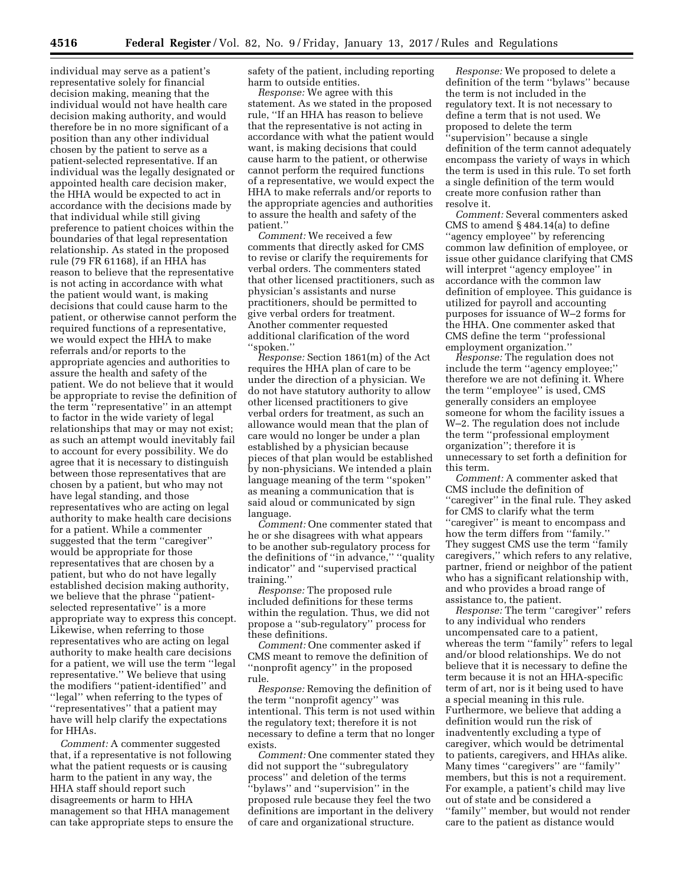individual may serve as a patient's representative solely for financial decision making, meaning that the individual would not have health care decision making authority, and would therefore be in no more significant of a position than any other individual chosen by the patient to serve as a patient-selected representative. If an individual was the legally designated or appointed health care decision maker, the HHA would be expected to act in accordance with the decisions made by that individual while still giving preference to patient choices within the boundaries of that legal representation relationship. As stated in the proposed rule (79 FR 61168), if an HHA has reason to believe that the representative is not acting in accordance with what the patient would want, is making decisions that could cause harm to the patient, or otherwise cannot perform the required functions of a representative, we would expect the HHA to make referrals and/or reports to the appropriate agencies and authorities to assure the health and safety of the patient. We do not believe that it would be appropriate to revise the definition of the term "representative" in an attempt to factor in the wide variety of legal relationships that may or may not exist; as such an attempt would inevitably fail to account for every possibility. We do agree that it is necessary to distinguish between those representatives that are chosen by a patient, but who may not have legal standing, and those representatives who are acting on legal authority to make health care decisions for a patient. While a commenter suggested that the term "caregiver" would be appropriate for those representatives that are chosen by a patient, but who do not have legally established decision making authority, we believe that the phrase "patient-selected representative" is a more appropriate way to express this concept. Likewise, when referring to those representatives who are acting on legal authority to make health care decisions for a patient, we will use the term "legal representative." We believe that using the modifiers "patient-identified" and "legal" when referring to the types of "representatives" that a patient may have will help clarify the expectations for HHAs.

*Comment:* A commenter suggested that, if a representative is not following what the patient requests or is causing harm to the patient in any way, the HHA staff should report such disagreements or harm to HHA management so that HHA management can take appropriate steps to ensure the safety of the patient, including reporting harm to outside entities.

*Response:* We agree with this statement. As we stated in the proposed rule, "If an HHA has reason to believe that the representative is not acting in accordance with what the patient would want, is making decisions that could cause harm to the patient, or otherwise cannot perform the required functions of a representative, we would expect the HHA to make referrals and/or reports to the appropriate agencies and authorities to assure the health and safety of the patient."

*Comment:* We received a few comments that directly asked for CMS to revise or clarify the requirements for verbal orders. The commenters stated that other licensed practitioners, such as physician's assistants and nurse practitioners, should be permitted to give verbal orders for treatment. Another commenter requested additional clarification of the word "spoken."

*Response:* Section 1861(m) of the Act requires the HHA plan of care to be under the direction of a physician. We do not have statutory authority to allow other licensed practitioners to give verbal orders for treatment, as such an allowance would mean that the plan of care would no longer be under a plan established by a physician because pieces of that plan would be established by non-physicians. We intended a plain language meaning of the term "spoken" as meaning a communication that is said aloud or communicated by sign language.

*Comment:* One commenter stated that he or she disagrees with what appears to be another sub-regulatory process for the definitions of "in advance," "quality indicator" and "supervised practical training."

*Response:* The proposed rule included definitions for these terms within the regulation. Thus, we did not propose a "sub-regulatory" process for these definitions.

*Comment:* One commenter asked if CMS meant to remove the definition of "nonprofit agency" in the proposed rule.

*Response:* Removing the definition of the term "nonprofit agency" was intentional. This term is not used within the regulatory text; therefore it is not necessary to define a term that no longer exists.

*Comment:* One commenter stated they did not support the "subregulatory process" and deletion of the terms "bylaws" and "supervision" in the proposed rule because they feel the two definitions are important in the delivery of care and organizational structure.

*Response:* We proposed to delete a definition of the term "bylaws" because the term is not included in the regulatory text. It is not necessary to define a term that is not used. We proposed to delete the term "supervision" because a single definition of the term cannot adequately encompass the variety of ways in which the term is used in this rule. To set forth a single definition of the term would create more confusion rather than resolve it.

*Comment:* Several commenters asked CMS to amend § 484.14(a) to define "agency employee" by referencing common law definition of employee, or issue other guidance clarifying that CMS will interpret "agency employee" in accordance with the common law definition of employee. This guidance is utilized for payroll and accounting purposes for issuance of W–2 forms for the HHA. One commenter asked that CMS define the term "professional employment organization."

*Response:* The regulation does not include the term "agency employee;" therefore we are not defining it. Where the term "employee" is used, CMS generally considers an employee someone for whom the facility issues a W–2. The regulation does not include the term "professional employment organization"; therefore it is unnecessary to set forth a definition for this term.

*Comment:* A commenter asked that CMS include the definition of "caregiver" in the final rule. They asked for CMS to clarify what the term "caregiver" is meant to encompass and how the term differs from "family." They suggest CMS use the term "family caregivers," which refers to any relative, partner, friend or neighbor of the patient who has a significant relationship with, and who provides a broad range of assistance to, the patient.

*Response:* The term "caregiver" refers to any individual who renders uncompensated care to a patient, whereas the term "family" refers to legal and/or blood relationships. We do not believe that it is necessary to define the term because it is not an HHA-specific term of art, nor is it being used to have a special meaning in this rule. Furthermore, we believe that adding a definition would run the risk of inadvertently excluding a type of caregiver, which would be detrimental to patients, caregivers, and HHAs alike. Many times "caregivers" are "family" members, but this is not a requirement. For example, a patient's child may live out of state and be considered a "family" member, but would not render care to the patient as distance would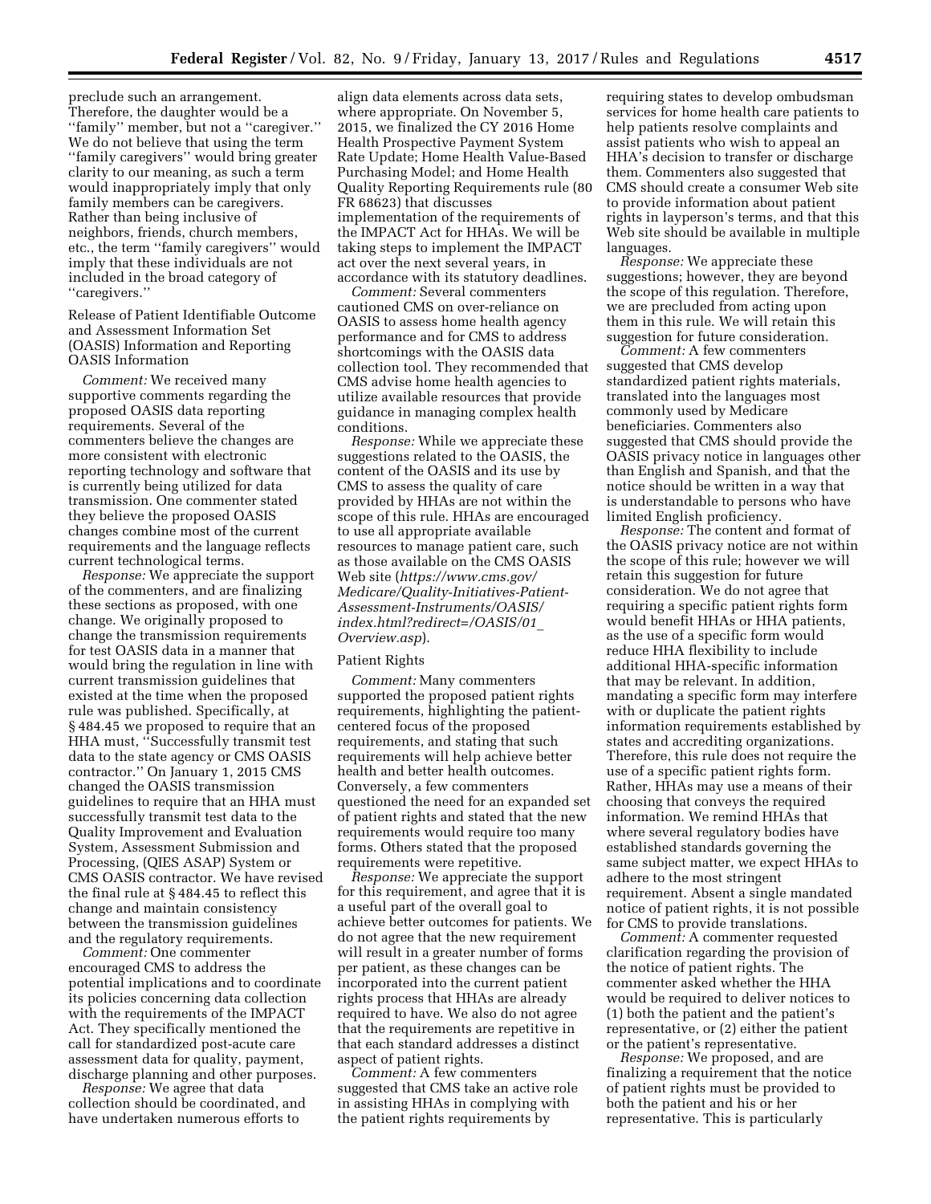preclude such an arrangement. Therefore, the daughter would be a ''family'' member, but not a ''caregiver.'' We do not believe that using the term ''family caregivers'' would bring greater clarity to our meaning, as such a term would inappropriately imply that only family members can be caregivers. Rather than being inclusive of neighbors, friends, church members, etc., the term ''family caregivers'' would imply that these individuals are not included in the broad category of ''caregivers.''

Release of Patient Identifiable Outcome and Assessment Information Set (OASIS) Information and Reporting OASIS Information

*Comment:* We received many supportive comments regarding the proposed OASIS data reporting requirements. Several of the commenters believe the changes are more consistent with electronic reporting technology and software that is currently being utilized for data transmission. One commenter stated they believe the proposed OASIS changes combine most of the current requirements and the language reflects current technological terms.

*Response:* We appreciate the support of the commenters, and are finalizing these sections as proposed, with one change. We originally proposed to change the transmission requirements for test OASIS data in a manner that would bring the regulation in line with current transmission guidelines that existed at the time when the proposed rule was published. Specifically, at § 484.45 we proposed to require that an HHA must, ''Successfully transmit test data to the state agency or CMS OASIS contractor.'' On January 1, 2015 CMS changed the OASIS transmission guidelines to require that an HHA must successfully transmit test data to the Quality Improvement and Evaluation System, Assessment Submission and Processing, (QIES ASAP) System or CMS OASIS contractor. We have revised the final rule at § 484.45 to reflect this change and maintain consistency between the transmission guidelines and the regulatory requirements.

*Comment:* One commenter encouraged CMS to address the potential implications and to coordinate its policies concerning data collection with the requirements of the IMPACT Act. They specifically mentioned the call for standardized post-acute care assessment data for quality, payment, discharge planning and other purposes.

*Response:* We agree that data collection should be coordinated, and have undertaken numerous efforts to align data elements across data sets, where appropriate. On November 5, 2015, we finalized the CY 2016 Home Health Prospective Payment System Rate Update; Home Health Value-Based Purchasing Model; and Home Health Quality Reporting Requirements rule (80 FR 68623) that discusses implementation of the requirements of the IMPACT Act for HHAs. We will be taking steps to implement the IMPACT act over the next several years, in accordance with its statutory deadlines.

*Comment:* Several commenters cautioned CMS on over-reliance on OASIS to assess home health agency performance and for CMS to address shortcomings with the OASIS data collection tool. They recommended that CMS advise home health agencies to utilize available resources that provide guidance in managing complex health conditions.

*Response:* While we appreciate these suggestions related to the OASIS, the content of the OASIS and its use by CMS to assess the quality of care provided by HHAs are not within the scope of this rule. HHAs are encouraged to use all appropriate available resources to manage patient care, such as those available on the CMS OASIS Web site (*https://www.cms.gov/Medicare/Quality-Initiatives-Patient-Assessment-Instruments/OASIS/index.html?redirect=/OASIS/01_Overview.asp*).

Patient Rights

*Comment:* Many commenters supported the proposed patient rights requirements, highlighting the patient-centered focus of the proposed requirements, and stating that such requirements will help achieve better health and better health outcomes. Conversely, a few commenters questioned the need for an expanded set of patient rights and stated that the new requirements would require too many forms. Others stated that the proposed requirements were repetitive.

*Response:* We appreciate the support for this requirement, and agree that it is a useful part of the overall goal to achieve better outcomes for patients. We do not agree that the new requirement will result in a greater number of forms per patient, as these changes can be incorporated into the current patient rights process that HHAs are already required to have. We also do not agree that the requirements are repetitive in that each standard addresses a distinct aspect of patient rights.

*Comment:* A few commenters suggested that CMS take an active role in assisting HHAs in complying with the patient rights requirements by requiring states to develop ombudsman services for home health care patients to help patients resolve complaints and assist patients who wish to appeal an HHA's decision to transfer or discharge them. Commenters also suggested that CMS should create a consumer Web site to provide information about patient rights in layperson's terms, and that this Web site should be available in multiple languages.

*Response:* We appreciate these suggestions; however, they are beyond the scope of this regulation. Therefore, we are precluded from acting upon them in this rule. We will retain this suggestion for future consideration.

*Comment:* A few commenters suggested that CMS develop standardized patient rights materials, translated into the languages most commonly used by Medicare beneficiaries. Commenters also suggested that CMS should provide the OASIS privacy notice in languages other than English and Spanish, and that the notice should be written in a way that is understandable to persons who have limited English proficiency.

*Response:* The content and format of the OASIS privacy notice are not within the scope of this rule; however we will retain this suggestion for future consideration. We do not agree that requiring a specific patient rights form would benefit HHAs or HHA patients, as the use of a specific form would reduce HHA flexibility to include additional HHA-specific information that may be relevant. In addition, mandating a specific form may interfere with or duplicate the patient rights information requirements established by states and accrediting organizations. Therefore, this rule does not require the use of a specific patient rights form. Rather, HHAs may use a means of their choosing that conveys the required information. We remind HHAs that where several regulatory bodies have established standards governing the same subject matter, we expect HHAs to adhere to the most stringent requirement. Absent a single mandated notice of patient rights, it is not possible for CMS to provide translations.

*Comment:* A commenter requested clarification regarding the provision of the notice of patient rights. The commenter asked whether the HHA would be required to deliver notices to (1) both the patient and the patient's representative, or (2) either the patient or the patient's representative.

*Response:* We proposed, and are finalizing a requirement that the notice of patient rights must be provided to both the patient and his or her representative. This is particularly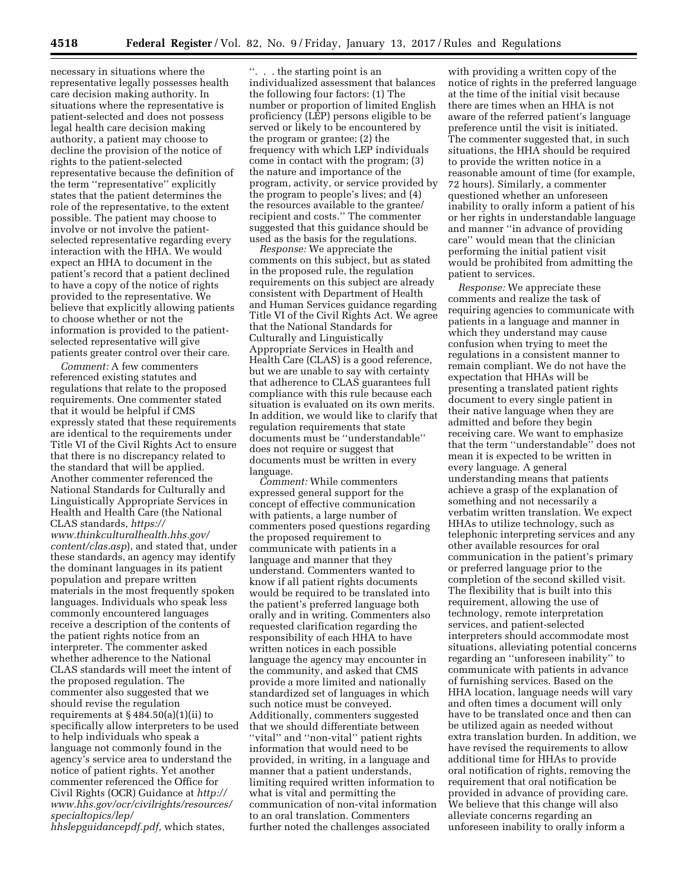necessary in situations where the representative legally possesses health care decision making authority. In situations where the representative is patient-selected and does not possess legal health care decision making authority, a patient may choose to decline the provision of the notice of rights to the patient-selected representative because the definition of the term ''representative'' explicitly states that the patient determines the role of the representative, to the extent possible. The patient may choose to involve or not involve the patient-selected representative regarding every interaction with the HHA. We would expect an HHA to document in the patient's record that a patient declined to have a copy of the notice of rights provided to the representative. We believe that explicitly allowing patients to choose whether or not the information is provided to the patient-selected representative will give patients greater control over their care.

*Comment:* A few commenters referenced existing statutes and regulations that relate to the proposed requirements. One commenter stated that it would be helpful if CMS expressly stated that these requirements are identical to the requirements under Title VI of the Civil Rights Act to ensure that there is no discrepancy related to the standard that will be applied. Another commenter referenced the National Standards for Culturally and Linguistically Appropriate Services in Health and Health Care (the National CLAS standards, *https://www.thinkculturalhealth.hhs.gov/content/clas.asp*), and stated that, under these standards, an agency may identify the dominant languages in its patient population and prepare written materials in the most frequently spoken languages. Individuals who speak less commonly encountered languages receive a description of the contents of the patient rights notice from an interpreter. The commenter asked whether adherence to the National CLAS standards will meet the intent of the proposed regulation. The commenter also suggested that we should revise the regulation requirements at § 484.50(a)(1)(ii) to specifically allow interpreters to be used to help individuals who speak a language not commonly found in the agency's service area to understand the notice of patient rights. Yet another commenter referenced the Office for Civil Rights (OCR) Guidance at *http://www.hhs.gov/ocr/civilrights/resources/specialtopics/lep/hhslepguidancepdf.pdf,* which states, ''. . . the starting point is an individualized assessment that balances the following four factors: (1) The number or proportion of limited English proficiency (LEP) persons eligible to be served or likely to be encountered by the program or grantee; (2) the frequency with which LEP individuals come in contact with the program; (3) the nature and importance of the program, activity, or service provided by the program to people's lives; and (4) the resources available to the grantee/recipient and costs.'' The commenter suggested that this guidance should be used as the basis for the regulations.

*Response:* We appreciate the comments on this subject, but as stated in the proposed rule, the regulation requirements on this subject are already consistent with Department of Health and Human Services guidance regarding Title VI of the Civil Rights Act. We agree that the National Standards for Culturally and Linguistically Appropriate Services in Health and Health Care (CLAS) is a good reference, but we are unable to say with certainty that adherence to CLAS guarantees full compliance with this rule because each situation is evaluated on its own merits. In addition, we would like to clarify that regulation requirements that state documents must be ''understandable'' does not require or suggest that documents must be written in every language.

*Comment:* While commenters expressed general support for the concept of effective communication with patients, a large number of commenters posed questions regarding the proposed requirement to communicate with patients in a language and manner that they understand. Commenters wanted to know if all patient rights documents would be required to be translated into the patient's preferred language both orally and in writing. Commenters also requested clarification regarding the responsibility of each HHA to have written notices in each possible language the agency may encounter in the community, and asked that CMS provide a more limited and nationally standardized set of languages in which such notice must be conveyed. Additionally, commenters suggested that we should differentiate between ''vital'' and ''non-vital'' patient rights information that would need to be provided, in writing, in a language and manner that a patient understands, limiting required written information to what is vital and permitting the communication of non-vital information to an oral translation. Commenters further noted the challenges associated with providing a written copy of the notice of rights in the preferred language at the time of the initial visit because there are times when an HHA is not aware of the referred patient's language preference until the visit is initiated. The commenter suggested that, in such situations, the HHA should be required to provide the written notice in a reasonable amount of time (for example, 72 hours). Similarly, a commenter questioned whether an unforeseen inability to orally inform a patient of his or her rights in understandable language and manner ''in advance of providing care'' would mean that the clinician performing the initial patient visit would be prohibited from admitting the patient to services.

*Response:* We appreciate these comments and realize the task of requiring agencies to communicate with patients in a language and manner in which they understand may cause confusion when trying to meet the regulations in a consistent manner to remain compliant. We do not have the expectation that HHAs will be presenting a translated patient rights document to every single patient in their native language when they are admitted and before they begin receiving care. We want to emphasize that the term ''understandable'' does not mean it is expected to be written in every language. A general understanding means that patients achieve a grasp of the explanation of something and not necessarily a verbatim written translation. We expect HHAs to utilize technology, such as telephonic interpreting services and any other available resources for oral communication in the patient's primary or preferred language prior to the completion of the second skilled visit. The flexibility that is built into this requirement, allowing the use of technology, remote interpretation services, and patient-selected interpreters should accommodate most situations, alleviating potential concerns regarding an ''unforeseen inability'' to communicate with patients in advance of furnishing services. Based on the HHA location, language needs will vary and often times a document will only have to be translated once and then can be utilized again as needed without extra translation burden. In addition, we have revised the requirements to allow additional time for HHAs to provide oral notification of rights, removing the requirement that oral notification be provided in advance of providing care. We believe that this change will also alleviate concerns regarding an unforeseen inability to orally inform a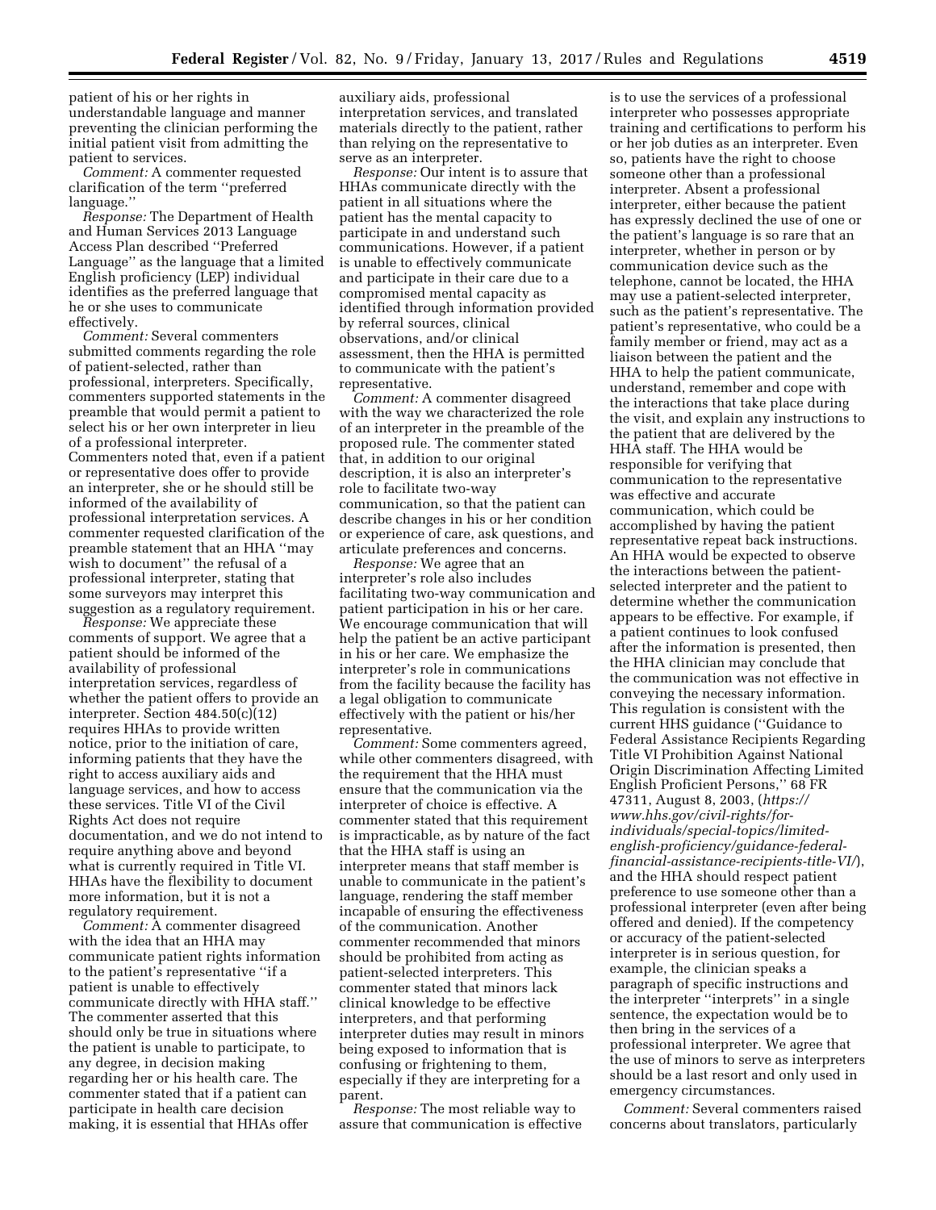patient of his or her rights in understandable language and manner preventing the clinician performing the initial patient visit from admitting the patient to services.

*Comment:* A commenter requested clarification of the term ''preferred language.''

*Response:* The Department of Health and Human Services 2013 Language Access Plan described ''Preferred Language'' as the language that a limited English proficiency (LEP) individual identifies as the preferred language that he or she uses to communicate effectively.

*Comment:* Several commenters submitted comments regarding the role of patient-selected, rather than professional, interpreters. Specifically, commenters supported statements in the preamble that would permit a patient to select his or her own interpreter in lieu of a professional interpreter. Commenters noted that, even if a patient or representative does offer to provide an interpreter, she or he should still be informed of the availability of professional interpretation services. A commenter requested clarification of the preamble statement that an HHA ''may wish to document'' the refusal of a professional interpreter, stating that some surveyors may interpret this suggestion as a regulatory requirement.

*Response:* We appreciate these comments of support. We agree that a patient should be informed of the availability of professional interpretation services, regardless of whether the patient offers to provide an interpreter. Section 484.50(c)(12) requires HHAs to provide written notice, prior to the initiation of care, informing patients that they have the right to access auxiliary aids and language services, and how to access these services. Title VI of the Civil Rights Act does not require documentation, and we do not intend to require anything above and beyond what is currently required in Title VI. HHAs have the flexibility to document more information, but it is not a regulatory requirement.

*Comment:* A commenter disagreed with the idea that an HHA may communicate patient rights information to the patient's representative ''if a patient is unable to effectively communicate directly with HHA staff.'' The commenter asserted that this should only be true in situations where the patient is unable to participate, to any degree, in decision making regarding her or his health care. The commenter stated that if a patient can participate in health care decision making, it is essential that HHAs offer auxiliary aids, professional interpretation services, and translated materials directly to the patient, rather than relying on the representative to serve as an interpreter.

*Response:* Our intent is to assure that HHAs communicate directly with the patient in all situations where the patient has the mental capacity to participate in and understand such communications. However, if a patient is unable to effectively communicate and participate in their care due to a compromised mental capacity as identified through information provided by referral sources, clinical observations, and/or clinical assessment, then the HHA is permitted to communicate with the patient's representative.

*Comment:* A commenter disagreed with the way we characterized the role of an interpreter in the preamble of the proposed rule. The commenter stated that, in addition to our original description, it is also an interpreter's role to facilitate two-way communication, so that the patient can describe changes in his or her condition or experience of care, ask questions, and articulate preferences and concerns.

*Response:* We agree that an interpreter's role also includes facilitating two-way communication and patient participation in his or her care. We encourage communication that will help the patient be an active participant in his or her care. We emphasize the interpreter's role in communications from the facility because the facility has a legal obligation to communicate effectively with the patient or his/her representative.

*Comment:* Some commenters agreed, while other commenters disagreed, with the requirement that the HHA must ensure that the communication via the interpreter of choice is effective. A commenter stated that this requirement is impracticable, as by nature of the fact that the HHA staff is using an interpreter means that staff member is unable to communicate in the patient's language, rendering the staff member incapable of ensuring the effectiveness of the communication. Another commenter recommended that minors should be prohibited from acting as patient-selected interpreters. This commenter stated that minors lack clinical knowledge to be effective interpreters, and that performing interpreter duties may result in minors being exposed to information that is confusing or frightening to them, especially if they are interpreting for a parent.

*Response:* The most reliable way to assure that communication is effective is to use the services of a professional interpreter who possesses appropriate training and certifications to perform his or her job duties as an interpreter. Even so, patients have the right to choose someone other than a professional interpreter. Absent a professional interpreter, either because the patient has expressly declined the use of one or the patient's language is so rare that an interpreter, whether in person or by communication device such as the telephone, cannot be located, the HHA may use a patient-selected interpreter, such as the patient's representative. The patient's representative, who could be a family member or friend, may act as a liaison between the patient and the HHA to help the patient communicate, understand, remember and cope with the interactions that take place during the visit, and explain any instructions to the patient that are delivered by the HHA staff. The HHA would be responsible for verifying that communication to the representative was effective and accurate communication, which could be accomplished by having the patient representative repeat back instructions. An HHA would be expected to observe the interactions between the patient-selected interpreter and the patient to determine whether the communication appears to be effective. For example, if a patient continues to look confused after the information is presented, then the HHA clinician may conclude that the communication was not effective in conveying the necessary information. This regulation is consistent with the current HHS guidance (''Guidance to Federal Assistance Recipients Regarding Title VI Prohibition Against National Origin Discrimination Affecting Limited English Proficient Persons,'' 68 FR 47311, August 8, 2003, (*https://www.hhs.gov/civil-rights/for-individuals/special-topics/limited-english-proficiency/guidance-federal-financial-assistance-recipients-title-VI/*), and the HHA should respect patient preference to use someone other than a professional interpreter (even after being offered and denied). If the competency or accuracy of the patient-selected interpreter is in serious question, for example, the clinician speaks a paragraph of specific instructions and the interpreter ''interprets'' in a single sentence, the expectation would be to then bring in the services of a professional interpreter. We agree that the use of minors to serve as interpreters should be a last resort and only used in emergency circumstances.

*Comment:* Several commenters raised concerns about translators, particularly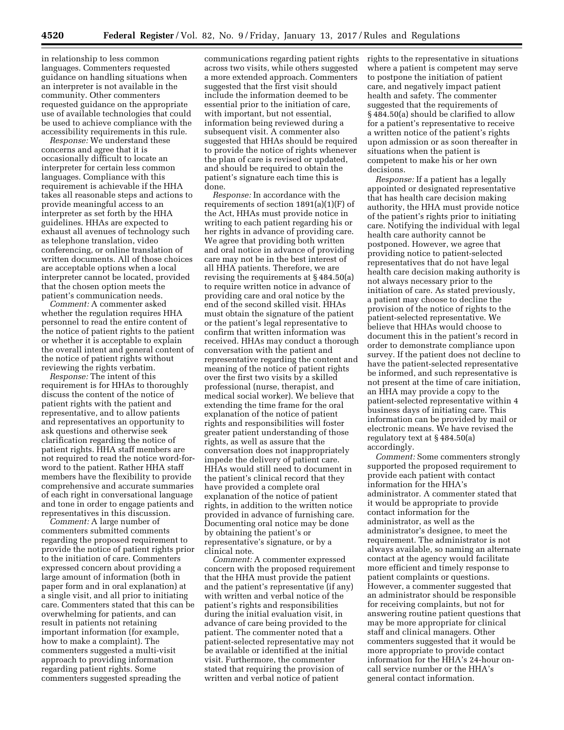in relationship to less common languages. Commenters requested guidance on handling situations when an interpreter is not available in the community. Other commenters requested guidance on the appropriate use of available technologies that could be used to achieve compliance with the accessibility requirements in this rule.

*Response:* We understand these concerns and agree that it is occasionally difficult to locate an interpreter for certain less common languages. Compliance with this requirement is achievable if the HHA takes all reasonable steps and actions to provide meaningful access to an interpreter as set forth by the HHA guidelines. HHAs are expected to exhaust all avenues of technology such as telephone translation, video conferencing, or online translation of written documents. All of those choices are acceptable options when a local interpreter cannot be located, provided that the chosen option meets the patient's communication needs.

*Comment:* A commenter asked whether the regulation requires HHA personnel to read the entire content of the notice of patient rights to the patient or whether it is acceptable to explain the overall intent and general content of the notice of patient rights without reviewing the rights verbatim.

*Response:* The intent of this requirement is for HHAs to thoroughly discuss the content of the notice of patient rights with the patient and representative, and to allow patients and representatives an opportunity to ask questions and otherwise seek clarification regarding the notice of patient rights. HHA staff members are not required to read the notice word-for-word to the patient. Rather HHA staff members have the flexibility to provide comprehensive and accurate summaries of each right in conversational language and tone in order to engage patients and representatives in this discussion.

*Comment:* A large number of commenters submitted comments regarding the proposed requirement to provide the notice of patient rights prior to the initiation of care. Commenters expressed concern about providing a large amount of information (both in paper form and in oral explanation) at a single visit, and all prior to initiating care. Commenters stated that this can be overwhelming for patients, and can result in patients not retaining important information (for example, how to make a complaint). The commenters suggested a multi-visit approach to providing information regarding patient rights. Some commenters suggested spreading the communications regarding patient rights across two visits, while others suggested a more extended approach. Commenters suggested that the first visit should include the information deemed to be essential prior to the initiation of care, with important, but not essential, information being reviewed during a subsequent visit. A commenter also suggested that HHAs should be required to provide the notice of rights whenever the plan of care is revised or updated, and should be required to obtain the patient's signature each time this is done.

*Response:* In accordance with the requirements of section 1891(a)(1)(F) of the Act, HHAs must provide notice in writing to each patient regarding his or her rights in advance of providing care. We agree that providing both written and oral notice in advance of providing care may not be in the best interest of all HHA patients. Therefore, we are revising the requirements at § 484.50(a) to require written notice in advance of providing care and oral notice by the end of the second skilled visit. HHAs must obtain the signature of the patient or the patient's legal representative to confirm that written information was received. HHAs may conduct a thorough conversation with the patient and representative regarding the content and meaning of the notice of patient rights over the first two visits by a skilled professional (nurse, therapist, and medical social worker). We believe that extending the time frame for the oral explanation of the notice of patient rights and responsibilities will foster greater patient understanding of those rights, as well as assure that the conversation does not inappropriately impede the delivery of patient care. HHAs would still need to document in the patient's clinical record that they have provided a complete oral explanation of the notice of patient rights, in addition to the written notice provided in advance of furnishing care. Documenting oral notice may be done by obtaining the patient's or representative's signature, or by a clinical note.

*Comment:* A commenter expressed concern with the proposed requirement that the HHA must provide the patient and the patient's representative (if any) with written and verbal notice of the patient's rights and responsibilities during the initial evaluation visit, in advance of care being provided to the patient. The commenter noted that a patient-selected representative may not be available or identified at the initial visit. Furthermore, the commenter stated that requiring the provision of written and verbal notice of patient rights to the representative in situations where a patient is competent may serve to postpone the initiation of patient care, and negatively impact patient health and safety. The commenter suggested that the requirements of § 484.50(a) should be clarified to allow for a patient's representative to receive a written notice of the patient's rights upon admission or as soon thereafter in situations when the patient is competent to make his or her own decisions.

*Response:* If a patient has a legally appointed or designated representative that has health care decision making authority, the HHA must provide notice of the patient's rights prior to initiating care. Notifying the individual with legal health care authority cannot be postponed. However, we agree that providing notice to patient-selected representatives that do not have legal health care decision making authority is not always necessary prior to the initiation of care. As stated previously, a patient may choose to decline the provision of the notice of rights to the patient-selected representative. We believe that HHAs would choose to document this in the patient's record in order to demonstrate compliance upon survey. If the patient does not decline to have the patient-selected representative be informed, and such representative is not present at the time of care initiation, an HHA may provide a copy to the patient-selected representative within 4 business days of initiating care. This information can be provided by mail or electronic means. We have revised the regulatory text at § 484.50(a) accordingly.

*Comment:* Some commenters strongly supported the proposed requirement to provide each patient with contact information for the HHA's administrator. A commenter stated that it would be appropriate to provide contact information for the administrator, as well as the administrator's designee, to meet the requirement. The administrator is not always available, so naming an alternate contact at the agency would facilitate more efficient and timely response to patient complaints or questions. However, a commenter suggested that an administrator should be responsible for receiving complaints, but not for answering routine patient questions that may be more appropriate for clinical staff and clinical managers. Other commenters suggested that it would be more appropriate to provide contact information for the HHA's 24-hour on-call service number or the HHA's general contact information.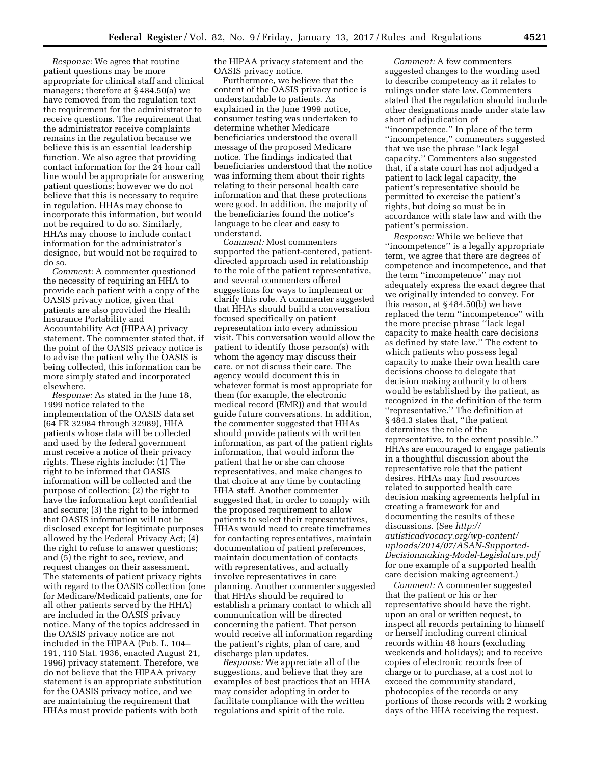*Response:* We agree that routine patient questions may be more appropriate for clinical staff and clinical managers; therefore at § 484.50(a) we have removed from the regulation text the requirement for the administrator to receive questions. The requirement that the administrator receive complaints remains in the regulation because we believe this is an essential leadership function. We also agree that providing contact information for the 24 hour call line would be appropriate for answering patient questions; however we do not believe that this is necessary to require in regulation. HHAs may choose to incorporate this information, but would not be required to do so. Similarly, HHAs may choose to include contact information for the administrator's designee, but would not be required to do so.

*Comment:* A commenter questioned the necessity of requiring an HHA to provide each patient with a copy of the OASIS privacy notice, given that patients are also provided the Health Insurance Portability and Accountability Act (HIPAA) privacy statement. The commenter stated that, if the point of the OASIS privacy notice is to advise the patient why the OASIS is being collected, this information can be more simply stated and incorporated elsewhere.

*Response:* As stated in the June 18, 1999 notice related to the implementation of the OASIS data set (64 FR 32984 through 32989), HHA patients whose data will be collected and used by the federal government must receive a notice of their privacy rights. These rights include: (1) The right to be informed that OASIS information will be collected and the purpose of collection; (2) the right to have the information kept confidential and secure; (3) the right to be informed that OASIS information will not be disclosed except for legitimate purposes allowed by the Federal Privacy Act; (4) the right to refuse to answer questions; and (5) the right to see, review, and request changes on their assessment. The statements of patient privacy rights with regard to the OASIS collection (one for Medicare/Medicaid patients, one for all other patients served by the HHA) are included in the OASIS privacy notice. Many of the topics addressed in the OASIS privacy notice are not included in the HIPAA (Pub. L. 104–191, 110 Stat. 1936, enacted August 21, 1996) privacy statement. Therefore, we do not believe that the HIPAA privacy statement is an appropriate substitution for the OASIS privacy notice, and we are maintaining the requirement that HHAs must provide patients with both the HIPAA privacy statement and the OASIS privacy notice.

Furthermore, we believe that the content of the OASIS privacy notice is understandable to patients. As explained in the June 1999 notice, consumer testing was undertaken to determine whether Medicare beneficiaries understood the overall message of the proposed Medicare notice. The findings indicated that beneficiaries understood that the notice was informing them about their rights relating to their personal health care information and that these protections were good. In addition, the majority of the beneficiaries found the notice's language to be clear and easy to understand.

*Comment:* Most commenters supported the patient-centered, patient-directed approach used in relationship to the role of the patient representative, and several commenters offered suggestions for ways to implement or clarify this role. A commenter suggested that HHAs should build a conversation focused specifically on patient representation into every admission visit. This conversation would allow the patient to identify those person(s) with whom the agency may discuss their care, or not discuss their care. The agency would document this in whatever format is most appropriate for them (for example, the electronic medical record (EMR)) and that would guide future conversations. In addition, the commenter suggested that HHAs should provide patients with written information, as part of the patient rights information, that would inform the patient that he or she can choose representatives, and make changes to that choice at any time by contacting HHA staff. Another commenter suggested that, in order to comply with the proposed requirement to allow patients to select their representatives, HHAs would need to create timeframes for contacting representatives, maintain documentation of patient preferences, maintain documentation of contacts with representatives, and actually involve representatives in care planning. Another commenter suggested that HHAs should be required to establish a primary contact to which all communication will be directed concerning the patient. That person would receive all information regarding the patient's rights, plan of care, and discharge plan updates.

*Response:* We appreciate all of the suggestions, and believe that they are examples of best practices that an HHA may consider adopting in order to facilitate compliance with the written regulations and spirit of the rule.

*Comment:* A few commenters suggested changes to the wording used to describe competency as it relates to rulings under state law. Commenters stated that the regulation should include other designations made under state law short of adjudication of ''incompetence.'' In place of the term ''incompetence,'' commenters suggested that we use the phrase ''lack legal capacity.'' Commenters also suggested that, if a state court has not adjudged a patient to lack legal capacity, the patient's representative should be permitted to exercise the patient's rights, but doing so must be in accordance with state law and with the patient's permission.

*Response:* While we believe that ''incompetence'' is a legally appropriate term, we agree that there are degrees of competence and incompetence, and that the term ''incompetence'' may not adequately express the exact degree that we originally intended to convey. For this reason, at § 484.50(b) we have replaced the term ''incompetence'' with the more precise phrase ''lack legal capacity to make health care decisions as defined by state law.'' The extent to which patients who possess legal capacity to make their own health care decisions choose to delegate that decision making authority to others would be established by the patient, as recognized in the definition of the term ''representative.'' The definition at § 484.3 states that, ''the patient determines the role of the representative, to the extent possible.'' HHAs are encouraged to engage patients in a thoughtful discussion about the representative role that the patient desires. HHAs may find resources related to supported health care decision making agreements helpful in creating a framework for and documenting the results of these discussions. (See *http://autisticadvocacy.org/wp-content/uploads/2014/07/ASAN-Supported-Decisionmaking-Model-Legislature.pdf* for one example of a supported health care decision making agreement.)

*Comment:* A commenter suggested that the patient or his or her representative should have the right, upon an oral or written request, to inspect all records pertaining to himself or herself including current clinical records within 48 hours (excluding weekends and holidays); and to receive copies of electronic records free of charge or to purchase, at a cost not to exceed the community standard, photocopies of the records or any portions of those records with 2 working days of the HHA receiving the request.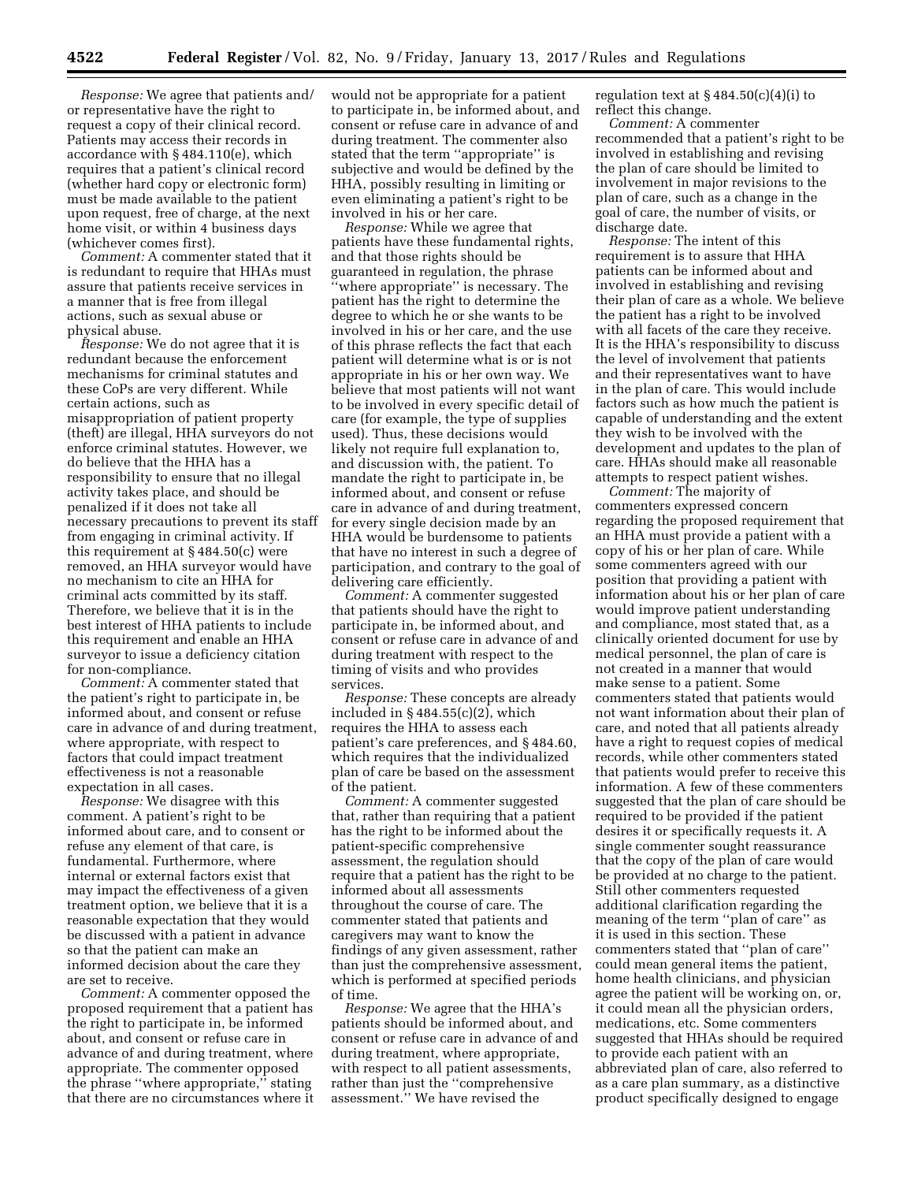*Response:* We agree that patients and/or representative have the right to request a copy of their clinical record. Patients may access their records in accordance with § 484.110(e), which requires that a patient's clinical record (whether hard copy or electronic form) must be made available to the patient upon request, free of charge, at the next home visit, or within 4 business days (whichever comes first).

*Comment:* A commenter stated that it is redundant to require that HHAs must assure that patients receive services in a manner that is free from illegal actions, such as sexual abuse or physical abuse.

*Response:* We do not agree that it is redundant because the enforcement mechanisms for criminal statutes and these CoPs are very different. While certain actions, such as misappropriation of patient property (theft) are illegal, HHA surveyors do not enforce criminal statutes. However, we do believe that the HHA has a responsibility to ensure that no illegal activity takes place, and should be penalized if it does not take all necessary precautions to prevent its staff from engaging in criminal activity. If this requirement at § 484.50(c) were removed, an HHA surveyor would have no mechanism to cite an HHA for criminal acts committed by its staff. Therefore, we believe that it is in the best interest of HHA patients to include this requirement and enable an HHA surveyor to issue a deficiency citation for non-compliance.

*Comment:* A commenter stated that the patient's right to participate in, be informed about, and consent or refuse care in advance of and during treatment, where appropriate, with respect to factors that could impact treatment effectiveness is not a reasonable expectation in all cases.

*Response:* We disagree with this comment. A patient's right to be informed about care, and to consent or refuse any element of that care, is fundamental. Furthermore, where internal or external factors exist that may impact the effectiveness of a given treatment option, we believe that it is a reasonable expectation that they would be discussed with a patient in advance so that the patient can make an informed decision about the care they are set to receive.

*Comment:* A commenter opposed the proposed requirement that a patient has the right to participate in, be informed about, and consent or refuse care in advance of and during treatment, where appropriate. The commenter opposed the phrase "where appropriate," stating that there are no circumstances where it would not be appropriate for a patient to participate in, be informed about, and consent or refuse care in advance of and during treatment. The commenter also stated that the term "appropriate" is subjective and would be defined by the HHA, possibly resulting in limiting or even eliminating a patient's right to be involved in his or her care.

*Response:* While we agree that patients have these fundamental rights, and that those rights should be guaranteed in regulation, the phrase "where appropriate" is necessary. The patient has the right to determine the degree to which he or she wants to be involved in his or her care, and the use of this phrase reflects the fact that each patient will determine what is or is not appropriate in his or her own way. We believe that most patients will not want to be involved in every specific detail of care (for example, the type of supplies used). Thus, these decisions would likely not require full explanation to, and discussion with, the patient. To mandate the right to participate in, be informed about, and consent or refuse care in advance of and during treatment, for every single decision made by an HHA would be burdensome to patients that have no interest in such a degree of participation, and contrary to the goal of delivering care efficiently.

*Comment:* A commenter suggested that patients should have the right to participate in, be informed about, and consent or refuse care in advance of and during treatment with respect to the timing of visits and who provides services.

*Response:* These concepts are already included in § 484.55(c)(2), which requires the HHA to assess each patient's care preferences, and § 484.60, which requires that the individualized plan of care be based on the assessment of the patient.

*Comment:* A commenter suggested that, rather than requiring that a patient has the right to be informed about the patient-specific comprehensive assessment, the regulation should require that a patient has the right to be informed about all assessments throughout the course of care. The commenter stated that patients and caregivers may want to know the findings of any given assessment, rather than just the comprehensive assessment, which is performed at specified periods of time.

*Response:* We agree that the HHA's patients should be informed about, and consent or refuse care in advance of and during treatment, where appropriate, with respect to all patient assessments, rather than just the "comprehensive assessment." We have revised the regulation text at § 484.50(c)(4)(i) to reflect this change.

*Comment:* A commenter recommended that a patient's right to be involved in establishing and revising the plan of care should be limited to involvement in major revisions to the plan of care, such as a change in the goal of care, the number of visits, or discharge date.

*Response:* The intent of this requirement is to assure that HHA patients can be informed about and involved in establishing and revising their plan of care as a whole. We believe the patient has a right to be involved with all facets of the care they receive. It is the HHA's responsibility to discuss the level of involvement that patients and their representatives want to have in the plan of care. This would include factors such as how much the patient is capable of understanding and the extent they wish to be involved with the development and updates to the plan of care. HHAs should make all reasonable attempts to respect patient wishes.

*Comment:* The majority of commenters expressed concern regarding the proposed requirement that an HHA must provide a patient with a copy of his or her plan of care. While some commenters agreed with our position that providing a patient with information about his or her plan of care would improve patient understanding and compliance, most stated that, as a clinically oriented document for use by medical personnel, the plan of care is not created in a manner that would make sense to a patient. Some commenters stated that patients would not want information about their plan of care, and noted that all patients already have a right to request copies of medical records, while other commenters stated that patients would prefer to receive this information. A few of these commenters suggested that the plan of care should be required to be provided if the patient desires it or specifically requests it. A single commenter sought reassurance that the copy of the plan of care would be provided at no charge to the patient. Still other commenters requested additional clarification regarding the meaning of the term "plan of care" as it is used in this section. These commenters stated that "plan of care" could mean general items the patient, home health clinicians, and physician agree the patient will be working on, or, it could mean all the physician orders, medications, etc. Some commenters suggested that HHAs should be required to provide each patient with an abbreviated plan of care, also referred to as a care plan summary, as a distinctive product specifically designed to engage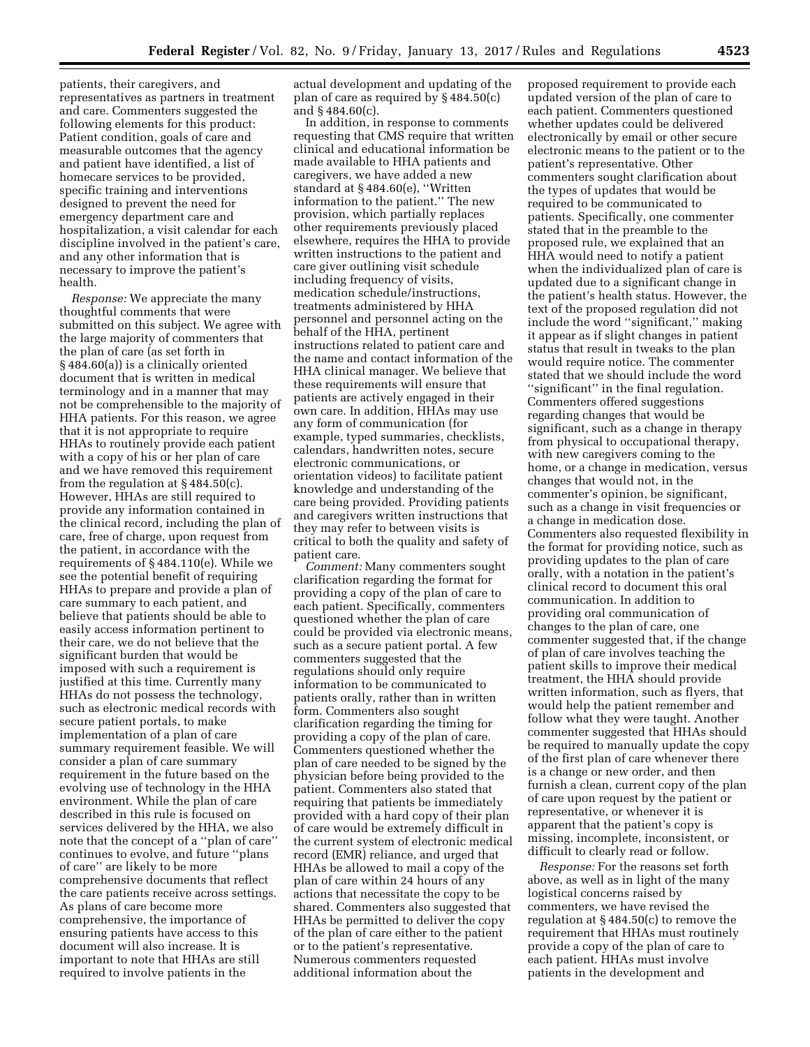patients, their caregivers, and representatives as partners in treatment and care. Commenters suggested the following elements for this product: Patient condition, goals of care and measurable outcomes that the agency and patient have identified, a list of homecare services to be provided, specific training and interventions designed to prevent the need for emergency department care and hospitalization, a visit calendar for each discipline involved in the patient's care, and any other information that is necessary to improve the patient's health.

*Response:* We appreciate the many thoughtful comments that were submitted on this subject. We agree with the large majority of commenters that the plan of care (as set forth in § 484.60(a)) is a clinically oriented document that is written in medical terminology and in a manner that may not be comprehensible to the majority of HHA patients. For this reason, we agree that it is not appropriate to require HHAs to routinely provide each patient with a copy of his or her plan of care and we have removed this requirement from the regulation at § 484.50(c). However, HHAs are still required to provide any information contained in the clinical record, including the plan of care, free of charge, upon request from the patient, in accordance with the requirements of § 484.110(e). While we see the potential benefit of requiring HHAs to prepare and provide a plan of care summary to each patient, and believe that patients should be able to easily access information pertinent to their care, we do not believe that the significant burden that would be imposed with such a requirement is justified at this time. Currently many HHAs do not possess the technology, such as electronic medical records with secure patient portals, to make implementation of a plan of care summary requirement feasible. We will consider a plan of care summary requirement in the future based on the evolving use of technology in the HHA environment. While the plan of care described in this rule is focused on services delivered by the HHA, we also note that the concept of a ''plan of care'' continues to evolve, and future ''plans of care'' are likely to be more comprehensive documents that reflect the care patients receive across settings. As plans of care become more comprehensive, the importance of ensuring patients have access to this document will also increase. It is important to note that HHAs are still required to involve patients in the actual development and updating of the plan of care as required by § 484.50(c) and § 484.60(c).

In addition, in response to comments requesting that CMS require that written clinical and educational information be made available to HHA patients and caregivers, we have added a new standard at § 484.60(e), ''Written information to the patient.'' The new provision, which partially replaces other requirements previously placed elsewhere, requires the HHA to provide written instructions to the patient and care giver outlining visit schedule including frequency of visits, medication schedule/instructions, treatments administered by HHA personnel and personnel acting on the behalf of the HHA, pertinent instructions related to patient care and the name and contact information of the HHA clinical manager. We believe that these requirements will ensure that patients are actively engaged in their own care. In addition, HHAs may use any form of communication (for example, typed summaries, checklists, calendars, handwritten notes, secure electronic communications, or orientation videos) to facilitate patient knowledge and understanding of the care being provided. Providing patients and caregivers written instructions that they may refer to between visits is critical to both the quality and safety of patient care.

*Comment:* Many commenters sought clarification regarding the format for providing a copy of the plan of care to each patient. Specifically, commenters questioned whether the plan of care could be provided via electronic means, such as a secure patient portal. A few commenters suggested that the regulations should only require information to be communicated to patients orally, rather than in written form. Commenters also sought clarification regarding the timing for providing a copy of the plan of care. Commenters questioned whether the plan of care needed to be signed by the physician before being provided to the patient. Commenters also stated that requiring that patients be immediately provided with a hard copy of their plan of care would be extremely difficult in the current system of electronic medical record (EMR) reliance, and urged that HHAs be allowed to mail a copy of the plan of care within 24 hours of any actions that necessitate the copy to be shared. Commenters also suggested that HHAs be permitted to deliver the copy of the plan of care either to the patient or to the patient's representative. Numerous commenters requested additional information about the proposed requirement to provide each updated version of the plan of care to each patient. Commenters questioned whether updates could be delivered electronically by email or other secure electronic means to the patient or to the patient's representative. Other commenters sought clarification about the types of updates that would be required to be communicated to patients. Specifically, one commenter stated that in the preamble to the proposed rule, we explained that an HHA would need to notify a patient when the individualized plan of care is updated due to a significant change in the patient's health status. However, the text of the proposed regulation did not include the word ''significant,'' making it appear as if slight changes in patient status that result in tweaks to the plan would require notice. The commenter stated that we should include the word ''significant'' in the final regulation. Commenters offered suggestions regarding changes that would be significant, such as a change in therapy from physical to occupational therapy, with new caregivers coming to the home, or a change in medication, versus changes that would not, in the commenter's opinion, be significant, such as a change in visit frequencies or a change in medication dose. Commenters also requested flexibility in the format for providing notice, such as providing updates to the plan of care orally, with a notation in the patient's clinical record to document this oral communication. In addition to providing oral communication of changes to the plan of care, one commenter suggested that, if the change of plan of care involves teaching the patient skills to improve their medical treatment, the HHA should provide written information, such as flyers, that would help the patient remember and follow what they were taught. Another commenter suggested that HHAs should be required to manually update the copy of the first plan of care whenever there is a change or new order, and then furnish a clean, current copy of the plan of care upon request by the patient or representative, or whenever it is apparent that the patient's copy is missing, incomplete, inconsistent, or difficult to clearly read or follow.

*Response:* For the reasons set forth above, as well as in light of the many logistical concerns raised by commenters, we have revised the regulation at § 484.50(c) to remove the requirement that HHAs must routinely provide a copy of the plan of care to each patient. HHAs must involve patients in the development and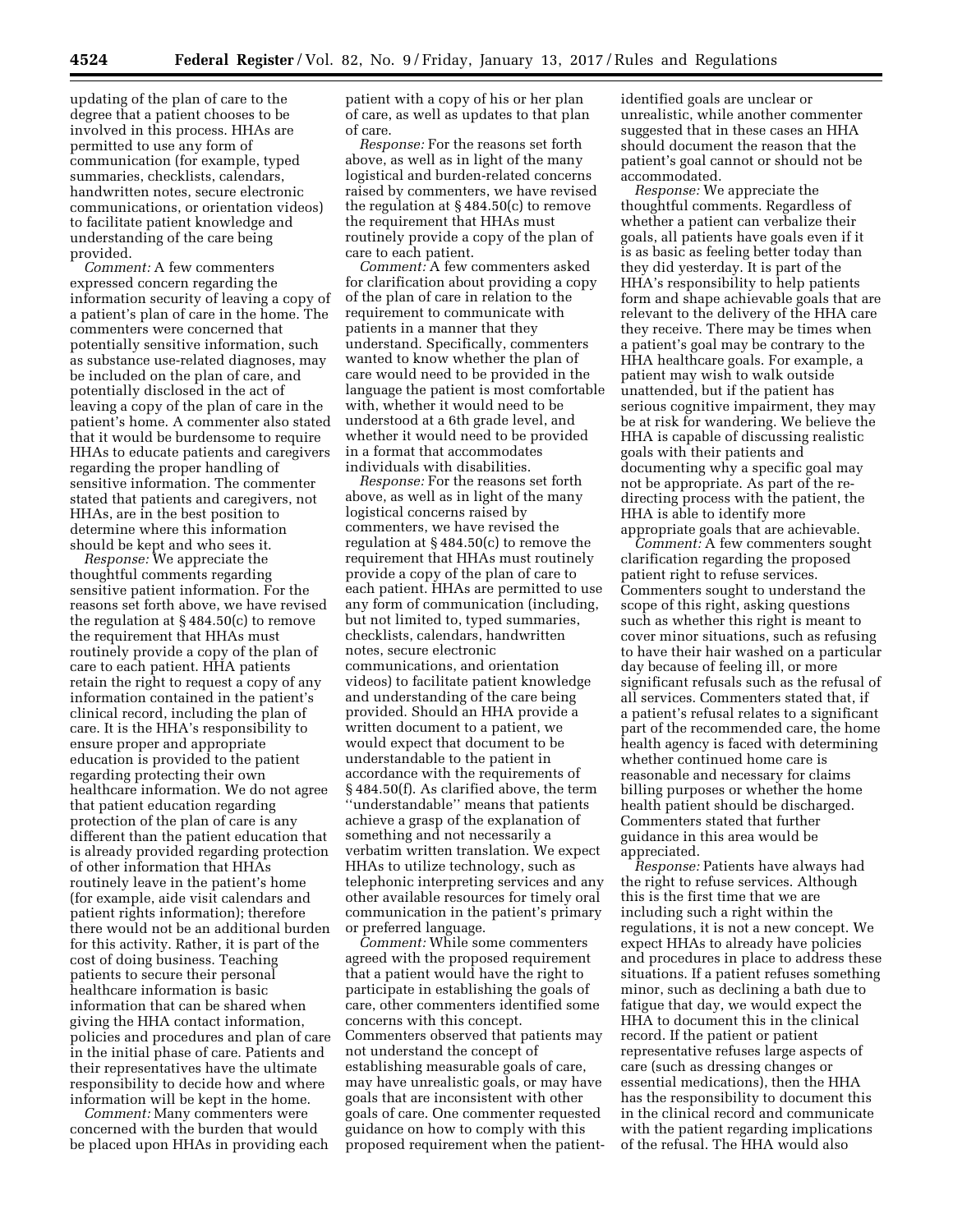updating of the plan of care to the degree that a patient chooses to be involved in this process. HHAs are permitted to use any form of communication (for example, typed summaries, checklists, calendars, handwritten notes, secure electronic communications, or orientation videos) to facilitate patient knowledge and understanding of the care being provided.

*Comment:* A few commenters expressed concern regarding the information security of leaving a copy of a patient's plan of care in the home. The commenters were concerned that potentially sensitive information, such as substance use-related diagnoses, may be included on the plan of care, and potentially disclosed in the act of leaving a copy of the plan of care in the patient's home. A commenter also stated that it would be burdensome to require HHAs to educate patients and caregivers regarding the proper handling of sensitive information. The commenter stated that patients and caregivers, not HHAs, are in the best position to determine where this information should be kept and who sees it.

*Response:* We appreciate the thoughtful comments regarding sensitive patient information. For the reasons set forth above, we have revised the regulation at § 484.50(c) to remove the requirement that HHAs must routinely provide a copy of the plan of care to each patient. HHA patients retain the right to request a copy of any information contained in the patient's clinical record, including the plan of care. It is the HHA's responsibility to ensure proper and appropriate education is provided to the patient regarding protecting their own healthcare information. We do not agree that patient education regarding protection of the plan of care is any different than the patient education that is already provided regarding protection of other information that HHAs routinely leave in the patient's home (for example, aide visit calendars and patient rights information); therefore there would not be an additional burden for this activity. Rather, it is part of the cost of doing business. Teaching patients to secure their personal healthcare information is basic information that can be shared when giving the HHA contact information, policies and procedures and plan of care in the initial phase of care. Patients and their representatives have the ultimate responsibility to decide how and where information will be kept in the home.

*Comment:* Many commenters were concerned with the burden that would be placed upon HHAs in providing each patient with a copy of his or her plan of care, as well as updates to that plan of care.

*Response:* For the reasons set forth above, as well as in light of the many logistical and burden-related concerns raised by commenters, we have revised the regulation at § 484.50(c) to remove the requirement that HHAs must routinely provide a copy of the plan of care to each patient.

*Comment:* A few commenters asked for clarification about providing a copy of the plan of care in relation to the requirement to communicate with patients in a manner that they understand. Specifically, commenters wanted to know whether the plan of care would need to be provided in the language the patient is most comfortable with, whether it would need to be understood at a 6th grade level, and whether it would need to be provided in a format that accommodates individuals with disabilities.

*Response:* For the reasons set forth above, as well as in light of the many logistical concerns raised by commenters, we have revised the regulation at § 484.50(c) to remove the requirement that HHAs must routinely provide a copy of the plan of care to each patient. HHAs are permitted to use any form of communication (including, but not limited to, typed summaries, checklists, calendars, handwritten notes, secure electronic communications, and orientation videos) to facilitate patient knowledge and understanding of the care being provided. Should an HHA provide a written document to a patient, we would expect that document to be understandable to the patient in accordance with the requirements of § 484.50(f). As clarified above, the term "understandable" means that patients achieve a grasp of the explanation of something and not necessarily a verbatim written translation. We expect HHAs to utilize technology, such as telephonic interpreting services and any other available resources for timely oral communication in the patient's primary or preferred language.

*Comment:* While some commenters agreed with the proposed requirement that a patient would have the right to participate in establishing the goals of care, other commenters identified some concerns with this concept. Commenters observed that patients may not understand the concept of establishing measurable goals of care, may have unrealistic goals, or may have goals that are inconsistent with other goals of care. One commenter requested guidance on how to comply with this proposed requirement when the patient-identified goals are unclear or unrealistic, while another commenter suggested that in these cases an HHA should document the reason that the patient's goal cannot or should not be accommodated.

*Response:* We appreciate the thoughtful comments. Regardless of whether a patient can verbalize their goals, all patients have goals even if it is as basic as feeling better today than they did yesterday. It is part of the HHA's responsibility to help patients form and shape achievable goals that are relevant to the delivery of the HHA care they receive. There may be times when a patient's goal may be contrary to the HHA healthcare goals. For example, a patient may wish to walk outside unattended, but if the patient has serious cognitive impairment, they may be at risk for wandering. We believe the HHA is capable of discussing realistic goals with their patients and documenting why a specific goal may not be appropriate. As part of the re-directing process with the patient, the HHA is able to identify more appropriate goals that are achievable.

*Comment:* A few commenters sought clarification regarding the proposed patient right to refuse services. Commenters sought to understand the scope of this right, asking questions such as whether this right is meant to cover minor situations, such as refusing to have their hair washed on a particular day because of feeling ill, or more significant refusals such as the refusal of all services. Commenters stated that, if a patient's refusal relates to a significant part of the recommended care, the home health agency is faced with determining whether continued home care is reasonable and necessary for claims billing purposes or whether the home health patient should be discharged. Commenters stated that further guidance in this area would be appreciated.

*Response:* Patients have always had the right to refuse services. Although this is the first time that we are including such a right within the regulations, it is not a new concept. We expect HHAs to already have policies and procedures in place to address these situations. If a patient refuses something minor, such as declining a bath due to fatigue that day, we would expect the HHA to document this in the clinical record. If the patient or patient representative refuses large aspects of care (such as dressing changes or essential medications), then the HHA has the responsibility to document this in the clinical record and communicate with the patient regarding implications of the refusal. The HHA would also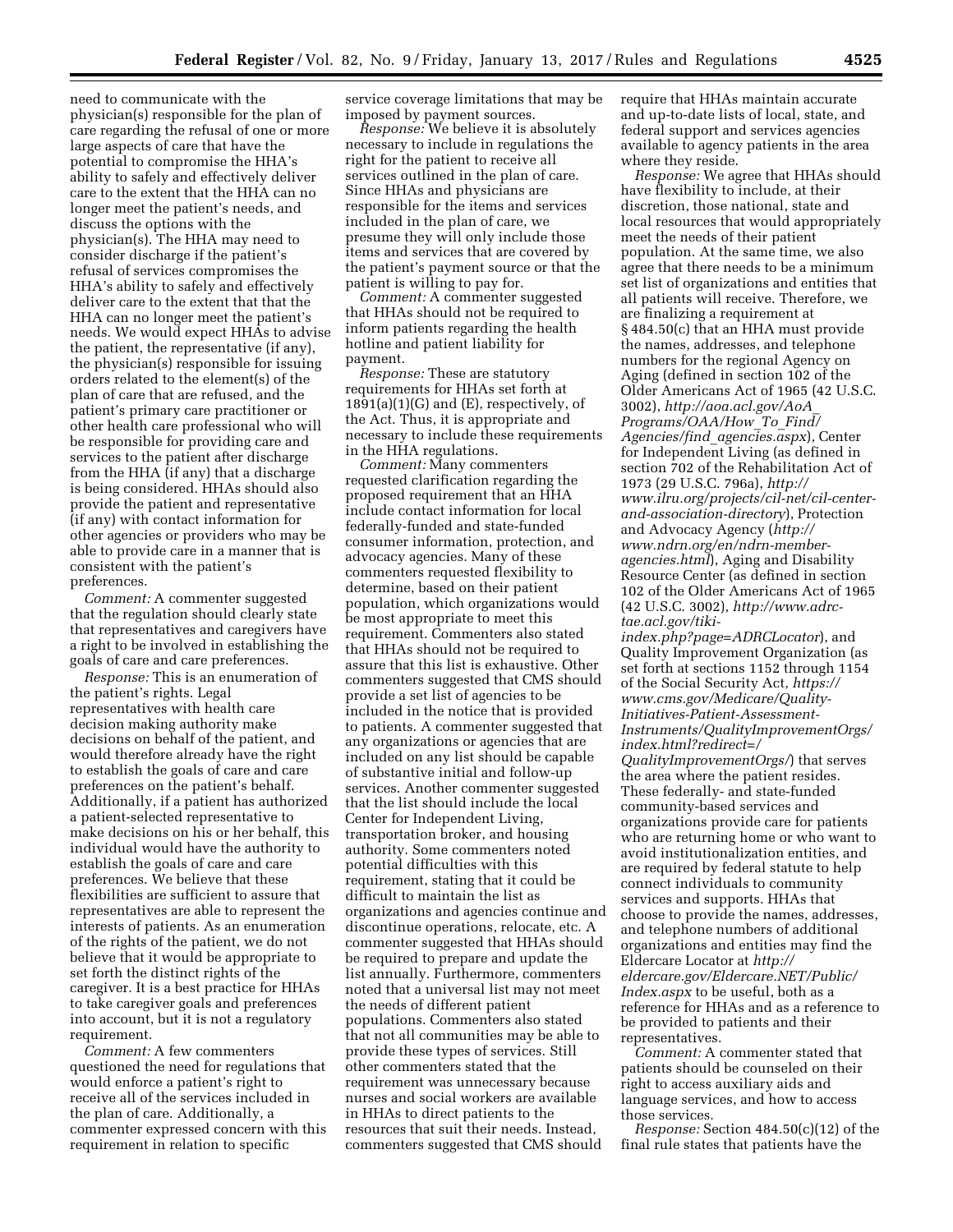need to communicate with the physician(s) responsible for the plan of care regarding the refusal of one or more large aspects of care that have the potential to compromise the HHA's ability to safely and effectively deliver care to the extent that the HHA can no longer meet the patient's needs, and discuss the options with the physician(s). The HHA may need to consider discharge if the patient's refusal of services compromises the HHA's ability to safely and effectively deliver care to the extent that that the HHA can no longer meet the patient's needs. We would expect HHAs to advise the patient, the representative (if any), the physician(s) responsible for issuing orders related to the element(s) of the plan of care that are refused, and the patient's primary care practitioner or other health care professional who will be responsible for providing care and services to the patient after discharge from the HHA (if any) that a discharge is being considered. HHAs should also provide the patient and representative (if any) with contact information for other agencies or providers who may be able to provide care in a manner that is consistent with the patient's preferences.

*Comment:* A commenter suggested that the regulation should clearly state that representatives and caregivers have a right to be involved in establishing the goals of care and care preferences.

*Response:* This is an enumeration of the patient's rights. Legal representatives with health care decision making authority make decisions on behalf of the patient, and would therefore already have the right to establish the goals of care and care preferences on the patient's behalf. Additionally, if a patient has authorized a patient-selected representative to make decisions on his or her behalf, this individual would have the authority to establish the goals of care and care preferences. We believe that these flexibilities are sufficient to assure that representatives are able to represent the interests of patients. As an enumeration of the rights of the patient, we do not believe that it would be appropriate to set forth the distinct rights of the caregiver. It is a best practice for HHAs to take caregiver goals and preferences into account, but it is not a regulatory requirement.

*Comment:* A few commenters questioned the need for regulations that would enforce a patient's right to receive all of the services included in the plan of care. Additionally, a commenter expressed concern with this requirement in relation to specific service coverage limitations that may be imposed by payment sources.

*Response:* We believe it is absolutely necessary to include in regulations the right for the patient to receive all services outlined in the plan of care. Since HHAs and physicians are responsible for the items and services included in the plan of care, we presume they will only include those items and services that are covered by the patient's payment source or that the patient is willing to pay for.

*Comment:* A commenter suggested that HHAs should not be required to inform patients regarding the health hotline and patient liability for payment.

*Response:* These are statutory requirements for HHAs set forth at 1891(a)(1)(G) and (E), respectively, of the Act. Thus, it is appropriate and necessary to include these requirements in the HHA regulations.

*Comment:* Many commenters requested clarification regarding the proposed requirement that an HHA include contact information for local federally-funded and state-funded consumer information, protection, and advocacy agencies. Many of these commenters requested flexibility to determine, based on their patient population, which organizations would be most appropriate to meet this requirement. Commenters also stated that HHAs should not be required to assure that this list is exhaustive. Other commenters suggested that CMS should provide a set list of agencies to be included in the notice that is provided to patients. A commenter suggested that any organizations or agencies that are included on any list should be capable of substantive initial and follow-up services. Another commenter suggested that the list should include the local Center for Independent Living, transportation broker, and housing authority. Some commenters noted potential difficulties with this requirement, stating that it could be difficult to maintain the list as organizations and agencies continue and discontinue operations, relocate, etc. A commenter suggested that HHAs should be required to prepare and update the list annually. Furthermore, commenters noted that a universal list may not meet the needs of different patient populations. Commenters also stated that not all communities may be able to provide these types of services. Still other commenters stated that the requirement was unnecessary because nurses and social workers are available in HHAs to direct patients to the resources that suit their needs. Instead, commenters suggested that CMS should require that HHAs maintain accurate and up-to-date lists of local, state, and federal support and services agencies available to agency patients in the area where they reside.

*Response:* We agree that HHAs should have flexibility to include, at their discretion, those national, state and local resources that would appropriately meet the needs of their patient population. At the same time, we also agree that there needs to be a minimum set list of organizations and entities that all patients will receive. Therefore, we are finalizing a requirement at § 484.50(c) that an HHA must provide the names, addresses, and telephone numbers for the regional Agency on Aging (defined in section 102 of the Older Americans Act of 1965 (42 U.S.C. 3002), *http://aoa.acl.gov/AoA_Programs/OAA/How_To_Find/Agencies/find_agencies.aspx*), Center for Independent Living (as defined in section 702 of the Rehabilitation Act of 1973 (29 U.S.C. 796a), *http://www.ilru.org/projects/cil-net/cil-center-and-association-directory*), Protection and Advocacy Agency (*http://www.ndrn.org/en/ndrn-member-agencies.html*), Aging and Disability Resource Center (as defined in section 102 of the Older Americans Act of 1965 (42 U.S.C. 3002), *http://www.adrc-tae.acl.gov/tiki-index.php?page=ADRCLocator*), and Quality Improvement Organization (as set forth at sections 1152 through 1154 of the Social Security Act, *https://www.cms.gov/Medicare/Quality-Initiatives-Patient-Assessment-Instruments/QualityImprovementOrgs/index.html?redirect=/QualityImprovementOrgs/*) that serves the area where the patient resides. These federally- and state-funded community-based services and organizations provide care for patients who are returning home or who want to avoid institutionalization entities, and are required by federal statute to help connect individuals to community services and supports. HHAs that choose to provide the names, addresses, and telephone numbers of additional organizations and entities may find the Eldercare Locator at *http://eldercare.gov/Eldercare.NET/Public/Index.aspx* to be useful, both as a reference for HHAs and as a reference to be provided to patients and their representatives.

*Comment:* A commenter stated that patients should be counseled on their right to access auxiliary aids and language services, and how to access those services.

*Response:* Section 484.50(c)(12) of the final rule states that patients have the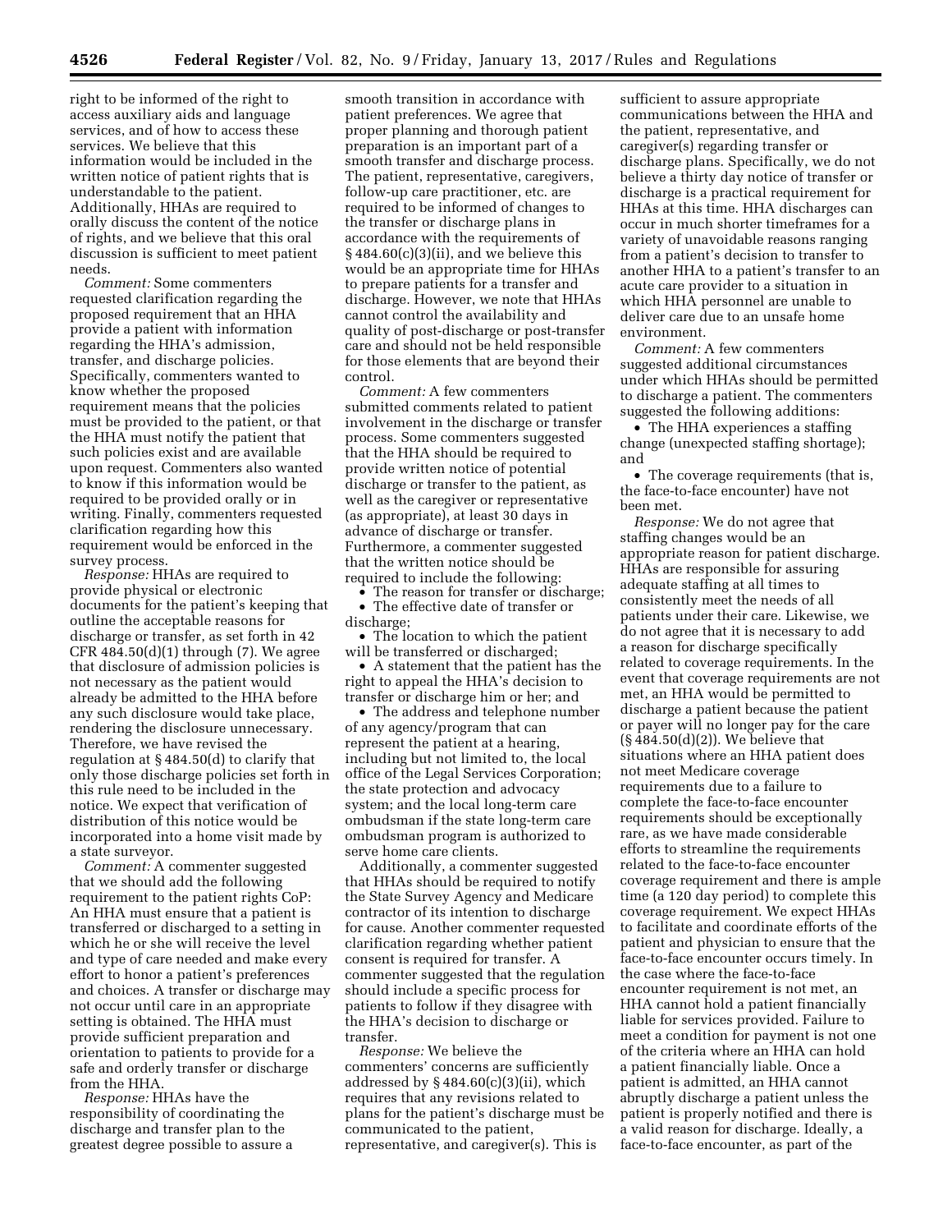right to be informed of the right to access auxiliary aids and language services, and of how to access these services. We believe that this information would be included in the written notice of patient rights that is understandable to the patient. Additionally, HHAs are required to orally discuss the content of the notice of rights, and we believe that this oral discussion is sufficient to meet patient needs.

*Comment:* Some commenters requested clarification regarding the proposed requirement that an HHA provide a patient with information regarding the HHA's admission, transfer, and discharge policies. Specifically, commenters wanted to know whether the proposed requirement means that the policies must be provided to the patient, or that the HHA must notify the patient that such policies exist and are available upon request. Commenters also wanted to know if this information would be required to be provided orally or in writing. Finally, commenters requested clarification regarding how this requirement would be enforced in the survey process.

*Response:* HHAs are required to provide physical or electronic documents for the patient's keeping that outline the acceptable reasons for discharge or transfer, as set forth in 42 CFR 484.50(d)(1) through (7). We agree that disclosure of admission policies is not necessary as the patient would already be admitted to the HHA before any such disclosure would take place, rendering the disclosure unnecessary. Therefore, we have revised the regulation at § 484.50(d) to clarify that only those discharge policies set forth in this rule need to be included in the notice. We expect that verification of distribution of this notice would be incorporated into a home visit made by a state surveyor.

*Comment:* A commenter suggested that we should add the following requirement to the patient rights CoP: An HHA must ensure that a patient is transferred or discharged to a setting in which he or she will receive the level and type of care needed and make every effort to honor a patient's preferences and choices. A transfer or discharge may not occur until care in an appropriate setting is obtained. The HHA must provide sufficient preparation and orientation to patients to provide for a safe and orderly transfer or discharge from the HHA.

*Response:* HHAs have the responsibility of coordinating the discharge and transfer plan to the greatest degree possible to assure a smooth transition in accordance with patient preferences. We agree that proper planning and thorough patient preparation is an important part of a smooth transfer and discharge process. The patient, representative, caregivers, follow-up care practitioner, etc. are required to be informed of changes to the transfer or discharge plans in accordance with the requirements of § 484.60(c)(3)(ii), and we believe this would be an appropriate time for HHAs to prepare patients for a transfer and discharge. However, we note that HHAs cannot control the availability and quality of post-discharge or post-transfer care and should not be held responsible for those elements that are beyond their control.

*Comment:* A few commenters submitted comments related to patient involvement in the discharge or transfer process. Some commenters suggested that the HHA should be required to provide written notice of potential discharge or transfer to the patient, as well as the caregiver or representative (as appropriate), at least 30 days in advance of discharge or transfer. Furthermore, a commenter suggested that the written notice should be required to include the following:

- The reason for transfer or discharge;
- The effective date of transfer or discharge;
- The location to which the patient will be transferred or discharged;
- A statement that the patient has the right to appeal the HHA's decision to transfer or discharge him or her; and
- The address and telephone number of any agency/program that can represent the patient at a hearing, including but not limited to, the local office of the Legal Services Corporation; the state protection and advocacy system; and the local long-term care ombudsman if the state long-term care ombudsman program is authorized to serve home care clients.

Additionally, a commenter suggested that HHAs should be required to notify the State Survey Agency and Medicare contractor of its intention to discharge for cause. Another commenter requested clarification regarding whether patient consent is required for transfer. A commenter suggested that the regulation should include a specific process for patients to follow if they disagree with the HHA's decision to discharge or transfer.

*Response:* We believe the commenters' concerns are sufficiently addressed by § 484.60(c)(3)(ii), which requires that any revisions related to plans for the patient's discharge must be communicated to the patient, representative, and caregiver(s). This is sufficient to assure appropriate communications between the HHA and the patient, representative, and caregiver(s) regarding transfer or discharge plans. Specifically, we do not believe a thirty day notice of transfer or discharge is a practical requirement for HHAs at this time. HHA discharges can occur in much shorter timeframes for a variety of unavoidable reasons ranging from a patient's decision to transfer to another HHA to a patient's transfer to an acute care provider to a situation in which HHA personnel are unable to deliver care due to an unsafe home environment.

*Comment:* A few commenters suggested additional circumstances under which HHAs should be permitted to discharge a patient. The commenters suggested the following additions:

- The HHA experiences a staffing change (unexpected staffing shortage); and
- The coverage requirements (that is, the face-to-face encounter) have not been met.

*Response:* We do not agree that staffing changes would be an appropriate reason for patient discharge. HHAs are responsible for assuring adequate staffing at all times to consistently meet the needs of all patients under their care. Likewise, we do not agree that it is necessary to add a reason for discharge specifically related to coverage requirements. In the event that coverage requirements are not met, an HHA would be permitted to discharge a patient because the patient or payer will no longer pay for the care (§ 484.50(d)(2)). We believe that situations where an HHA patient does not meet Medicare coverage requirements due to a failure to complete the face-to-face encounter requirements should be exceptionally rare, as we have made considerable efforts to streamline the requirements related to the face-to-face encounter coverage requirement and there is ample time (a 120 day period) to complete this coverage requirement. We expect HHAs to facilitate and coordinate efforts of the patient and physician to ensure that the face-to-face encounter occurs timely. In the case where the face-to-face encounter requirement is not met, an HHA cannot hold a patient financially liable for services provided. Failure to meet a condition for payment is not one of the criteria where an HHA can hold a patient financially liable. Once a patient is admitted, an HHA cannot abruptly discharge a patient unless the patient is properly notified and there is a valid reason for discharge. Ideally, a face-to-face encounter, as part of the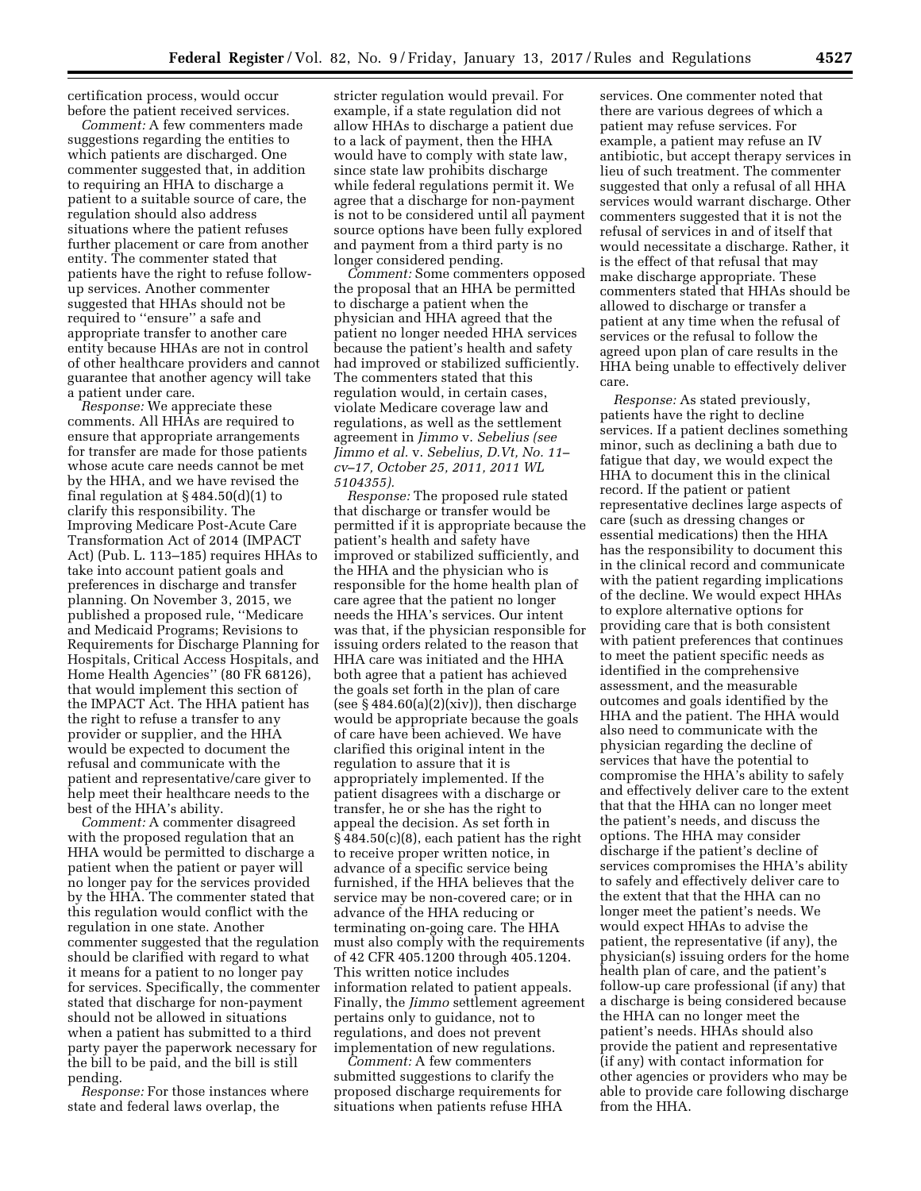certification process, would occur before the patient received services.

*Comment:* A few commenters made suggestions regarding the entities to which patients are discharged. One commenter suggested that, in addition to requiring an HHA to discharge a patient to a suitable source of care, the regulation should also address situations where the patient refuses further placement or care from another entity. The commenter stated that patients have the right to refuse follow-up services. Another commenter suggested that HHAs should not be required to "ensure" a safe and appropriate transfer to another care entity because HHAs are not in control of other healthcare providers and cannot guarantee that another agency will take a patient under care.

*Response:* We appreciate these comments. All HHAs are required to ensure that appropriate arrangements for transfer are made for those patients whose acute care needs cannot be met by the HHA, and we have revised the final regulation at § 484.50(d)(1) to clarify this responsibility. The Improving Medicare Post-Acute Care Transformation Act of 2014 (IMPACT Act) (Pub. L. 113–185) requires HHAs to take into account patient goals and preferences in discharge and transfer planning. On November 3, 2015, we published a proposed rule, "Medicare and Medicaid Programs; Revisions to Requirements for Discharge Planning for Hospitals, Critical Access Hospitals, and Home Health Agencies" (80 FR 68126), that would implement this section of the IMPACT Act. The HHA patient has the right to refuse a transfer to any provider or supplier, and the HHA would be expected to document the refusal and communicate with the patient and representative/care giver to help meet their healthcare needs to the best of the HHA's ability.

*Comment:* A commenter disagreed with the proposed regulation that an HHA would be permitted to discharge a patient when the patient or payer will no longer pay for the services provided by the HHA. The commenter stated that this regulation would conflict with the regulation in one state. Another commenter suggested that the regulation should be clarified with regard to what it means for a patient to no longer pay for services. Specifically, the commenter stated that discharge for non-payment should not be allowed in situations when a patient has submitted to a third party payer the paperwork necessary for the bill to be paid, and the bill is still pending.

*Response:* For those instances where state and federal laws overlap, the stricter regulation would prevail. For example, if a state regulation did not allow HHAs to discharge a patient due to a lack of payment, then the HHA would have to comply with state law, since state law prohibits discharge while federal regulations permit it. We agree that a discharge for non-payment is not to be considered until all payment source options have been fully explored and payment from a third party is no longer considered pending.

*Comment:* Some commenters opposed the proposal that an HHA be permitted to discharge a patient when the physician and HHA agreed that the patient no longer needed HHA services because the patient's health and safety had improved or stabilized sufficiently. The commenters stated that this regulation would, in certain cases, violate Medicare coverage law and regulations, as well as the settlement agreement in *Jimmo* v. *Sebelius (see Jimmo et al.* v. *Sebelius, D.Vt, No. 11–cv–17, October 25, 2011, 2011 WL 5104355).*

*Response:* The proposed rule stated that discharge or transfer would be permitted if it is appropriate because the patient's health and safety have improved or stabilized sufficiently, and the HHA and the physician who is responsible for the home health plan of care agree that the patient no longer needs the HHA's services. Our intent was that, if the physician responsible for issuing orders related to the reason that HHA care was initiated and the HHA both agree that a patient has achieved the goals set forth in the plan of care (see § 484.60(a)(2)(xiv)), then discharge would be appropriate because the goals of care have been achieved. We have clarified this original intent in the regulation to assure that it is appropriately implemented. If the patient disagrees with a discharge or transfer, he or she has the right to appeal the decision. As set forth in § 484.50(c)(8), each patient has the right to receive proper written notice, in advance of a specific service being furnished, if the HHA believes that the service may be non-covered care; or in advance of the HHA reducing or terminating on-going care. The HHA must also comply with the requirements of 42 CFR 405.1200 through 405.1204. This written notice includes information related to patient appeals. Finally, the *Jimmo* settlement agreement pertains only to guidance, not to regulations, and does not prevent implementation of new regulations.

*Comment:* A few commenters submitted suggestions to clarify the proposed discharge requirements for situations when patients refuse HHA services. One commenter noted that there are various degrees of which a patient may refuse services. For example, a patient may refuse an IV antibiotic, but accept therapy services in lieu of such treatment. The commenter suggested that only a refusal of all HHA services would warrant discharge. Other commenters suggested that it is not the refusal of services in and of itself that would necessitate a discharge. Rather, it is the effect of that refusal that may make discharge appropriate. These commenters stated that HHAs should be allowed to discharge or transfer a patient at any time when the refusal of services or the refusal to follow the agreed upon plan of care results in the HHA being unable to effectively deliver care.

*Response:* As stated previously, patients have the right to decline services. If a patient declines something minor, such as declining a bath due to fatigue that day, we would expect the HHA to document this in the clinical record. If the patient or patient representative declines large aspects of care (such as dressing changes or essential medications) then the HHA has the responsibility to document this in the clinical record and communicate with the patient regarding implications of the decline. We would expect HHAs to explore alternative options for providing care that is both consistent with patient preferences that continues to meet the patient specific needs as identified in the comprehensive assessment, and the measurable outcomes and goals identified by the HHA and the patient. The HHA would also need to communicate with the physician regarding the decline of services that have the potential to compromise the HHA's ability to safely and effectively deliver care to the extent that that the HHA can no longer meet the patient's needs, and discuss the options. The HHA may consider discharge if the patient's decline of services compromises the HHA's ability to safely and effectively deliver care to the extent that that the HHA can no longer meet the patient's needs. We would expect HHAs to advise the patient, the representative (if any), the physician(s) issuing orders for the home health plan of care, and the patient's follow-up care professional (if any) that a discharge is being considered because the HHA can no longer meet the patient's needs. HHAs should also provide the patient and representative (if any) with contact information for other agencies or providers who may be able to provide care following discharge from the HHA.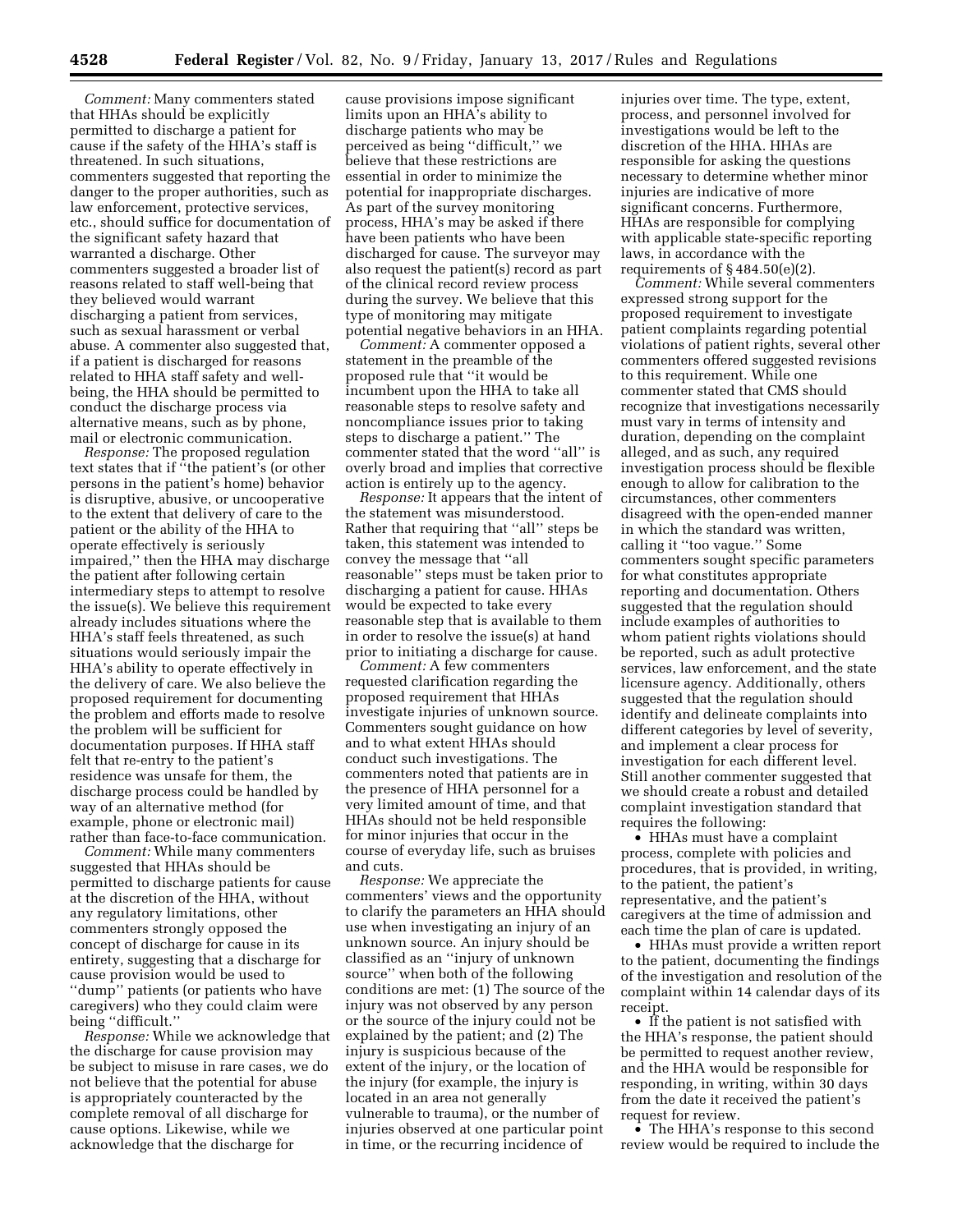*Comment:* Many commenters stated that HHAs should be explicitly permitted to discharge a patient for cause if the safety of the HHA's staff is threatened. In such situations, commenters suggested that reporting the danger to the proper authorities, such as law enforcement, protective services, etc., should suffice for documentation of the significant safety hazard that warranted a discharge. Other commenters suggested a broader list of reasons related to staff well-being that they believed would warrant discharging a patient from services, such as sexual harassment or verbal abuse. A commenter also suggested that, if a patient is discharged for reasons related to HHA staff safety and well-being, the HHA should be permitted to conduct the discharge process via alternative means, such as by phone, mail or electronic communication.

*Response:* The proposed regulation text states that if "the patient's (or other persons in the patient's home) behavior is disruptive, abusive, or uncooperative to the extent that delivery of care to the patient or the ability of the HHA to operate effectively is seriously impaired," then the HHA may discharge the patient after following certain intermediary steps to attempt to resolve the issue(s). We believe this requirement already includes situations where the HHA's staff feels threatened, as such situations would seriously impair the HHA's ability to operate effectively in the delivery of care. We also believe the proposed requirement for documenting the problem and efforts made to resolve the problem will be sufficient for documentation purposes. If HHA staff felt that re-entry to the patient's residence was unsafe for them, the discharge process could be handled by way of an alternative method (for example, phone or electronic mail) rather than face-to-face communication.

*Comment:* While many commenters suggested that HHAs should be permitted to discharge patients for cause at the discretion of the HHA, without any regulatory limitations, other commenters strongly opposed the concept of discharge for cause in its entirety, suggesting that a discharge for cause provision would be used to "dump" patients (or patients who have caregivers) who they could claim were being "difficult."

*Response:* While we acknowledge that the discharge for cause provision may be subject to misuse in rare cases, we do not believe that the potential for abuse is appropriately counteracted by the complete removal of all discharge for cause options. Likewise, while we acknowledge that the discharge for cause provisions impose significant limits upon an HHA's ability to discharge patients who may be perceived as being "difficult," we believe that these restrictions are essential in order to minimize the potential for inappropriate discharges. As part of the survey monitoring process, HHA's may be asked if there have been patients who have been discharged for cause. The surveyor may also request the patient(s) record as part of the clinical record review process during the survey. We believe that this type of monitoring may mitigate potential negative behaviors in an HHA.

*Comment:* A commenter opposed a statement in the preamble of the proposed rule that "it would be incumbent upon the HHA to take all reasonable steps to resolve safety and noncompliance issues prior to taking steps to discharge a patient." The commenter stated that the word "all" is overly broad and implies that corrective action is entirely up to the agency.

*Response:* It appears that the intent of the statement was misunderstood. Rather that requiring that "all" steps be taken, this statement was intended to convey the message that "all reasonable" steps must be taken prior to discharging a patient for cause. HHAs would be expected to take every reasonable step that is available to them in order to resolve the issue(s) at hand prior to initiating a discharge for cause.

*Comment:* A few commenters requested clarification regarding the proposed requirement that HHAs investigate injuries of unknown source. Commenters sought guidance on how and to what extent HHAs should conduct such investigations. The commenters noted that patients are in the presence of HHA personnel for a very limited amount of time, and that HHAs should not be held responsible for minor injuries that occur in the course of everyday life, such as bruises and cuts.

*Response:* We appreciate the commenters' views and the opportunity to clarify the parameters an HHA should use when investigating an injury of an unknown source. An injury should be classified as an "injury of unknown source" when both of the following conditions are met: (1) The source of the injury was not observed by any person or the source of the injury could not be explained by the patient; and (2) The injury is suspicious because of the extent of the injury, or the location of the injury (for example, the injury is located in an area not generally vulnerable to trauma), or the number of injuries observed at one particular point in time, or the recurring incidence of injuries over time. The type, extent, process, and personnel involved for investigations would be left to the discretion of the HHA. HHAs are responsible for asking the questions necessary to determine whether minor injuries are indicative of more significant concerns. Furthermore, HHAs are responsible for complying with applicable state-specific reporting laws, in accordance with the requirements of § 484.50(e)(2).

*Comment:* While several commenters expressed strong support for the proposed requirement to investigate patient complaints regarding potential violations of patient rights, several other commenters offered suggested revisions to this requirement. While one commenter stated that CMS should recognize that investigations necessarily must vary in terms of intensity and duration, depending on the complaint alleged, and as such, any required investigation process should be flexible enough to allow for calibration to the circumstances, other commenters disagreed with the open-ended manner in which the standard was written, calling it "too vague." Some commenters sought specific parameters for what constitutes appropriate reporting and documentation. Others suggested that the regulation should include examples of authorities to whom patient rights violations should be reported, such as adult protective services, law enforcement, and the state licensure agency. Additionally, others suggested that the regulation should identify and delineate complaints into different categories by level of severity, and implement a clear process for investigation for each different level. Still another commenter suggested that we should create a robust and detailed complaint investigation standard that requires the following:

- HHAs must have a complaint process, complete with policies and procedures, that is provided, in writing, to the patient, the patient's representative, and the patient's caregivers at the time of admission and each time the plan of care is updated.
- HHAs must provide a written report to the patient, documenting the findings of the investigation and resolution of the complaint within 14 calendar days of its receipt.
- If the patient is not satisfied with the HHA's response, the patient should be permitted to request another review, and the HHA would be responsible for responding, in writing, within 30 days from the date it received the patient's request for review.
- The HHA's response to this second review would be required to include the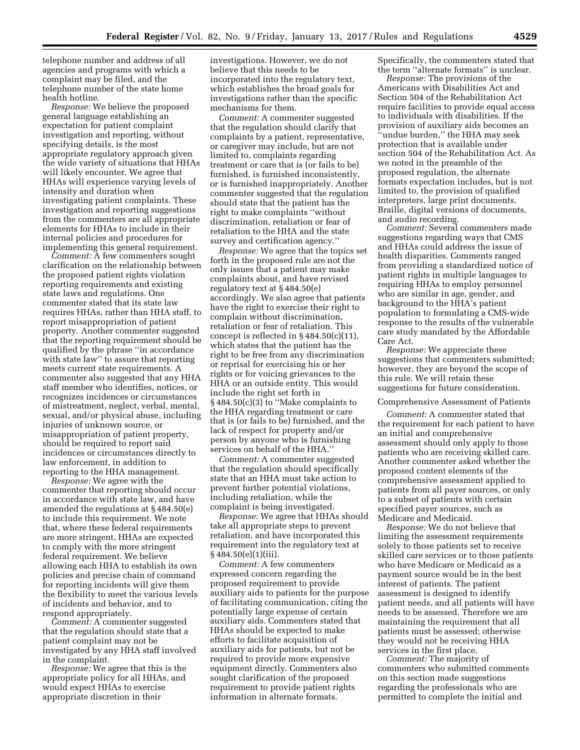telephone number and address of all agencies and programs with which a complaint may be filed, and the telephone number of the state home health hotline.

*Response:* We believe the proposed general language establishing an expectation for patient complaint investigation and reporting, without specifying details, is the most appropriate regulatory approach given the wide variety of situations that HHAs will likely encounter. We agree that HHAs will experience varying levels of intensity and duration when investigating patient complaints. These investigation and reporting suggestions from the commenters are all appropriate elements for HHAs to include in their internal policies and procedures for implementing this general requirement.

*Comment:* A few commenters sought clarification on the relationship between the proposed patient rights violation reporting requirements and existing state laws and regulations. One commenter stated that its state law requires HHAs, rather than HHA staff, to report misappropriation of patient property. Another commenter suggested that the reporting requirement should be qualified by the phrase ''in accordance with state law'' to assure that reporting meets current state requirements. A commenter also suggested that any HHA staff member who identifies, notices, or recognizes incidences or circumstances of mistreatment, neglect, verbal, mental, sexual, and/or physical abuse, including injuries of unknown source, or misappropriation of patient property, should be required to report said incidences or circumstances directly to law enforcement, in addition to reporting to the HHA management.

*Response:* We agree with the commenter that reporting should occur in accordance with state law, and have amended the regulations at § 484.50(e) to include this requirement. We note that, where these federal requirements are more stringent, HHAs are expected to comply with the more stringent federal requirement. We believe allowing each HHA to establish its own policies and precise chain of command for reporting incidents will give them the flexibility to meet the various levels of incidents and behavior, and to respond appropriately.

*Comment:* A commenter suggested that the regulation should state that a patient complaint may not be investigated by any HHA staff involved in the complaint.

*Response:* We agree that this is the appropriate policy for all HHAs, and would expect HHAs to exercise appropriate discretion in their investigations. However, we do not believe that this needs to be incorporated into the regulatory text, which establishes the broad goals for investigations rather than the specific mechanisms for them.

*Comment:* A commenter suggested that the regulation should clarify that complaints by a patient, representative, or caregiver may include, but are not limited to, complaints regarding treatment or care that is (or fails to be) furnished, is furnished inconsistently, or is furnished inappropriately. Another commenter suggested that the regulation should state that the patient has the right to make complaints ''without discrimination, retaliation or fear of retaliation to the HHA and the state survey and certification agency.''

*Response:* We agree that the topics set forth in the proposed rule are not the only issues that a patient may make complaints about, and have revised regulatory text at § 484.50(e) accordingly. We also agree that patients have the right to exercise their right to complain without discrimination, retaliation or fear of retaliation. This concept is reflected in § 484.50(c)(11), which states that the patient has the right to be free from any discrimination or reprisal for exercising his or her rights or for voicing grievances to the HHA or an outside entity. This would include the right set forth in § 484.50(c)(3) to ''Make complaints to the HHA regarding treatment or care that is (or fails to be) furnished, and the lack of respect for property and/or person by anyone who is furnishing services on behalf of the HHA.''

*Comment:* A commenter suggested that the regulation should specifically state that an HHA must take action to prevent further potential violations, including retaliation, while the complaint is being investigated.

*Response:* We agree that HHAs should take all appropriate steps to prevent retaliation, and have incorporated this requirement into the regulatory text at § 484.50(e)(1)(iii).

*Comment:* A few commenters expressed concern regarding the proposed requirement to provide auxiliary aids to patients for the purpose of facilitating communication, citing the potentially large expense of certain auxiliary aids. Commenters stated that HHAs should be expected to make efforts to facilitate acquisition of auxiliary aids for patients, but not be required to provide more expensive equipment directly. Commenters also sought clarification of the proposed requirement to provide patient rights information in alternate formats. Specifically, the commenters stated that the term ''alternate formats'' is unclear.

*Response:* The provisions of the Americans with Disabilities Act and Section 504 of the Rehabilitation Act require facilities to provide equal access to individuals with disabilities. If the provision of auxiliary aids becomes an ''undue burden,'' the HHA may seek protection that is available under section 504 of the Rehabilitation Act. As we noted in the preamble of the proposed regulation, the alternate formats expectation includes, but is not limited to, the provision of qualified interpreters, large print documents, Braille, digital versions of documents, and audio recording.

*Comment:* Several commenters made suggestions regarding ways that CMS and HHAs could address the issue of health disparities. Comments ranged from providing a standardized notice of patient rights in multiple languages to requiring HHAs to employ personnel who are similar in age, gender, and background to the HHA's patient population to formulating a CMS-wide response to the results of the vulnerable care study mandated by the Affordable Care Act.

*Response:* We appreciate these suggestions that commenters submitted; however, they are beyond the scope of this rule. We will retain these suggestions for future consideration.

Comprehensive Assessment of Patients

*Comment:* A commenter stated that the requirement for each patient to have an initial and comprehensive assessment should only apply to those patients who are receiving skilled care. Another commenter asked whether the proposed content elements of the comprehensive assessment applied to patients from all payer sources, or only to a subset of patients with certain specified payer sources, such as Medicare and Medicaid.

*Response:* We do not believe that limiting the assessment requirements solely to those patients set to receive skilled care services or to those patients who have Medicare or Medicaid as a payment source would be in the best interest of patients. The patient assessment is designed to identify patient needs, and all patients will have needs to be assessed. Therefore we are maintaining the requirement that all patients must be assessed; otherwise they would not be receiving HHA services in the first place.

*Comment:* The majority of commenters who submitted comments on this section made suggestions regarding the professionals who are permitted to complete the initial and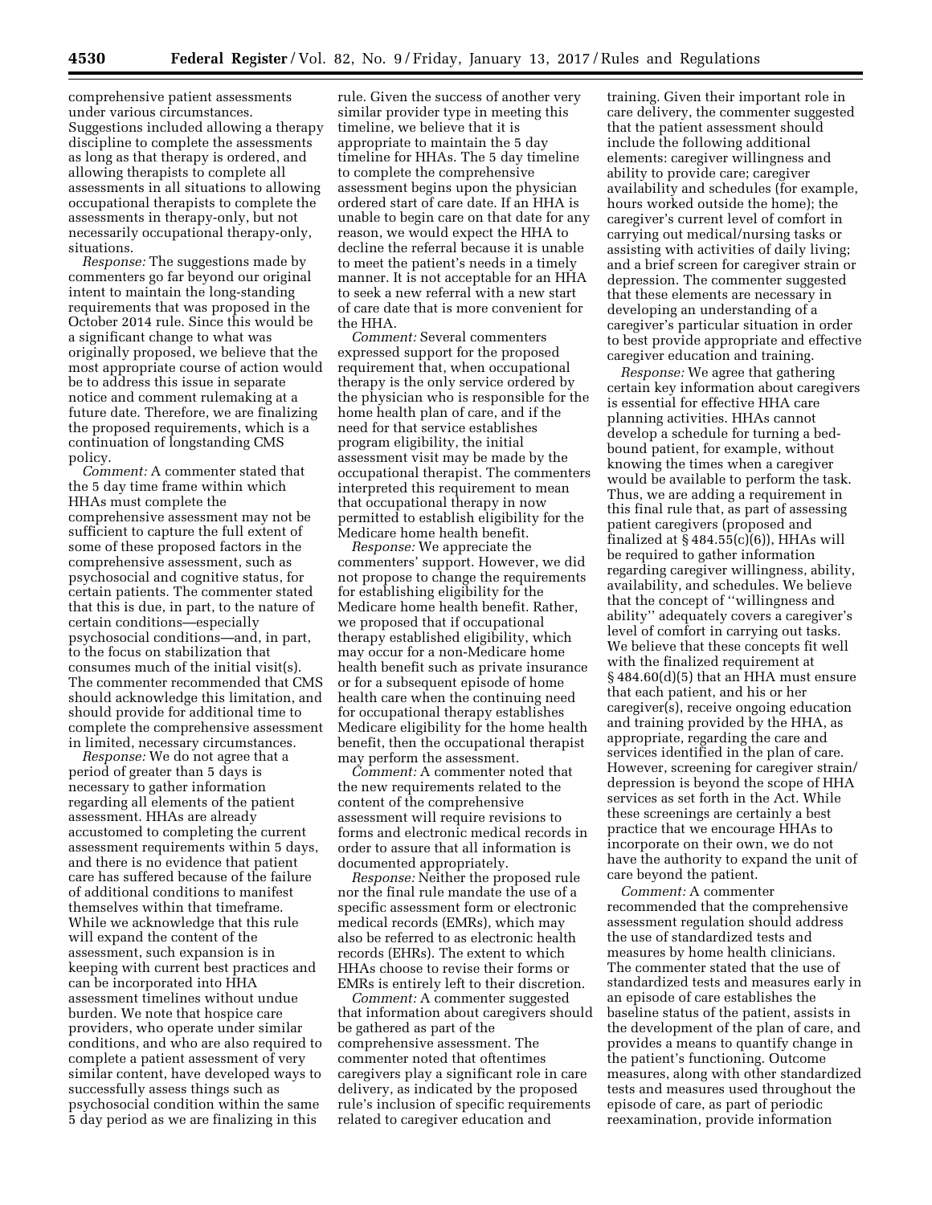comprehensive patient assessments under various circumstances. Suggestions included allowing a therapy discipline to complete the assessments as long as that therapy is ordered, and allowing therapists to complete all assessments in all situations to allowing occupational therapists to complete the assessments in therapy-only, but not necessarily occupational therapy-only, situations.

*Response:* The suggestions made by commenters go far beyond our original intent to maintain the long-standing requirements that was proposed in the October 2014 rule. Since this would be a significant change to what was originally proposed, we believe that the most appropriate course of action would be to address this issue in separate notice and comment rulemaking at a future date. Therefore, we are finalizing the proposed requirements, which is a continuation of longstanding CMS policy.

*Comment:* A commenter stated that the 5 day time frame within which HHAs must complete the comprehensive assessment may not be sufficient to capture the full extent of some of these proposed factors in the comprehensive assessment, such as psychosocial and cognitive status, for certain patients. The commenter stated that this is due, in part, to the nature of certain conditions—especially psychosocial conditions—and, in part, to the focus on stabilization that consumes much of the initial visit(s). The commenter recommended that CMS should acknowledge this limitation, and should provide for additional time to complete the comprehensive assessment in limited, necessary circumstances.

*Response:* We do not agree that a period of greater than 5 days is necessary to gather information regarding all elements of the patient assessment. HHAs are already accustomed to completing the current assessment requirements within 5 days, and there is no evidence that patient care has suffered because of the failure of additional conditions to manifest themselves within that timeframe. While we acknowledge that this rule will expand the content of the assessment, such expansion is in keeping with current best practices and can be incorporated into HHA assessment timelines without undue burden. We note that hospice care providers, who operate under similar conditions, and who are also required to complete a patient assessment of very similar content, have developed ways to successfully assess things such as psychosocial condition within the same 5 day period as we are finalizing in this rule. Given the success of another very similar provider type in meeting this timeline, we believe that it is appropriate to maintain the 5 day timeline for HHAs. The 5 day timeline to complete the comprehensive assessment begins upon the physician ordered start of care date. If an HHA is unable to begin care on that date for any reason, we would expect the HHA to decline the referral because it is unable to meet the patient's needs in a timely manner. It is not acceptable for an HHA to seek a new referral with a new start of care date that is more convenient for the HHA.

*Comment:* Several commenters expressed support for the proposed requirement that, when occupational therapy is the only service ordered by the physician who is responsible for the home health plan of care, and if the need for that service establishes program eligibility, the initial assessment visit may be made by the occupational therapist. The commenters interpreted this requirement to mean that occupational therapy in now permitted to establish eligibility for the Medicare home health benefit.

*Response:* We appreciate the commenters' support. However, we did not propose to change the requirements for establishing eligibility for the Medicare home health benefit. Rather, we proposed that if occupational therapy established eligibility, which may occur for a non-Medicare home health benefit such as private insurance or for a subsequent episode of home health care when the continuing need for occupational therapy establishes Medicare eligibility for the home health benefit, then the occupational therapist may perform the assessment.

*Comment:* A commenter noted that the new requirements related to the content of the comprehensive assessment will require revisions to forms and electronic medical records in order to assure that all information is documented appropriately.

*Response:* Neither the proposed rule nor the final rule mandate the use of a specific assessment form or electronic medical records (EMRs), which may also be referred to as electronic health records (EHRs). The extent to which HHAs choose to revise their forms or EMRs is entirely left to their discretion.

*Comment:* A commenter suggested that information about caregivers should be gathered as part of the comprehensive assessment. The commenter noted that oftentimes caregivers play a significant role in care delivery, as indicated by the proposed rule's inclusion of specific requirements related to caregiver education and training. Given their important role in care delivery, the commenter suggested that the patient assessment should include the following additional elements: caregiver willingness and ability to provide care; caregiver availability and schedules (for example, hours worked outside the home); the caregiver's current level of comfort in carrying out medical/nursing tasks or assisting with activities of daily living; and a brief screen for caregiver strain or depression. The commenter suggested that these elements are necessary in developing an understanding of a caregiver's particular situation in order to best provide appropriate and effective caregiver education and training.

*Response:* We agree that gathering certain key information about caregivers is essential for effective HHA care planning activities. HHAs cannot develop a schedule for turning a bed-bound patient, for example, without knowing the times when a caregiver would be available to perform the task. Thus, we are adding a requirement in this final rule that, as part of assessing patient caregivers (proposed and finalized at § 484.55(c)(6)), HHAs will be required to gather information regarding caregiver willingness, ability, availability, and schedules. We believe that the concept of "willingness and ability" adequately covers a caregiver's level of comfort in carrying out tasks. We believe that these concepts fit well with the finalized requirement at § 484.60(d)(5) that an HHA must ensure that each patient, and his or her caregiver(s), receive ongoing education and training provided by the HHA, as appropriate, regarding the care and services identified in the plan of care. However, screening for caregiver strain/depression is beyond the scope of HHA services as set forth in the Act. While these screenings are certainly a best practice that we encourage HHAs to incorporate on their own, we do not have the authority to expand the unit of care beyond the patient.

*Comment:* A commenter recommended that the comprehensive assessment regulation should address the use of standardized tests and measures by home health clinicians. The commenter stated that the use of standardized tests and measures early in an episode of care establishes the baseline status of the patient, assists in the development of the plan of care, and provides a means to quantify change in the patient's functioning. Outcome measures, along with other standardized tests and measures used throughout the episode of care, as part of periodic reexamination, provide information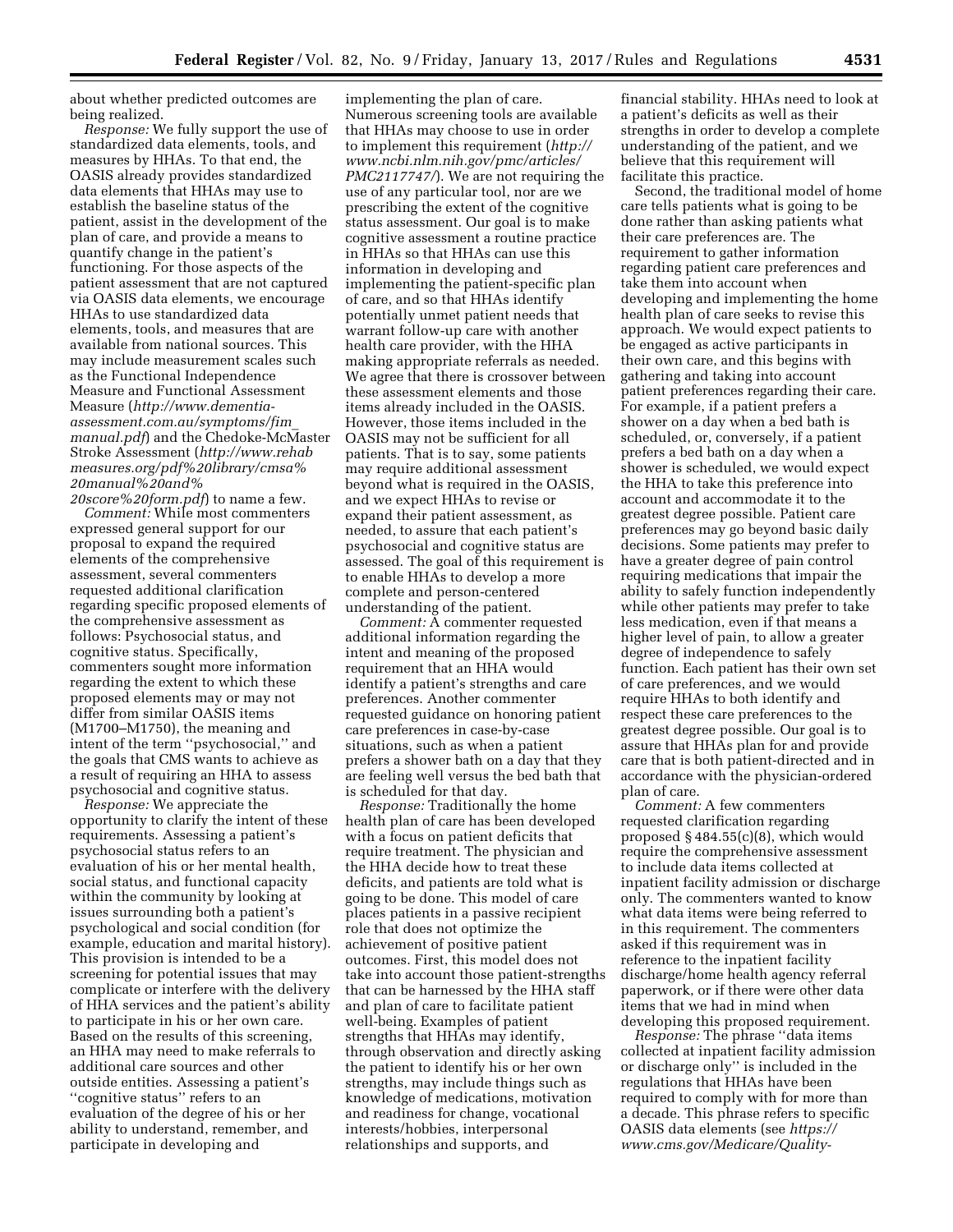about whether predicted outcomes are being realized.

*Response:* We fully support the use of standardized data elements, tools, and measures by HHAs. To that end, the OASIS already provides standardized data elements that HHAs may use to establish the baseline status of the patient, assist in the development of the plan of care, and provide a means to quantify change in the patient's functioning. For those aspects of the patient assessment that are not captured via OASIS data elements, we encourage HHAs to use standardized data elements, tools, and measures that are available from national sources. This may include measurement scales such as the Functional Independence Measure and Functional Assessment Measure (*http://www.dementia-assessment.com.au/symptoms/fim_manual.pdf*) and the Chedoke-McMaster Stroke Assessment (*http://www.rehabmeasures.org/pdf%20library/cmsa%20manual%20and%20score%20form.pdf*) to name a few.

*Comment:* While most commenters expressed general support for our proposal to expand the required elements of the comprehensive assessment, several commenters requested additional clarification regarding specific proposed elements of the comprehensive assessment as follows: Psychosocial status, and cognitive status. Specifically, commenters sought more information regarding the extent to which these proposed elements may or may not differ from similar OASIS items (M1700–M1750), the meaning and intent of the term ''psychosocial,'' and the goals that CMS wants to achieve as a result of requiring an HHA to assess psychosocial and cognitive status.

*Response:* We appreciate the opportunity to clarify the intent of these requirements. Assessing a patient's psychosocial status refers to an evaluation of his or her mental health, social status, and functional capacity within the community by looking at issues surrounding both a patient's psychological and social condition (for example, education and marital history). This provision is intended to be a screening for potential issues that may complicate or interfere with the delivery of HHA services and the patient's ability to participate in his or her own care. Based on the results of this screening, an HHA may need to make referrals to additional care sources and other outside entities. Assessing a patient's ''cognitive status'' refers to an evaluation of the degree of his or her ability to understand, remember, and participate in developing and implementing the plan of care. Numerous screening tools are available that HHAs may choose to use in order to implement this requirement (*http://www.ncbi.nlm.nih.gov/pmc/articles/PMC2117747/*). We are not requiring the use of any particular tool, nor are we prescribing the extent of the cognitive status assessment. Our goal is to make cognitive assessment a routine practice in HHAs so that HHAs can use this information in developing and implementing the patient-specific plan of care, and so that HHAs identify potentially unmet patient needs that warrant follow-up care with another health care provider, with the HHA making appropriate referrals as needed. We agree that there is crossover between these assessment elements and those items already included in the OASIS. However, those items included in the OASIS may not be sufficient for all patients. That is to say, some patients may require additional assessment beyond what is required in the OASIS, and we expect HHAs to revise or expand their patient assessment, as needed, to assure that each patient's psychosocial and cognitive status are assessed. The goal of this requirement is to enable HHAs to develop a more complete and person-centered understanding of the patient.

*Comment:* A commenter requested additional information regarding the intent and meaning of the proposed requirement that an HHA would identify a patient's strengths and care preferences. Another commenter requested guidance on honoring patient care preferences in case-by-case situations, such as when a patient prefers a shower bath on a day that they are feeling well versus the bed bath that is scheduled for that day.

*Response:* Traditionally the home health plan of care has been developed with a focus on patient deficits that require treatment. The physician and the HHA decide how to treat these deficits, and patients are told what is going to be done. This model of care places patients in a passive recipient role that does not optimize the achievement of positive patient outcomes. First, this model does not take into account those patient-strengths that can be harnessed by the HHA staff and plan of care to facilitate patient well-being. Examples of patient strengths that HHAs may identify, through observation and directly asking the patient to identify his or her own strengths, may include things such as knowledge of medications, motivation and readiness for change, vocational interests/hobbies, interpersonal relationships and supports, and financial stability. HHAs need to look at a patient's deficits as well as their strengths in order to develop a complete understanding of the patient, and we believe that this requirement will facilitate this practice.

Second, the traditional model of home care tells patients what is going to be done rather than asking patients what their care preferences are. The requirement to gather information regarding patient care preferences and take them into account when developing and implementing the home health plan of care seeks to revise this approach. We would expect patients to be engaged as active participants in their own care, and this begins with gathering and taking into account patient preferences regarding their care. For example, if a patient prefers a shower on a day when a bed bath is scheduled, or, conversely, if a patient prefers a bed bath on a day when a shower is scheduled, we would expect the HHA to take this preference into account and accommodate it to the greatest degree possible. Patient care preferences may go beyond basic daily decisions. Some patients may prefer to have a greater degree of pain control requiring medications that impair the ability to safely function independently while other patients may prefer to take less medication, even if that means a higher level of pain, to allow a greater degree of independence to safely function. Each patient has their own set of care preferences, and we would require HHAs to both identify and respect these care preferences to the greatest degree possible. Our goal is to assure that HHAs plan for and provide care that is both patient-directed and in accordance with the physician-ordered plan of care.

*Comment:* A few commenters requested clarification regarding proposed § 484.55(c)(8), which would require the comprehensive assessment to include data items collected at inpatient facility admission or discharge only. The commenters wanted to know what data items were being referred to in this requirement. The commenters asked if this requirement was in reference to the inpatient facility discharge/home health agency referral paperwork, or if there were other data items that we had in mind when developing this proposed requirement.

*Response:* The phrase ''data items collected at inpatient facility admission or discharge only'' is included in the regulations that HHAs have been required to comply with for more than a decade. This phrase refers to specific OASIS data elements (see *https://www.cms.gov/Medicare/Quality-*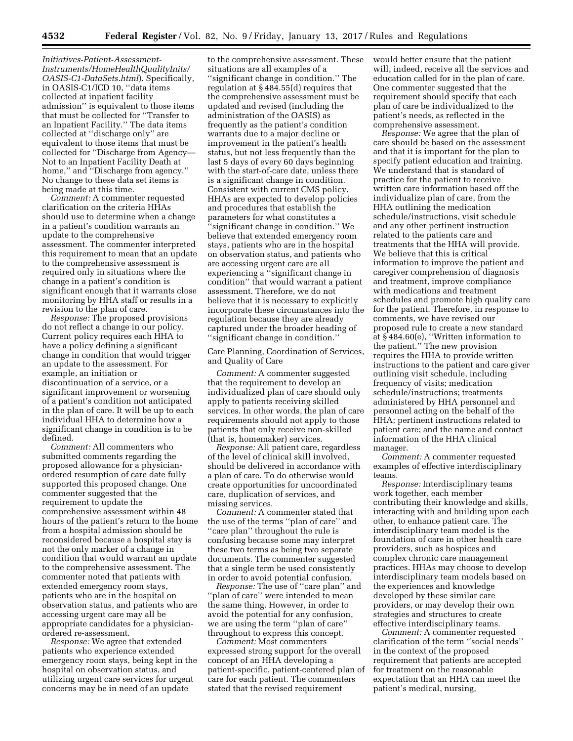*Initiatives-Patient-Assessment-Instruments/HomeHealthQualityInits/OASIS-C1-DataSets.html*). Specifically, in OASIS-C1/ICD 10, ''data items collected at inpatient facility admission'' is equivalent to those items that must be collected for ''Transfer to an Inpatient Facility.'' The data items collected at ''discharge only'' are equivalent to those items that must be collected for ''Discharge from Agency—Not to an Inpatient Facility Death at home,'' and ''Discharge from agency.'' No change to these data set items is being made at this time.

*Comment:* A commenter requested clarification on the criteria HHAs should use to determine when a change in a patient's condition warrants an update to the comprehensive assessment. The commenter interpreted this requirement to mean that an update to the comprehensive assessment is required only in situations where the change in a patient's condition is significant enough that it warrants close monitoring by HHA staff or results in a revision to the plan of care.

*Response:* The proposed provisions do not reflect a change in our policy. Current policy requires each HHA to have a policy defining a significant change in condition that would trigger an update to the assessment. For example, an initiation or discontinuation of a service, or a significant improvement or worsening of a patient's condition not anticipated in the plan of care. It will be up to each individual HHA to determine how a significant change in condition is to be defined.

*Comment:* All commenters who submitted comments regarding the proposed allowance for a physician-ordered resumption of care date fully supported this proposed change. One commenter suggested that the requirement to update the comprehensive assessment within 48 hours of the patient's return to the home from a hospital admission should be reconsidered because a hospital stay is not the only marker of a change in condition that would warrant an update to the comprehensive assessment. The commenter noted that patients with extended emergency room stays, patients who are in the hospital on observation status, and patients who are accessing urgent care may all be appropriate candidates for a physician-ordered re-assessment.

*Response:* We agree that extended patients who experience extended emergency room stays, being kept in the hospital on observation status, and utilizing urgent care services for urgent concerns may be in need of an update to the comprehensive assessment. These situations are all examples of a ''significant change in condition.'' The regulation at § 484.55(d) requires that the comprehensive assessment must be updated and revised (including the administration of the OASIS) as frequently as the patient's condition warrants due to a major decline or improvement in the patient's health status, but not less frequently than the last 5 days of every 60 days beginning with the start-of-care date, unless there is a significant change in condition. Consistent with current CMS policy, HHAs are expected to develop policies and procedures that establish the parameters for what constitutes a ''significant change in condition.'' We believe that extended emergency room stays, patients who are in the hospital on observation status, and patients who are accessing urgent care are all experiencing a ''significant change in condition'' that would warrant a patient assessment. Therefore, we do not believe that it is necessary to explicitly incorporate these circumstances into the regulation because they are already captured under the broader heading of ''significant change in condition.''

Care Planning, Coordination of Services, and Quality of Care

*Comment:* A commenter suggested that the requirement to develop an individualized plan of care should only apply to patients receiving skilled services. In other words, the plan of care requirements should not apply to those patients that only receive non-skilled (that is, homemaker) services.

*Response:* All patient care, regardless of the level of clinical skill involved, should be delivered in accordance with a plan of care. To do otherwise would create opportunities for uncoordinated care, duplication of services, and missing services.

*Comment:* A commenter stated that the use of the terms ''plan of care'' and ''care plan'' throughout the rule is confusing because some may interpret these two terms as being two separate documents. The commenter suggested that a single term be used consistently in order to avoid potential confusion.

*Response:* The use of ''care plan'' and ''plan of care'' were intended to mean the same thing. However, in order to avoid the potential for any confusion, we are using the term ''plan of care'' throughout to express this concept.

*Comment:* Most commenters expressed strong support for the overall concept of an HHA developing a patient-specific, patient-centered plan of care for each patient. The commenters stated that the revised requirement would better ensure that the patient will, indeed, receive all the services and education called for in the plan of care. One commenter suggested that the requirement should specify that each plan of care be individualized to the patient's needs, as reflected in the comprehensive assessment.

*Response:* We agree that the plan of care should be based on the assessment and that it is important for the plan to specify patient education and training. We understand that is standard of practice for the patient to receive written care information based off the individualize plan of care, from the HHA outlining the medication schedule/instructions, visit schedule and any other pertinent instruction related to the patients care and treatments that the HHA will provide. We believe that this is critical information to improve the patient and caregiver comprehension of diagnosis and treatment, improve compliance with medications and treatment schedules and promote high quality care for the patient. Therefore, in response to comments, we have revised our proposed rule to create a new standard at § 484.60(e), ''Written information to the patient.'' The new provision requires the HHA to provide written instructions to the patient and care giver outlining visit schedule, including frequency of visits; medication schedule/instructions; treatments administered by HHA personnel and personnel acting on the behalf of the HHA; pertinent instructions related to patient care; and the name and contact information of the HHA clinical manager.

*Comment:* A commenter requested examples of effective interdisciplinary teams.

*Response:* Interdisciplinary teams work together, each member contributing their knowledge and skills, interacting with and building upon each other, to enhance patient care. The interdisciplinary team model is the foundation of care in other health care providers, such as hospices and complex chronic care management practices. HHAs may choose to develop interdisciplinary team models based on the experiences and knowledge developed by these similar care providers, or may develop their own strategies and structures to create effective interdisciplinary teams.

*Comment:* A commenter requested clarification of the term ''social needs'' in the context of the proposed requirement that patients are accepted for treatment on the reasonable expectation that an HHA can meet the patient's medical, nursing,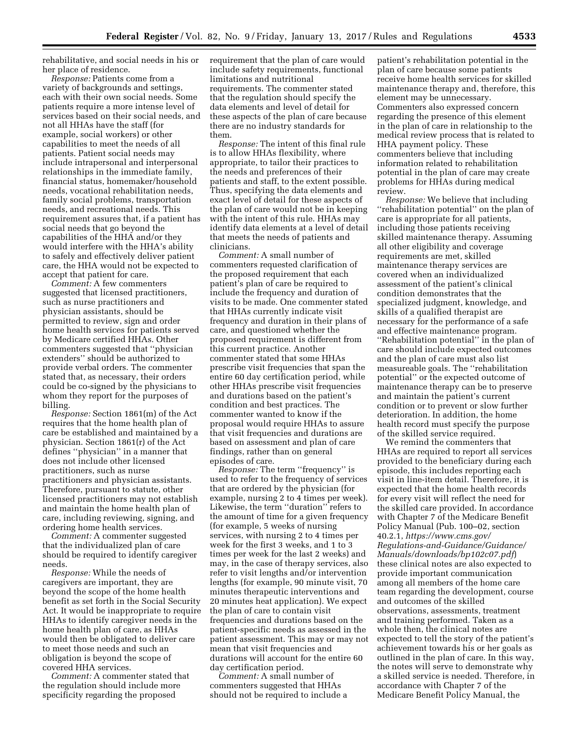rehabilitative, and social needs in his or her place of residence.

*Response:* Patients come from a variety of backgrounds and settings, each with their own social needs. Some patients require a more intense level of services based on their social needs, and not all HHAs have the staff (for example, social workers) or other capabilities to meet the needs of all patients. Patient social needs may include intrapersonal and interpersonal relationships in the immediate family, financial status, homemaker/household needs, vocational rehabilitation needs, family social problems, transportation needs, and recreational needs. This requirement assures that, if a patient has social needs that go beyond the capabilities of the HHA and/or they would interfere with the HHA's ability to safely and effectively deliver patient care, the HHA would not be expected to accept that patient for care.

*Comment:* A few commenters suggested that licensed practitioners, such as nurse practitioners and physician assistants, should be permitted to review, sign and order home health services for patients served by Medicare certified HHAs. Other commenters suggested that ''physician extenders'' should be authorized to provide verbal orders. The commenter stated that, as necessary, their orders could be co-signed by the physicians to whom they report for the purposes of billing.

*Response:* Section 1861(m) of the Act requires that the home health plan of care be established and maintained by a physician. Section 1861(r) of the Act defines ''physician'' in a manner that does not include other licensed practitioners, such as nurse practitioners and physician assistants. Therefore, pursuant to statute, other licensed practitioners may not establish and maintain the home health plan of care, including reviewing, signing, and ordering home health services.

*Comment:* A commenter suggested that the individualized plan of care should be required to identify caregiver needs.

*Response:* While the needs of caregivers are important, they are beyond the scope of the home health benefit as set forth in the Social Security Act. It would be inappropriate to require HHAs to identify caregiver needs in the home health plan of care, as HHAs would then be obligated to deliver care to meet those needs and such an obligation is beyond the scope of covered HHA services.

*Comment:* A commenter stated that the regulation should include more specificity regarding the proposed requirement that the plan of care would include safety requirements, functional limitations and nutritional requirements. The commenter stated that the regulation should specify the data elements and level of detail for these aspects of the plan of care because there are no industry standards for them.

*Response:* The intent of this final rule is to allow HHAs flexibility, where appropriate, to tailor their practices to the needs and preferences of their patients and staff, to the extent possible. Thus, specifying the data elements and exact level of detail for these aspects of the plan of care would not be in keeping with the intent of this rule. HHAs may identify data elements at a level of detail that meets the needs of patients and clinicians.

*Comment:* A small number of commenters requested clarification of the proposed requirement that each patient's plan of care be required to include the frequency and duration of visits to be made. One commenter stated that HHAs currently indicate visit frequency and duration in their plans of care, and questioned whether the proposed requirement is different from this current practice. Another commenter stated that some HHAs prescribe visit frequencies that span the entire 60 day certification period, while other HHAs prescribe visit frequencies and durations based on the patient's condition and best practices. The commenter wanted to know if the proposal would require HHAs to assure that visit frequencies and durations are based on assessment and plan of care findings, rather than on general episodes of care.

*Response:* The term ''frequency'' is used to refer to the frequency of services that are ordered by the physician (for example, nursing 2 to 4 times per week). Likewise, the term ''duration'' refers to the amount of time for a given frequency (for example, 5 weeks of nursing services, with nursing 2 to 4 times per week for the first 3 weeks, and 1 to 3 times per week for the last 2 weeks) and may, in the case of therapy services, also refer to visit lengths and/or intervention lengths (for example, 90 minute visit, 70 minutes therapeutic interventions and 20 minutes heat application). We expect the plan of care to contain visit frequencies and durations based on the patient-specific needs as assessed in the patient assessment. This may or may not mean that visit frequencies and durations will account for the entire 60 day certification period.

*Comment:* A small number of commenters suggested that HHAs should not be required to include a patient's rehabilitation potential in the plan of care because some patients receive home health services for skilled maintenance therapy and, therefore, this element may be unnecessary. Commenters also expressed concern regarding the presence of this element in the plan of care in relationship to the medical review process that is related to HHA payment policy. These commenters believe that including information related to rehabilitation potential in the plan of care may create problems for HHAs during medical review.

*Response:* We believe that including ''rehabilitation potential'' on the plan of care is appropriate for all patients, including those patients receiving skilled maintenance therapy. Assuming all other eligibility and coverage requirements are met, skilled maintenance therapy services are covered when an individualized assessment of the patient's clinical condition demonstrates that the specialized judgment, knowledge, and skills of a qualified therapist are necessary for the performance of a safe and effective maintenance program. ''Rehabilitation potential'' in the plan of care should include expected outcomes and the plan of care must also list measureable goals. The ''rehabilitation potential'' or the expected outcome of maintenance therapy can be to preserve and maintain the patient's current condition or to prevent or slow further deterioration. In addition, the home health record must specify the purpose of the skilled service required.

We remind the commenters that HHAs are required to report all services provided to the beneficiary during each episode, this includes reporting each visit in line-item detail. Therefore, it is expected that the home health records for every visit will reflect the need for the skilled care provided. In accordance with Chapter 7 of the Medicare Benefit Policy Manual (Pub. 100–02, section 40.2.1, *https://www.cms.gov/Regulations-and-Guidance/Guidance/Manuals/downloads/bp102c07.pdf*) these clinical notes are also expected to provide important communication among all members of the home care team regarding the development, course and outcomes of the skilled observations, assessments, treatment and training performed. Taken as a whole then, the clinical notes are expected to tell the story of the patient's achievement towards his or her goals as outlined in the plan of care. In this way, the notes will serve to demonstrate why a skilled service is needed. Therefore, in accordance with Chapter 7 of the Medicare Benefit Policy Manual, the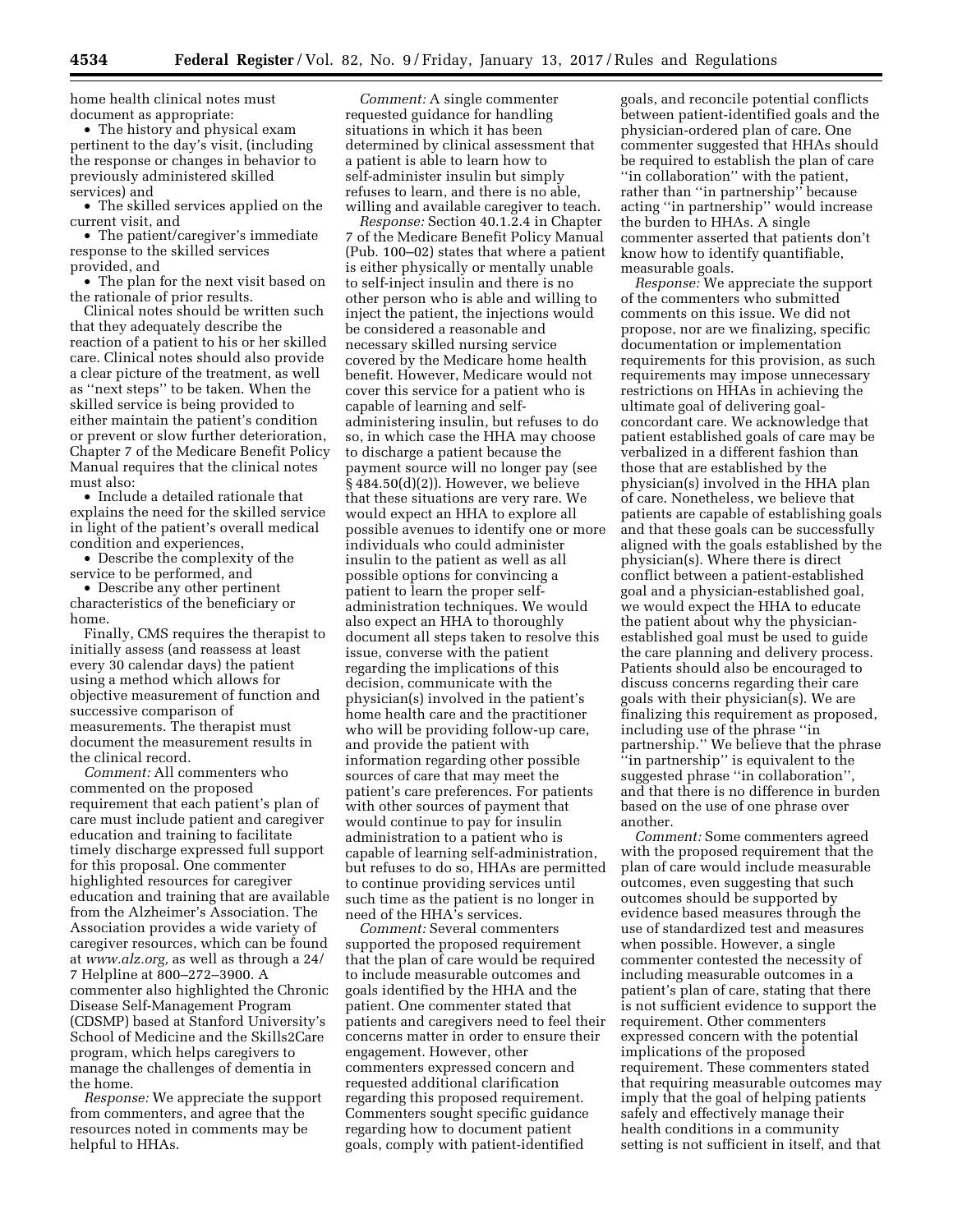home health clinical notes must document as appropriate:

- The history and physical exam pertinent to the day's visit, (including the response or changes in behavior to previously administered skilled services) and
- The skilled services applied on the current visit, and
- The patient/caregiver's immediate response to the skilled services provided, and
- The plan for the next visit based on the rationale of prior results.

Clinical notes should be written such that they adequately describe the reaction of a patient to his or her skilled care. Clinical notes should also provide a clear picture of the treatment, as well as ''next steps'' to be taken. When the skilled service is being provided to either maintain the patient's condition or prevent or slow further deterioration, Chapter 7 of the Medicare Benefit Policy Manual requires that the clinical notes must also:

- Include a detailed rationale that explains the need for the skilled service in light of the patient's overall medical condition and experiences,
- Describe the complexity of the service to be performed, and
- Describe any other pertinent characteristics of the beneficiary or home.

Finally, CMS requires the therapist to initially assess (and reassess at least every 30 calendar days) the patient using a method which allows for objective measurement of function and successive comparison of measurements. The therapist must document the measurement results in the clinical record.

*Comment:* All commenters who commented on the proposed requirement that each patient's plan of care must include patient and caregiver education and training to facilitate timely discharge expressed full support for this proposal. One commenter highlighted resources for caregiver education and training that are available from the Alzheimer's Association. The Association provides a wide variety of caregiver resources, which can be found at *www.alz.org,* as well as through a 24/7 Helpline at 800–272–3900. A commenter also highlighted the Chronic Disease Self-Management Program (CDSMP) based at Stanford University's School of Medicine and the Skills2Care program, which helps caregivers to manage the challenges of dementia in the home.

*Response:* We appreciate the support from commenters, and agree that the resources noted in comments may be helpful to HHAs.

*Comment:* A single commenter requested guidance for handling situations in which it has been determined by clinical assessment that a patient is able to learn how to self-administer insulin but simply refuses to learn, and there is no able, willing and available caregiver to teach.

*Response:* Section 40.1.2.4 in Chapter 7 of the Medicare Benefit Policy Manual (Pub. 100–02) states that where a patient is either physically or mentally unable to self-inject insulin and there is no other person who is able and willing to inject the patient, the injections would be considered a reasonable and necessary skilled nursing service covered by the Medicare home health benefit. However, Medicare would not cover this service for a patient who is capable of learning and self-administering insulin, but refuses to do so, in which case the HHA may choose to discharge a patient because the payment source will no longer pay (see § 484.50(d)(2)). However, we believe that these situations are very rare. We would expect an HHA to explore all possible avenues to identify one or more individuals who could administer insulin to the patient as well as all possible options for convincing a patient to learn the proper self-administration techniques. We would also expect an HHA to thoroughly document all steps taken to resolve this issue, converse with the patient regarding the implications of this decision, communicate with the physician(s) involved in the patient's home health care and the practitioner who will be providing follow-up care, and provide the patient with information regarding other possible sources of care that may meet the patient's care preferences. For patients with other sources of payment that would continue to pay for insulin administration to a patient who is capable of learning self-administration, but refuses to do so, HHAs are permitted to continue providing services until such time as the patient is no longer in need of the HHA's services.

*Comment:* Several commenters supported the proposed requirement that the plan of care would be required to include measurable outcomes and goals identified by the HHA and the patient. One commenter stated that patients and caregivers need to feel their concerns matter in order to ensure their engagement. However, other commenters expressed concern and requested additional clarification regarding this proposed requirement. Commenters sought specific guidance regarding how to document patient goals, comply with patient-identified goals, and reconcile potential conflicts between patient-identified goals and the physician-ordered plan of care. One commenter suggested that HHAs should be required to establish the plan of care ''in collaboration'' with the patient, rather than ''in partnership'' because acting ''in partnership'' would increase the burden to HHAs. A single commenter asserted that patients don't know how to identify quantifiable, measurable goals.

*Response:* We appreciate the support of the commenters who submitted comments on this issue. We did not propose, nor are we finalizing, specific documentation or implementation requirements for this provision, as such requirements may impose unnecessary restrictions on HHAs in achieving the ultimate goal of delivering goal-concordant care. We acknowledge that patient established goals of care may be verbalized in a different fashion than those that are established by the physician(s) involved in the HHA plan of care. Nonetheless, we believe that patients are capable of establishing goals and that these goals can be successfully aligned with the goals established by the physician(s). Where there is direct conflict between a patient-established goal and a physician-established goal, we would expect the HHA to educate the patient about why the physician-established goal must be used to guide the care planning and delivery process. Patients should also be encouraged to discuss concerns regarding their care goals with their physician(s). We are finalizing this requirement as proposed, including use of the phrase ''in partnership.'' We believe that the phrase ''in partnership'' is equivalent to the suggested phrase ''in collaboration'', and that there is no difference in burden based on the use of one phrase over another.

*Comment:* Some commenters agreed with the proposed requirement that the plan of care would include measurable outcomes, even suggesting that such outcomes should be supported by evidence based measures through the use of standardized test and measures when possible. However, a single commenter contested the necessity of including measurable outcomes in a patient's plan of care, stating that there is not sufficient evidence to support the requirement. Other commenters expressed concern with the potential implications of the proposed requirement. These commenters stated that requiring measurable outcomes may imply that the goal of helping patients safely and effectively manage their health conditions in a community setting is not sufficient in itself, and that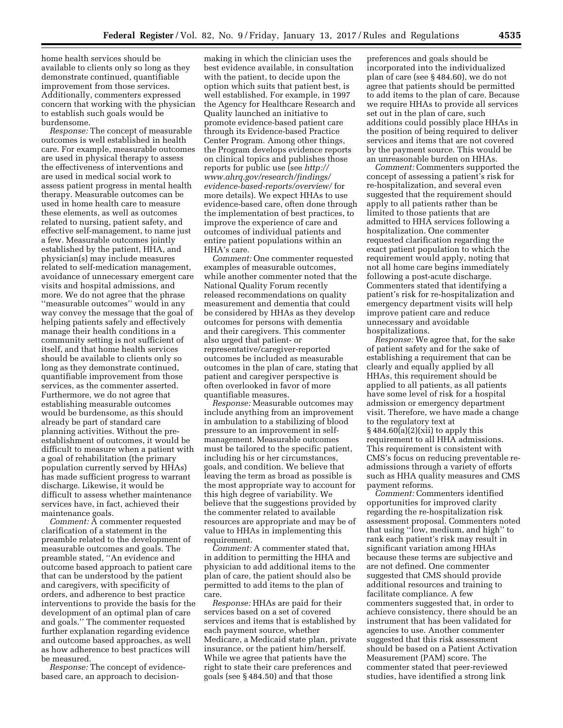home health services should be available to clients only so long as they demonstrate continued, quantifiable improvement from those services. Additionally, commenters expressed concern that working with the physician to establish such goals would be burdensome.

*Response:* The concept of measurable outcomes is well established in health care. For example, measurable outcomes are used in physical therapy to assess the effectiveness of interventions and are used in medical social work to assess patient progress in mental health therapy. Measurable outcomes can be used in home health care to measure these elements, as well as outcomes related to nursing, patient safety, and effective self-management, to name just a few. Measurable outcomes jointly established by the patient, HHA, and physician(s) may include measures related to self-medication management, avoidance of unnecessary emergent care visits and hospital admissions, and more. We do not agree that the phrase ''measurable outcomes'' would in any way convey the message that the goal of helping patients safely and effectively manage their health conditions in a community setting is not sufficient of itself, and that home health services should be available to clients only so long as they demonstrate continued, quantifiable improvement from those services, as the commenter asserted. Furthermore, we do not agree that establishing measurable outcomes would be burdensome, as this should already be part of standard care planning activities. Without the pre-establishment of outcomes, it would be difficult to measure when a patient with a goal of rehabilitation (the primary population currently served by HHAs) has made sufficient progress to warrant discharge. Likewise, it would be difficult to assess whether maintenance services have, in fact, achieved their maintenance goals.

*Comment:* A commenter requested clarification of a statement in the preamble related to the development of measurable outcomes and goals. The preamble stated, ''An evidence and outcome based approach to patient care that can be understood by the patient and caregivers, with specificity of orders, and adherence to best practice interventions to provide the basis for the development of an optimal plan of care and goals.'' The commenter requested further explanation regarding evidence and outcome based approaches, as well as how adherence to best practices will be measured.

*Response:* The concept of evidence-based care, an approach to decision-making in which the clinician uses the best evidence available, in consultation with the patient, to decide upon the option which suits that patient best, is well established. For example, in 1997 the Agency for Healthcare Research and Quality launched an initiative to promote evidence-based patient care through its Evidence-based Practice Center Program. Among other things, the Program develops evidence reports on clinical topics and publishes those reports for public use (see *http://www.ahrq.gov/research/findings/evidence-based-reports/overview/* for more details). We expect HHAs to use evidence-based care, often done through the implementation of best practices, to improve the experience of care and outcomes of individual patients and entire patient populations within an HHA's care.

*Comment:* One commenter requested examples of measurable outcomes, while another commenter noted that the National Quality Forum recently released recommendations on quality measurement and dementia that could be considered by HHAs as they develop outcomes for persons with dementia and their caregivers. This commenter also urged that patient- or representative/caregiver-reported outcomes be included as measurable outcomes in the plan of care, stating that patient and caregiver perspective is often overlooked in favor of more quantifiable measures.

*Response:* Measurable outcomes may include anything from an improvement in ambulation to a stabilizing of blood pressure to an improvement in self-management. Measurable outcomes must be tailored to the specific patient, including his or her circumstances, goals, and condition. We believe that leaving the term as broad as possible is the most appropriate way to account for this high degree of variability. We believe that the suggestions provided by the commenter related to available resources are appropriate and may be of value to HHAs in implementing this requirement.

*Comment:* A commenter stated that, in addition to permitting the HHA and physician to add additional items to the plan of care, the patient should also be permitted to add items to the plan of care.

*Response:* HHAs are paid for their services based on a set of covered services and items that is established by each payment source, whether Medicare, a Medicaid state plan, private insurance, or the patient him/herself. While we agree that patients have the right to state their care preferences and goals (see § 484.50) and that those preferences and goals should be incorporated into the individualized plan of care (see § 484.60), we do not agree that patients should be permitted to add items to the plan of care. Because we require HHAs to provide all services set out in the plan of care, such additions could possibly place HHAs in the position of being required to deliver services and items that are not covered by the payment source. This would be an unreasonable burden on HHAs.

*Comment:* Commenters supported the concept of assessing a patient's risk for re-hospitalization, and several even suggested that the requirement should apply to all patients rather than be limited to those patients that are admitted to HHA services following a hospitalization. One commenter requested clarification regarding the exact patient population to which the requirement would apply, noting that not all home care begins immediately following a post-acute discharge. Commenters stated that identifying a patient's risk for re-hospitalization and emergency department visits will help improve patient care and reduce unnecessary and avoidable hospitalizations.

*Response:* We agree that, for the sake of patient safety and for the sake of establishing a requirement that can be clearly and equally applied by all HHAs, this requirement should be applied to all patients, as all patients have some level of risk for a hospital admission or emergency department visit. Therefore, we have made a change to the regulatory text at § 484.60(a)(2)(xii) to apply this requirement to all HHA admissions. This requirement is consistent with CMS's focus on reducing preventable re-admissions through a variety of efforts such as HHA quality measures and CMS payment reforms.

*Comment:* Commenters identified opportunities for improved clarity regarding the re-hospitalization risk assessment proposal. Commenters noted that using ''low, medium, and high'' to rank each patient's risk may result in significant variation among HHAs because these terms are subjective and are not defined. One commenter suggested that CMS should provide additional resources and training to facilitate compliance. A few commenters suggested that, in order to achieve consistency, there should be an instrument that has been validated for agencies to use. Another commenter suggested that this risk assessment should be based on a Patient Activation Measurement (PAM) score. The commenter stated that peer-reviewed studies, have identified a strong link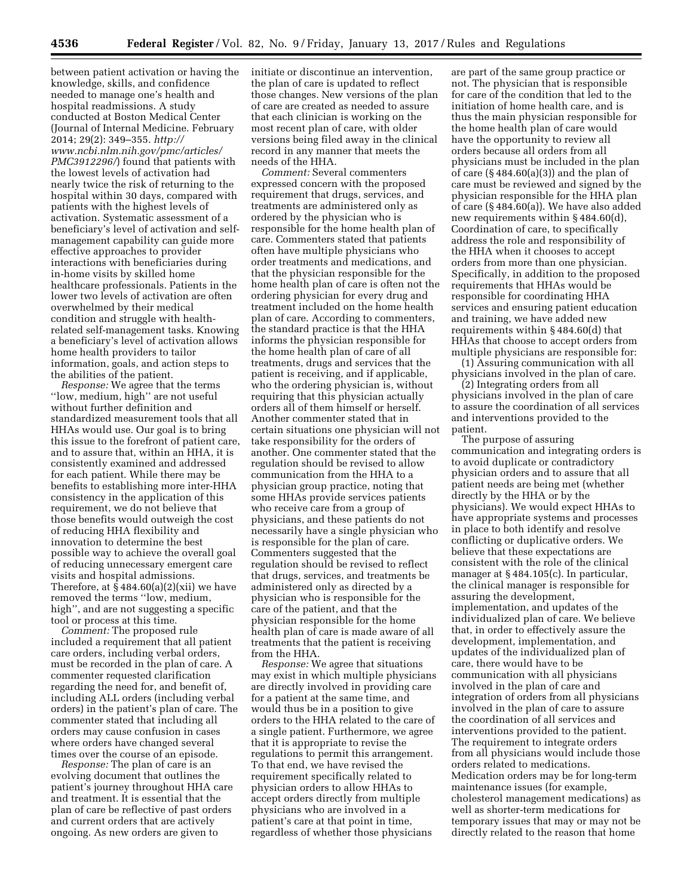between patient activation or having the knowledge, skills, and confidence needed to manage one's health and hospital readmissions. A study conducted at Boston Medical Center (Journal of Internal Medicine. February 2014; 29(2): 349–355. *http://www.ncbi.nlm.nih.gov/pmc/articles/PMC3912296/*) found that patients with the lowest levels of activation had nearly twice the risk of returning to the hospital within 30 days, compared with patients with the highest levels of activation. Systematic assessment of a beneficiary's level of activation and self-management capability can guide more effective approaches to provider interactions with beneficiaries during in-home visits by skilled home healthcare professionals. Patients in the lower two levels of activation are often overwhelmed by their medical condition and struggle with health-related self-management tasks. Knowing a beneficiary's level of activation allows home health providers to tailor information, goals, and action steps to the abilities of the patient.

*Response:* We agree that the terms ''low, medium, high'' are not useful without further definition and standardized measurement tools that all HHAs would use. Our goal is to bring this issue to the forefront of patient care, and to assure that, within an HHA, it is consistently examined and addressed for each patient. While there may be benefits to establishing more inter-HHA consistency in the application of this requirement, we do not believe that those benefits would outweigh the cost of reducing HHA flexibility and innovation to determine the best possible way to achieve the overall goal of reducing unnecessary emergent care visits and hospital admissions. Therefore, at § 484.60(a)(2)(xii) we have removed the terms ''low, medium, high'', and are not suggesting a specific tool or process at this time.

*Comment:* The proposed rule included a requirement that all patient care orders, including verbal orders, must be recorded in the plan of care. A commenter requested clarification regarding the need for, and benefit of, including ALL orders (including verbal orders) in the patient's plan of care. The commenter stated that including all orders may cause confusion in cases where orders have changed several times over the course of an episode.

*Response:* The plan of care is an evolving document that outlines the patient's journey throughout HHA care and treatment. It is essential that the plan of care be reflective of past orders and current orders that are actively ongoing. As new orders are given to initiate or discontinue an intervention, the plan of care is updated to reflect those changes. New versions of the plan of care are created as needed to assure that each clinician is working on the most recent plan of care, with older versions being filed away in the clinical record in any manner that meets the needs of the HHA.

*Comment:* Several commenters expressed concern with the proposed requirement that drugs, services, and treatments are administered only as ordered by the physician who is responsible for the home health plan of care. Commenters stated that patients often have multiple physicians who order treatments and medications, and that the physician responsible for the home health plan of care is often not the ordering physician for every drug and treatment included on the home health plan of care. According to commenters, the standard practice is that the HHA informs the physician responsible for the home health plan of care of all treatments, drugs and services that the patient is receiving, and if applicable, who the ordering physician is, without requiring that this physician actually orders all of them himself or herself. Another commenter stated that in certain situations one physician will not take responsibility for the orders of another. One commenter stated that the regulation should be revised to allow communication from the HHA to a physician group practice, noting that some HHAs provide services patients who receive care from a group of physicians, and these patients do not necessarily have a single physician who is responsible for the plan of care. Commenters suggested that the regulation should be revised to reflect that drugs, services, and treatments be administered only as directed by a physician who is responsible for the care of the patient, and that the physician responsible for the home health plan of care is made aware of all treatments that the patient is receiving from the HHA.

*Response:* We agree that situations may exist in which multiple physicians are directly involved in providing care for a patient at the same time, and would thus be in a position to give orders to the HHA related to the care of a single patient. Furthermore, we agree that it is appropriate to revise the regulations to permit this arrangement. To that end, we have revised the requirement specifically related to physician orders to allow HHAs to accept orders directly from multiple physicians who are involved in a patient's care at that point in time, regardless of whether those physicians are part of the same group practice or not. The physician that is responsible for care of the condition that led to the initiation of home health care, and is thus the main physician responsible for the home health plan of care would have the opportunity to review all orders because all orders from all physicians must be included in the plan of care (§ 484.60(a)(3)) and the plan of care must be reviewed and signed by the physician responsible for the HHA plan of care (§ 484.60(a)). We have also added new requirements within § 484.60(d), Coordination of care, to specifically address the role and responsibility of the HHA when it chooses to accept orders from more than one physician. Specifically, in addition to the proposed requirements that HHAs would be responsible for coordinating HHA services and ensuring patient education and training, we have added new requirements within § 484.60(d) that HHAs that choose to accept orders from multiple physicians are responsible for:

(1) Assuring communication with all physicians involved in the plan of care.

(2) Integrating orders from all physicians involved in the plan of care to assure the coordination of all services and interventions provided to the patient.

The purpose of assuring communication and integrating orders is to avoid duplicate or contradictory physician orders and to assure that all patient needs are being met (whether directly by the HHA or by the physicians). We would expect HHAs to have appropriate systems and processes in place to both identify and resolve conflicting or duplicative orders. We believe that these expectations are consistent with the role of the clinical manager at § 484.105(c). In particular, the clinical manager is responsible for assuring the development, implementation, and updates of the individualized plan of care. We believe that, in order to effectively assure the development, implementation, and updates of the individualized plan of care, there would have to be communication with all physicians involved in the plan of care and integration of orders from all physicians involved in the plan of care to assure the coordination of all services and interventions provided to the patient. The requirement to integrate orders from all physicians would include those orders related to medications. Medication orders may be for long-term maintenance issues (for example, cholesterol management medications) as well as shorter-term medications for temporary issues that may or may not be directly related to the reason that home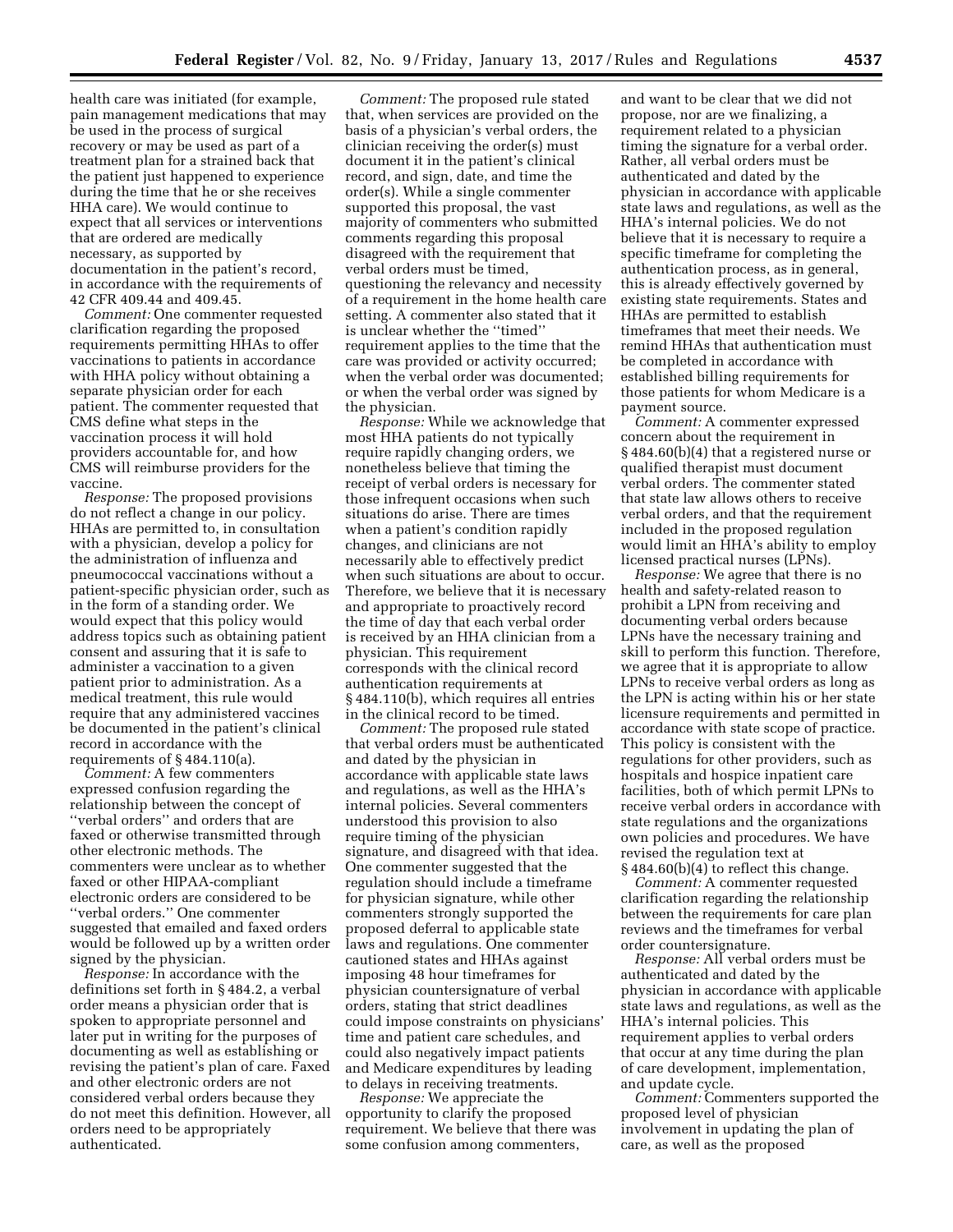health care was initiated (for example, pain management medications that may be used in the process of surgical recovery or may be used as part of a treatment plan for a strained back that the patient just happened to experience during the time that he or she receives HHA care). We would continue to expect that all services or interventions that are ordered are medically necessary, as supported by documentation in the patient's record, in accordance with the requirements of 42 CFR 409.44 and 409.45.

*Comment:* One commenter requested clarification regarding the proposed requirements permitting HHAs to offer vaccinations to patients in accordance with HHA policy without obtaining a separate physician order for each patient. The commenter requested that CMS define what steps in the vaccination process it will hold providers accountable for, and how CMS will reimburse providers for the vaccine.

*Response:* The proposed provisions do not reflect a change in our policy. HHAs are permitted to, in consultation with a physician, develop a policy for the administration of influenza and pneumococcal vaccinations without a patient-specific physician order, such as in the form of a standing order. We would expect that this policy would address topics such as obtaining patient consent and assuring that it is safe to administer a vaccination to a given patient prior to administration. As a medical treatment, this rule would require that any administered vaccines be documented in the patient's clinical record in accordance with the requirements of § 484.110(a).

*Comment:* A few commenters expressed confusion regarding the relationship between the concept of ''verbal orders'' and orders that are faxed or otherwise transmitted through other electronic methods. The commenters were unclear as to whether faxed or other HIPAA-compliant electronic orders are considered to be ''verbal orders.'' One commenter suggested that emailed and faxed orders would be followed up by a written order signed by the physician.

*Response:* In accordance with the definitions set forth in § 484.2, a verbal order means a physician order that is spoken to appropriate personnel and later put in writing for the purposes of documenting as well as establishing or revising the patient's plan of care. Faxed and other electronic orders are not considered verbal orders because they do not meet this definition. However, all orders need to be appropriately authenticated.

*Comment:* The proposed rule stated that, when services are provided on the basis of a physician's verbal orders, the clinician receiving the order(s) must document it in the patient's clinical record, and sign, date, and time the order(s). While a single commenter supported this proposal, the vast majority of commenters who submitted comments regarding this proposal disagreed with the requirement that verbal orders must be timed, questioning the relevancy and necessity of a requirement in the home health care setting. A commenter also stated that it is unclear whether the ''timed'' requirement applies to the time that the care was provided or activity occurred; when the verbal order was documented; or when the verbal order was signed by the physician.

*Response:* While we acknowledge that most HHA patients do not typically require rapidly changing orders, we nonetheless believe that timing the receipt of verbal orders is necessary for those infrequent occasions when such situations do arise. There are times when a patient's condition rapidly changes, and clinicians are not necessarily able to effectively predict when such situations are about to occur. Therefore, we believe that it is necessary and appropriate to proactively record the time of day that each verbal order is received by an HHA clinician from a physician. This requirement corresponds with the clinical record authentication requirements at § 484.110(b), which requires all entries in the clinical record to be timed.

*Comment:* The proposed rule stated that verbal orders must be authenticated and dated by the physician in accordance with applicable state laws and regulations, as well as the HHA's internal policies. Several commenters understood this provision to also require timing of the physician signature, and disagreed with that idea. One commenter suggested that the regulation should include a timeframe for physician signature, while other commenters strongly supported the proposed deferral to applicable state laws and regulations. One commenter cautioned states and HHAs against imposing 48 hour timeframes for physician countersignature of verbal orders, stating that strict deadlines could impose constraints on physicians' time and patient care schedules, and could also negatively impact patients and Medicare expenditures by leading to delays in receiving treatments.

*Response:* We appreciate the opportunity to clarify the proposed requirement. We believe that there was some confusion among commenters, and want to be clear that we did not propose, nor are we finalizing, a requirement related to a physician timing the signature for a verbal order. Rather, all verbal orders must be authenticated and dated by the physician in accordance with applicable state laws and regulations, as well as the HHA's internal policies. We do not believe that it is necessary to require a specific timeframe for completing the authentication process, as in general, this is already effectively governed by existing state requirements. States and HHAs are permitted to establish timeframes that meet their needs. We remind HHAs that authentication must be completed in accordance with established billing requirements for those patients for whom Medicare is a payment source.

*Comment:* A commenter expressed concern about the requirement in § 484.60(b)(4) that a registered nurse or qualified therapist must document verbal orders. The commenter stated that state law allows others to receive verbal orders, and that the requirement included in the proposed regulation would limit an HHA's ability to employ licensed practical nurses (LPNs).

*Response:* We agree that there is no health and safety-related reason to prohibit a LPN from receiving and documenting verbal orders because LPNs have the necessary training and skill to perform this function. Therefore, we agree that it is appropriate to allow LPNs to receive verbal orders as long as the LPN is acting within his or her state licensure requirements and permitted in accordance with state scope of practice. This policy is consistent with the regulations for other providers, such as hospitals and hospice inpatient care facilities, both of which permit LPNs to receive verbal orders in accordance with state regulations and the organizations own policies and procedures. We have revised the regulation text at § 484.60(b)(4) to reflect this change.

*Comment:* A commenter requested clarification regarding the relationship between the requirements for care plan reviews and the timeframes for verbal order countersignature.

*Response:* All verbal orders must be authenticated and dated by the physician in accordance with applicable state laws and regulations, as well as the HHA's internal policies. This requirement applies to verbal orders that occur at any time during the plan of care development, implementation, and update cycle.

*Comment:* Commenters supported the proposed level of physician involvement in updating the plan of care, as well as the proposed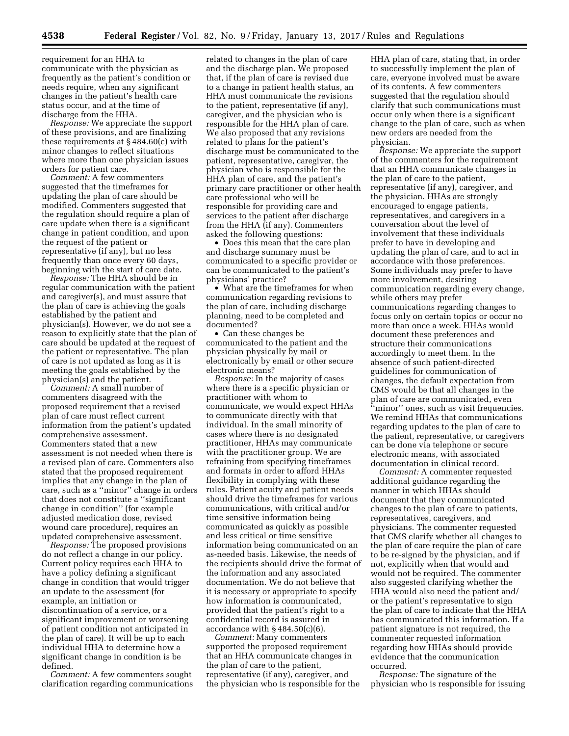requirement for an HHA to communicate with the physician as frequently as the patient's condition or needs require, when any significant changes in the patient's health care status occur, and at the time of discharge from the HHA.

*Response:* We appreciate the support of these provisions, and are finalizing these requirements at § 484.60(c) with minor changes to reflect situations where more than one physician issues orders for patient care.

*Comment:* A few commenters suggested that the timeframes for updating the plan of care should be modified. Commenters suggested that the regulation should require a plan of care update when there is a significant change in patient condition, and upon the request of the patient or representative (if any), but no less frequently than once every 60 days, beginning with the start of care date.

*Response:* The HHA should be in regular communication with the patient and caregiver(s), and must assure that the plan of care is achieving the goals established by the patient and physician(s). However, we do not see a reason to explicitly state that the plan of care should be updated at the request of the patient or representative. The plan of care is not updated as long as it is meeting the goals established by the physician(s) and the patient.

*Comment:* A small number of commenters disagreed with the proposed requirement that a revised plan of care must reflect current information from the patient's updated comprehensive assessment. Commenters stated that a new assessment is not needed when there is a revised plan of care. Commenters also stated that the proposed requirement implies that any change in the plan of care, such as a ''minor'' change in orders that does not constitute a ''significant change in condition'' (for example adjusted medication dose, revised wound care procedure), requires an updated comprehensive assessment.

*Response:* The proposed provisions do not reflect a change in our policy. Current policy requires each HHA to have a policy defining a significant change in condition that would trigger an update to the assessment (for example, an initiation or discontinuation of a service, or a significant improvement or worsening of patient condition not anticipated in the plan of care). It will be up to each individual HHA to determine how a significant change in condition is be defined.

*Comment:* A few commenters sought clarification regarding communications related to changes in the plan of care and the discharge plan. We proposed that, if the plan of care is revised due to a change in patient health status, an HHA must communicate the revisions to the patient, representative (if any), caregiver, and the physician who is responsible for the HHA plan of care. We also proposed that any revisions related to plans for the patient's discharge must be communicated to the patient, representative, caregiver, the physician who is responsible for the HHA plan of care, and the patient's primary care practitioner or other health care professional who will be responsible for providing care and services to the patient after discharge from the HHA (if any). Commenters asked the following questions:

- Does this mean that the care plan and discharge summary must be communicated to a specific provider or can be communicated to the patient's physicians' practice?
- What are the timeframes for when communication regarding revisions to the plan of care, including discharge planning, need to be completed and documented?
- Can these changes be communicated to the patient and the physician physically by mail or electronically by email or other secure electronic means?

*Response:* In the majority of cases where there is a specific physician or practitioner with whom to communicate, we would expect HHAs to communicate directly with that individual. In the small minority of cases where there is no designated practitioner, HHAs may communicate with the practitioner group. We are refraining from specifying timeframes and formats in order to afford HHAs flexibility in complying with these rules. Patient acuity and patient needs should drive the timeframes for various communications, with critical and/or time sensitive information being communicated as quickly as possible and less critical or time sensitive information being communicated on an as-needed basis. Likewise, the needs of the recipients should drive the format of the information and any associated documentation. We do not believe that it is necessary or appropriate to specify how information is communicated, provided that the patient's right to a confidential record is assured in accordance with § 484.50(c)(6).

*Comment:* Many commenters supported the proposed requirement that an HHA communicate changes in the plan of care to the patient, representative (if any), caregiver, and the physician who is responsible for the HHA plan of care, stating that, in order to successfully implement the plan of care, everyone involved must be aware of its contents. A few commenters suggested that the regulation should clarify that such communications must occur only when there is a significant change to the plan of care, such as when new orders are needed from the physician.

*Response:* We appreciate the support of the commenters for the requirement that an HHA communicate changes in the plan of care to the patient, representative (if any), caregiver, and the physician. HHAs are strongly encouraged to engage patients, representatives, and caregivers in a conversation about the level of involvement that these individuals prefer to have in developing and updating the plan of care, and to act in accordance with those preferences. Some individuals may prefer to have more involvement, desiring communication regarding every change, while others may prefer communications regarding changes to focus only on certain topics or occur no more than once a week. HHAs would document these preferences and structure their communications accordingly to meet them. In the absence of such patient-directed guidelines for communication of changes, the default expectation from CMS would be that all changes in the plan of care are communicated, even ''minor'' ones, such as visit frequencies. We remind HHAs that communications regarding updates to the plan of care to the patient, representative, or caregivers can be done via telephone or secure electronic means, with associated documentation in clinical record.

*Comment:* A commenter requested additional guidance regarding the manner in which HHAs should document that they communicated changes to the plan of care to patients, representatives, caregivers, and physicians. The commenter requested that CMS clarify whether all changes to the plan of care require the plan of care to be re-signed by the physician, and if not, explicitly when that would and would not be required. The commenter also suggested clarifying whether the HHA would also need the patient and/or the patient's representative to sign the plan of care to indicate that the HHA has communicated this information. If a patient signature is not required, the commenter requested information regarding how HHAs should provide evidence that the communication occurred.

*Response:* The signature of the physician who is responsible for issuing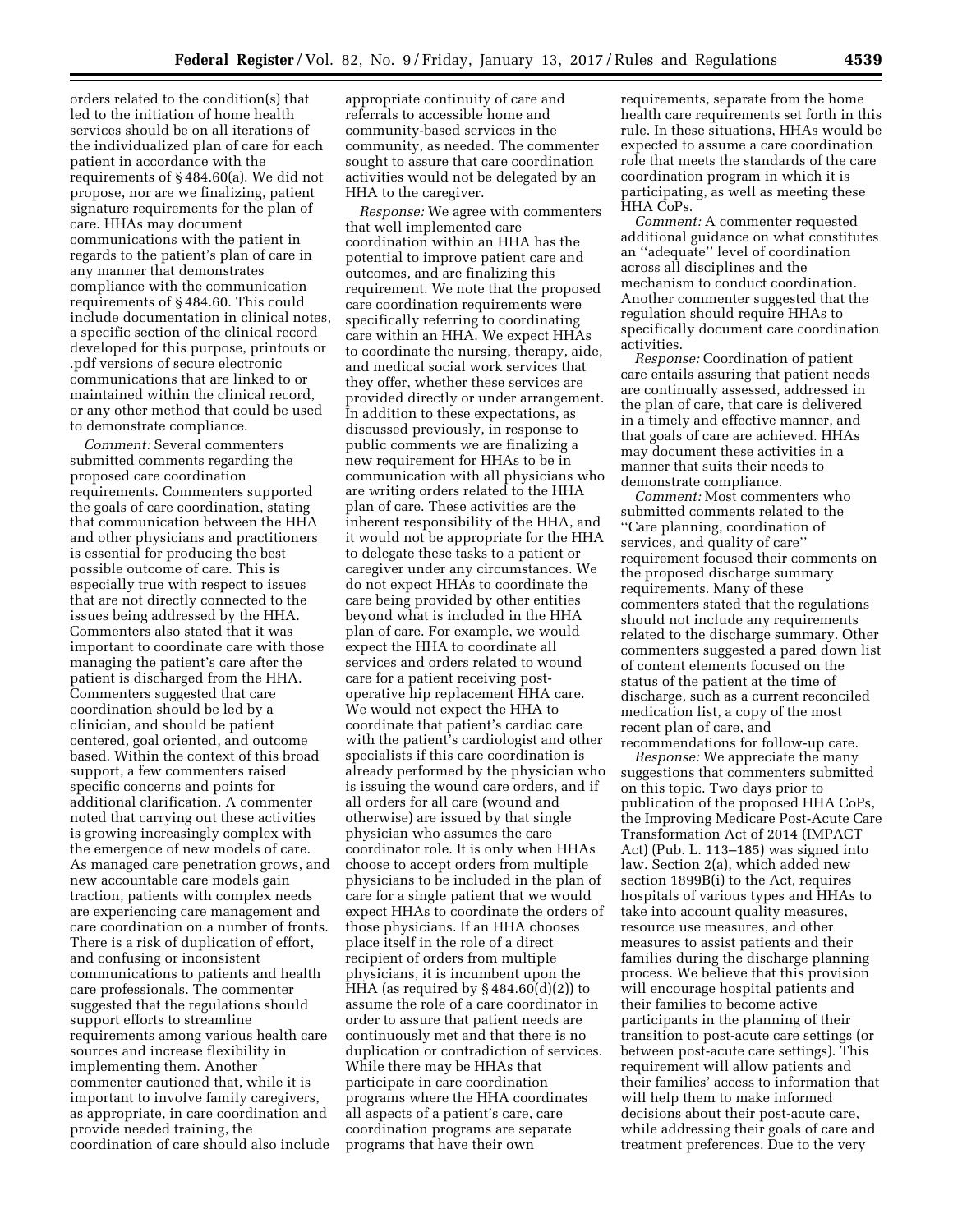orders related to the condition(s) that led to the initiation of home health services should be on all iterations of the individualized plan of care for each patient in accordance with the requirements of § 484.60(a). We did not propose, nor are we finalizing, patient signature requirements for the plan of care. HHAs may document communications with the patient in regards to the patient's plan of care in any manner that demonstrates compliance with the communication requirements of § 484.60. This could include documentation in clinical notes, a specific section of the clinical record developed for this purpose, printouts or .pdf versions of secure electronic communications that are linked to or maintained within the clinical record, or any other method that could be used to demonstrate compliance.

*Comment:* Several commenters submitted comments regarding the proposed care coordination requirements. Commenters supported the goals of care coordination, stating that communication between the HHA and other physicians and practitioners is essential for producing the best possible outcome of care. This is especially true with respect to issues that are not directly connected to the issues being addressed by the HHA. Commenters also stated that it was important to coordinate care with those managing the patient's care after the patient is discharged from the HHA. Commenters suggested that care coordination should be led by a clinician, and should be patient centered, goal oriented, and outcome based. Within the context of this broad support, a few commenters raised specific concerns and points for additional clarification. A commenter noted that carrying out these activities is growing increasingly complex with the emergence of new models of care. As managed care penetration grows, and new accountable care models gain traction, patients with complex needs are experiencing care management and care coordination on a number of fronts. There is a risk of duplication of effort, and confusing or inconsistent communications to patients and health care professionals. The commenter suggested that the regulations should support efforts to streamline requirements among various health care sources and increase flexibility in implementing them. Another commenter cautioned that, while it is important to involve family caregivers, as appropriate, in care coordination and provide needed training, the coordination of care should also include appropriate continuity of care and referrals to accessible home and community-based services in the community, as needed. The commenter sought to assure that care coordination activities would not be delegated by an HHA to the caregiver.

*Response:* We agree with commenters that well implemented care coordination within an HHA has the potential to improve patient care and outcomes, and are finalizing this requirement. We note that the proposed care coordination requirements were specifically referring to coordinating care within an HHA. We expect HHAs to coordinate the nursing, therapy, aide, and medical social work services that they offer, whether these services are provided directly or under arrangement. In addition to these expectations, as discussed previously, in response to public comments we are finalizing a new requirement for HHAs to be in communication with all physicians who are writing orders related to the HHA plan of care. These activities are the inherent responsibility of the HHA, and it would not be appropriate for the HHA to delegate these tasks to a patient or caregiver under any circumstances. We do not expect HHAs to coordinate the care being provided by other entities beyond what is included in the HHA plan of care. For example, we would expect the HHA to coordinate all services and orders related to wound care for a patient receiving post-operative hip replacement HHA care. We would not expect the HHA to coordinate that patient's cardiac care with the patient's cardiologist and other specialists if this care coordination is already performed by the physician who is issuing the wound care orders, and if all orders for all care (wound and otherwise) are issued by that single physician who assumes the care coordinator role. It is only when HHAs choose to accept orders from multiple physicians to be included in the plan of care for a single patient that we would expect HHAs to coordinate the orders of those physicians. If an HHA chooses place itself in the role of a direct recipient of orders from multiple physicians, it is incumbent upon the HHA (as required by § 484.60(d)(2)) to assume the role of a care coordinator in order to assure that patient needs are continuously met and that there is no duplication or contradiction of services. While there may be HHAs that participate in care coordination programs where the HHA coordinates all aspects of a patient's care, care coordination programs are separate programs that have their own requirements, separate from the home health care requirements set forth in this rule. In these situations, HHAs would be expected to assume a care coordination role that meets the standards of the care coordination program in which it is participating, as well as meeting these HHA CoPs.

*Comment:* A commenter requested additional guidance on what constitutes an ''adequate'' level of coordination across all disciplines and the mechanism to conduct coordination. Another commenter suggested that the regulation should require HHAs to specifically document care coordination activities.

*Response:* Coordination of patient care entails assuring that patient needs are continually assessed, addressed in the plan of care, that care is delivered in a timely and effective manner, and that goals of care are achieved. HHAs may document these activities in a manner that suits their needs to demonstrate compliance.

*Comment:* Most commenters who submitted comments related to the ''Care planning, coordination of services, and quality of care'' requirement focused their comments on the proposed discharge summary requirements. Many of these commenters stated that the regulations should not include any requirements related to the discharge summary. Other commenters suggested a pared down list of content elements focused on the status of the patient at the time of discharge, such as a current reconciled medication list, a copy of the most recent plan of care, and recommendations for follow-up care.

*Response:* We appreciate the many suggestions that commenters submitted on this topic. Two days prior to publication of the proposed HHA CoPs, the Improving Medicare Post-Acute Care Transformation Act of 2014 (IMPACT Act) (Pub. L. 113–185) was signed into law. Section 2(a), which added new section 1899B(i) to the Act, requires hospitals of various types and HHAs to take into account quality measures, resource use measures, and other measures to assist patients and their families during the discharge planning process. We believe that this provision will encourage hospital patients and their families to become active participants in the planning of their transition to post-acute care settings (or between post-acute care settings). This requirement will allow patients and their families' access to information that will help them to make informed decisions about their post-acute care, while addressing their goals of care and treatment preferences. Due to the very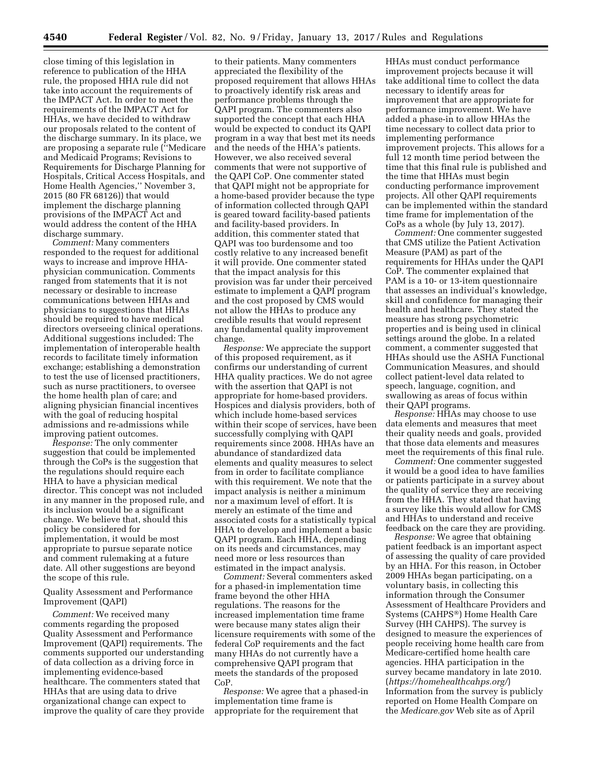close timing of this legislation in reference to publication of the HHA rule, the proposed HHA rule did not take into account the requirements of the IMPACT Act. In order to meet the requirements of the IMPACT Act for HHAs, we have decided to withdraw our proposals related to the content of the discharge summary. In its place, we are proposing a separate rule (''Medicare and Medicaid Programs; Revisions to Requirements for Discharge Planning for Hospitals, Critical Access Hospitals, and Home Health Agencies,'' November 3, 2015 (80 FR 68126)) that would implement the discharge planning provisions of the IMPACT Act and would address the content of the HHA discharge summary.

*Comment:* Many commenters responded to the request for additional ways to increase and improve HHA-physician communication. Comments ranged from statements that it is not necessary or desirable to increase communications between HHAs and physicians to suggestions that HHAs should be required to have medical directors overseeing clinical operations. Additional suggestions included: The implementation of interoperable health records to facilitate timely information exchange; establishing a demonstration to test the use of licensed practitioners, such as nurse practitioners, to oversee the home health plan of care; and aligning physician financial incentives with the goal of reducing hospital admissions and re-admissions while improving patient outcomes.

*Response:* The only commenter suggestion that could be implemented through the CoPs is the suggestion that the regulations should require each HHA to have a physician medical director. This concept was not included in any manner in the proposed rule, and its inclusion would be a significant change. We believe that, should this policy be considered for implementation, it would be most appropriate to pursue separate notice and comment rulemaking at a future date. All other suggestions are beyond the scope of this rule.

Quality Assessment and Performance Improvement (QAPI)

*Comment:* We received many comments regarding the proposed Quality Assessment and Performance Improvement (QAPI) requirements. The comments supported our understanding of data collection as a driving force in implementing evidence-based healthcare. The commenters stated that HHAs that are using data to drive organizational change can expect to improve the quality of care they provide to their patients. Many commenters appreciated the flexibility of the proposed requirement that allows HHAs to proactively identify risk areas and performance problems through the QAPI program. The commenters also supported the concept that each HHA would be expected to conduct its QAPI program in a way that best met its needs and the needs of the HHA's patients. However, we also received several comments that were not supportive of the QAPI CoP. One commenter stated that QAPI might not be appropriate for a home-based provider because the type of information collected through QAPI is geared toward facility-based patients and facility-based providers. In addition, this commenter stated that QAPI was too burdensome and too costly relative to any increased benefit it will provide. One commenter stated that the impact analysis for this provision was far under their perceived estimate to implement a QAPI program and the cost proposed by CMS would not allow the HHAs to produce any credible results that would represent any fundamental quality improvement change.

*Response:* We appreciate the support of this proposed requirement, as it confirms our understanding of current HHA quality practices. We do not agree with the assertion that QAPI is not appropriate for home-based providers. Hospices and dialysis providers, both of which include home-based services within their scope of services, have been successfully complying with QAPI requirements since 2008. HHAs have an abundance of standardized data elements and quality measures to select from in order to facilitate compliance with this requirement. We note that the impact analysis is neither a minimum nor a maximum level of effort. It is merely an estimate of the time and associated costs for a statistically typical HHA to develop and implement a basic QAPI program. Each HHA, depending on its needs and circumstances, may need more or less resources than estimated in the impact analysis.

*Comment:* Several commenters asked for a phased-in implementation time frame beyond the other HHA regulations. The reasons for the increased implementation time frame were because many states align their licensure requirements with some of the federal CoP requirements and the fact many HHAs do not currently have a comprehensive QAPI program that meets the standards of the proposed CoP.

*Response:* We agree that a phased-in implementation time frame is appropriate for the requirement that HHAs must conduct performance improvement projects because it will take additional time to collect the data necessary to identify areas for improvement that are appropriate for performance improvement. We have added a phase-in to allow HHAs the time necessary to collect data prior to implementing performance improvement projects. This allows for a full 12 month time period between the time that this final rule is published and the time that HHAs must begin conducting performance improvement projects. All other QAPI requirements can be implemented within the standard time frame for implementation of the CoPs as a whole (by July 13, 2017).

*Comment:* One commenter suggested that CMS utilize the Patient Activation Measure (PAM) as part of the requirements for HHAs under the QAPI CoP. The commenter explained that PAM is a 10- or 13-item questionnaire that assesses an individual's knowledge, skill and confidence for managing their health and healthcare. They stated the measure has strong psychometric properties and is being used in clinical settings around the globe. In a related comment, a commenter suggested that HHAs should use the ASHA Functional Communication Measures, and should collect patient-level data related to speech, language, cognition, and swallowing as areas of focus within their QAPI programs.

*Response:* HHAs may choose to use data elements and measures that meet their quality needs and goals, provided that those data elements and measures meet the requirements of this final rule.

*Comment:* One commenter suggested it would be a good idea to have families or patients participate in a survey about the quality of service they are receiving from the HHA. They stated that having a survey like this would allow for CMS and HHAs to understand and receive feedback on the care they are providing.

*Response:* We agree that obtaining patient feedback is an important aspect of assessing the quality of care provided by an HHA. For this reason, in October 2009 HHAs began participating, on a voluntary basis, in collecting this information through the Consumer Assessment of Healthcare Providers and Systems (CAHPS®) Home Health Care Survey (HH CAHPS). The survey is designed to measure the experiences of people receiving home health care from Medicare-certified home health care agencies. HHA participation in the survey became mandatory in late 2010. (*https://homehealthcahps.org/*) Information from the survey is publicly reported on Home Health Compare on the *Medicare.gov* Web site as of April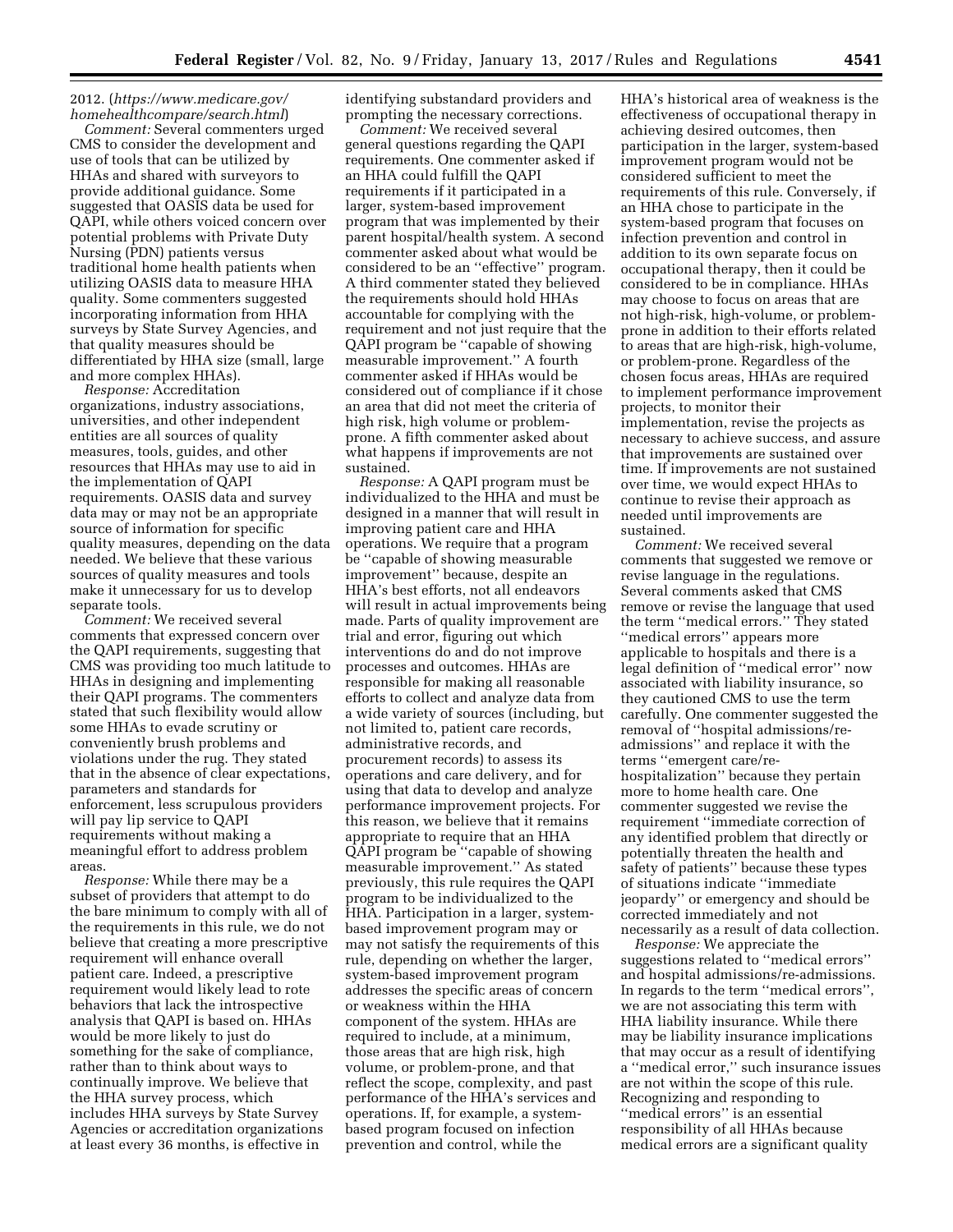2012. (*https://www.medicare.gov/homehealthcompare/search.html*)

*Comment:* Several commenters urged CMS to consider the development and use of tools that can be utilized by HHAs and shared with surveyors to provide additional guidance. Some suggested that OASIS data be used for QAPI, while others voiced concern over potential problems with Private Duty Nursing (PDN) patients versus traditional home health patients when utilizing OASIS data to measure HHA quality. Some commenters suggested incorporating information from HHA surveys by State Survey Agencies, and that quality measures should be differentiated by HHA size (small, large and more complex HHAs).

*Response:* Accreditation organizations, industry associations, universities, and other independent entities are all sources of quality measures, tools, guides, and other resources that HHAs may use to aid in the implementation of QAPI requirements. OASIS data and survey data may or may not be an appropriate source of information for specific quality measures, depending on the data needed. We believe that these various sources of quality measures and tools make it unnecessary for us to develop separate tools.

*Comment:* We received several comments that expressed concern over the QAPI requirements, suggesting that CMS was providing too much latitude to HHAs in designing and implementing their QAPI programs. The commenters stated that such flexibility would allow some HHAs to evade scrutiny or conveniently brush problems and violations under the rug. They stated that in the absence of clear expectations, parameters and standards for enforcement, less scrupulous providers will pay lip service to QAPI requirements without making a meaningful effort to address problem areas.

*Response:* While there may be a subset of providers that attempt to do the bare minimum to comply with all of the requirements in this rule, we do not believe that creating a more prescriptive requirement will enhance overall patient care. Indeed, a prescriptive requirement would likely lead to rote behaviors that lack the introspective analysis that QAPI is based on. HHAs would be more likely to just do something for the sake of compliance, rather than to think about ways to continually improve. We believe that the HHA survey process, which includes HHA surveys by State Survey Agencies or accreditation organizations at least every 36 months, is effective in identifying substandard providers and prompting the necessary corrections.

*Comment:* We received several general questions regarding the QAPI requirements. One commenter asked if an HHA could fulfill the QAPI requirements if it participated in a larger, system-based improvement program that was implemented by their parent hospital/health system. A second commenter asked about what would be considered to be an ''effective'' program. A third commenter stated they believed the requirements should hold HHAs accountable for complying with the requirement and not just require that the QAPI program be ''capable of showing measurable improvement.'' A fourth commenter asked if HHAs would be considered out of compliance if it chose an area that did not meet the criteria of high risk, high volume or problem-prone. A fifth commenter asked about what happens if improvements are not sustained.

*Response:* A QAPI program must be individualized to the HHA and must be designed in a manner that will result in improving patient care and HHA operations. We require that a program be ''capable of showing measurable improvement'' because, despite an HHA's best efforts, not all endeavors will result in actual improvements being made. Parts of quality improvement are trial and error, figuring out which interventions do and do not improve processes and outcomes. HHAs are responsible for making all reasonable efforts to collect and analyze data from a wide variety of sources (including, but not limited to, patient care records, administrative records, and procurement records) to assess its operations and care delivery, and for using that data to develop and analyze performance improvement projects. For this reason, we believe that it remains appropriate to require that an HHA QAPI program be ''capable of showing measurable improvement.'' As stated previously, this rule requires the QAPI program to be individualized to the HHA. Participation in a larger, system-based improvement program may or may not satisfy the requirements of this rule, depending on whether the larger, system-based improvement program addresses the specific areas of concern or weakness within the HHA component of the system. HHAs are required to include, at a minimum, those areas that are high risk, high volume, or problem-prone, and that reflect the scope, complexity, and past performance of the HHA's services and operations. If, for example, a system-based program focused on infection prevention and control, while the HHA's historical area of weakness is the effectiveness of occupational therapy in achieving desired outcomes, then participation in the larger, system-based improvement program would not be considered sufficient to meet the requirements of this rule. Conversely, if an HHA chose to participate in the system-based program that focuses on infection prevention and control in addition to its own separate focus on occupational therapy, then it could be considered to be in compliance. HHAs may choose to focus on areas that are not high-risk, high-volume, or problem-prone in addition to their efforts related to areas that are high-risk, high-volume, or problem-prone. Regardless of the chosen focus areas, HHAs are required to implement performance improvement projects, to monitor their implementation, revise the projects as necessary to achieve success, and assure that improvements are sustained over time. If improvements are not sustained over time, we would expect HHAs to continue to revise their approach as needed until improvements are sustained.

*Comment:* We received several comments that suggested we remove or revise language in the regulations. Several comments asked that CMS remove or revise the language that used the term ''medical errors.'' They stated ''medical errors'' appears more applicable to hospitals and there is a legal definition of ''medical error'' now associated with liability insurance, so they cautioned CMS to use the term carefully. One commenter suggested the removal of ''hospital admissions/re-admissions'' and replace it with the terms ''emergent care/re-hospitalization'' because they pertain more to home health care. One commenter suggested we revise the requirement ''immediate correction of any identified problem that directly or potentially threaten the health and safety of patients'' because these types of situations indicate ''immediate jeopardy'' or emergency and should be corrected immediately and not necessarily as a result of data collection.

*Response:* We appreciate the suggestions related to ''medical errors'' and hospital admissions/re-admissions. In regards to the term ''medical errors'', we are not associating this term with HHA liability insurance. While there may be liability insurance implications that may occur as a result of identifying a ''medical error,'' such insurance issues are not within the scope of this rule. Recognizing and responding to ''medical errors'' is an essential responsibility of all HHAs because medical errors are a significant quality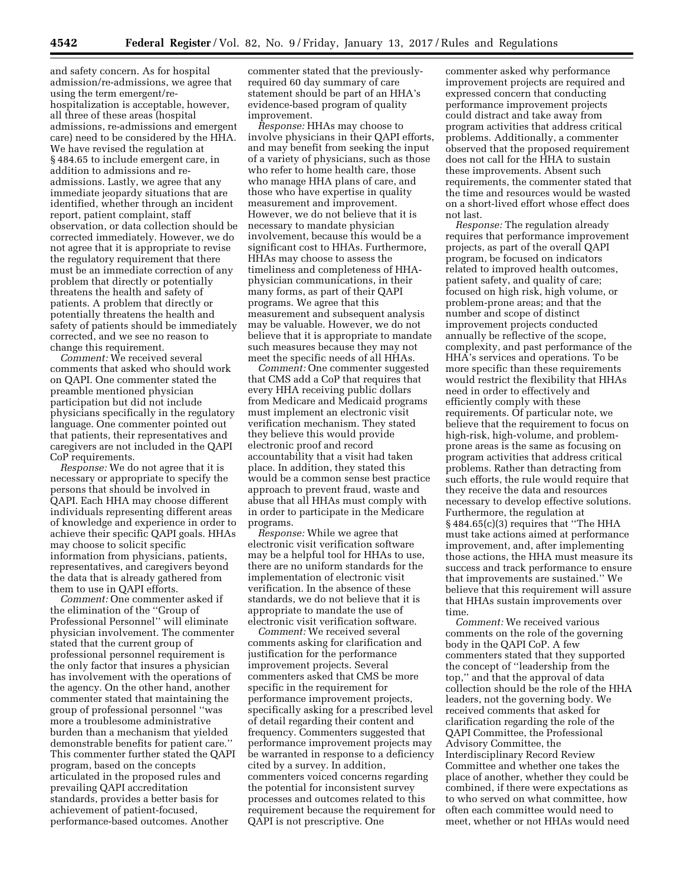and safety concern. As for hospital admission/re-admissions, we agree that using the term emergent/re-hospitalization is acceptable, however, all three of these areas (hospital admissions, re-admissions and emergent care) need to be considered by the HHA. We have revised the regulation at § 484.65 to include emergent care, in addition to admissions and re-admissions. Lastly, we agree that any immediate jeopardy situations that are identified, whether through an incident report, patient complaint, staff observation, or data collection should be corrected immediately. However, we do not agree that it is appropriate to revise the regulatory requirement that there must be an immediate correction of any problem that directly or potentially threatens the health and safety of patients. A problem that directly or potentially threatens the health and safety of patients should be immediately corrected, and we see no reason to change this requirement.

*Comment:* We received several comments that asked who should work on QAPI. One commenter stated the preamble mentioned physician participation but did not include physicians specifically in the regulatory language. One commenter pointed out that patients, their representatives and caregivers are not included in the QAPI CoP requirements.

*Response:* We do not agree that it is necessary or appropriate to specify the persons that should be involved in QAPI. Each HHA may choose different individuals representing different areas of knowledge and experience in order to achieve their specific QAPI goals. HHAs may choose to solicit specific information from physicians, patients, representatives, and caregivers beyond the data that is already gathered from them to use in QAPI efforts.

*Comment:* One commenter asked if the elimination of the ''Group of Professional Personnel'' will eliminate physician involvement. The commenter stated that the current group of professional personnel requirement is the only factor that insures a physician has involvement with the operations of the agency. On the other hand, another commenter stated that maintaining the group of professional personnel ''was more a troublesome administrative burden than a mechanism that yielded demonstrable benefits for patient care.'' This commenter further stated the QAPI program, based on the concepts articulated in the proposed rules and prevailing QAPI accreditation standards, provides a better basis for achievement of patient-focused, performance-based outcomes. Another commenter stated that the previously-required 60 day summary of care statement should be part of an HHA's evidence-based program of quality improvement.

*Response:* HHAs may choose to involve physicians in their QAPI efforts, and may benefit from seeking the input of a variety of physicians, such as those who refer to home health care, those who manage HHA plans of care, and those who have expertise in quality measurement and improvement. However, we do not believe that it is necessary to mandate physician involvement, because this would be a significant cost to HHAs. Furthermore, HHAs may choose to assess the timeliness and completeness of HHA-physician communications, in their many forms, as part of their QAPI programs. We agree that this measurement and subsequent analysis may be valuable. However, we do not believe that it is appropriate to mandate such measures because they may not meet the specific needs of all HHAs.

*Comment:* One commenter suggested that CMS add a CoP that requires that every HHA receiving public dollars from Medicare and Medicaid programs must implement an electronic visit verification mechanism. They stated they believe this would provide electronic proof and record accountability that a visit had taken place. In addition, they stated this would be a common sense best practice approach to prevent fraud, waste and abuse that all HHAs must comply with in order to participate in the Medicare programs.

*Response:* While we agree that electronic visit verification software may be a helpful tool for HHAs to use, there are no uniform standards for the implementation of electronic visit verification. In the absence of these standards, we do not believe that it is appropriate to mandate the use of electronic visit verification software.

*Comment:* We received several comments asking for clarification and justification for the performance improvement projects. Several commenters asked that CMS be more specific in the requirement for performance improvement projects, specifically asking for a prescribed level of detail regarding their content and frequency. Commenters suggested that performance improvement projects may be warranted in response to a deficiency cited by a survey. In addition, commenters voiced concerns regarding the potential for inconsistent survey processes and outcomes related to this requirement because the requirement for QAPI is not prescriptive. One commenter asked why performance improvement projects are required and expressed concern that conducting performance improvement projects could distract and take away from program activities that address critical problems. Additionally, a commenter observed that the proposed requirement does not call for the HHA to sustain these improvements. Absent such requirements, the commenter stated that the time and resources would be wasted on a short-lived effort whose effect does not last.

*Response:* The regulation already requires that performance improvement projects, as part of the overall QAPI program, be focused on indicators related to improved health outcomes, patient safety, and quality of care; focused on high risk, high volume, or problem-prone areas; and that the number and scope of distinct improvement projects conducted annually be reflective of the scope, complexity, and past performance of the HHA's services and operations. To be more specific than these requirements would restrict the flexibility that HHAs need in order to effectively and efficiently comply with these requirements. Of particular note, we believe that the requirement to focus on high-risk, high-volume, and problem-prone areas is the same as focusing on program activities that address critical problems. Rather than detracting from such efforts, the rule would require that they receive the data and resources necessary to develop effective solutions. Furthermore, the regulation at § 484.65(c)(3) requires that ''The HHA must take actions aimed at performance improvement, and, after implementing those actions, the HHA must measure its success and track performance to ensure that improvements are sustained.'' We believe that this requirement will assure that HHAs sustain improvements over time.

*Comment:* We received various comments on the role of the governing body in the QAPI CoP. A few commenters stated that they supported the concept of ''leadership from the top,'' and that the approval of data collection should be the role of the HHA leaders, not the governing body. We received comments that asked for clarification regarding the role of the QAPI Committee, the Professional Advisory Committee, the Interdisciplinary Record Review Committee and whether one takes the place of another, whether they could be combined, if there were expectations as to who served on what committee, how often each committee would need to meet, whether or not HHAs would need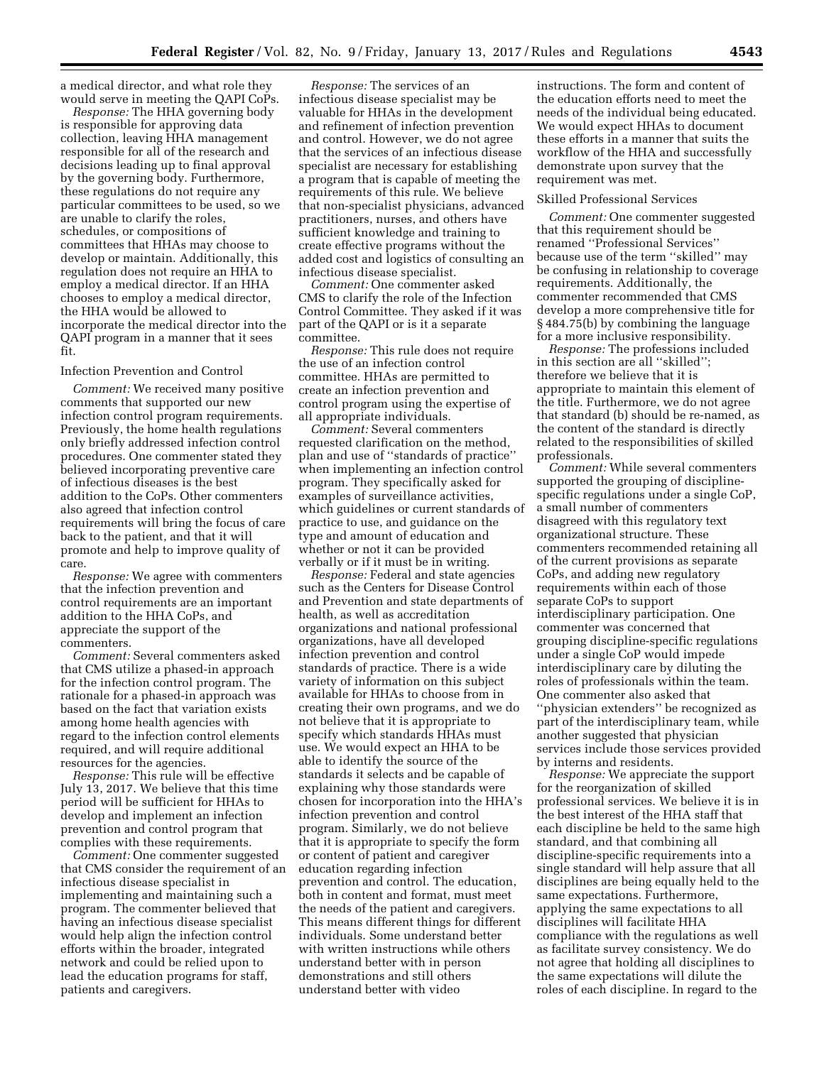a medical director, and what role they would serve in meeting the QAPI CoPs.

*Response:* The HHA governing body is responsible for approving data collection, leaving HHA management responsible for all of the research and decisions leading up to final approval by the governing body. Furthermore, these regulations do not require any particular committees to be used, so we are unable to clarify the roles, schedules, or compositions of committees that HHAs may choose to develop or maintain. Additionally, this regulation does not require an HHA to employ a medical director. If an HHA chooses to employ a medical director, the HHA would be allowed to incorporate the medical director into the QAPI program in a manner that it sees fit.

Infection Prevention and Control

*Comment:* We received many positive comments that supported our new infection control program requirements. Previously, the home health regulations only briefly addressed infection control procedures. One commenter stated they believed incorporating preventive care of infectious diseases is the best addition to the CoPs. Other commenters also agreed that infection control requirements will bring the focus of care back to the patient, and that it will promote and help to improve quality of care.

*Response:* We agree with commenters that the infection prevention and control requirements are an important addition to the HHA CoPs, and appreciate the support of the commenters.

*Comment:* Several commenters asked that CMS utilize a phased-in approach for the infection control program. The rationale for a phased-in approach was based on the fact that variation exists among home health agencies with regard to the infection control elements required, and will require additional resources for the agencies.

*Response:* This rule will be effective July 13, 2017. We believe that this time period will be sufficient for HHAs to develop and implement an infection prevention and control program that complies with these requirements.

*Comment:* One commenter suggested that CMS consider the requirement of an infectious disease specialist in implementing and maintaining such a program. The commenter believed that having an infectious disease specialist would help align the infection control efforts within the broader, integrated network and could be relied upon to lead the education programs for staff, patients and caregivers.

*Response:* The services of an infectious disease specialist may be valuable for HHAs in the development and refinement of infection prevention and control. However, we do not agree that the services of an infectious disease specialist are necessary for establishing a program that is capable of meeting the requirements of this rule. We believe that non-specialist physicians, advanced practitioners, nurses, and others have sufficient knowledge and training to create effective programs without the added cost and logistics of consulting an infectious disease specialist.

*Comment:* One commenter asked CMS to clarify the role of the Infection Control Committee. They asked if it was part of the QAPI or is it a separate committee.

*Response:* This rule does not require the use of an infection control committee. HHAs are permitted to create an infection prevention and control program using the expertise of all appropriate individuals.

*Comment:* Several commenters requested clarification on the method, plan and use of ''standards of practice'' when implementing an infection control program. They specifically asked for examples of surveillance activities, which guidelines or current standards of practice to use, and guidance on the type and amount of education and whether or not it can be provided verbally or if it must be in writing.

*Response:* Federal and state agencies such as the Centers for Disease Control and Prevention and state departments of health, as well as accreditation organizations and national professional organizations, have all developed infection prevention and control standards of practice. There is a wide variety of information on this subject available for HHAs to choose from in creating their own programs, and we do not believe that it is appropriate to specify which standards HHAs must use. We would expect an HHA to be able to identify the source of the standards it selects and be capable of explaining why those standards were chosen for incorporation into the HHA's infection prevention and control program. Similarly, we do not believe that it is appropriate to specify the form or content of patient and caregiver education regarding infection prevention and control. The education, both in content and format, must meet the needs of the patient and caregivers. This means different things for different individuals. Some understand better with written instructions while others understand better with in person demonstrations and still others understand better with video instructions. The form and content of the education efforts need to meet the needs of the individual being educated. We would expect HHAs to document these efforts in a manner that suits the workflow of the HHA and successfully demonstrate upon survey that the requirement was met.

Skilled Professional Services

*Comment:* One commenter suggested that this requirement should be renamed ''Professional Services'' because use of the term ''skilled'' may be confusing in relationship to coverage requirements. Additionally, the commenter recommended that CMS develop a more comprehensive title for § 484.75(b) by combining the language for a more inclusive responsibility.

*Response:* The professions included in this section are all ''skilled''; therefore we believe that it is appropriate to maintain this element of the title. Furthermore, we do not agree that standard (b) should be re-named, as the content of the standard is directly related to the responsibilities of skilled professionals.

*Comment:* While several commenters supported the grouping of discipline-specific regulations under a single CoP, a small number of commenters disagreed with this regulatory text organizational structure. These commenters recommended retaining all of the current provisions as separate CoPs, and adding new regulatory requirements within each of those separate CoPs to support interdisciplinary participation. One commenter was concerned that grouping discipline-specific regulations under a single CoP would impede interdisciplinary care by diluting the roles of professionals within the team. One commenter also asked that ''physician extenders'' be recognized as part of the interdisciplinary team, while another suggested that physician services include those services provided by interns and residents.

*Response:* We appreciate the support for the reorganization of skilled professional services. We believe it is in the best interest of the HHA staff that each discipline be held to the same high standard, and that combining all discipline-specific requirements into a single standard will help assure that all disciplines are being equally held to the same expectations. Furthermore, applying the same expectations to all disciplines will facilitate HHA compliance with the regulations as well as facilitate survey consistency. We do not agree that holding all disciplines to the same expectations will dilute the roles of each discipline. In regard to the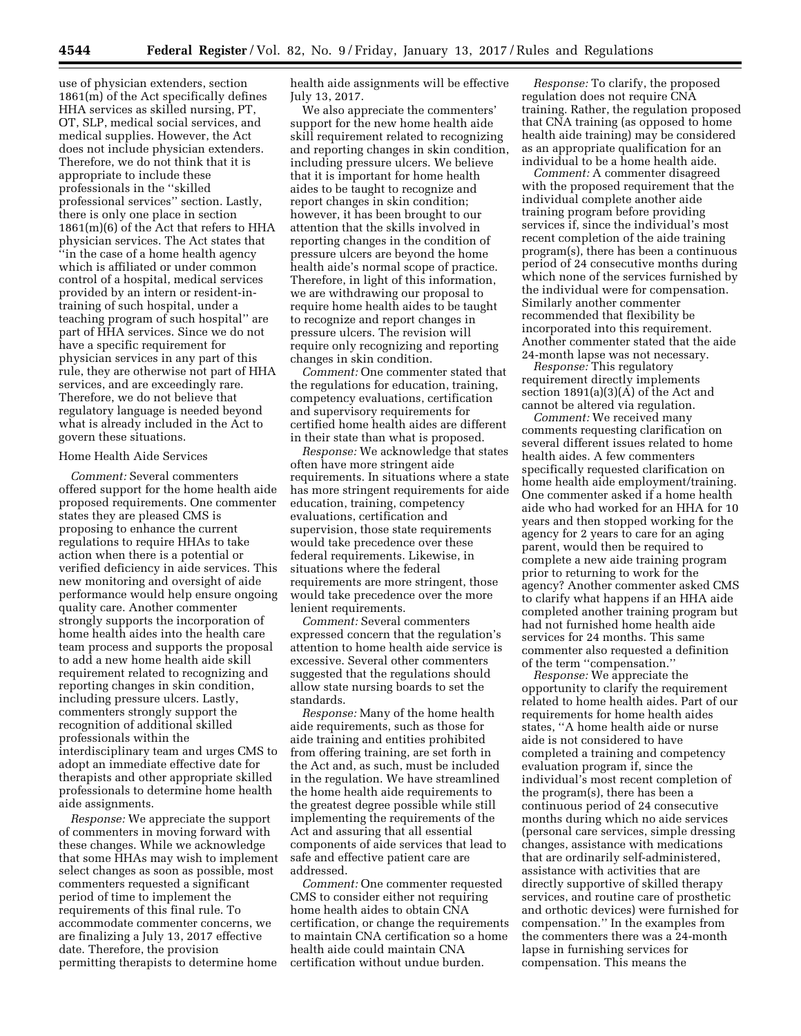use of physician extenders, section 1861(m) of the Act specifically defines HHA services as skilled nursing, PT, OT, SLP, medical social services, and medical supplies. However, the Act does not include physician extenders. Therefore, we do not think that it is appropriate to include these professionals in the ''skilled professional services'' section. Lastly, there is only one place in section 1861(m)(6) of the Act that refers to HHA physician services. The Act states that ''in the case of a home health agency which is affiliated or under common control of a hospital, medical services provided by an intern or resident-in-training of such hospital, under a teaching program of such hospital'' are part of HHA services. Since we do not have a specific requirement for physician services in any part of this rule, they are otherwise not part of HHA services, and are exceedingly rare. Therefore, we do not believe that regulatory language is needed beyond what is already included in the Act to govern these situations.

Home Health Aide Services

*Comment:* Several commenters offered support for the home health aide proposed requirements. One commenter states they are pleased CMS is proposing to enhance the current regulations to require HHAs to take action when there is a potential or verified deficiency in aide services. This new monitoring and oversight of aide performance would help ensure ongoing quality care. Another commenter strongly supports the incorporation of home health aides into the health care team process and supports the proposal to add a new home health aide skill requirement related to recognizing and reporting changes in skin condition, including pressure ulcers. Lastly, commenters strongly support the recognition of additional skilled professionals within the interdisciplinary team and urges CMS to adopt an immediate effective date for therapists and other appropriate skilled professionals to determine home health aide assignments.

*Response:* We appreciate the support of commenters in moving forward with these changes. While we acknowledge that some HHAs may wish to implement select changes as soon as possible, most commenters requested a significant period of time to implement the requirements of this final rule. To accommodate commenter concerns, we are finalizing a July 13, 2017 effective date. Therefore, the provision permitting therapists to determine home health aide assignments will be effective July 13, 2017.

We also appreciate the commenters' support for the new home health aide skill requirement related to recognizing and reporting changes in skin condition, including pressure ulcers. We believe that it is important for home health aides to be taught to recognize and report changes in skin condition; however, it has been brought to our attention that the skills involved in reporting changes in the condition of pressure ulcers are beyond the home health aide's normal scope of practice. Therefore, in light of this information, we are withdrawing our proposal to require home health aides to be taught to recognize and report changes in pressure ulcers. The revision will require only recognizing and reporting changes in skin condition.

*Comment:* One commenter stated that the regulations for education, training, competency evaluations, certification and supervisory requirements for certified home health aides are different in their state than what is proposed.

*Response:* We acknowledge that states often have more stringent aide requirements. In situations where a state has more stringent requirements for aide education, training, competency evaluations, certification and supervision, those state requirements would take precedence over these federal requirements. Likewise, in situations where the federal requirements are more stringent, those would take precedence over the more lenient requirements.

*Comment:* Several commenters expressed concern that the regulation's attention to home health aide service is excessive. Several other commenters suggested that the regulations should allow state nursing boards to set the standards.

*Response:* Many of the home health aide requirements, such as those for aide training and entities prohibited from offering training, are set forth in the Act and, as such, must be included in the regulation. We have streamlined the home health aide requirements to the greatest degree possible while still implementing the requirements of the Act and assuring that all essential components of aide services that lead to safe and effective patient care are addressed.

*Comment:* One commenter requested CMS to consider either not requiring home health aides to obtain CNA certification, or change the requirements to maintain CNA certification so a home health aide could maintain CNA certification without undue burden.

*Response:* To clarify, the proposed regulation does not require CNA training. Rather, the regulation proposed that CNA training (as opposed to home health aide training) may be considered as an appropriate qualification for an individual to be a home health aide.

*Comment:* A commenter disagreed with the proposed requirement that the individual complete another aide training program before providing services if, since the individual's most recent completion of the aide training program(s), there has been a continuous period of 24 consecutive months during which none of the services furnished by the individual were for compensation. Similarly another commenter recommended that flexibility be incorporated into this requirement. Another commenter stated that the aide 24-month lapse was not necessary.

*Response:* This regulatory requirement directly implements section 1891(a)(3)(A) of the Act and cannot be altered via regulation.

*Comment:* We received many comments requesting clarification on several different issues related to home health aides. A few commenters specifically requested clarification on home health aide employment/training. One commenter asked if a home health aide who had worked for an HHA for 10 years and then stopped working for the agency for 2 years to care for an aging parent, would then be required to complete a new aide training program prior to returning to work for the agency? Another commenter asked CMS to clarify what happens if an HHA aide completed another training program but had not furnished home health aide services for 24 months. This same commenter also requested a definition of the term ''compensation.''

*Response:* We appreciate the opportunity to clarify the requirement related to home health aides. Part of our requirements for home health aides states, ''A home health aide or nurse aide is not considered to have completed a training and competency evaluation program if, since the individual's most recent completion of the program(s), there has been a continuous period of 24 consecutive months during which no aide services (personal care services, simple dressing changes, assistance with medications that are ordinarily self-administered, assistance with activities that are directly supportive of skilled therapy services, and routine care of prosthetic and orthotic devices) were furnished for compensation.'' In the examples from the commenters there was a 24-month lapse in furnishing services for compensation. This means the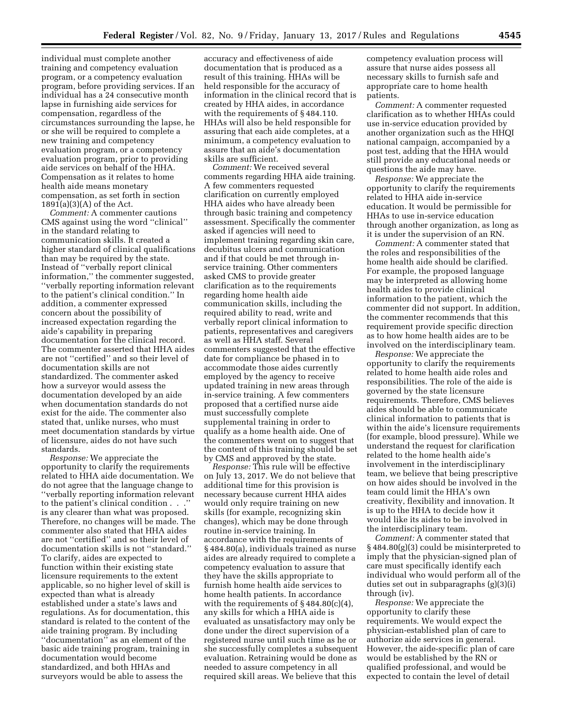individual must complete another training and competency evaluation program, or a competency evaluation program, before providing services. If an individual has a 24 consecutive month lapse in furnishing aide services for compensation, regardless of the circumstances surrounding the lapse, he or she will be required to complete a new training and competency evaluation program, or a competency evaluation program, prior to providing aide services on behalf of the HHA. Compensation as it relates to home health aide means monetary compensation, as set forth in section 1891(a)(3)(A) of the Act.

*Comment:* A commenter cautions CMS against using the word ''clinical'' in the standard relating to communication skills. It created a higher standard of clinical qualifications than may be required by the state. Instead of ''verbally report clinical information,'' the commenter suggested, ''verbally reporting information relevant to the patient's clinical condition.'' In addition, a commenter expressed concern about the possibility of increased expectation regarding the aide's capability in preparing documentation for the clinical record. The commenter asserted that HHA aides are not ''certified'' and so their level of documentation skills are not standardized. The commenter asked how a surveyor would assess the documentation developed by an aide when documentation standards do not exist for the aide. The commenter also stated that, unlike nurses, who must meet documentation standards by virtue of licensure, aides do not have such standards.

*Response:* We appreciate the opportunity to clarify the requirements related to HHA aide documentation. We do not agree that the language change to ''verbally reporting information relevant to the patient's clinical condition . . .'' is any clearer than what was proposed. Therefore, no changes will be made. The commenter also stated that HHA aides are not ''certified'' and so their level of documentation skills is not ''standard.'' To clarify, aides are expected to function within their existing state licensure requirements to the extent applicable, so no higher level of skill is expected than what is already established under a state's laws and regulations. As for documentation, this standard is related to the content of the aide training program. By including ''documentation'' as an element of the basic aide training program, training in documentation would become standardized, and both HHAs and surveyors would be able to assess the accuracy and effectiveness of aide documentation that is produced as a result of this training. HHAs will be held responsible for the accuracy of information in the clinical record that is created by HHA aides, in accordance with the requirements of § 484.110. HHAs will also be held responsible for assuring that each aide completes, at a minimum, a competency evaluation to assure that an aide's documentation skills are sufficient.

*Comment:* We received several comments regarding HHA aide training. A few commenters requested clarification on currently employed HHA aides who have already been through basic training and competency assessment. Specifically the commenter asked if agencies will need to implement training regarding skin care, decubitus ulcers and communication and if that could be met through in-service training. Other commenters asked CMS to provide greater clarification as to the requirements regarding home health aide communication skills, including the required ability to read, write and verbally report clinical information to patients, representatives and caregivers as well as HHA staff. Several commenters suggested that the effective date for compliance be phased in to accommodate those aides currently employed by the agency to receive updated training in new areas through in-service training. A few commenters proposed that a certified nurse aide must successfully complete supplemental training in order to qualify as a home health aide. One of the commenters went on to suggest that the content of this training should be set by CMS and approved by the state.

*Response:* This rule will be effective on July 13, 2017. We do not believe that additional time for this provision is necessary because current HHA aides would only require training on new skills (for example, recognizing skin changes), which may be done through routine in-service training. In accordance with the requirements of § 484.80(a), individuals trained as nurse aides are already required to complete a competency evaluation to assure that they have the skills appropriate to furnish home health aide services to home health patients. In accordance with the requirements of § 484.80(c)(4), any skills for which a HHA aide is evaluated as unsatisfactory may only be done under the direct supervision of a registered nurse until such time as he or she successfully completes a subsequent evaluation. Retraining would be done as needed to assure competency in all required skill areas. We believe that this competency evaluation process will assure that nurse aides possess all necessary skills to furnish safe and appropriate care to home health patients.

*Comment:* A commenter requested clarification as to whether HHAs could use in-service education provided by another organization such as the HHQI national campaign, accompanied by a post test, adding that the HHA would still provide any educational needs or questions the aide may have.

*Response:* We appreciate the opportunity to clarify the requirements related to HHA aide in-service education. It would be permissible for HHAs to use in-service education through another organization, as long as it is under the supervision of an RN.

*Comment:* A commenter stated that the roles and responsibilities of the home health aide should be clarified. For example, the proposed language may be interpreted as allowing home health aides to provide clinical information to the patient, which the commenter did not support. In addition, the commenter recommends that this requirement provide specific direction as to how home health aides are to be involved on the interdisciplinary team.

*Response:* We appreciate the opportunity to clarify the requirements related to home health aide roles and responsibilities. The role of the aide is governed by the state licensure requirements. Therefore, CMS believes aides should be able to communicate clinical information to patients that is within the aide's licensure requirements (for example, blood pressure). While we understand the request for clarification related to the home health aide's involvement in the interdisciplinary team, we believe that being prescriptive on how aides should be involved in the team could limit the HHA's own creativity, flexibility and innovation. It is up to the HHA to decide how it would like its aides to be involved in the interdisciplinary team.

*Comment:* A commenter stated that § 484.80(g)(3) could be misinterpreted to imply that the physician-signed plan of care must specifically identify each individual who would perform all of the duties set out in subparagraphs (g)(3)(i) through (iv).

*Response:* We appreciate the opportunity to clarify these requirements. We would expect the physician-established plan of care to authorize aide services in general. However, the aide-specific plan of care would be established by the RN or qualified professional, and would be expected to contain the level of detail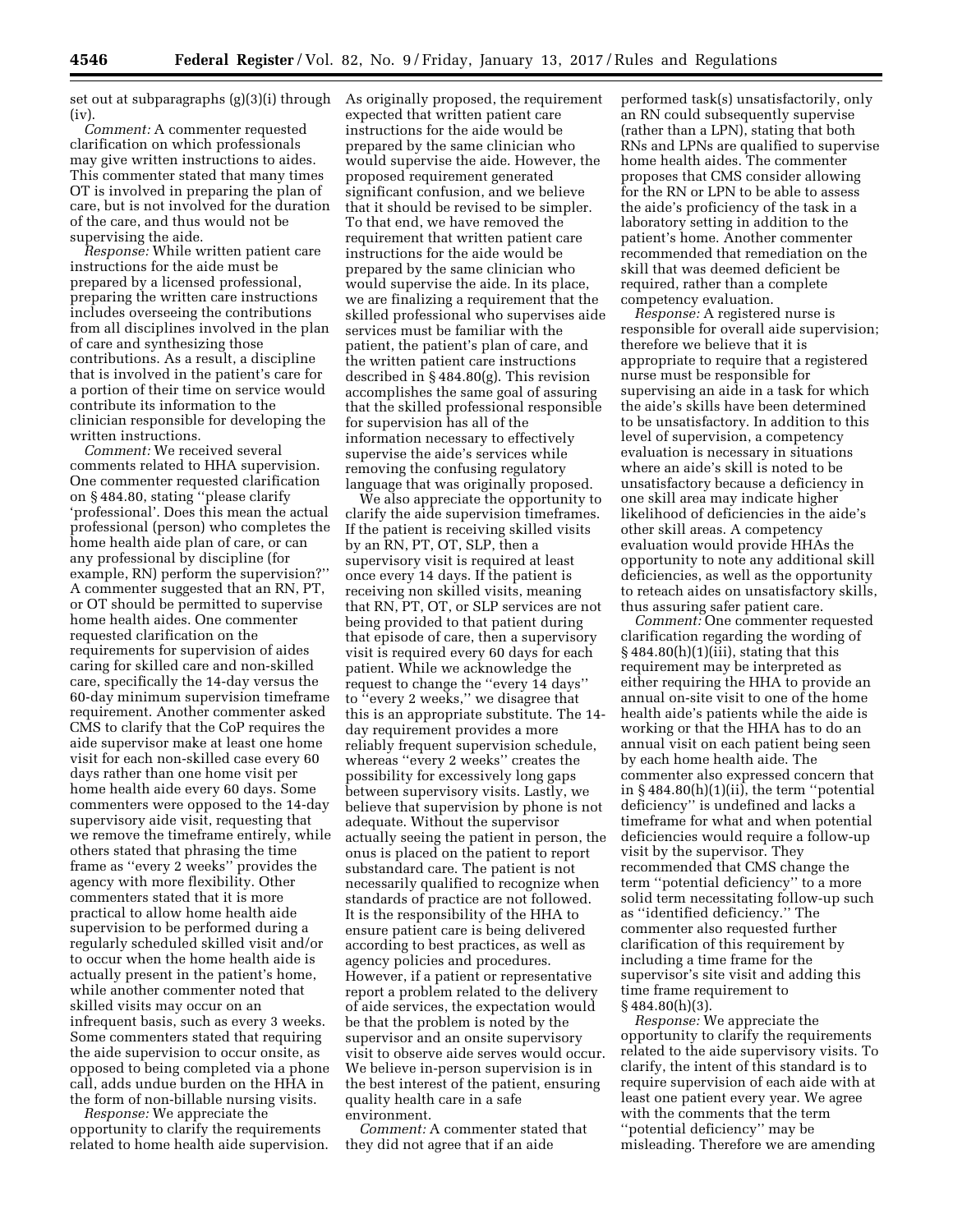set out at subparagraphs (g)(3)(i) through (iv).

*Comment:* A commenter requested clarification on which professionals may give written instructions to aides. This commenter stated that many times OT is involved in preparing the plan of care, but is not involved for the duration of the care, and thus would not be supervising the aide.

*Response:* While written patient care instructions for the aide must be prepared by a licensed professional, preparing the written care instructions includes overseeing the contributions from all disciplines involved in the plan of care and synthesizing those contributions. As a result, a discipline that is involved in the patient's care for a portion of their time on service would contribute its information to the clinician responsible for developing the written instructions.

*Comment:* We received several comments related to HHA supervision. One commenter requested clarification on § 484.80, stating ''please clarify 'professional'. Does this mean the actual professional (person) who completes the home health aide plan of care, or can any professional by discipline (for example, RN) perform the supervision?'' A commenter suggested that an RN, PT, or OT should be permitted to supervise home health aides. One commenter requested clarification on the requirements for supervision of aides caring for skilled care and non-skilled care, specifically the 14-day versus the 60-day minimum supervision timeframe requirement. Another commenter asked CMS to clarify that the CoP requires the aide supervisor make at least one home visit for each non-skilled case every 60 days rather than one home visit per home health aide every 60 days. Some commenters were opposed to the 14-day supervisory aide visit, requesting that we remove the timeframe entirely, while others stated that phrasing the time frame as ''every 2 weeks'' provides the agency with more flexibility. Other commenters stated that it is more practical to allow home health aide supervision to be performed during a regularly scheduled skilled visit and/or to occur when the home health aide is actually present in the patient's home, while another commenter noted that skilled visits may occur on an infrequent basis, such as every 3 weeks. Some commenters stated that requiring the aide supervision to occur onsite, as opposed to being completed via a phone call, adds undue burden on the HHA in the form of non-billable nursing visits.

*Response:* We appreciate the opportunity to clarify the requirements related to home health aide supervision. As originally proposed, the requirement expected that written patient care instructions for the aide would be prepared by the same clinician who would supervise the aide. However, the proposed requirement generated significant confusion, and we believe that it should be revised to be simpler. To that end, we have removed the requirement that written patient care instructions for the aide would be prepared by the same clinician who would supervise the aide. In its place, we are finalizing a requirement that the skilled professional who supervises aide services must be familiar with the patient, the patient's plan of care, and the written patient care instructions described in § 484.80(g). This revision accomplishes the same goal of assuring that the skilled professional responsible for supervision has all of the information necessary to effectively supervise the aide's services while removing the confusing regulatory language that was originally proposed.

We also appreciate the opportunity to clarify the aide supervision timeframes. If the patient is receiving skilled visits by an RN, PT, OT, SLP, then a supervisory visit is required at least once every 14 days. If the patient is receiving non skilled visits, meaning that RN, PT, OT, or SLP services are not being provided to that patient during that episode of care, then a supervisory visit is required every 60 days for each patient. While we acknowledge the request to change the ''every 14 days'' to ''every 2 weeks,'' we disagree that this is an appropriate substitute. The 14-day requirement provides a more reliably frequent supervision schedule, whereas ''every 2 weeks'' creates the possibility for excessively long gaps between supervisory visits. Lastly, we believe that supervision by phone is not adequate. Without the supervisor actually seeing the patient in person, the onus is placed on the patient to report substandard care. The patient is not necessarily qualified to recognize when standards of practice are not followed. It is the responsibility of the HHA to ensure patient care is being delivered according to best practices, as well as agency policies and procedures. However, if a patient or representative report a problem related to the delivery of aide services, the expectation would be that the problem is noted by the supervisor and an onsite supervisory visit to observe aide serves would occur. We believe in-person supervision is in the best interest of the patient, ensuring quality health care in a safe environment.

*Comment:* A commenter stated that they did not agree that if an aide performed task(s) unsatisfactorily, only an RN could subsequently supervise (rather than a LPN), stating that both RNs and LPNs are qualified to supervise home health aides. The commenter proposes that CMS consider allowing for the RN or LPN to be able to assess the aide's proficiency of the task in a laboratory setting in addition to the patient's home. Another commenter recommended that remediation on the skill that was deemed deficient be required, rather than a complete competency evaluation.

*Response:* A registered nurse is responsible for overall aide supervision; therefore we believe that it is appropriate to require that a registered nurse must be responsible for supervising an aide in a task for which the aide's skills have been determined to be unsatisfactory. In addition to this level of supervision, a competency evaluation is necessary in situations where an aide's skill is noted to be unsatisfactory because a deficiency in one skill area may indicate higher likelihood of deficiencies in the aide's other skill areas. A competency evaluation would provide HHAs the opportunity to note any additional skill deficiencies, as well as the opportunity to reteach aides on unsatisfactory skills, thus assuring safer patient care.

*Comment:* One commenter requested clarification regarding the wording of § 484.80(h)(1)(iii), stating that this requirement may be interpreted as either requiring the HHA to provide an annual on-site visit to one of the home health aide's patients while the aide is working or that the HHA has to do an annual visit on each patient being seen by each home health aide. The commenter also expressed concern that in § 484.80(h)(1)(ii), the term ''potential deficiency'' is undefined and lacks a timeframe for what and when potential deficiencies would require a follow-up visit by the supervisor. They recommended that CMS change the term ''potential deficiency'' to a more solid term necessitating follow-up such as ''identified deficiency.'' The commenter also requested further clarification of this requirement by including a time frame for the supervisor's site visit and adding this time frame requirement to § 484.80(h)(3).

*Response:* We appreciate the opportunity to clarify the requirements related to the aide supervisory visits. To clarify, the intent of this standard is to require supervision of each aide with at least one patient every year. We agree with the comments that the term ''potential deficiency'' may be misleading. Therefore we are amending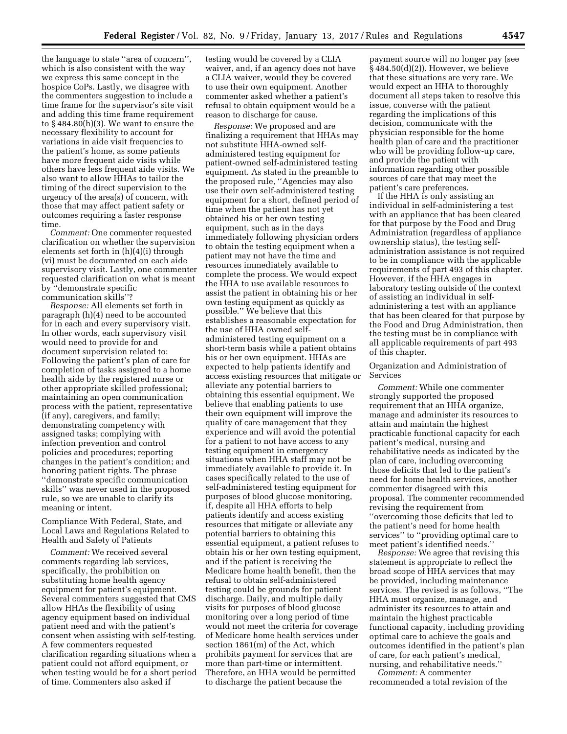the language to state ''area of concern'', which is also consistent with the way we express this same concept in the hospice CoPs. Lastly, we disagree with the commenters suggestion to include a time frame for the supervisor's site visit and adding this time frame requirement to § 484.80(h)(3). We want to ensure the necessary flexibility to account for variations in aide visit frequencies to the patient's home, as some patients have more frequent aide visits while others have less frequent aide visits. We also want to allow HHAs to tailor the timing of the direct supervision to the urgency of the area(s) of concern, with those that may affect patient safety or outcomes requiring a faster response time.

*Comment:* One commenter requested clarification on whether the supervision elements set forth in (h)(4)(i) through (vi) must be documented on each aide supervisory visit. Lastly, one commenter requested clarification on what is meant by ''demonstrate specific communication skills''?

*Response:* All elements set forth in paragraph (h)(4) need to be accounted for in each and every supervisory visit. In other words, each supervisory visit would need to provide for and document supervision related to: Following the patient's plan of care for completion of tasks assigned to a home health aide by the registered nurse or other appropriate skilled professional; maintaining an open communication process with the patient, representative (if any), caregivers, and family; demonstrating competency with assigned tasks; complying with infection prevention and control policies and procedures; reporting changes in the patient's condition; and honoring patient rights. The phrase ''demonstrate specific communication skills'' was never used in the proposed rule, so we are unable to clarify its meaning or intent.

Compliance With Federal, State, and Local Laws and Regulations Related to Health and Safety of Patients

*Comment:* We received several comments regarding lab services, specifically, the prohibition on substituting home health agency equipment for patient's equipment. Several commenters suggested that CMS allow HHAs the flexibility of using agency equipment based on individual patient need and with the patient's consent when assisting with self-testing. A few commenters requested clarification regarding situations when a patient could not afford equipment, or when testing would be for a short period of time. Commenters also asked if testing would be covered by a CLIA waiver, and, if an agency does not have a CLIA waiver, would they be covered to use their own equipment. Another commenter asked whether a patient's refusal to obtain equipment would be a reason to discharge for cause.

*Response:* We proposed and are finalizing a requirement that HHAs may not substitute HHA-owned self-administered testing equipment for patient-owned self-administered testing equipment. As stated in the preamble to the proposed rule, ''Agencies may also use their own self-administered testing equipment for a short, defined period of time when the patient has not yet obtained his or her own testing equipment, such as in the days immediately following physician orders to obtain the testing equipment when a patient may not have the time and resources immediately available to complete the process. We would expect the HHA to use available resources to assist the patient in obtaining his or her own testing equipment as quickly as possible.'' We believe that this establishes a reasonable expectation for the use of HHA owned self-administered testing equipment on a short-term basis while a patient obtains his or her own equipment. HHAs are expected to help patients identify and access existing resources that mitigate or alleviate any potential barriers to obtaining this essential equipment. We believe that enabling patients to use their own equipment will improve the quality of care management that they experience and will avoid the potential for a patient to not have access to any testing equipment in emergency situations when HHA staff may not be immediately available to provide it. In cases specifically related to the use of self-administered testing equipment for purposes of blood glucose monitoring, if, despite all HHA efforts to help patients identify and access existing resources that mitigate or alleviate any potential barriers to obtaining this essential equipment, a patient refuses to obtain his or her own testing equipment, and if the patient is receiving the Medicare home health benefit, then the refusal to obtain self-administered testing could be grounds for patient discharge. Daily, and multiple daily visits for purposes of blood glucose monitoring over a long period of time would not meet the criteria for coverage of Medicare home health services under section 1861(m) of the Act, which prohibits payment for services that are more than part-time or intermittent. Therefore, an HHA would be permitted to discharge the patient because the payment source will no longer pay (see § 484.50(d)(2)). However, we believe that these situations are very rare. We would expect an HHA to thoroughly document all steps taken to resolve this issue, converse with the patient regarding the implications of this decision, communicate with the physician responsible for the home health plan of care and the practitioner who will be providing follow-up care, and provide the patient with information regarding other possible sources of care that may meet the patient's care preferences.

If the HHA is only assisting an individual in self-administering a test with an appliance that has been cleared for that purpose by the Food and Drug Administration (regardless of appliance ownership status), the testing self-administration assistance is not required to be in compliance with the applicable requirements of part 493 of this chapter. However, if the HHA engages in laboratory testing outside of the context of assisting an individual in self-administering a test with an appliance that has been cleared for that purpose by the Food and Drug Administration, then the testing must be in compliance with all applicable requirements of part 493 of this chapter.

Organization and Administration of Services

*Comment:* While one commenter strongly supported the proposed requirement that an HHA organize, manage and administer its resources to attain and maintain the highest practicable functional capacity for each patient's medical, nursing and rehabilitative needs as indicated by the plan of care, including overcoming those deficits that led to the patient's need for home health services, another commenter disagreed with this proposal. The commenter recommended revising the requirement from ''overcoming those deficits that led to the patient's need for home health services'' to ''providing optimal care to meet patient's identified needs.''

*Response:* We agree that revising this statement is appropriate to reflect the broad scope of HHA services that may be provided, including maintenance services. The revised is as follows, ''The HHA must organize, manage, and administer its resources to attain and maintain the highest practicable functional capacity, including providing optimal care to achieve the goals and outcomes identified in the patient's plan of care, for each patient's medical, nursing, and rehabilitative needs.''

*Comment:* A commenter recommended a total revision of the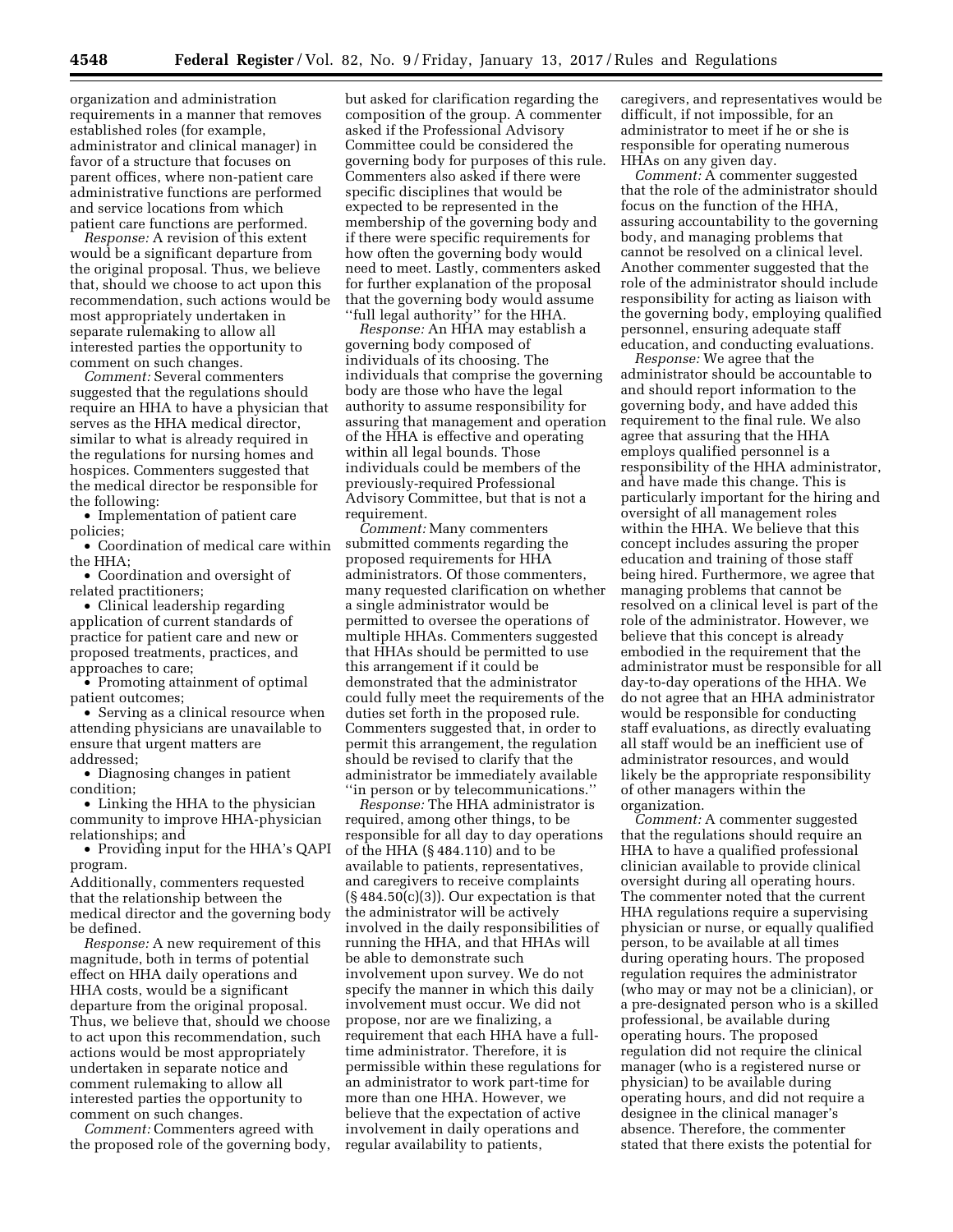organization and administration requirements in a manner that removes established roles (for example, administrator and clinical manager) in favor of a structure that focuses on parent offices, where non-patient care administrative functions are performed and service locations from which patient care functions are performed.

*Response:* A revision of this extent would be a significant departure from the original proposal. Thus, we believe that, should we choose to act upon this recommendation, such actions would be most appropriately undertaken in separate rulemaking to allow all interested parties the opportunity to comment on such changes.

*Comment:* Several commenters suggested that the regulations should require an HHA to have a physician that serves as the HHA medical director, similar to what is already required in the regulations for nursing homes and hospices. Commenters suggested that the medical director be responsible for the following:

- Implementation of patient care policies;
- Coordination of medical care within the HHA;
- Coordination and oversight of related practitioners;
- Clinical leadership regarding application of current standards of practice for patient care and new or proposed treatments, practices, and approaches to care;
- Promoting attainment of optimal patient outcomes;
- Serving as a clinical resource when attending physicians are unavailable to ensure that urgent matters are addressed;
- Diagnosing changes in patient condition;
- Linking the HHA to the physician community to improve HHA-physician relationships; and
- Providing input for the HHA's QAPI program.

Additionally, commenters requested that the relationship between the medical director and the governing body be defined.

*Response:* A new requirement of this magnitude, both in terms of potential effect on HHA daily operations and HHA costs, would be a significant departure from the original proposal. Thus, we believe that, should we choose to act upon this recommendation, such actions would be most appropriately undertaken in separate notice and comment rulemaking to allow all interested parties the opportunity to comment on such changes.

*Comment:* Commenters agreed with the proposed role of the governing body, but asked for clarification regarding the composition of the group. A commenter asked if the Professional Advisory Committee could be considered the governing body for purposes of this rule. Commenters also asked if there were specific disciplines that would be expected to be represented in the membership of the governing body and if there were specific requirements for how often the governing body would need to meet. Lastly, commenters asked for further explanation of the proposal that the governing body would assume ''full legal authority'' for the HHA.

*Response:* An HHA may establish a governing body composed of individuals of its choosing. The individuals that comprise the governing body are those who have the legal authority to assume responsibility for assuring that management and operation of the HHA is effective and operating within all legal bounds. Those individuals could be members of the previously-required Professional Advisory Committee, but that is not a requirement.

*Comment:* Many commenters submitted comments regarding the proposed requirements for HHA administrators. Of those commenters, many requested clarification on whether a single administrator would be permitted to oversee the operations of multiple HHAs. Commenters suggested that HHAs should be permitted to use this arrangement if it could be demonstrated that the administrator could fully meet the requirements of the duties set forth in the proposed rule. Commenters suggested that, in order to permit this arrangement, the regulation should be revised to clarify that the administrator be immediately available ''in person or by telecommunications.''

*Response:* The HHA administrator is required, among other things, to be responsible for all day to day operations of the HHA (§ 484.110) and to be available to patients, representatives, and caregivers to receive complaints (§ 484.50(c)(3)). Our expectation is that the administrator will be actively involved in the daily responsibilities of running the HHA, and that HHAs will be able to demonstrate such involvement upon survey. We do not specify the manner in which this daily involvement must occur. We did not propose, nor are we finalizing, a requirement that each HHA have a full-time administrator. Therefore, it is permissible within these regulations for an administrator to work part-time for more than one HHA. However, we believe that the expectation of active involvement in daily operations and regular availability to patients, caregivers, and representatives would be difficult, if not impossible, for an administrator to meet if he or she is responsible for operating numerous HHAs on any given day.

*Comment:* A commenter suggested that the role of the administrator should focus on the function of the HHA, assuring accountability to the governing body, and managing problems that cannot be resolved on a clinical level. Another commenter suggested that the role of the administrator should include responsibility for acting as liaison with the governing body, employing qualified personnel, ensuring adequate staff education, and conducting evaluations.

*Response:* We agree that the administrator should be accountable to and should report information to the governing body, and have added this requirement to the final rule. We also agree that assuring that the HHA employs qualified personnel is a responsibility of the HHA administrator, and have made this change. This is particularly important for the hiring and oversight of all management roles within the HHA. We believe that this concept includes assuring the proper education and training of those staff being hired. Furthermore, we agree that managing problems that cannot be resolved on a clinical level is part of the role of the administrator. However, we believe that this concept is already embodied in the requirement that the administrator must be responsible for all day-to-day operations of the HHA. We do not agree that an HHA administrator would be responsible for conducting staff evaluations, as directly evaluating all staff would be an inefficient use of administrator resources, and would likely be the appropriate responsibility of other managers within the organization.

*Comment:* A commenter suggested that the regulations should require an HHA to have a qualified professional clinician available to provide clinical oversight during all operating hours. The commenter noted that the current HHA regulations require a supervising physician or nurse, or equally qualified person, to be available at all times during operating hours. The proposed regulation requires the administrator (who may or may not be a clinician), or a pre-designated person who is a skilled professional, be available during operating hours. The proposed regulation did not require the clinical manager (who is a registered nurse or physician) to be available during operating hours, and did not require a designee in the clinical manager's absence. Therefore, the commenter stated that there exists the potential for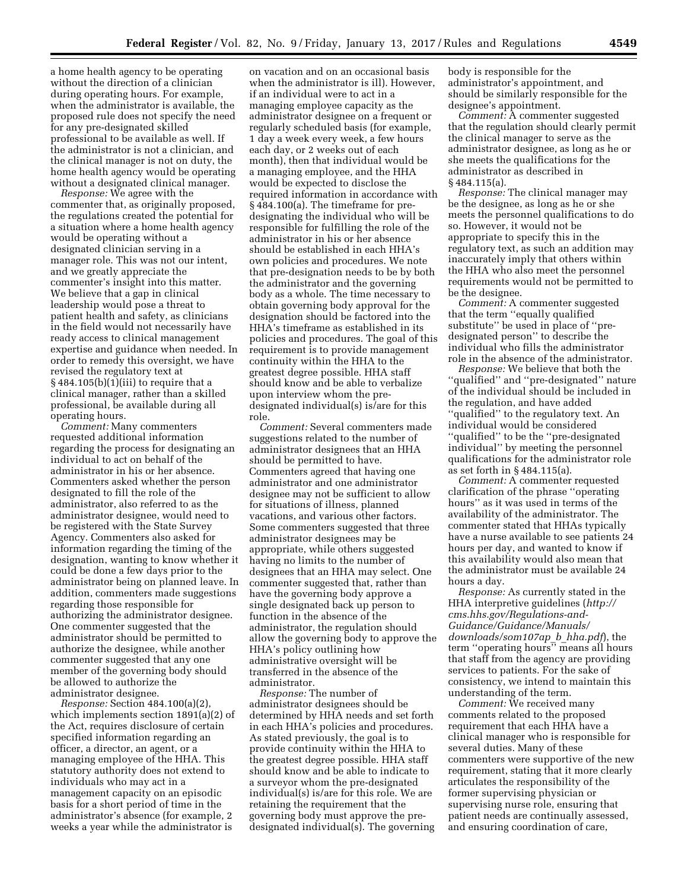a home health agency to be operating without the direction of a clinician during operating hours. For example, when the administrator is available, the proposed rule does not specify the need for any pre-designated skilled professional to be available as well. If the administrator is not a clinician, and the clinical manager is not on duty, the home health agency would be operating without a designated clinical manager.

*Response:* We agree with the commenter that, as originally proposed, the regulations created the potential for a situation where a home health agency would be operating without a designated clinician serving in a manager role. This was not our intent, and we greatly appreciate the commenter's insight into this matter. We believe that a gap in clinical leadership would pose a threat to patient health and safety, as clinicians in the field would not necessarily have ready access to clinical management expertise and guidance when needed. In order to remedy this oversight, we have revised the regulatory text at § 484.105(b)(1)(iii) to require that a clinical manager, rather than a skilled professional, be available during all operating hours.

*Comment:* Many commenters requested additional information regarding the process for designating an individual to act on behalf of the administrator in his or her absence. Commenters asked whether the person designated to fill the role of the administrator, also referred to as the administrator designee, would need to be registered with the State Survey Agency. Commenters also asked for information regarding the timing of the designation, wanting to know whether it could be done a few days prior to the administrator being on planned leave. In addition, commenters made suggestions regarding those responsible for authorizing the administrator designee. One commenter suggested that the administrator should be permitted to authorize the designee, while another commenter suggested that any one member of the governing body should be allowed to authorize the administrator designee.

*Response:* Section 484.100(a)(2), which implements section 1891(a)(2) of the Act, requires disclosure of certain specified information regarding an officer, a director, an agent, or a managing employee of the HHA. This statutory authority does not extend to individuals who may act in a management capacity on an episodic basis for a short period of time in the administrator's absence (for example, 2 weeks a year while the administrator is on vacation and on an occasional basis when the administrator is ill). However, if an individual were to act in a managing employee capacity as the administrator designee on a frequent or regularly scheduled basis (for example, 1 day a week every week, a few hours each day, or 2 weeks out of each month), then that individual would be a managing employee, and the HHA would be expected to disclose the required information in accordance with § 484.100(a). The timeframe for pre-designating the individual who will be responsible for fulfilling the role of the administrator in his or her absence should be established in each HHA's own policies and procedures. We note that pre-designation needs to be by both the administrator and the governing body as a whole. The time necessary to obtain governing body approval for the designation should be factored into the HHA's timeframe as established in its policies and procedures. The goal of this requirement is to provide management continuity within the HHA to the greatest degree possible. HHA staff should know and be able to verbalize upon interview whom the pre-designated individual(s) is/are for this role.

*Comment:* Several commenters made suggestions related to the number of administrator designees that an HHA should be permitted to have. Commenters agreed that having one administrator and one administrator designee may not be sufficient to allow for situations of illness, planned vacations, and various other factors. Some commenters suggested that three administrator designees may be appropriate, while others suggested having no limits to the number of designees that an HHA may select. One commenter suggested that, rather than have the governing body approve a single designated back up person to function in the absence of the administrator, the regulation should allow the governing body to approve the HHA's policy outlining how administrative oversight will be transferred in the absence of the administrator.

*Response:* The number of administrator designees should be determined by HHA needs and set forth in each HHA's policies and procedures. As stated previously, the goal is to provide continuity within the HHA to the greatest degree possible. HHA staff should know and be able to indicate to a surveyor whom the pre-designated individual(s) is/are for this role. We are retaining the requirement that the governing body must approve the pre-designated individual(s). The governing body is responsible for the administrator's appointment, and should be similarly responsible for the designee's appointment.

*Comment:* A commenter suggested that the regulation should clearly permit the clinical manager to serve as the administrator designee, as long as he or she meets the qualifications for the administrator as described in § 484.115(a).

*Response:* The clinical manager may be the designee, as long as he or she meets the personnel qualifications to do so. However, it would not be appropriate to specify this in the regulatory text, as such an addition may inaccurately imply that others within the HHA who also meet the personnel requirements would not be permitted to be the designee.

*Comment:* A commenter suggested that the term ''equally qualified substitute'' be used in place of ''pre-designated person'' to describe the individual who fills the administrator role in the absence of the administrator.

*Response:* We believe that both the ''qualified'' and ''pre-designated'' nature of the individual should be included in the regulation, and have added ''qualified'' to the regulatory text. An individual would be considered ''qualified'' to be the ''pre-designated individual'' by meeting the personnel qualifications for the administrator role as set forth in § 484.115(a).

*Comment:* A commenter requested clarification of the phrase ''operating hours'' as it was used in terms of the availability of the administrator. The commenter stated that HHAs typically have a nurse available to see patients 24 hours per day, and wanted to know if this availability would also mean that the administrator must be available 24 hours a day.

*Response:* As currently stated in the HHA interpretive guidelines (*http://cms.hhs.gov/Regulations-and-Guidance/Guidance/Manuals/downloads/som107ap_b_hha.pdf*), the term ''operating hours'' means all hours that staff from the agency are providing services to patients. For the sake of consistency, we intend to maintain this understanding of the term.

*Comment:* We received many comments related to the proposed requirement that each HHA have a clinical manager who is responsible for several duties. Many of these commenters were supportive of the new requirement, stating that it more clearly articulates the responsibility of the former supervising physician or supervising nurse role, ensuring that patient needs are continually assessed, and ensuring coordination of care,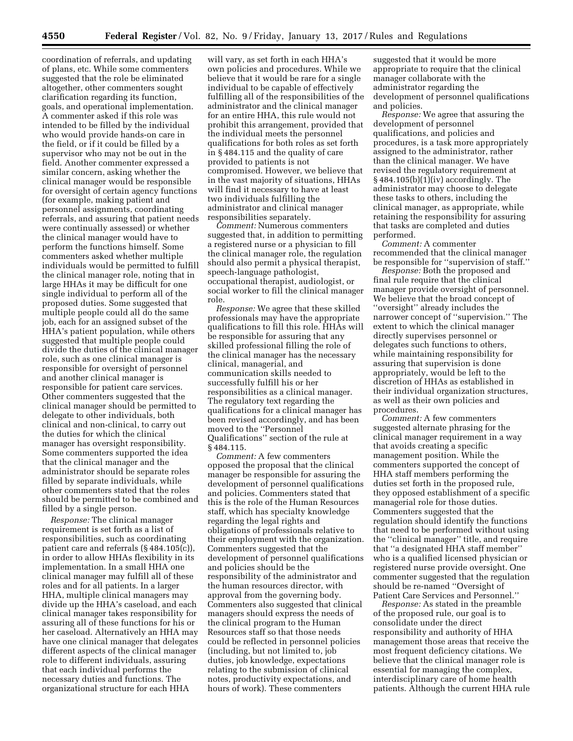coordination of referrals, and updating of plans, etc. While some commenters suggested that the role be eliminated altogether, other commenters sought clarification regarding its function, goals, and operational implementation. A commenter asked if this role was intended to be filled by the individual who would provide hands-on care in the field, or if it could be filled by a supervisor who may not be out in the field. Another commenter expressed a similar concern, asking whether the clinical manager would be responsible for oversight of certain agency functions (for example, making patient and personnel assignments, coordinating referrals, and assuring that patient needs were continually assessed) or whether the clinical manager would have to perform the functions himself. Some commenters asked whether multiple individuals would be permitted to fulfill the clinical manager role, noting that in large HHAs it may be difficult for one single individual to perform all of the proposed duties. Some suggested that multiple people could all do the same job, each for an assigned subset of the HHA's patient population, while others suggested that multiple people could divide the duties of the clinical manager role, such as one clinical manager is responsible for oversight of personnel and another clinical manager is responsible for patient care services. Other commenters suggested that the clinical manager should be permitted to delegate to other individuals, both clinical and non-clinical, to carry out the duties for which the clinical manager has oversight responsibility. Some commenters supported the idea that the clinical manager and the administrator should be separate roles filled by separate individuals, while other commenters stated that the roles should be permitted to be combined and filled by a single person.

*Response:* The clinical manager requirement is set forth as a list of responsibilities, such as coordinating patient care and referrals (§ 484.105(c)), in order to allow HHAs flexibility in its implementation. In a small HHA one clinical manager may fulfill all of these roles and for all patients. In a larger HHA, multiple clinical managers may divide up the HHA's caseload, and each clinical manager takes responsibility for assuring all of these functions for his or her caseload. Alternatively an HHA may have one clinical manager that delegates different aspects of the clinical manager role to different individuals, assuring that each individual performs the necessary duties and functions. The organizational structure for each HHA will vary, as set forth in each HHA's own policies and procedures. While we believe that it would be rare for a single individual to be capable of effectively fulfilling all of the responsibilities of the administrator and the clinical manager for an entire HHA, this rule would not prohibit this arrangement, provided that the individual meets the personnel qualifications for both roles as set forth in § 484.115 and the quality of care provided to patients is not compromised. However, we believe that in the vast majority of situations, HHAs will find it necessary to have at least two individuals fulfilling the administrator and clinical manager responsibilities separately.

*Comment:* Numerous commenters suggested that, in addition to permitting a registered nurse or a physician to fill the clinical manager role, the regulation should also permit a physical therapist, speech-language pathologist, occupational therapist, audiologist, or social worker to fill the clinical manager role.

*Response:* We agree that these skilled professionals may have the appropriate qualifications to fill this role. HHAs will be responsible for assuring that any skilled professional filling the role of the clinical manager has the necessary clinical, managerial, and communication skills needed to successfully fulfill his or her responsibilities as a clinical manager. The regulatory text regarding the qualifications for a clinical manager has been revised accordingly, and has been moved to the ''Personnel Qualifications'' section of the rule at § 484.115.

*Comment:* A few commenters opposed the proposal that the clinical manager be responsible for assuring the development of personnel qualifications and policies. Commenters stated that this is the role of the Human Resources staff, which has specialty knowledge regarding the legal rights and obligations of professionals relative to their employment with the organization. Commenters suggested that the development of personnel qualifications and policies should be the responsibility of the administrator and the human resources director, with approval from the governing body. Commenters also suggested that clinical managers should express the needs of the clinical program to the Human Resources staff so that those needs could be reflected in personnel policies (including, but not limited to, job duties, job knowledge, expectations relating to the submission of clinical notes, productivity expectations, and hours of work). These commenters suggested that it would be more appropriate to require that the clinical manager collaborate with the administrator regarding the development of personnel qualifications and policies.

*Response:* We agree that assuring the development of personnel qualifications, and policies and procedures, is a task more appropriately assigned to the administrator, rather than the clinical manager. We have revised the regulatory requirement at § 484.105(b)(1)(iv) accordingly. The administrator may choose to delegate these tasks to others, including the clinical manager, as appropriate, while retaining the responsibility for assuring that tasks are completed and duties performed.

*Comment:* A commenter recommended that the clinical manager be responsible for ''supervision of staff.''

*Response:* Both the proposed and final rule require that the clinical manager provide oversight of personnel. We believe that the broad concept of ''oversight'' already includes the narrower concept of ''supervision.'' The extent to which the clinical manager directly supervises personnel or delegates such functions to others, while maintaining responsibility for assuring that supervision is done appropriately, would be left to the discretion of HHAs as established in their individual organization structures, as well as their own policies and procedures.

*Comment:* A few commenters suggested alternate phrasing for the clinical manager requirement in a way that avoids creating a specific management position. While the commenters supported the concept of HHA staff members performing the duties set forth in the proposed rule, they opposed establishment of a specific managerial role for those duties. Commenters suggested that the regulation should identify the functions that need to be performed without using the ''clinical manager'' title, and require that ''a designated HHA staff member'' who is a qualified licensed physician or registered nurse provide oversight. One commenter suggested that the regulation should be re-named ''Oversight of Patient Care Services and Personnel.''

*Response:* As stated in the preamble of the proposed rule, our goal is to consolidate under the direct responsibility and authority of HHA management those areas that receive the most frequent deficiency citations. We believe that the clinical manager role is essential for managing the complex, interdisciplinary care of home health patients. Although the current HHA rule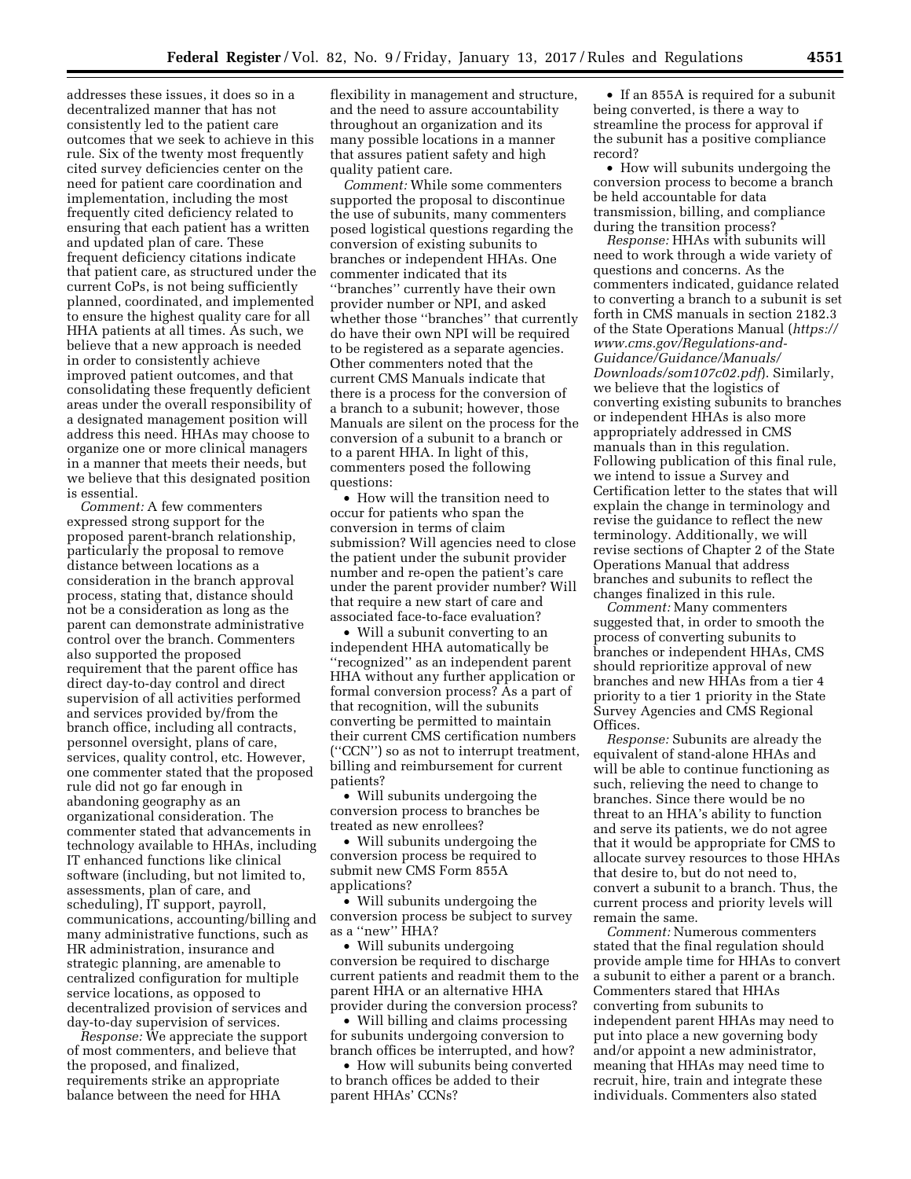addresses these issues, it does so in a decentralized manner that has not consistently led to the patient care outcomes that we seek to achieve in this rule. Six of the twenty most frequently cited survey deficiencies center on the need for patient care coordination and implementation, including the most frequently cited deficiency related to ensuring that each patient has a written and updated plan of care. These frequent deficiency citations indicate that patient care, as structured under the current CoPs, is not being sufficiently planned, coordinated, and implemented to ensure the highest quality care for all HHA patients at all times. As such, we believe that a new approach is needed in order to consistently achieve improved patient outcomes, and that consolidating these frequently deficient areas under the overall responsibility of a designated management position will address this need. HHAs may choose to organize one or more clinical managers in a manner that meets their needs, but we believe that this designated position is essential.

*Comment:* A few commenters expressed strong support for the proposed parent-branch relationship, particularly the proposal to remove distance between locations as a consideration in the branch approval process, stating that, distance should not be a consideration as long as the parent can demonstrate administrative control over the branch. Commenters also supported the proposed requirement that the parent office has direct day-to-day control and direct supervision of all activities performed and services provided by/from the branch office, including all contracts, personnel oversight, plans of care, services, quality control, etc. However, one commenter stated that the proposed rule did not go far enough in abandoning geography as an organizational consideration. The commenter stated that advancements in technology available to HHAs, including IT enhanced functions like clinical software (including, but not limited to, assessments, plan of care, and scheduling), IT support, payroll, communications, accounting/billing and many administrative functions, such as HR administration, insurance and strategic planning, are amenable to centralized configuration for multiple service locations, as opposed to decentralized provision of services and day-to-day supervision of services.

*Response:* We appreciate the support of most commenters, and believe that the proposed, and finalized, requirements strike an appropriate balance between the need for HHA flexibility in management and structure, and the need to assure accountability throughout an organization and its many possible locations in a manner that assures patient safety and high quality patient care.

*Comment:* While some commenters supported the proposal to discontinue the use of subunits, many commenters posed logistical questions regarding the conversion of existing subunits to branches or independent HHAs. One commenter indicated that its ''branches'' currently have their own provider number or NPI, and asked whether those ''branches'' that currently do have their own NPI will be required to be registered as a separate agencies. Other commenters noted that the current CMS Manuals indicate that there is a process for the conversion of a branch to a subunit; however, those Manuals are silent on the process for the conversion of a subunit to a branch or to a parent HHA. In light of this, commenters posed the following questions:

- How will the transition need to occur for patients who span the conversion in terms of claim submission? Will agencies need to close the patient under the subunit provider number and re-open the patient's care under the parent provider number? Will that require a new start of care and associated face-to-face evaluation?
- Will a subunit converting to an independent HHA automatically be ''recognized'' as an independent parent HHA without any further application or formal conversion process? As a part of that recognition, will the subunits converting be permitted to maintain their current CMS certification numbers (''CCN'') so as not to interrupt treatment, billing and reimbursement for current patients?
- Will subunits undergoing the conversion process to branches be treated as new enrollees?
- Will subunits undergoing the conversion process be required to submit new CMS Form 855A applications?
- Will subunits undergoing the conversion process be subject to survey as a ''new'' HHA?
- Will subunits undergoing conversion be required to discharge current patients and readmit them to the parent HHA or an alternative HHA provider during the conversion process?
- Will billing and claims processing for subunits undergoing conversion to branch offices be interrupted, and how?
- How will subunits being converted to branch offices be added to their parent HHAs' CCNs?
- If an 855A is required for a subunit being converted, is there a way to streamline the process for approval if the subunit has a positive compliance record?
- How will subunits undergoing the conversion process to become a branch be held accountable for data transmission, billing, and compliance during the transition process?

*Response:* HHAs with subunits will need to work through a wide variety of questions and concerns. As the commenters indicated, guidance related to converting a branch to a subunit is set forth in CMS manuals in section 2182.3 of the State Operations Manual (*https://www.cms.gov/Regulations-and-Guidance/Guidance/Manuals/Downloads/som107c02.pdf*). Similarly, we believe that the logistics of converting existing subunits to branches or independent HHAs is also more appropriately addressed in CMS manuals than in this regulation. Following publication of this final rule, we intend to issue a Survey and Certification letter to the states that will explain the change in terminology and revise the guidance to reflect the new terminology. Additionally, we will revise sections of Chapter 2 of the State Operations Manual that address branches and subunits to reflect the changes finalized in this rule.

*Comment:* Many commenters suggested that, in order to smooth the process of converting subunits to branches or independent HHAs, CMS should reprioritize approval of new branches and new HHAs from a tier 4 priority to a tier 1 priority in the State Survey Agencies and CMS Regional Offices.

*Response:* Subunits are already the equivalent of stand-alone HHAs and will be able to continue functioning as such, relieving the need to change to branches. Since there would be no threat to an HHA's ability to function and serve its patients, we do not agree that it would be appropriate for CMS to allocate survey resources to those HHAs that desire to, but do not need to, convert a subunit to a branch. Thus, the current process and priority levels will remain the same.

*Comment:* Numerous commenters stated that the final regulation should provide ample time for HHAs to convert a subunit to either a parent or a branch. Commenters stared that HHAs converting from subunits to independent parent HHAs may need to put into place a new governing body and/or appoint a new administrator, meaning that HHAs may need time to recruit, hire, train and integrate these individuals. Commenters also stated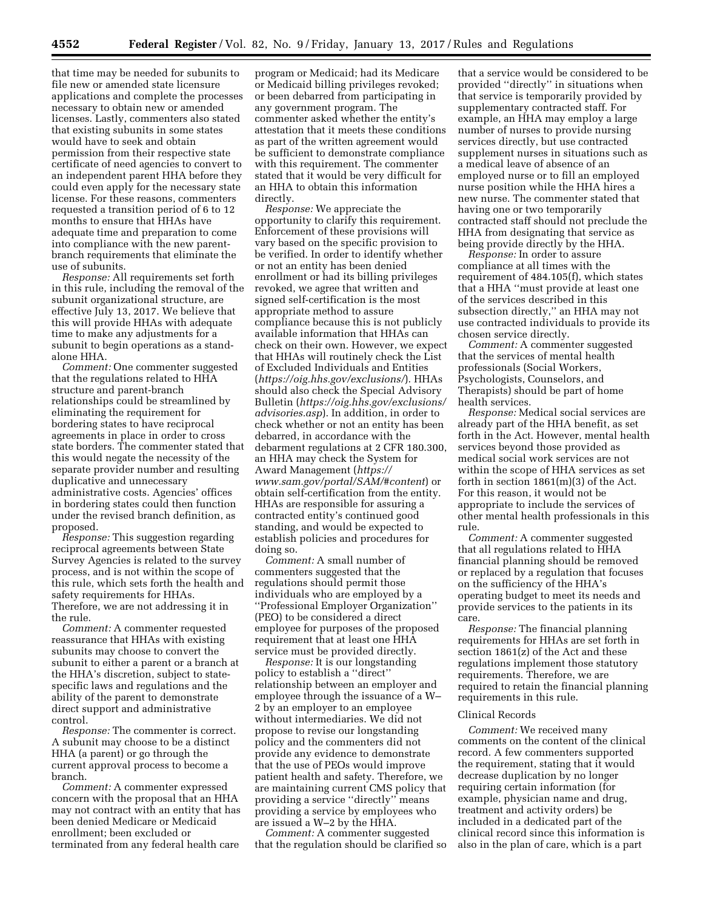that time may be needed for subunits to file new or amended state licensure applications and complete the processes necessary to obtain new or amended licenses. Lastly, commenters also stated that existing subunits in some states would have to seek and obtain permission from their respective state certificate of need agencies to convert to an independent parent HHA before they could even apply for the necessary state license. For these reasons, commenters requested a transition period of 6 to 12 months to ensure that HHAs have adequate time and preparation to come into compliance with the new parent-branch requirements that eliminate the use of subunits.

*Response:* All requirements set forth in this rule, including the removal of the subunit organizational structure, are effective July 13, 2017. We believe that this will provide HHAs with adequate time to make any adjustments for a subunit to begin operations as a stand-alone HHA.

*Comment:* One commenter suggested that the regulations related to HHA structure and parent-branch relationships could be streamlined by eliminating the requirement for bordering states to have reciprocal agreements in place in order to cross state borders. The commenter stated that this would negate the necessity of the separate provider number and resulting duplicative and unnecessary administrative costs. Agencies' offices in bordering states could then function under the revised branch definition, as proposed.

*Response:* This suggestion regarding reciprocal agreements between State Survey Agencies is related to the survey process, and is not within the scope of this rule, which sets forth the health and safety requirements for HHAs. Therefore, we are not addressing it in the rule.

*Comment:* A commenter requested reassurance that HHAs with existing subunits may choose to convert the subunit to either a parent or a branch at the HHA's discretion, subject to state-specific laws and regulations and the ability of the parent to demonstrate direct support and administrative control.

*Response:* The commenter is correct. A subunit may choose to be a distinct HHA (a parent) or go through the current approval process to become a branch.

*Comment:* A commenter expressed concern with the proposal that an HHA may not contract with an entity that has been denied Medicare or Medicaid enrollment; been excluded or terminated from any federal health care program or Medicaid; had its Medicare or Medicaid billing privileges revoked; or been debarred from participating in any government program. The commenter asked whether the entity's attestation that it meets these conditions as part of the written agreement would be sufficient to demonstrate compliance with this requirement. The commenter stated that it would be very difficult for an HHA to obtain this information directly.

*Response:* We appreciate the opportunity to clarify this requirement. Enforcement of these provisions will vary based on the specific provision to be verified. In order to identify whether or not an entity has been denied enrollment or had its billing privileges revoked, we agree that written and signed self-certification is the most appropriate method to assure compliance because this is not publicly available information that HHAs can check on their own. However, we expect that HHAs will routinely check the List of Excluded Individuals and Entities (*https://oig.hhs.gov/exclusions/*). HHAs should also check the Special Advisory Bulletin (*https://oig.hhs.gov/exclusions/advisories.asp*). In addition, in order to check whether or not an entity has been debarred, in accordance with the debarment regulations at 2 CFR 180.300, an HHA may check the System for Award Management (*https://www.sam.gov/portal/SAM/#content*) or obtain self-certification from the entity. HHAs are responsible for assuring a contracted entity's continued good standing, and would be expected to establish policies and procedures for doing so.

*Comment:* A small number of commenters suggested that the regulations should permit those individuals who are employed by a "Professional Employer Organization" (PEO) to be considered a direct employee for purposes of the proposed requirement that at least one HHA service must be provided directly.

*Response:* It is our longstanding policy to establish a "direct" relationship between an employer and employee through the issuance of a W–2 by an employer to an employee without intermediaries. We did not propose to revise our longstanding policy and the commenters did not provide any evidence to demonstrate that the use of PEOs would improve patient health and safety. Therefore, we are maintaining current CMS policy that providing a service "directly" means providing a service by employees who are issued a W–2 by the HHA.

*Comment:* A commenter suggested that the regulation should be clarified so that a service would be considered to be provided "directly" in situations when that service is temporarily provided by supplementary contracted staff. For example, an HHA may employ a large number of nurses to provide nursing services directly, but use contracted supplement nurses in situations such as a medical leave of absence of an employed nurse or to fill an employed nurse position while the HHA hires a new nurse. The commenter stated that having one or two temporarily contracted staff should not preclude the HHA from designating that service as being provide directly by the HHA.

*Response:* In order to assure compliance at all times with the requirement of 484.105(f), which states that a HHA "must provide at least one of the services described in this subsection directly," an HHA may not use contracted individuals to provide its chosen service directly.

*Comment:* A commenter suggested that the services of mental health professionals (Social Workers, Psychologists, Counselors, and Therapists) should be part of home health services.

*Response:* Medical social services are already part of the HHA benefit, as set forth in the Act. However, mental health services beyond those provided as medical social work services are not within the scope of HHA services as set forth in section 1861(m)(3) of the Act. For this reason, it would not be appropriate to include the services of other mental health professionals in this rule.

*Comment:* A commenter suggested that all regulations related to HHA financial planning should be removed or replaced by a regulation that focuses on the sufficiency of the HHA's operating budget to meet its needs and provide services to the patients in its care.

*Response:* The financial planning requirements for HHAs are set forth in section 1861(z) of the Act and these regulations implement those statutory requirements. Therefore, we are required to retain the financial planning requirements in this rule.

Clinical Records

*Comment:* We received many comments on the content of the clinical record. A few commenters supported the requirement, stating that it would decrease duplication by no longer requiring certain information (for example, physician name and drug, treatment and activity orders) be included in a dedicated part of the clinical record since this information is also in the plan of care, which is a part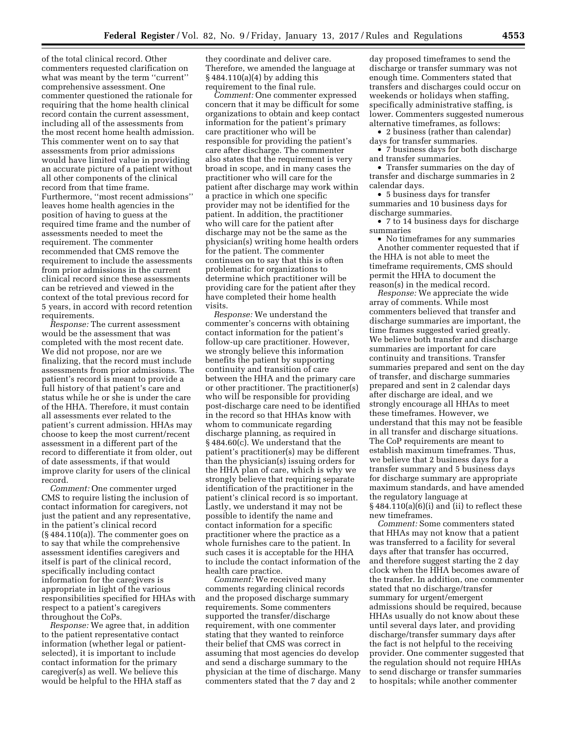of the total clinical record. Other commenters requested clarification on what was meant by the term ''current'' comprehensive assessment. One commenter questioned the rationale for requiring that the home health clinical record contain the current assessment, including all of the assessments from the most recent home health admission. This commenter went on to say that assessments from prior admissions would have limited value in providing an accurate picture of a patient without all other components of the clinical record from that time frame. Furthermore, ''most recent admissions'' leaves home health agencies in the position of having to guess at the required time frame and the number of assessments needed to meet the requirement. The commenter recommended that CMS remove the requirement to include the assessments from prior admissions in the current clinical record since these assessments can be retrieved and viewed in the context of the total previous record for 5 years, in accord with record retention requirements.

*Response:* The current assessment would be the assessment that was completed with the most recent date. We did not propose, nor are we finalizing, that the record must include assessments from prior admissions. The patient's record is meant to provide a full history of that patient's care and status while he or she is under the care of the HHA. Therefore, it must contain all assessments ever related to the patient's current admission. HHAs may choose to keep the most current/recent assessment in a different part of the record to differentiate it from older, out of date assessments, if that would improve clarity for users of the clinical record.

*Comment:* One commenter urged CMS to require listing the inclusion of contact information for caregivers, not just the patient and any representative, in the patient's clinical record (§ 484.110(a)). The commenter goes on to say that while the comprehensive assessment identifies caregivers and itself is part of the clinical record, specifically including contact information for the caregivers is appropriate in light of the various responsibilities specified for HHAs with respect to a patient's caregivers throughout the CoPs.

*Response:* We agree that, in addition to the patient representative contact information (whether legal or patient-selected), it is important to include contact information for the primary caregiver(s) as well. We believe this would be helpful to the HHA staff as they coordinate and deliver care. Therefore, we amended the language at § 484.110(a)(4) by adding this requirement to the final rule.

*Comment:* One commenter expressed concern that it may be difficult for some organizations to obtain and keep contact information for the patient's primary care practitioner who will be responsible for providing the patient's care after discharge. The commenter also states that the requirement is very broad in scope, and in many cases the practitioner who will care for the patient after discharge may work within a practice in which one specific provider may not be identified for the patient. In addition, the practitioner who will care for the patient after discharge may not be the same as the physician(s) writing home health orders for the patient. The commenter continues on to say that this is often problematic for organizations to determine which practitioner will be providing care for the patient after they have completed their home health visits.

*Response:* We understand the commenter's concerns with obtaining contact information for the patient's follow-up care practitioner. However, we strongly believe this information benefits the patient by supporting continuity and transition of care between the HHA and the primary care or other practitioner. The practitioner(s) who will be responsible for providing post-discharge care need to be identified in the record so that HHAs know with whom to communicate regarding discharge planning, as required in § 484.60(c). We understand that the patient's practitioner(s) may be different than the physician(s) issuing orders for the HHA plan of care, which is why we strongly believe that requiring separate identification of the practitioner in the patient's clinical record is so important. Lastly, we understand it may not be possible to identify the name and contact information for a specific practitioner where the practice as a whole furnishes care to the patient. In such cases it is acceptable for the HHA to include the contact information of the health care practice.

*Comment:* We received many comments regarding clinical records and the proposed discharge summary requirements. Some commenters supported the transfer/discharge requirement, with one commenter stating that they wanted to reinforce their belief that CMS was correct in assuming that most agencies do develop and send a discharge summary to the physician at the time of discharge. Many commenters stated that the 7 day and 2 day proposed timeframes to send the discharge or transfer summary was not enough time. Commenters stated that transfers and discharges could occur on weekends or holidays when staffing, specifically administrative staffing, is lower. Commenters suggested numerous alternative timeframes, as follows:

- 2 business (rather than calendar) days for transfer summaries.
- 7 business days for both discharge and transfer summaries.
- Transfer summaries on the day of transfer and discharge summaries in 2 calendar days.
- 5 business days for transfer summaries and 10 business days for discharge summaries.
- 7 to 14 business days for discharge summaries
- No timeframes for any summaries

Another commenter requested that if the HHA is not able to meet the timeframe requirements, CMS should permit the HHA to document the reason(s) in the medical record.

*Response:* We appreciate the wide array of comments. While most commenters believed that transfer and discharge summaries are important, the time frames suggested varied greatly. We believe both transfer and discharge summaries are important for care continuity and transitions. Transfer summaries prepared and sent on the day of transfer, and discharge summaries prepared and sent in 2 calendar days after discharge are ideal, and we strongly encourage all HHAs to meet these timeframes. However, we understand that this may not be feasible in all transfer and discharge situations. The CoP requirements are meant to establish maximum timeframes. Thus, we believe that 2 business days for a transfer summary and 5 business days for discharge summary are appropriate maximum standards, and have amended the regulatory language at § 484.110(a)(6)(i) and (ii) to reflect these new timeframes.

*Comment:* Some commenters stated that HHAs may not know that a patient was transferred to a facility for several days after that transfer has occurred, and therefore suggest starting the 2 day clock when the HHA becomes aware of the transfer. In addition, one commenter stated that no discharge/transfer summary for urgent/emergent admissions should be required, because HHAs usually do not know about these until several days later, and providing discharge/transfer summary days after the fact is not helpful to the receiving provider. One commenter suggested that the regulation should not require HHAs to send discharge or transfer summaries to hospitals; while another commenter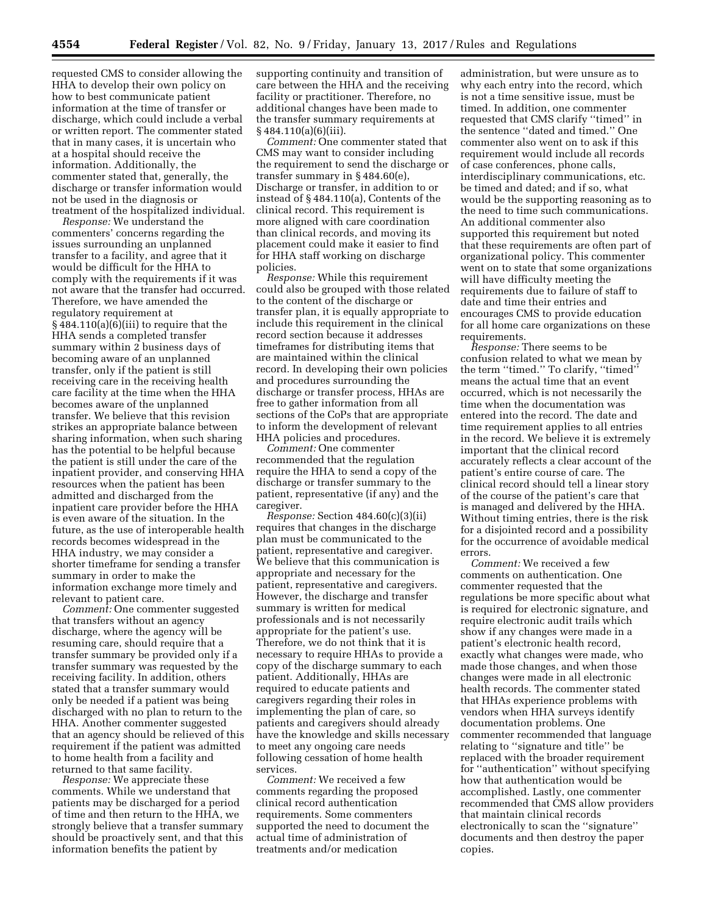requested CMS to consider allowing the HHA to develop their own policy on how to best communicate patient information at the time of transfer or discharge, which could include a verbal or written report. The commenter stated that in many cases, it is uncertain who at a hospital should receive the information. Additionally, the commenter stated that, generally, the discharge or transfer information would not be used in the diagnosis or treatment of the hospitalized individual.

*Response:* We understand the commenters' concerns regarding the issues surrounding an unplanned transfer to a facility, and agree that it would be difficult for the HHA to comply with the requirements if it was not aware that the transfer had occurred. Therefore, we have amended the regulatory requirement at § 484.110(a)(6)(iii) to require that the HHA sends a completed transfer summary within 2 business days of becoming aware of an unplanned transfer, only if the patient is still receiving care in the receiving health care facility at the time when the HHA becomes aware of the unplanned transfer. We believe that this revision strikes an appropriate balance between sharing information, when such sharing has the potential to be helpful because the patient is still under the care of the inpatient provider, and conserving HHA resources when the patient has been admitted and discharged from the inpatient care provider before the HHA is even aware of the situation. In the future, as the use of interoperable health records becomes widespread in the HHA industry, we may consider a shorter timeframe for sending a transfer summary in order to make the information exchange more timely and relevant to patient care.

*Comment:* One commenter suggested that transfers without an agency discharge, where the agency will be resuming care, should require that a transfer summary be provided only if a transfer summary was requested by the receiving facility. In addition, others stated that a transfer summary would only be needed if a patient was being discharged with no plan to return to the HHA. Another commenter suggested that an agency should be relieved of this requirement if the patient was admitted to home health from a facility and returned to that same facility.

*Response:* We appreciate these comments. While we understand that patients may be discharged for a period of time and then return to the HHA, we strongly believe that a transfer summary should be proactively sent, and that this information benefits the patient by supporting continuity and transition of care between the HHA and the receiving facility or practitioner. Therefore, no additional changes have been made to the transfer summary requirements at § 484.110(a)(6)(iii).

*Comment:* One commenter stated that CMS may want to consider including the requirement to send the discharge or transfer summary in § 484.60(e), Discharge or transfer, in addition to or instead of § 484.110(a), Contents of the clinical record. This requirement is more aligned with care coordination than clinical records, and moving its placement could make it easier to find for HHA staff working on discharge policies.

*Response:* While this requirement could also be grouped with those related to the content of the discharge or transfer plan, it is equally appropriate to include this requirement in the clinical record section because it addresses timeframes for distributing items that are maintained within the clinical record. In developing their own policies and procedures surrounding the discharge or transfer process, HHAs are free to gather information from all sections of the CoPs that are appropriate to inform the development of relevant HHA policies and procedures.

*Comment:* One commenter recommended that the regulation require the HHA to send a copy of the discharge or transfer summary to the patient, representative (if any) and the caregiver.

*Response:* Section 484.60(c)(3)(ii) requires that changes in the discharge plan must be communicated to the patient, representative and caregiver. We believe that this communication is appropriate and necessary for the patient, representative and caregivers. However, the discharge and transfer summary is written for medical professionals and is not necessarily appropriate for the patient's use. Therefore, we do not think that it is necessary to require HHAs to provide a copy of the discharge summary to each patient. Additionally, HHAs are required to educate patients and caregivers regarding their roles in implementing the plan of care, so patients and caregivers should already have the knowledge and skills necessary to meet any ongoing care needs following cessation of home health services.

*Comment:* We received a few comments regarding the proposed clinical record authentication requirements. Some commenters supported the need to document the actual time of administration of treatments and/or medication administration, but were unsure as to why each entry into the record, which is not a time sensitive issue, must be timed. In addition, one commenter requested that CMS clarify "timed" in the sentence "dated and timed." One commenter also went on to ask if this requirement would include all records of case conferences, phone calls, interdisciplinary communications, etc. be timed and dated; and if so, what would be the supporting reasoning as to the need to time such communications. An additional commenter also supported this requirement but noted that these requirements are often part of organizational policy. This commenter went on to state that some organizations will have difficulty meeting the requirements due to failure of staff to date and time their entries and encourages CMS to provide education for all home care organizations on these requirements.

*Response:* There seems to be confusion related to what we mean by the term "timed." To clarify, "timed" means the actual time that an event occurred, which is not necessarily the time when the documentation was entered into the record. The date and time requirement applies to all entries in the record. We believe it is extremely important that the clinical record accurately reflects a clear account of the patient's entire course of care. The clinical record should tell a linear story of the course of the patient's care that is managed and delivered by the HHA. Without timing entries, there is the risk for a disjointed record and a possibility for the occurrence of avoidable medical errors.

*Comment:* We received a few comments on authentication. One commenter requested that the regulations be more specific about what is required for electronic signature, and require electronic audit trails which show if any changes were made in a patient's electronic health record, exactly what changes were made, who made those changes, and when those changes were made in all electronic health records. The commenter stated that HHAs experience problems with vendors when HHA surveys identify documentation problems. One commenter recommended that language relating to "signature and title" be replaced with the broader requirement for "authentication" without specifying how that authentication would be accomplished. Lastly, one commenter recommended that CMS allow providers that maintain clinical records electronically to scan the "signature" documents and then destroy the paper copies.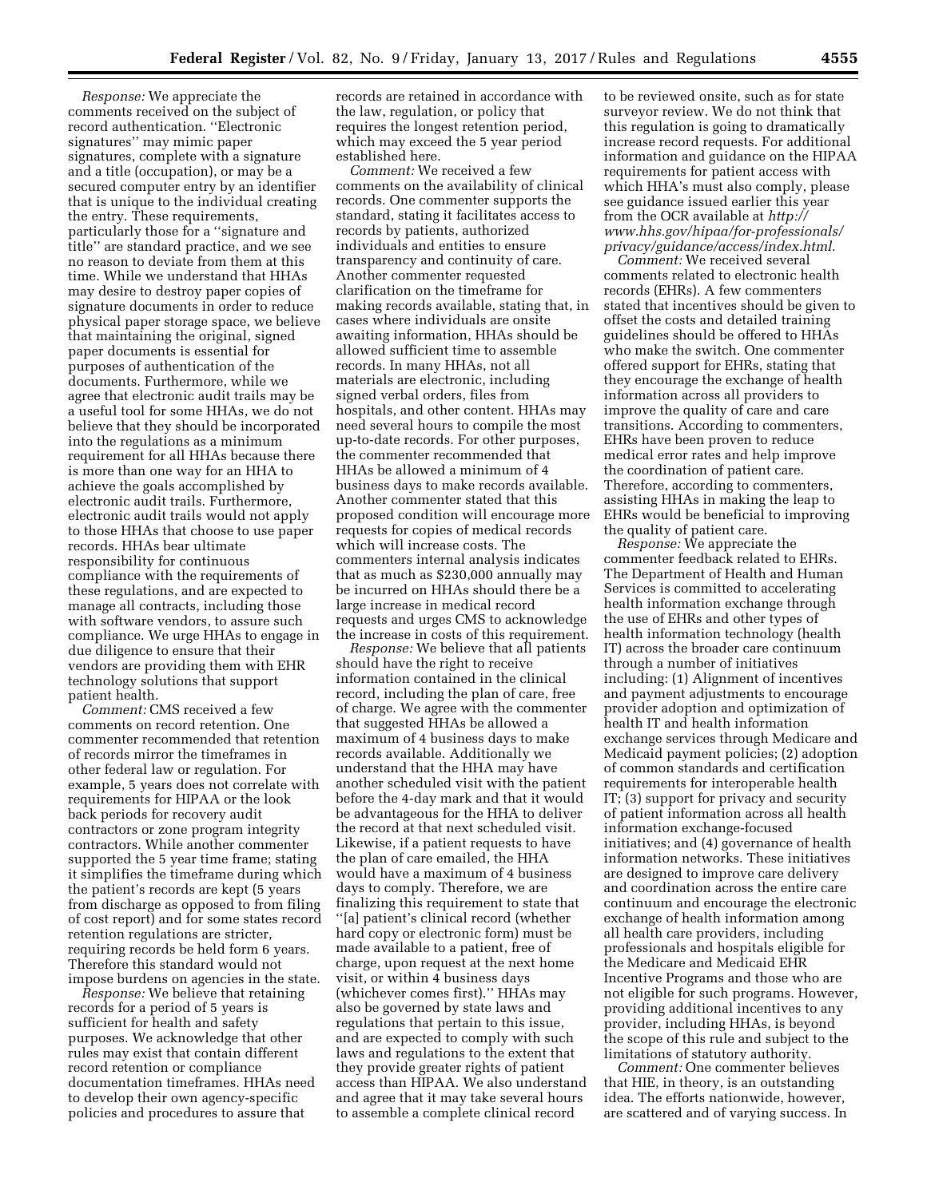*Response:* We appreciate the comments received on the subject of record authentication. ''Electronic signatures'' may mimic paper signatures, complete with a signature and a title (occupation), or may be a secured computer entry by an identifier that is unique to the individual creating the entry. These requirements, particularly those for a ''signature and title'' are standard practice, and we see no reason to deviate from them at this time. While we understand that HHAs may desire to destroy paper copies of signature documents in order to reduce physical paper storage space, we believe that maintaining the original, signed paper documents is essential for purposes of authentication of the documents. Furthermore, while we agree that electronic audit trails may be a useful tool for some HHAs, we do not believe that they should be incorporated into the regulations as a minimum requirement for all HHAs because there is more than one way for an HHA to achieve the goals accomplished by electronic audit trails. Furthermore, electronic audit trails would not apply to those HHAs that choose to use paper records. HHAs bear ultimate responsibility for continuous compliance with the requirements of these regulations, and are expected to manage all contracts, including those with software vendors, to assure such compliance. We urge HHAs to engage in due diligence to ensure that their vendors are providing them with EHR technology solutions that support patient health.

*Comment:* CMS received a few comments on record retention. One commenter recommended that retention of records mirror the timeframes in other federal law or regulation. For example, 5 years does not correlate with requirements for HIPAA or the look back periods for recovery audit contractors or zone program integrity contractors. While another commenter supported the 5 year time frame; stating it simplifies the timeframe during which the patient's records are kept (5 years from discharge as opposed to from filing of cost report) and for some states record retention regulations are stricter, requiring records be held form 6 years. Therefore this standard would not impose burdens on agencies in the state.

*Response:* We believe that retaining records for a period of 5 years is sufficient for health and safety purposes. We acknowledge that other rules may exist that contain different record retention or compliance documentation timeframes. HHAs need to develop their own agency-specific policies and procedures to assure that records are retained in accordance with the law, regulation, or policy that requires the longest retention period, which may exceed the 5 year period established here.

*Comment:* We received a few comments on the availability of clinical records. One commenter supports the standard, stating it facilitates access to records by patients, authorized individuals and entities to ensure transparency and continuity of care. Another commenter requested clarification on the timeframe for making records available, stating that, in cases where individuals are onsite awaiting information, HHAs should be allowed sufficient time to assemble records. In many HHAs, not all materials are electronic, including signed verbal orders, files from hospitals, and other content. HHAs may need several hours to compile the most up-to-date records. For other purposes, the commenter recommended that HHAs be allowed a minimum of 4 business days to make records available. Another commenter stated that this proposed condition will encourage more requests for copies of medical records which will increase costs. The commenters internal analysis indicates that as much as $230,000 annually may be incurred on HHAs should there be a large increase in medical record requests and urges CMS to acknowledge the increase in costs of this requirement.

*Response:* We believe that all patients should have the right to receive information contained in the clinical record, including the plan of care, free of charge. We agree with the commenter that suggested HHAs be allowed a maximum of 4 business days to make records available. Additionally we understand that the HHA may have another scheduled visit with the patient before the 4-day mark and that it would be advantageous for the HHA to deliver the record at that next scheduled visit. Likewise, if a patient requests to have the plan of care emailed, the HHA would have a maximum of 4 business days to comply. Therefore, we are finalizing this requirement to state that ''[a] patient's clinical record (whether hard copy or electronic form) must be made available to a patient, free of charge, upon request at the next home visit, or within 4 business days (whichever comes first).'' HHAs may also be governed by state laws and regulations that pertain to this issue, and are expected to comply with such laws and regulations to the extent that they provide greater rights of patient access than HIPAA. We also understand and agree that it may take several hours to assemble a complete clinical record to be reviewed onsite, such as for state surveyor review. We do not think that this regulation is going to dramatically increase record requests. For additional information and guidance on the HIPAA requirements for patient access with which HHA's must also comply, please see guidance issued earlier this year from the OCR available at *http://www.hhs.gov/hipaa/for-professionals/privacy/guidance/access/index.html*.

*Comment:* We received several comments related to electronic health records (EHRs). A few commenters stated that incentives should be given to offset the costs and detailed training guidelines should be offered to HHAs who make the switch. One commenter offered support for EHRs, stating that they encourage the exchange of health information across all providers to improve the quality of care and care transitions. According to commenters, EHRs have been proven to reduce medical error rates and help improve the coordination of patient care. Therefore, according to commenters, assisting HHAs in making the leap to EHRs would be beneficial to improving the quality of patient care.

*Response:* We appreciate the commenter feedback related to EHRs. The Department of Health and Human Services is committed to accelerating health information exchange through the use of EHRs and other types of health information technology (health IT) across the broader care continuum through a number of initiatives including: (1) Alignment of incentives and payment adjustments to encourage provider adoption and optimization of health IT and health information exchange services through Medicare and Medicaid payment policies; (2) adoption of common standards and certification requirements for interoperable health IT; (3) support for privacy and security of patient information across all health information exchange-focused initiatives; and (4) governance of health information networks. These initiatives are designed to improve care delivery and coordination across the entire care continuum and encourage the electronic exchange of health information among all health care providers, including professionals and hospitals eligible for the Medicare and Medicaid EHR Incentive Programs and those who are not eligible for such programs. However, providing additional incentives to any provider, including HHAs, is beyond the scope of this rule and subject to the limitations of statutory authority.

*Comment:* One commenter believes that HIE, in theory, is an outstanding idea. The efforts nationwide, however, are scattered and of varying success. In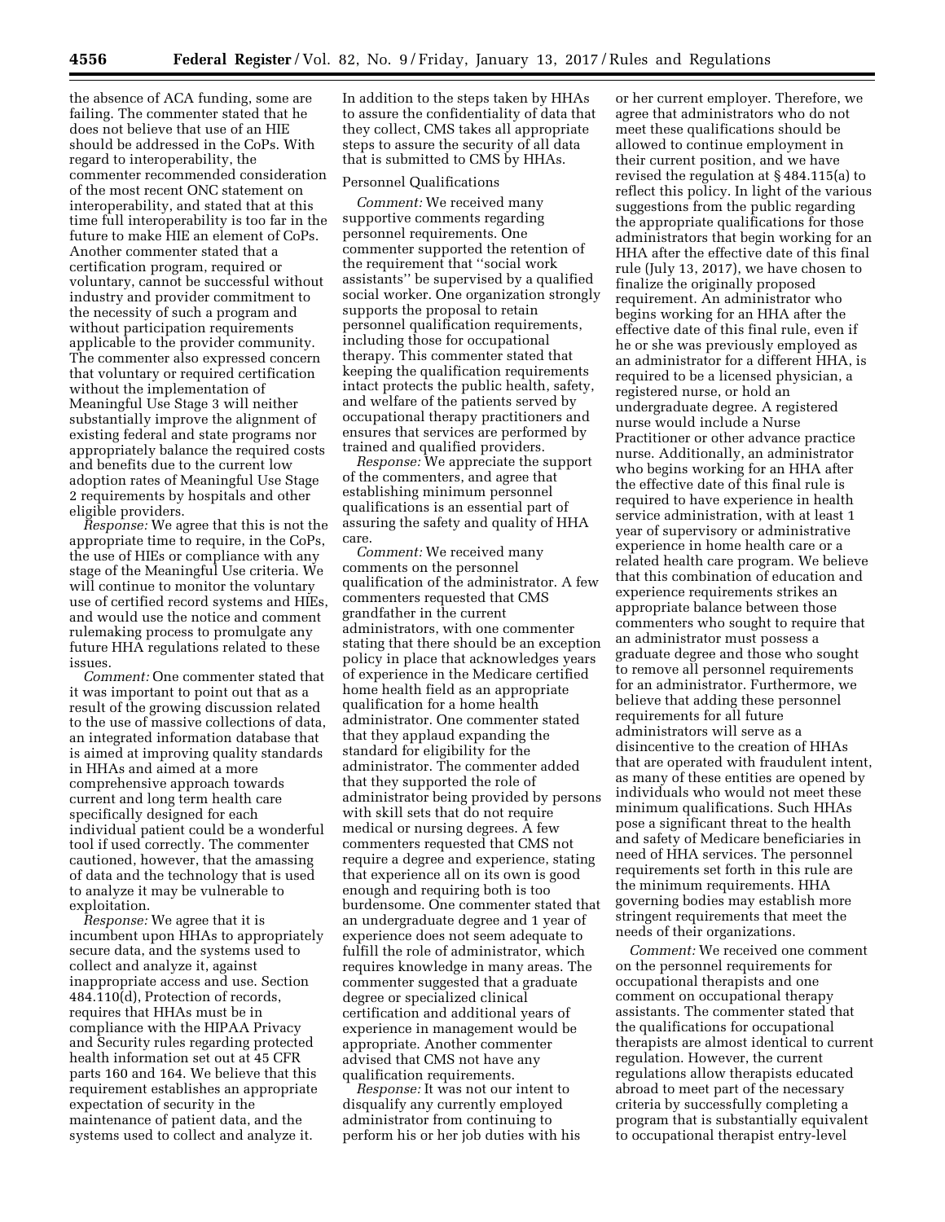the absence of ACA funding, some are failing. The commenter stated that he does not believe that use of an HIE should be addressed in the CoPs. With regard to interoperability, the commenter recommended consideration of the most recent ONC statement on interoperability, and stated that at this time full interoperability is too far in the future to make HIE an element of CoPs. Another commenter stated that a certification program, required or voluntary, cannot be successful without industry and provider commitment to the necessity of such a program and without participation requirements applicable to the provider community. The commenter also expressed concern that voluntary or required certification without the implementation of Meaningful Use Stage 3 will neither substantially improve the alignment of existing federal and state programs nor appropriately balance the required costs and benefits due to the current low adoption rates of Meaningful Use Stage 2 requirements by hospitals and other eligible providers.

*Response:* We agree that this is not the appropriate time to require, in the CoPs, the use of HIEs or compliance with any stage of the Meaningful Use criteria. We will continue to monitor the voluntary use of certified record systems and HIEs, and would use the notice and comment rulemaking process to promulgate any future HHA regulations related to these issues.

*Comment:* One commenter stated that it was important to point out that as a result of the growing discussion related to the use of massive collections of data, an integrated information database that is aimed at improving quality standards in HHAs and aimed at a more comprehensive approach towards current and long term health care specifically designed for each individual patient could be a wonderful tool if used correctly. The commenter cautioned, however, that the amassing of data and the technology that is used to analyze it may be vulnerable to exploitation.

*Response:* We agree that it is incumbent upon HHAs to appropriately secure data, and the systems used to collect and analyze it, against inappropriate access and use. Section 484.110(d), Protection of records, requires that HHAs must be in compliance with the HIPAA Privacy and Security rules regarding protected health information set out at 45 CFR parts 160 and 164. We believe that this requirement establishes an appropriate expectation of security in the maintenance of patient data, and the systems used to collect and analyze it. In addition to the steps taken by HHAs to assure the confidentiality of data that they collect, CMS takes all appropriate steps to assure the security of all data that is submitted to CMS by HHAs.

Personnel Qualifications

*Comment:* We received many supportive comments regarding personnel requirements. One commenter supported the retention of the requirement that ''social work assistants'' be supervised by a qualified social worker. One organization strongly supports the proposal to retain personnel qualification requirements, including those for occupational therapy. This commenter stated that keeping the qualification requirements intact protects the public health, safety, and welfare of the patients served by occupational therapy practitioners and ensures that services are performed by trained and qualified providers.

*Response:* We appreciate the support of the commenters, and agree that establishing minimum personnel qualifications is an essential part of assuring the safety and quality of HHA care.

*Comment:* We received many comments on the personnel qualification of the administrator. A few commenters requested that CMS grandfather in the current administrators, with one commenter stating that there should be an exception policy in place that acknowledges years of experience in the Medicare certified home health field as an appropriate qualification for a home health administrator. One commenter stated that they applaud expanding the standard for eligibility for the administrator. The commenter added that they supported the role of administrator being provided by persons with skill sets that do not require medical or nursing degrees. A few commenters requested that CMS not require a degree and experience, stating that experience all on its own is good enough and requiring both is too burdensome. One commenter stated that an undergraduate degree and 1 year of experience does not seem adequate to fulfill the role of administrator, which requires knowledge in many areas. The commenter suggested that a graduate degree or specialized clinical certification and additional years of experience in management would be appropriate. Another commenter advised that CMS not have any qualification requirements.

*Response:* It was not our intent to disqualify any currently employed administrator from continuing to perform his or her job duties with his or her current employer. Therefore, we agree that administrators who do not meet these qualifications should be allowed to continue employment in their current position, and we have revised the regulation at § 484.115(a) to reflect this policy. In light of the various suggestions from the public regarding the appropriate qualifications for those administrators that begin working for an HHA after the effective date of this final rule (July 13, 2017), we have chosen to finalize the originally proposed requirement. An administrator who begins working for an HHA after the effective date of this final rule, even if he or she was previously employed as an administrator for a different HHA, is required to be a licensed physician, a registered nurse, or hold an undergraduate degree. A registered nurse would include a Nurse Practitioner or other advance practice nurse. Additionally, an administrator who begins working for an HHA after the effective date of this final rule is required to have experience in health service administration, with at least 1 year of supervisory or administrative experience in home health care or a related health care program. We believe that this combination of education and experience requirements strikes an appropriate balance between those commenters who sought to require that an administrator must possess a graduate degree and those who sought to remove all personnel requirements for an administrator. Furthermore, we believe that adding these personnel requirements for all future administrators will serve as a disincentive to the creation of HHAs that are operated with fraudulent intent, as many of these entities are opened by individuals who would not meet these minimum qualifications. Such HHAs pose a significant threat to the health and safety of Medicare beneficiaries in need of HHA services. The personnel requirements set forth in this rule are the minimum requirements. HHA governing bodies may establish more stringent requirements that meet the needs of their organizations.

*Comment:* We received one comment on the personnel requirements for occupational therapists and one comment on occupational therapy assistants. The commenter stated that the qualifications for occupational therapists are almost identical to current regulation. However, the current regulations allow therapists educated abroad to meet part of the necessary criteria by successfully completing a program that is substantially equivalent to occupational therapist entry-level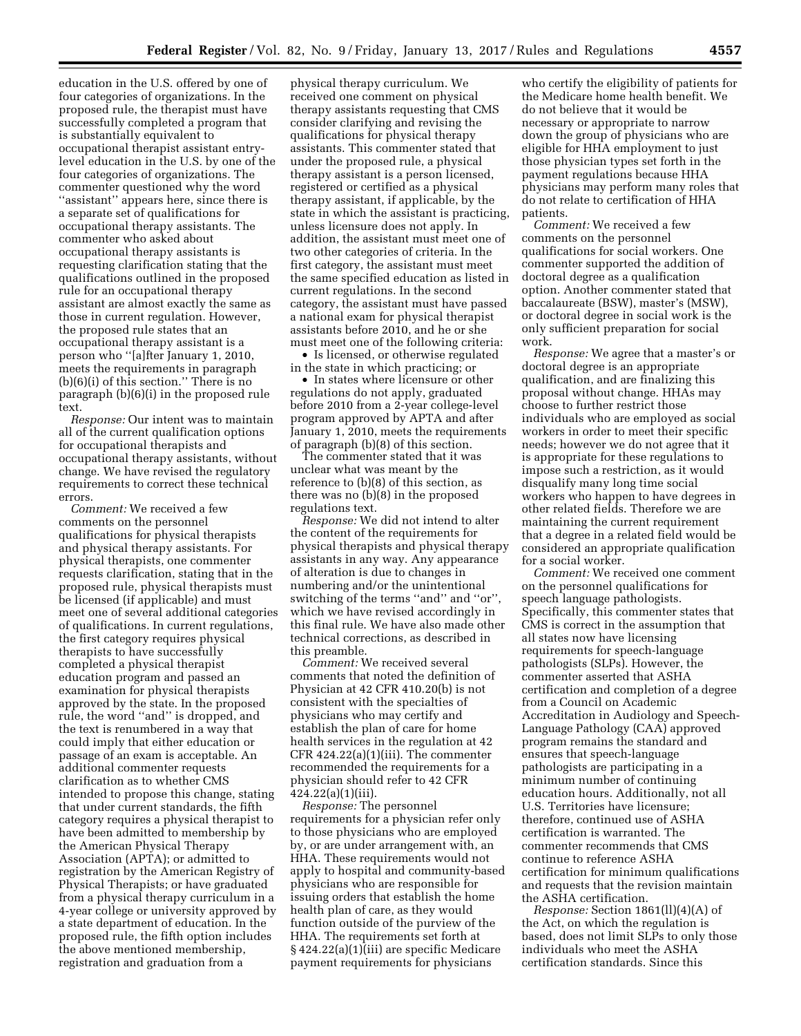education in the U.S. offered by one of four categories of organizations. In the proposed rule, the therapist must have successfully completed a program that is substantially equivalent to occupational therapist assistant entry-level education in the U.S. by one of the four categories of organizations. The commenter questioned why the word ''assistant'' appears here, since there is a separate set of qualifications for occupational therapy assistants. The commenter who asked about occupational therapy assistants is requesting clarification stating that the qualifications outlined in the proposed rule for an occupational therapy assistant are almost exactly the same as those in current regulation. However, the proposed rule states that an occupational therapy assistant is a person who ''[a]fter January 1, 2010, meets the requirements in paragraph (b)(6)(i) of this section.'' There is no paragraph (b)(6)(i) in the proposed rule text.

*Response:* Our intent was to maintain all of the current qualification options for occupational therapists and occupational therapy assistants, without change. We have revised the regulatory requirements to correct these technical errors.

*Comment:* We received a few comments on the personnel qualifications for physical therapists and physical therapy assistants. For physical therapists, one commenter requests clarification, stating that in the proposed rule, physical therapists must be licensed (if applicable) and must meet one of several additional categories of qualifications. In current regulations, the first category requires physical therapists to have successfully completed a physical therapist education program and passed an examination for physical therapists approved by the state. In the proposed rule, the word ''and'' is dropped, and the text is renumbered in a way that could imply that either education or passage of an exam is acceptable. An additional commenter requests clarification as to whether CMS intended to propose this change, stating that under current standards, the fifth category requires a physical therapist to have been admitted to membership by the American Physical Therapy Association (APTA); or admitted to registration by the American Registry of Physical Therapists; or have graduated from a physical therapy curriculum in a 4-year college or university approved by a state department of education. In the proposed rule, the fifth option includes the above mentioned membership, registration and graduation from a physical therapy curriculum. We received one comment on physical therapy assistants requesting that CMS consider clarifying and revising the qualifications for physical therapy assistants. This commenter stated that under the proposed rule, a physical therapy assistant is a person licensed, registered or certified as a physical therapy assistant, if applicable, by the state in which the assistant is practicing, unless licensure does not apply. In addition, the assistant must meet one of two other categories of criteria. In the first category, the assistant must meet the same specified education as listed in current regulations. In the second category, the assistant must have passed a national exam for physical therapist assistants before 2010, and he or she must meet one of the following criteria:

- Is licensed, or otherwise regulated in the state in which practicing; or
- In states where licensure or other regulations do not apply, graduated before 2010 from a 2-year college-level program approved by APTA and after January 1, 2010, meets the requirements of paragraph (b)(8) of this section.

The commenter stated that it was unclear what was meant by the reference to (b)(8) of this section, as there was no (b)(8) in the proposed regulations text.

*Response:* We did not intend to alter the content of the requirements for physical therapists and physical therapy assistants in any way. Any appearance of alteration is due to changes in numbering and/or the unintentional switching of the terms ''and'' and ''or'', which we have revised accordingly in this final rule. We have also made other technical corrections, as described in this preamble.

*Comment:* We received several comments that noted the definition of Physician at 42 CFR 410.20(b) is not consistent with the specialties of physicians who may certify and establish the plan of care for home health services in the regulation at 42 CFR 424.22(a)(1)(iii). The commenter recommended the requirements for a physician should refer to 42 CFR 424.22(a)(1)(iii).

*Response:* The personnel requirements for a physician refer only to those physicians who are employed by, or are under arrangement with, an HHA. These requirements would not apply to hospital and community-based physicians who are responsible for issuing orders that establish the home health plan of care, as they would function outside of the purview of the HHA. The requirements set forth at § 424.22(a)(1)(iii) are specific Medicare payment requirements for physicians who certify the eligibility of patients for the Medicare home health benefit. We do not believe that it would be necessary or appropriate to narrow down the group of physicians who are eligible for HHA employment to just those physician types set forth in the payment regulations because HHA physicians may perform many roles that do not relate to certification of HHA patients.

*Comment:* We received a few comments on the personnel qualifications for social workers. One commenter supported the addition of doctoral degree as a qualification option. Another commenter stated that baccalaureate (BSW), master's (MSW), or doctoral degree in social work is the only sufficient preparation for social work.

*Response:* We agree that a master's or doctoral degree is an appropriate qualification, and are finalizing this proposal without change. HHAs may choose to further restrict those individuals who are employed as social workers in order to meet their specific needs; however we do not agree that it is appropriate for these regulations to impose such a restriction, as it would disqualify many long time social workers who happen to have degrees in other related fields. Therefore we are maintaining the current requirement that a degree in a related field would be considered an appropriate qualification for a social worker.

*Comment:* We received one comment on the personnel qualifications for speech language pathologists. Specifically, this commenter states that CMS is correct in the assumption that all states now have licensing requirements for speech-language pathologists (SLPs). However, the commenter asserted that ASHA certification and completion of a degree from a Council on Academic Accreditation in Audiology and Speech-Language Pathology (CAA) approved program remains the standard and ensures that speech-language pathologists are participating in a minimum number of continuing education hours. Additionally, not all U.S. Territories have licensure; therefore, continued use of ASHA certification is warranted. The commenter recommends that CMS continue to reference ASHA certification for minimum qualifications and requests that the revision maintain the ASHA certification.

*Response:* Section 1861(ll)(4)(A) of the Act, on which the regulation is based, does not limit SLPs to only those individuals who meet the ASHA certification standards. Since this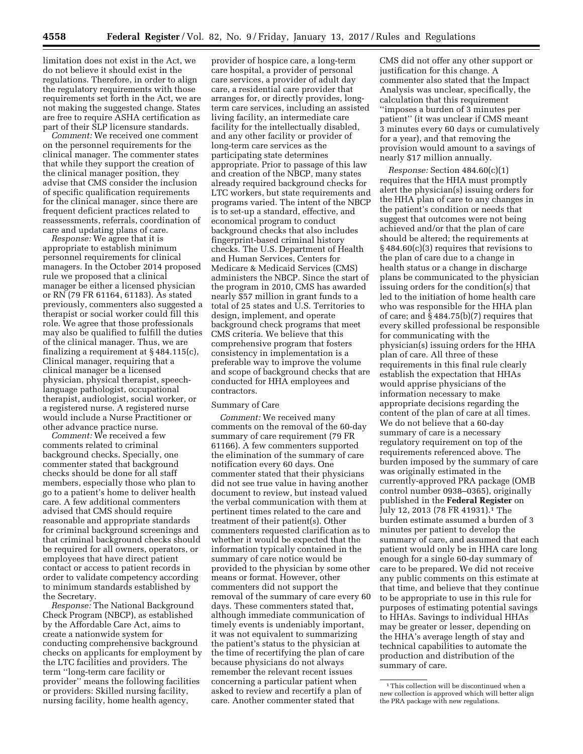limitation does not exist in the Act, we do not believe it should exist in the regulations. Therefore, in order to align the regulatory requirements with those requirements set forth in the Act, we are not making the suggested change. States are free to require ASHA certification as part of their SLP licensure standards.

*Comment:* We received one comment on the personnel requirements for the clinical manager. The commenter states that while they support the creation of the clinical manager position, they advise that CMS consider the inclusion of specific qualification requirements for the clinical manager, since there are frequent deficient practices related to reassessments, referrals, coordination of care and updating plans of care.

*Response:* We agree that it is appropriate to establish minimum personnel requirements for clinical managers. In the October 2014 proposed rule we proposed that a clinical manager be either a licensed physician or RN (79 FR 61164, 61183). As stated previously, commenters also suggested a therapist or social worker could fill this role. We agree that those professionals may also be qualified to fulfill the duties of the clinical manager. Thus, we are finalizing a requirement at § 484.115(c), Clinical manager, requiring that a clinical manager be a licensed physician, physical therapist, speech-language pathologist, occupational therapist, audiologist, social worker, or a registered nurse. A registered nurse would include a Nurse Practitioner or other advance practice nurse.

*Comment:* We received a few comments related to criminal background checks. Specially, one commenter stated that background checks should be done for all staff members, especially those who plan to go to a patient's home to deliver health care. A few additional commenters advised that CMS should require reasonable and appropriate standards for criminal background screenings and that criminal background checks should be required for all owners, operators, or employees that have direct patient contact or access to patient records in order to validate competency according to minimum standards established by the Secretary.

*Response:* The National Background Check Program (NBCP), as established by the Affordable Care Act, aims to create a nationwide system for conducting comprehensive background checks on applicants for employment by the LTC facilities and providers. The term ''long-term care facility or provider'' means the following facilities or providers: Skilled nursing facility, nursing facility, home health agency, provider of hospice care, a long-term care hospital, a provider of personal care services, a provider of adult day care, a residential care provider that arranges for, or directly provides, long-term care services, including an assisted living facility, an intermediate care facility for the intellectually disabled, and any other facility or provider of long-term care services as the participating state determines appropriate. Prior to passage of this law and creation of the NBCP, many states already required background checks for LTC workers, but state requirements and programs varied. The intent of the NBCP is to set-up a standard, effective, and economical program to conduct background checks that also includes fingerprint-based criminal history checks. The U.S. Department of Health and Human Services, Centers for Medicare & Medicaid Services (CMS) administers the NBCP. Since the start of the program in 2010, CMS has awarded nearly $57 million in grant funds to a total of 25 states and U.S. Territories to design, implement, and operate background check programs that meet CMS criteria. We believe that this comprehensive program that fosters consistency in implementation is a preferable way to improve the volume and scope of background checks that are conducted for HHA employees and contractors.

Summary of Care

*Comment:* We received many comments on the removal of the 60-day summary of care requirement (79 FR 61166). A few commenters supported the elimination of the summary of care notification every 60 days. One commenter stated that their physicians did not see true value in having another document to review, but instead valued the verbal communication with them at pertinent times related to the care and treatment of their patient(s). Other commenters requested clarification as to whether it would be expected that the information typically contained in the summary of care notice would be provided to the physician by some other means or format. However, other commenters did not support the removal of the summary of care every 60 days. These commenters stated that, although immediate communication of timely events is undeniably important, it was not equivalent to summarizing the patient's status to the physician at the time of recertifying the plan of care because physicians do not always remember the relevant recent issues concerning a particular patient when asked to review and recertify a plan of care. Another commenter stated that CMS did not offer any other support or justification for this change. A commenter also stated that the Impact Analysis was unclear, specifically, the calculation that this requirement ''imposes a burden of 3 minutes per patient'' (it was unclear if CMS meant 3 minutes every 60 days or cumulatively for a year), and that removing the provision would amount to a savings of nearly $17 million annually.

*Response:* Section 484.60(c)(1) requires that the HHA must promptly alert the physician(s) issuing orders for the HHA plan of care to any changes in the patient's condition or needs that suggest that outcomes were not being achieved and/or that the plan of care should be altered; the requirements at § 484.60(c)(3) requires that revisions to the plan of care due to a change in health status or a change in discharge plans be communicated to the physician issuing orders for the condition(s) that led to the initiation of home health care who was responsible for the HHA plan of care; and § 484.75(b)(7) requires that every skilled professional be responsible for communicating with the physician(s) issuing orders for the HHA plan of care. All three of these requirements in this final rule clearly establish the expectation that HHAs would apprise physicians of the information necessary to make appropriate decisions regarding the content of the plan of care at all times. We do not believe that a 60-day summary of care is a necessary regulatory requirement on top of the requirements referenced above. The burden imposed by the summary of care was originally estimated in the currently-approved PRA package (OMB control number 0938–0365), originally published in the **Federal Register** on July 12, 2013 (78 FR 41931).[1] The burden estimate assumed a burden of 3 minutes per patient to develop the summary of care, and assumed that each patient would only be in HHA care long enough for a single 60-day summary of care to be prepared. We did not receive any public comments on this estimate at that time, and believe that they continue to be appropriate to use in this rule for purposes of estimating potential savings to HHAs. Savings to individual HHAs may be greater or lesser, depending on the HHA's average length of stay and technical capabilities to automate the production and distribution of the summary of care.

[1] This collection will be discontinued when a new collection is approved which will better align the PRA package with new regulations.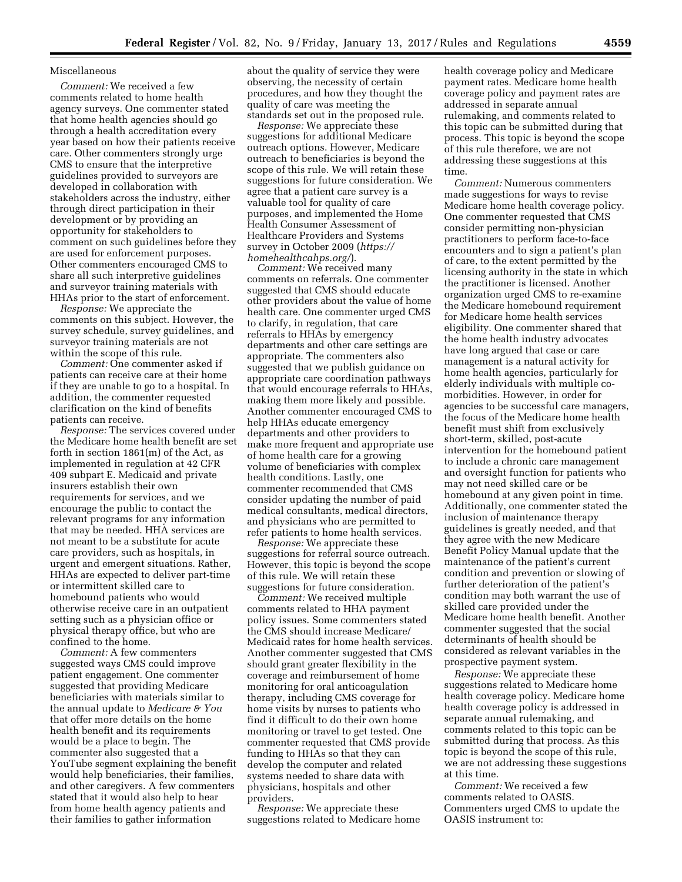Miscellaneous

*Comment:* We received a few comments related to home health agency surveys. One commenter stated that home health agencies should go through a health accreditation every year based on how their patients receive care. Other commenters strongly urge CMS to ensure that the interpretive guidelines provided to surveyors are developed in collaboration with stakeholders across the industry, either through direct participation in their development or by providing an opportunity for stakeholders to comment on such guidelines before they are used for enforcement purposes. Other commenters encouraged CMS to share all such interpretive guidelines and surveyor training materials with HHAs prior to the start of enforcement.

*Response:* We appreciate the comments on this subject. However, the survey schedule, survey guidelines, and surveyor training materials are not within the scope of this rule.

*Comment:* One commenter asked if patients can receive care at their home if they are unable to go to a hospital. In addition, the commenter requested clarification on the kind of benefits patients can receive.

*Response:* The services covered under the Medicare home health benefit are set forth in section 1861(m) of the Act, as implemented in regulation at 42 CFR 409 subpart E. Medicaid and private insurers establish their own requirements for services, and we encourage the public to contact the relevant programs for any information that may be needed. HHA services are not meant to be a substitute for acute care providers, such as hospitals, in urgent and emergent situations. Rather, HHAs are expected to deliver part-time or intermittent skilled care to homebound patients who would otherwise receive care in an outpatient setting such as a physician office or physical therapy office, but who are confined to the home.

*Comment:* A few commenters suggested ways CMS could improve patient engagement. One commenter suggested that providing Medicare beneficiaries with materials similar to the annual update to *Medicare & You* that offer more details on the home health benefit and its requirements would be a place to begin. The commenter also suggested that a YouTube segment explaining the benefit would help beneficiaries, their families, and other caregivers. A few commenters stated that it would also help to hear from home health agency patients and their families to gather information about the quality of service they were observing, the necessity of certain procedures, and how they thought the quality of care was meeting the standards set out in the proposed rule.

*Response:* We appreciate these suggestions for additional Medicare outreach options. However, Medicare outreach to beneficiaries is beyond the scope of this rule. We will retain these suggestions for future consideration. We agree that a patient care survey is a valuable tool for quality of care purposes, and implemented the Home Health Consumer Assessment of Healthcare Providers and Systems survey in October 2009 (*https://homehealthcahps.org/*).

*Comment:* We received many comments on referrals. One commenter suggested that CMS should educate other providers about the value of home health care. One commenter urged CMS to clarify, in regulation, that care referrals to HHAs by emergency departments and other care settings are appropriate. The commenters also suggested that we publish guidance on appropriate care coordination pathways that would encourage referrals to HHAs, making them more likely and possible. Another commenter encouraged CMS to help HHAs educate emergency departments and other providers to make more frequent and appropriate use of home health care for a growing volume of beneficiaries with complex health conditions. Lastly, one commenter recommended that CMS consider updating the number of paid medical consultants, medical directors, and physicians who are permitted to refer patients to home health services.

*Response:* We appreciate these suggestions for referral source outreach. However, this topic is beyond the scope of this rule. We will retain these suggestions for future consideration.

*Comment:* We received multiple comments related to HHA payment policy issues. Some commenters stated the CMS should increase Medicare/Medicaid rates for home health services. Another commenter suggested that CMS should grant greater flexibility in the coverage and reimbursement of home monitoring for oral anticoagulation therapy, including CMS coverage for home visits by nurses to patients who find it difficult to do their own home monitoring or travel to get tested. One commenter requested that CMS provide funding to HHAs so that they can develop the computer and related systems needed to share data with physicians, hospitals and other providers.

*Response:* We appreciate these suggestions related to Medicare home health coverage policy and Medicare payment rates. Medicare home health coverage policy and payment rates are addressed in separate annual rulemaking, and comments related to this topic can be submitted during that process. This topic is beyond the scope of this rule therefore, we are not addressing these suggestions at this time.

*Comment:* Numerous commenters made suggestions for ways to revise Medicare home health coverage policy. One commenter requested that CMS consider permitting non-physician practitioners to perform face-to-face encounters and to sign a patient's plan of care, to the extent permitted by the licensing authority in the state in which the practitioner is licensed. Another organization urged CMS to re-examine the Medicare homebound requirement for Medicare home health services eligibility. One commenter shared that the home health industry advocates have long argued that case or care management is a natural activity for home health agencies, particularly for elderly individuals with multiple co-morbidities. However, in order for agencies to be successful care managers, the focus of the Medicare home health benefit must shift from exclusively short-term, skilled, post-acute intervention for the homebound patient to include a chronic care management and oversight function for patients who may not need skilled care or be homebound at any given point in time. Additionally, one commenter stated the inclusion of maintenance therapy guidelines is greatly needed, and that they agree with the new Medicare Benefit Policy Manual update that the maintenance of the patient's current condition and prevention or slowing of further deterioration of the patient's condition may both warrant the use of skilled care provided under the Medicare home health benefit. Another commenter suggested that the social determinants of health should be considered as relevant variables in the prospective payment system.

*Response:* We appreciate these suggestions related to Medicare home health coverage policy. Medicare home health coverage policy is addressed in separate annual rulemaking, and comments related to this topic can be submitted during that process. As this topic is beyond the scope of this rule, we are not addressing these suggestions at this time.

*Comment:* We received a few comments related to OASIS. Commenters urged CMS to update the OASIS instrument to: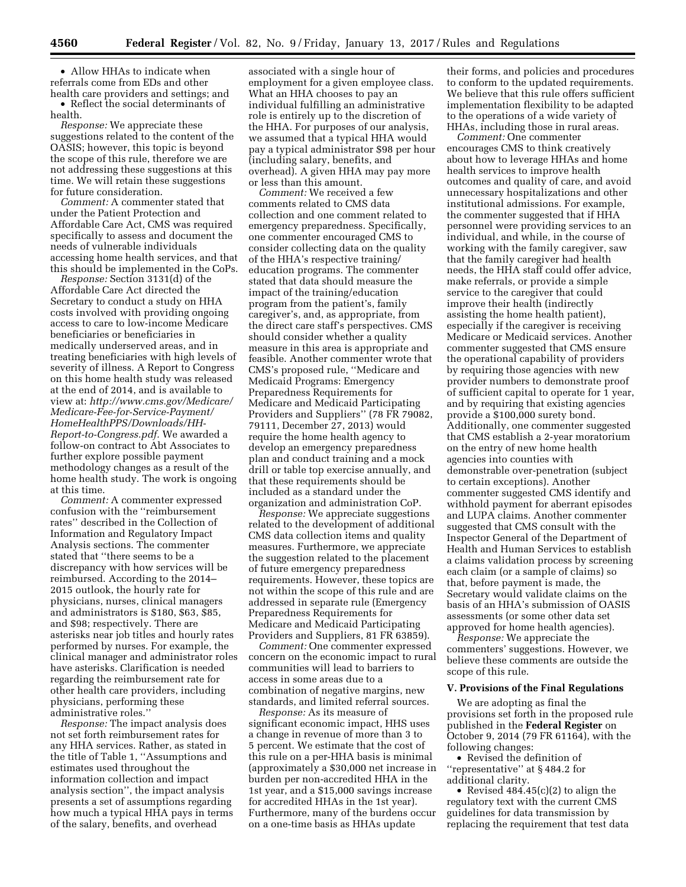• Allow HHAs to indicate when referrals come from EDs and other health care providers and settings; and

• Reflect the social determinants of health.

*Response:* We appreciate these suggestions related to the content of the OASIS; however, this topic is beyond the scope of this rule, therefore we are not addressing these suggestions at this time. We will retain these suggestions for future consideration.

*Comment:* A commenter stated that under the Patient Protection and Affordable Care Act, CMS was required specifically to assess and document the needs of vulnerable individuals accessing home health services, and that this should be implemented in the CoPs.

*Response:* Section 3131(d) of the Affordable Care Act directed the Secretary to conduct a study on HHA costs involved with providing ongoing access to care to low-income Medicare beneficiaries or beneficiaries in medically underserved areas, and in treating beneficiaries with high levels of severity of illness. A Report to Congress on this home health study was released at the end of 2014, and is available to view at: *http://www.cms.gov/Medicare/Medicare-Fee-for-Service-Payment/HomeHealthPPS/Downloads/HH-Report-to-Congress.pdf.* We awarded a follow-on contract to Abt Associates to further explore possible payment methodology changes as a result of the home health study. The work is ongoing at this time.

*Comment:* A commenter expressed confusion with the ''reimbursement rates'' described in the Collection of Information and Regulatory Impact Analysis sections. The commenter stated that ''there seems to be a discrepancy with how services will be reimbursed. According to the 2014–2015 outlook, the hourly rate for physicians, nurses, clinical managers and administrators is $180, $63, $85, and $98; respectively. There are asterisks near job titles and hourly rates performed by nurses. For example, the clinical manager and administrator roles have asterisks. Clarification is needed regarding the reimbursement rate for other health care providers, including physicians, performing these administrative roles.''

*Response:* The impact analysis does not set forth reimbursement rates for any HHA services. Rather, as stated in the title of Table 1, ''Assumptions and estimates used throughout the information collection and impact analysis section'', the impact analysis presents a set of assumptions regarding how much a typical HHA pays in terms of the salary, benefits, and overhead associated with a single hour of employment for a given employee class. What an HHA chooses to pay an individual fulfilling an administrative role is entirely up to the discretion of the HHA. For purposes of our analysis, we assumed that a typical HHA would pay a typical administrator $98 per hour (including salary, benefits, and overhead). A given HHA may pay more or less than this amount.

*Comment:* We received a few comments related to CMS data collection and one comment related to emergency preparedness. Specifically, one commenter encouraged CMS to consider collecting data on the quality of the HHA's respective training/education programs. The commenter stated that data should measure the impact of the training/education program from the patient's, family caregiver's, and, as appropriate, from the direct care staff's perspectives. CMS should consider whether a quality measure in this area is appropriate and feasible. Another commenter wrote that CMS's proposed rule, ''Medicare and Medicaid Programs: Emergency Preparedness Requirements for Medicare and Medicaid Participating Providers and Suppliers'' (78 FR 79082, 79111, December 27, 2013) would require the home health agency to develop an emergency preparedness plan and conduct training and a mock drill or table top exercise annually, and that these requirements should be included as a standard under the organization and administration CoP.

*Response:* We appreciate suggestions related to the development of additional CMS data collection items and quality measures. Furthermore, we appreciate the suggestion related to the placement of future emergency preparedness requirements. However, these topics are not within the scope of this rule and are addressed in separate rule (Emergency Preparedness Requirements for Medicare and Medicaid Participating Providers and Suppliers, 81 FR 63859).

*Comment:* One commenter expressed concern on the economic impact to rural communities will lead to barriers to access in some areas due to a combination of negative margins, new standards, and limited referral sources.

*Response:* As its measure of significant economic impact, HHS uses a change in revenue of more than 3 to 5 percent. We estimate that the cost of this rule on a per-HHA basis is minimal (approximately a $30,000 net increase in burden per non-accredited HHA in the 1st year, and a $15,000 savings increase for accredited HHAs in the 1st year). Furthermore, many of the burdens occur on a one-time basis as HHAs update their forms, and policies and procedures to conform to the updated requirements. We believe that this rule offers sufficient implementation flexibility to be adapted to the operations of a wide variety of HHAs, including those in rural areas.

*Comment:* One commenter encourages CMS to think creatively about how to leverage HHAs and home health services to improve health outcomes and quality of care, and avoid unnecessary hospitalizations and other institutional admissions. For example, the commenter suggested that if HHA personnel were providing services to an individual, and while, in the course of working with the family caregiver, saw that the family caregiver had health needs, the HHA staff could offer advice, make referrals, or provide a simple service to the caregiver that could improve their health (indirectly assisting the home health patient), especially if the caregiver is receiving Medicare or Medicaid services. Another commenter suggested that CMS ensure the operational capability of providers by requiring those agencies with new provider numbers to demonstrate proof of sufficient capital to operate for 1 year, and by requiring that existing agencies provide a $100,000 surety bond. Additionally, one commenter suggested that CMS establish a 2-year moratorium on the entry of new home health agencies into counties with demonstrable over-penetration (subject to certain exceptions). Another commenter suggested CMS identify and withhold payment for aberrant episodes and LUPA claims. Another commenter suggested that CMS consult with the Inspector General of the Department of Health and Human Services to establish a claims validation process by screening each claim (or a sample of claims) so that, before payment is made, the Secretary would validate claims on the basis of an HHA's submission of OASIS assessments (or some other data set approved for home health agencies).

*Response:* We appreciate the commenters' suggestions. However, we believe these comments are outside the scope of this rule.

## V. Provisions of the Final Regulations

We are adopting as final the provisions set forth in the proposed rule published in the **Federal Register** on October 9, 2014 (79 FR 61164), with the following changes:

• Revised the definition of ''representative'' at § 484.2 for additional clarity.

• Revised 484.45(c)(2) to align the regulatory text with the current CMS guidelines for data transmission by replacing the requirement that test data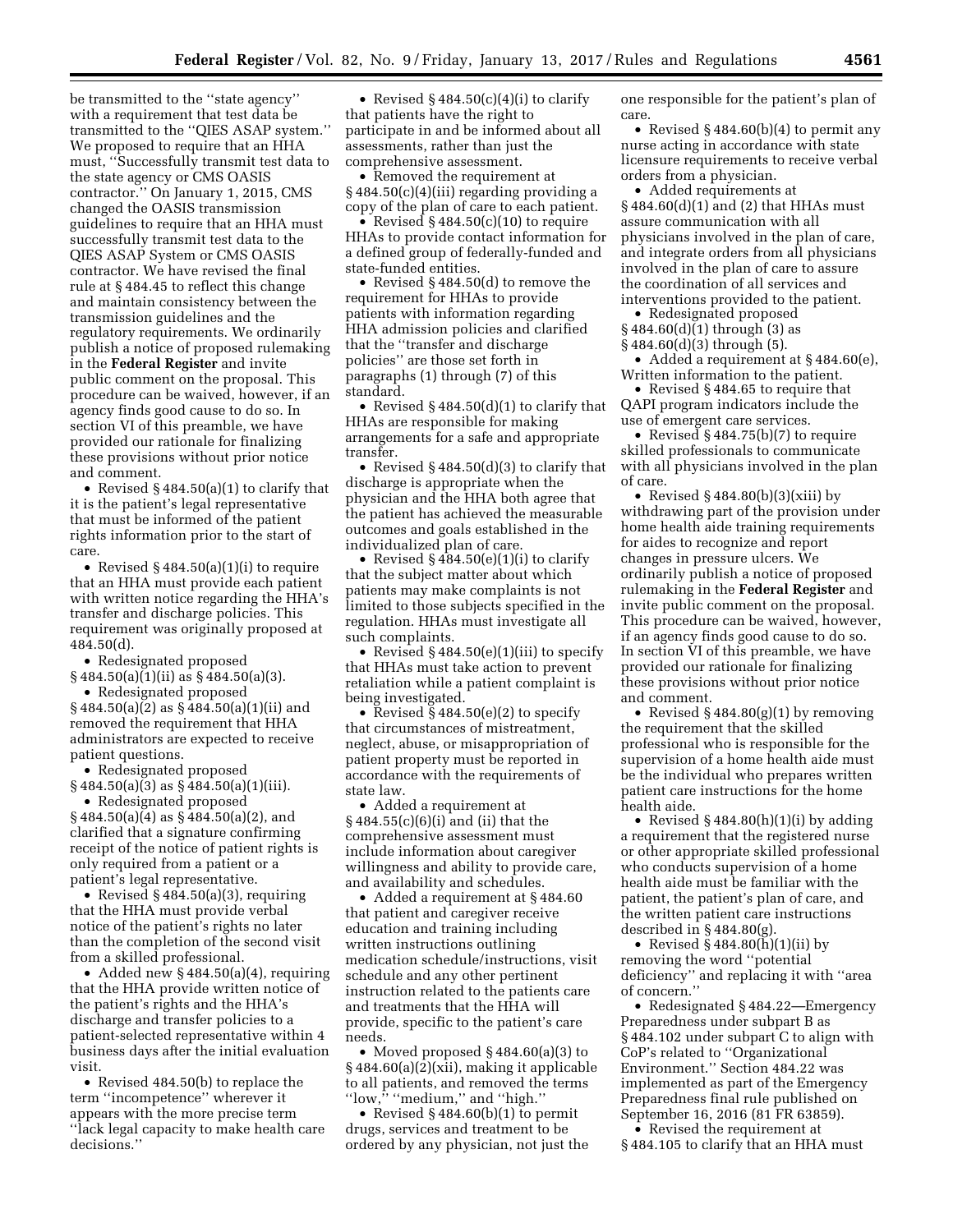be transmitted to the ''state agency'' with a requirement that test data be transmitted to the ''QIES ASAP system.'' We proposed to require that an HHA must, ''Successfully transmit test data to the state agency or CMS OASIS contractor.'' On January 1, 2015, CMS changed the OASIS transmission guidelines to require that an HHA must successfully transmit test data to the QIES ASAP System or CMS OASIS contractor. We have revised the final rule at § 484.45 to reflect this change and maintain consistency between the transmission guidelines and the regulatory requirements. We ordinarily publish a notice of proposed rulemaking in the **Federal Register** and invite public comment on the proposal. This procedure can be waived, however, if an agency finds good cause to do so. In section VI of this preamble, we have provided our rationale for finalizing these provisions without prior notice and comment.

- Revised § 484.50(a)(1) to clarify that it is the patient's legal representative that must be informed of the patient rights information prior to the start of care.
- Revised § 484.50(a)(1)(i) to require that an HHA must provide each patient with written notice regarding the HHA's transfer and discharge policies. This requirement was originally proposed at 484.50(d).
- Redesignated proposed § 484.50(a)(1)(ii) as § 484.50(a)(3).
- Redesignated proposed § 484.50(a)(2) as § 484.50(a)(1)(ii) and removed the requirement that HHA administrators are expected to receive patient questions.
- Redesignated proposed § 484.50(a)(3) as § 484.50(a)(1)(iii).
- Redesignated proposed § 484.50(a)(4) as § 484.50(a)(2), and clarified that a signature confirming receipt of the notice of patient rights is only required from a patient or a patient's legal representative.
- Revised § 484.50(a)(3), requiring that the HHA must provide verbal notice of the patient's rights no later than the completion of the second visit from a skilled professional.
- Added new § 484.50(a)(4), requiring that the HHA provide written notice of the patient's rights and the HHA's discharge and transfer policies to a patient-selected representative within 4 business days after the initial evaluation visit.
- Revised 484.50(b) to replace the term ''incompetence'' wherever it appears with the more precise term ''lack legal capacity to make health care decisions.''
- Revised § 484.50(c)(4)(i) to clarify that patients have the right to participate in and be informed about all assessments, rather than just the comprehensive assessment.
- Removed the requirement at § 484.50(c)(4)(iii) regarding providing a copy of the plan of care to each patient.
- Revised § 484.50(c)(10) to require HHAs to provide contact information for a defined group of federally-funded and state-funded entities.
- Revised § 484.50(d) to remove the requirement for HHAs to provide patients with information regarding HHA admission policies and clarified that the ''transfer and discharge policies'' are those set forth in paragraphs (1) through (7) of this standard.
- Revised § 484.50(d)(1) to clarify that HHAs are responsible for making arrangements for a safe and appropriate transfer.
- Revised § 484.50(d)(3) to clarify that discharge is appropriate when the physician and the HHA both agree that the patient has achieved the measurable outcomes and goals established in the individualized plan of care.
- Revised § 484.50(e)(1)(i) to clarify that the subject matter about which patients may make complaints is not limited to those subjects specified in the regulation. HHAs must investigate all such complaints.
- Revised § 484.50(e)(1)(iii) to specify that HHAs must take action to prevent retaliation while a patient complaint is being investigated.
- Revised § 484.50(e)(2) to specify that circumstances of mistreatment, neglect, abuse, or misappropriation of patient property must be reported in accordance with the requirements of state law.
- Added a requirement at § 484.55(c)(6)(i) and (ii) that the comprehensive assessment must include information about caregiver willingness and ability to provide care, and availability and schedules.
- Added a requirement at § 484.60 that patient and caregiver receive education and training including written instructions outlining medication schedule/instructions, visit schedule and any other pertinent instruction related to the patients care and treatments that the HHA will provide, specific to the patient's care needs.
- Moved proposed § 484.60(a)(3) to § 484.60(a)(2)(xii), making it applicable to all patients, and removed the terms ''low,'' ''medium,'' and ''high.''
- Revised § 484.60(b)(1) to permit drugs, services and treatment to be ordered by any physician, not just the one responsible for the patient's plan of care.
- Revised § 484.60(b)(4) to permit any nurse acting in accordance with state licensure requirements to receive verbal orders from a physician.
- Added requirements at § 484.60(d)(1) and (2) that HHAs must assure communication with all physicians involved in the plan of care, and integrate orders from all physicians involved in the plan of care to assure the coordination of all services and interventions provided to the patient.
- Redesignated proposed § 484.60(d)(1) through (3) as § 484.60(d)(3) through (5).
- Added a requirement at § 484.60(e), Written information to the patient.
- Revised § 484.65 to require that QAPI program indicators include the use of emergent care services.
- Revised § 484.75(b)(7) to require skilled professionals to communicate with all physicians involved in the plan of care.
- Revised § 484.80(b)(3)(xiii) by withdrawing part of the provision under home health aide training requirements for aides to recognize and report changes in pressure ulcers. We ordinarily publish a notice of proposed rulemaking in the **Federal Register** and invite public comment on the proposal. This procedure can be waived, however, if an agency finds good cause to do so. In section VI of this preamble, we have provided our rationale for finalizing these provisions without prior notice and comment.
- Revised § 484.80(g)(1) by removing the requirement that the skilled professional who is responsible for the supervision of a home health aide must be the individual who prepares written patient care instructions for the home health aide.
- Revised § 484.80(h)(1)(i) by adding a requirement that the registered nurse or other appropriate skilled professional who conducts supervision of a home health aide must be familiar with the patient, the patient's plan of care, and the written patient care instructions described in § 484.80(g).
- Revised § 484.80(h)(1)(ii) by removing the word ''potential deficiency'' and replacing it with ''area of concern.''
- Redesignated § 484.22—Emergency Preparedness under subpart B as § 484.102 under subpart C to align with CoP's related to ''Organizational Environment.'' Section 484.22 was implemented as part of the Emergency Preparedness final rule published on September 16, 2016 (81 FR 63859).
- Revised the requirement at § 484.105 to clarify that an HHA must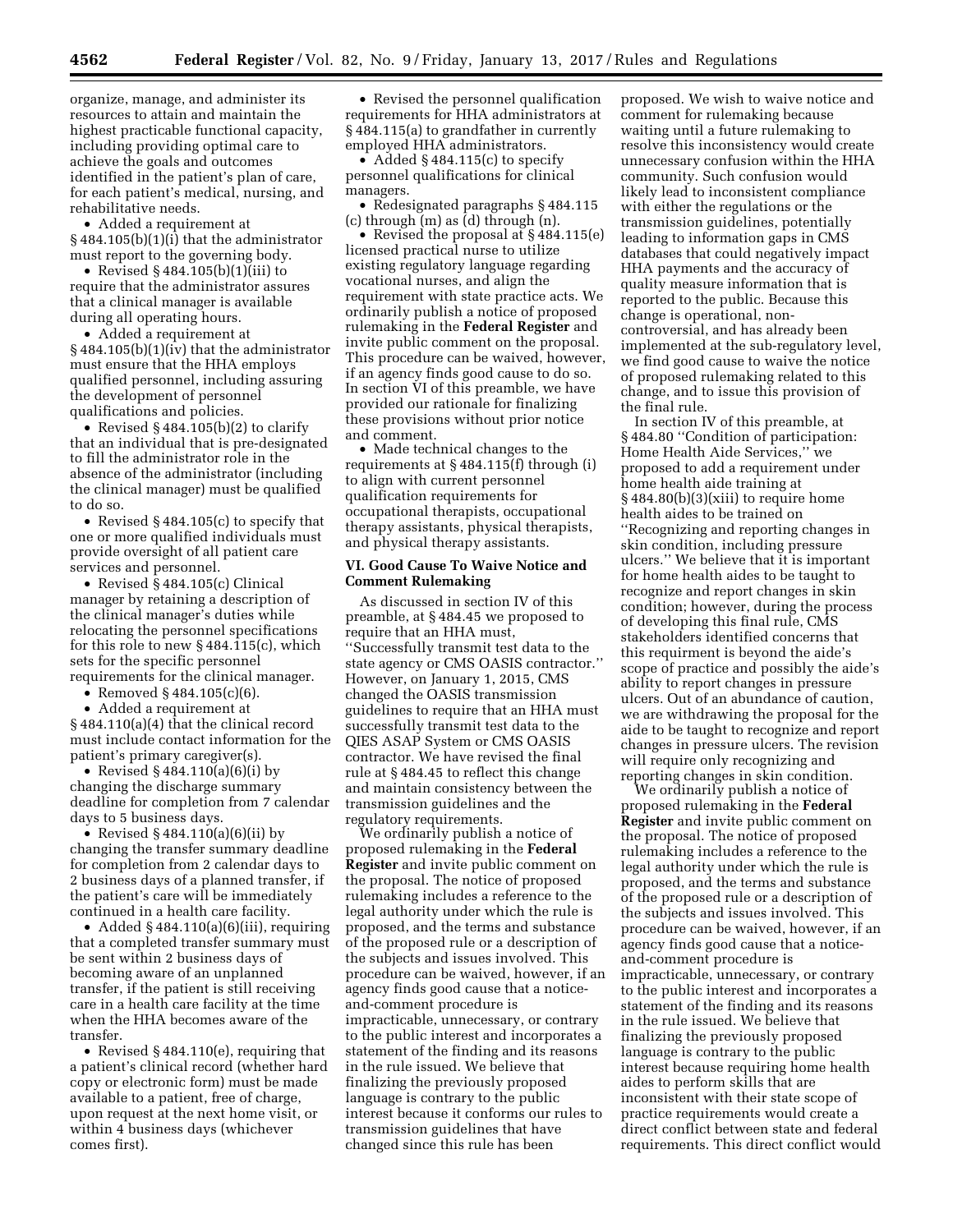organize, manage, and administer its resources to attain and maintain the highest practicable functional capacity, including providing optimal care to achieve the goals and outcomes identified in the patient's plan of care, for each patient's medical, nursing, and rehabilitative needs.

- Added a requirement at § 484.105(b)(1)(i) that the administrator must report to the governing body.
- Revised § 484.105(b)(1)(iii) to require that the administrator assures that a clinical manager is available during all operating hours.
- Added a requirement at § 484.105(b)(1)(iv) that the administrator must ensure that the HHA employs qualified personnel, including assuring the development of personnel qualifications and policies.
- Revised § 484.105(b)(2) to clarify that an individual that is pre-designated to fill the administrator role in the absence of the administrator (including the clinical manager) must be qualified to do so.
- Revised § 484.105(c) to specify that one or more qualified individuals must provide oversight of all patient care services and personnel.
- Revised § 484.105(c) Clinical manager by retaining a description of the clinical manager's duties while relocating the personnel specifications for this role to new § 484.115(c), which sets for the specific personnel requirements for the clinical manager.
- Removed § 484.105(c)(6).
- Added a requirement at § 484.110(a)(4) that the clinical record must include contact information for the patient's primary caregiver(s).
- Revised § 484.110(a)(6)(i) by changing the discharge summary deadline for completion from 7 calendar days to 5 business days.
- Revised § 484.110(a)(6)(ii) by changing the transfer summary deadline for completion from 2 calendar days to 2 business days of a planned transfer, if the patient's care will be immediately continued in a health care facility.
- Added § 484.110(a)(6)(iii), requiring that a completed transfer summary must be sent within 2 business days of becoming aware of an unplanned transfer, if the patient is still receiving care in a health care facility at the time when the HHA becomes aware of the transfer.
- Revised § 484.110(e), requiring that a patient's clinical record (whether hard copy or electronic form) must be made available to a patient, free of charge, upon request at the next home visit, or within 4 business days (whichever comes first).
- Revised the personnel qualification requirements for HHA administrators at § 484.115(a) to grandfather in currently employed HHA administrators.
- Added § 484.115(c) to specify personnel qualifications for clinical managers.
- Redesignated paragraphs § 484.115 (c) through (m) as (d) through (n).
- Revised the proposal at § 484.115(e) licensed practical nurse to utilize existing regulatory language regarding vocational nurses, and align the requirement with state practice acts. We ordinarily publish a notice of proposed rulemaking in the **Federal Register** and invite public comment on the proposal. This procedure can be waived, however, if an agency finds good cause to do so. In section VI of this preamble, we have provided our rationale for finalizing these provisions without prior notice and comment.
- Made technical changes to the requirements at § 484.115(f) through (i) to align with current personnel qualification requirements for occupational therapists, occupational therapy assistants, physical therapists, and physical therapy assistants.

## VI. Good Cause To Waive Notice and Comment Rulemaking

As discussed in section IV of this preamble, at § 484.45 we proposed to require that an HHA must, ''Successfully transmit test data to the state agency or CMS OASIS contractor.'' However, on January 1, 2015, CMS changed the OASIS transmission guidelines to require that an HHA must successfully transmit test data to the QIES ASAP System or CMS OASIS contractor. We have revised the final rule at § 484.45 to reflect this change and maintain consistency between the transmission guidelines and the regulatory requirements.

We ordinarily publish a notice of proposed rulemaking in the **Federal Register** and invite public comment on the proposal. The notice of proposed rulemaking includes a reference to the legal authority under which the rule is proposed, and the terms and substance of the proposed rule or a description of the subjects and issues involved. This procedure can be waived, however, if an agency finds good cause that a notice-and-comment procedure is impracticable, unnecessary, or contrary to the public interest and incorporates a statement of the finding and its reasons in the rule issued. We believe that finalizing the previously proposed language is contrary to the public interest because it conforms our rules to transmission guidelines that have changed since this rule has been proposed. We wish to waive notice and comment for rulemaking because waiting until a future rulemaking to resolve this inconsistency would create unnecessary confusion within the HHA community. Such confusion would likely lead to inconsistent compliance with either the regulations or the transmission guidelines, potentially leading to information gaps in CMS databases that could negatively impact HHA payments and the accuracy of quality measure information that is reported to the public. Because this change is operational, non-controversial, and has already been implemented at the sub-regulatory level, we find good cause to waive the notice of proposed rulemaking related to this change, and to issue this provision of the final rule.

In section IV of this preamble, at § 484.80 ''Condition of participation: Home Health Aide Services,'' we proposed to add a requirement under home health aide training at § 484.80(b)(3)(xiii) to require home health aides to be trained on ''Recognizing and reporting changes in skin condition, including pressure ulcers.'' We believe that it is important for home health aides to be taught to recognize and report changes in skin condition; however, during the process of developing this final rule, CMS stakeholders identified concerns that this requirment is beyond the aide's scope of practice and possibly the aide's ability to report changes in pressure ulcers. Out of an abundance of caution, we are withdrawing the proposal for the aide to be taught to recognize and report changes in pressure ulcers. The revision will require only recognizing and reporting changes in skin condition.

We ordinarily publish a notice of proposed rulemaking in the **Federal Register** and invite public comment on the proposal. The notice of proposed rulemaking includes a reference to the legal authority under which the rule is proposed, and the terms and substance of the proposed rule or a description of the subjects and issues involved. This procedure can be waived, however, if an agency finds good cause that a notice-and-comment procedure is impracticable, unnecessary, or contrary to the public interest and incorporates a statement of the finding and its reasons in the rule issued. We believe that finalizing the previously proposed language is contrary to the public interest because requiring home health aides to perform skills that are inconsistent with their state scope of practice requirements would create a direct conflict between state and federal requirements. This direct conflict would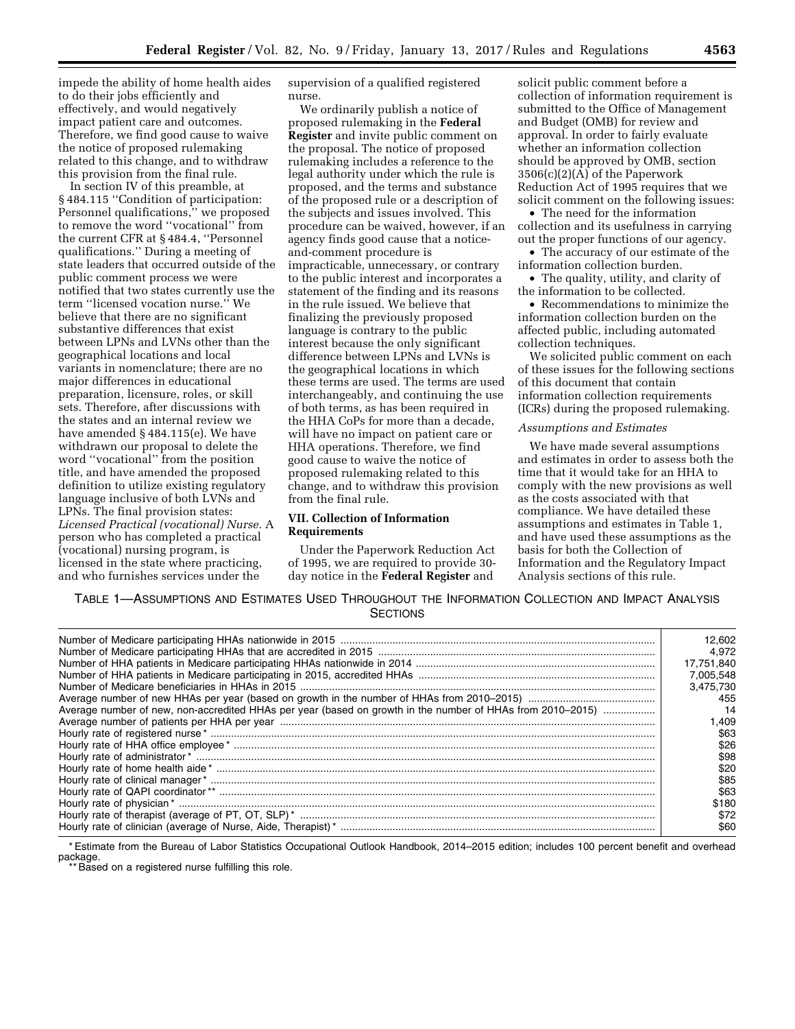impede the ability of home health aides to do their jobs efficiently and effectively, and would negatively impact patient care and outcomes. Therefore, we find good cause to waive the notice of proposed rulemaking related to this change, and to withdraw this provision from the final rule.

In section IV of this preamble, at § 484.115 "Condition of participation: Personnel qualifications," we proposed to remove the word "vocational" from the current CFR at § 484.4, "Personnel qualifications." During a meeting of state leaders that occurred outside of the public comment process we were notified that two states currently use the term "licensed vocation nurse." We believe that there are no significant substantive differences that exist between LPNs and LVNs other than the geographical locations and local variants in nomenclature; there are no major differences in educational preparation, licensure, roles, or skill sets. Therefore, after discussions with the states and an internal review we have amended § 484.115(e). We have withdrawn our proposal to delete the word "vocational" from the position title, and have amended the proposed definition to utilize existing regulatory language inclusive of both LVNs and LPNs. The final provision states: *Licensed Practical (vocational) Nurse.* A person who has completed a practical (vocational) nursing program, is licensed in the state where practicing, and who furnishes services under the supervision of a qualified registered nurse.

We ordinarily publish a notice of proposed rulemaking in the **Federal Register** and invite public comment on the proposal. The notice of proposed rulemaking includes a reference to the legal authority under which the rule is proposed, and the terms and substance of the proposed rule or a description of the subjects and issues involved. This procedure can be waived, however, if an agency finds good cause that a notice-and-comment procedure is impracticable, unnecessary, or contrary to the public interest and incorporates a statement of the finding and its reasons in the rule issued. We believe that finalizing the previously proposed language is contrary to the public interest because the only significant difference between LPNs and LVNs is the geographical locations in which these terms are used. The terms are used interchangeably, and continuing the use of both terms, as has been required in the HHA CoPs for more than a decade, will have no impact on patient care or HHA operations. Therefore, we find good cause to waive the notice of proposed rulemaking related to this change, and to withdraw this provision from the final rule.

## VII. Collection of Information Requirements

Under the Paperwork Reduction Act of 1995, we are required to provide 30-day notice in the **Federal Register** and solicit public comment before a collection of information requirement is submitted to the Office of Management and Budget (OMB) for review and approval. In order to fairly evaluate whether an information collection should be approved by OMB, section 3506(c)(2)(A) of the Paperwork Reduction Act of 1995 requires that we solicit comment on the following issues:

- The need for the information collection and its usefulness in carrying out the proper functions of our agency.
- The accuracy of our estimate of the information collection burden.
- The quality, utility, and clarity of the information to be collected.
- Recommendations to minimize the information collection burden on the affected public, including automated collection techniques.

We solicited public comment on each of these issues for the following sections of this document that contain information collection requirements (ICRs) during the proposed rulemaking.

*Assumptions and Estimates*

We have made several assumptions and estimates in order to assess both the time that it would take for an HHA to comply with the new provisions as well as the costs associated with that compliance. We have detailed these assumptions and estimates in Table 1, and have used these assumptions as the basis for both the Collection of Information and the Regulatory Impact Analysis sections of this rule.

TABLE 1—ASSUMPTIONS AND ESTIMATES USED THROUGHOUT THE INFORMATION COLLECTION AND IMPACT ANALYSIS SECTIONS

| | |
|---|---|
| Number of Medicare participating HHAs nationwide in 2015 | 12,602 |
| Number of Medicare participating HHAs that are accredited in 2015 | 4,972 |
| Number of HHA patients in Medicare participating HHAs nationwide in 2014 | 17,751,840 |
| Number of HHA patients in Medicare participating in 2015, accredited HHAs | 7,005,548 |
| Number of Medicare beneficiaries in HHAs in 2015 | 3,475,730 |
| Average number of new HHAs per year (based on growth in the number of HHAs from 2010–2015) | 455 |
| Average number of new, non-accredited HHAs per year (based on growth in the number of HHAs from 2010–2015) | 14 |
| Average number of patients per HHA per year | 1,409 |
| Hourly rate of registered nurse * | $63 |
| Hourly rate of HHA office employee * | $26 |
| Hourly rate of administrator * | $98 |
| Hourly rate of home health aide * | $20 |
| Hourly rate of clinical manager * | $85 |
| Hourly rate of QAPI coordinator ** | $63 |
| Hourly rate of physician * | $180 |
| Hourly rate of therapist (average of PT, OT, SLP) * | $72 |
| Hourly rate of clinician (average of Nurse, Aide, Therapist) * | $60 |

* Estimate from the Bureau of Labor Statistics Occupational Outlook Handbook, 2014–2015 edition; includes 100 percent benefit and overhead package.

** Based on a registered nurse fulfilling this role.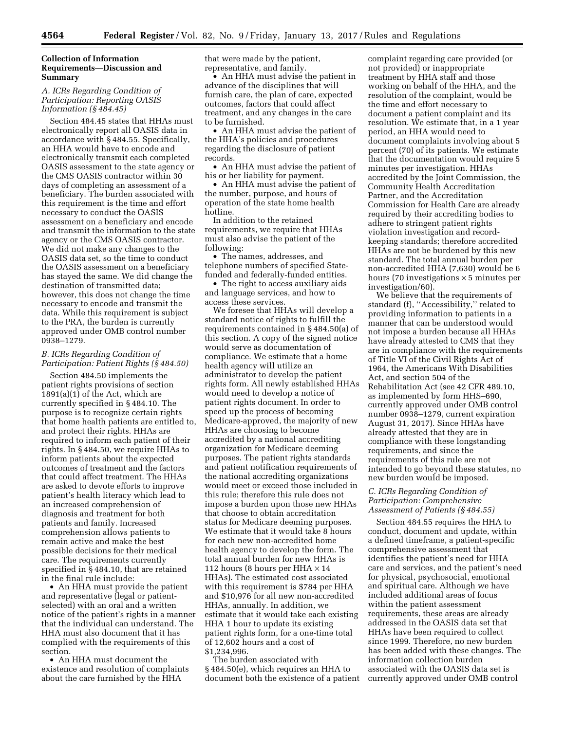## Collection of Information Requirements—Discussion and Summary

### *A. ICRs Regarding Condition of Participation: Reporting OASIS Information (§ 484.45)*

Section 484.45 states that HHAs must electronically report all OASIS data in accordance with § 484.55. Specifically, an HHA would have to encode and electronically transmit each completed OASIS assessment to the state agency or the CMS OASIS contractor within 30 days of completing an assessment of a beneficiary. The burden associated with this requirement is the time and effort necessary to conduct the OASIS assessment on a beneficiary and encode and transmit the information to the state agency or the CMS OASIS contractor. We did not make any changes to the OASIS data set, so the time to conduct the OASIS assessment on a beneficiary has stayed the same. We did change the destination of transmitted data; however, this does not change the time necessary to encode and transmit the data. While this requirement is subject to the PRA, the burden is currently approved under OMB control number 0938–1279.

### *B. ICRs Regarding Condition of Participation: Patient Rights (§ 484.50)*

Section 484.50 implements the patient rights provisions of section 1891(a)(1) of the Act, which are currently specified in § 484.10. The purpose is to recognize certain rights that home health patients are entitled to, and protect their rights. HHAs are required to inform each patient of their rights. In § 484.50, we require HHAs to inform patients about the expected outcomes of treatment and the factors that could affect treatment. The HHAs are asked to devote efforts to improve patient's health literacy which lead to an increased comprehension of diagnosis and treatment for both patients and family. Increased comprehension allows patients to remain active and make the best possible decisions for their medical care. The requirements currently specified in § 484.10, that are retained in the final rule include:

- An HHA must provide the patient and representative (legal or patient-selected) with an oral and a written notice of the patient's rights in a manner that the individual can understand. The HHA must also document that it has complied with the requirements of this section.
- An HHA must document the existence and resolution of complaints about the care furnished by the HHA that were made by the patient, representative, and family.
- An HHA must advise the patient in advance of the disciplines that will furnish care, the plan of care, expected outcomes, factors that could affect treatment, and any changes in the care to be furnished.
- An HHA must advise the patient of the HHA's policies and procedures regarding the disclosure of patient records.
- An HHA must advise the patient of his or her liability for payment.
- An HHA must advise the patient of the number, purpose, and hours of operation of the state home health hotline.

In addition to the retained requirements, we require that HHAs must also advise the patient of the following:

- The names, addresses, and telephone numbers of specified State-funded and federally-funded entities.
- The right to access auxiliary aids and language services, and how to access these services.

We foresee that HHAs will develop a standard notice of rights to fulfill the requirements contained in § 484.50(a) of this section. A copy of the signed notice would serve as documentation of compliance. We estimate that a home health agency will utilize an administrator to develop the patient rights form. All newly established HHAs would need to develop a notice of patient rights document. In order to speed up the process of becoming Medicare-approved, the majority of new HHAs are choosing to become accredited by a national accrediting organization for Medicare deeming purposes. The patient rights standards and patient notification requirements of the national accrediting organizations would meet or exceed those included in this rule; therefore this rule does not impose a burden upon those new HHAs that choose to obtain accreditation status for Medicare deeming purposes. We estimate that it would take 8 hours for each new non-accredited home health agency to develop the form. The total annual burden for new HHAs is 112 hours (8 hours per HHA × 14 HHAs). The estimated cost associated with this requirement is $784 per HHA and $10,976 for all new non-accredited HHAs, annually. In addition, we estimate that it would take each existing HHA 1 hour to update its existing patient rights form, for a one-time total of 12,602 hours and a cost of $1,234,996.

The burden associated with § 484.50(e), which requires an HHA to document both the existence of a patient complaint regarding care provided (or not provided) or inappropriate treatment by HHA staff and those working on behalf of the HHA, and the resolution of the complaint, would be the time and effort necessary to document a patient complaint and its resolution. We estimate that, in a 1 year period, an HHA would need to document complaints involving about 5 percent (70) of its patients. We estimate that the documentation would require 5 minutes per investigation. HHAs accredited by the Joint Commission, the Community Health Accreditation Partner, and the Accreditation Commission for Health Care are already required by their accrediting bodies to adhere to stringent patient rights violation investigation and record-keeping standards; therefore accredited HHAs are not be burdened by this new standard. The total annual burden per non-accredited HHA (7,630) would be 6 hours (70 investigations × 5 minutes per investigation/60).

We believe that the requirements of standard (f), ''Accessibility,'' related to providing information to patients in a manner that can be understood would not impose a burden because all HHAs have already attested to CMS that they are in compliance with the requirements of Title VI of the Civil Rights Act of 1964, the Americans With Disabilities Act, and section 504 of the Rehabilitation Act (see 42 CFR 489.10, as implemented by form HHS–690, currently approved under OMB control number 0938–1279, current expiration August 31, 2017). Since HHAs have already attested that they are in compliance with these longstanding requirements, and since the requirements of this rule are not intended to go beyond these statutes, no new burden would be imposed.

### *C. ICRs Regarding Condition of Participation: Comprehensive Assessment of Patients (§ 484.55)*

Section 484.55 requires the HHA to conduct, document and update, within a defined timeframe, a patient-specific comprehensive assessment that identifies the patient's need for HHA care and services, and the patient's need for physical, psychosocial, emotional and spiritual care. Although we have included additional areas of focus within the patient assessment requirements, these areas are already addressed in the OASIS data set that HHAs have been required to collect since 1999. Therefore, no new burden has been added with these changes. The information collection burden associated with the OASIS data set is currently approved under OMB control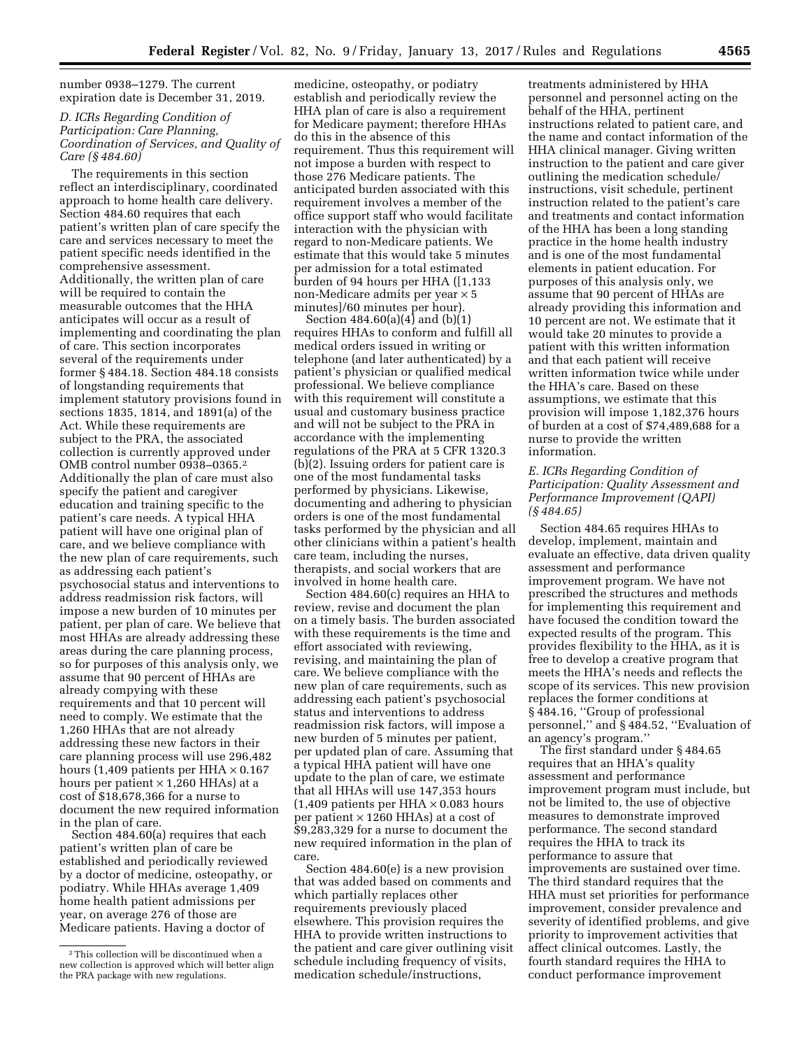number 0938–1279. The current expiration date is December 31, 2019.

### D. ICRs Regarding Condition of Participation: Care Planning, Coordination of Services, and Quality of Care (§ 484.60)

The requirements in this section reflect an interdisciplinary, coordinated approach to home health care delivery. Section 484.60 requires that each patient's written plan of care specify the care and services necessary to meet the patient specific needs identified in the comprehensive assessment. Additionally, the written plan of care will be required to contain the measurable outcomes that the HHA anticipates will occur as a result of implementing and coordinating the plan of care. This section incorporates several of the requirements under former § 484.18. Section 484.18 consists of longstanding requirements that implement statutory provisions found in sections 1835, 1814, and 1891(a) of the Act. While these requirements are subject to the PRA, the associated collection is currently approved under OMB control number 0938–0365.[2] Additionally the plan of care must also specify the patient and caregiver education and training specific to the patient's care needs. A typical HHA patient will have one original plan of care, and we believe compliance with the new plan of care requirements, such as addressing each patient's psychosocial status and interventions to address readmission risk factors, will impose a new burden of 10 minutes per patient, per plan of care. We believe that most HHAs are already addressing these areas during the care planning process, so for purposes of this analysis only, we assume that 90 percent of HHAs are already compying with these requirements and that 10 percent will need to comply. We estimate that the 1,260 HHAs that are not already addressing these new factors in their care planning process will use 296,482 hours (1,409 patients per HHA × 0.167 hours per patient × 1,260 HHAs) at a cost of $18,678,366 for a nurse to document the new required information in the plan of care.

Section 484.60(a) requires that each patient's written plan of care be established and periodically reviewed by a doctor of medicine, osteopathy, or podiatry. While HHAs average 1,409 home health patient admissions per year, on average 276 of those are Medicare patients. Having a doctor of medicine, osteopathy, or podiatry establish and periodically review the HHA plan of care is also a requirement for Medicare payment; therefore HHAs do this in the absence of this requirement. Thus this requirement will not impose a burden with respect to those 276 Medicare patients. The anticipated burden associated with this requirement involves a member of the office support staff who would facilitate interaction with the physician with regard to non-Medicare patients. We estimate that this would take 5 minutes per admission for a total estimated burden of 94 hours per HHA ([1,133 non-Medicare admits per year × 5 minutes]/60 minutes per hour).

Section 484.60(a)(4) and (b)(1) requires HHAs to conform and fulfill all medical orders issued in writing or telephone (and later authenticated) by a patient's physician or qualified medical professional. We believe compliance with this requirement will constitute a usual and customary business practice and will not be subject to the PRA in accordance with the implementing regulations of the PRA at 5 CFR 1320.3 (b)(2). Issuing orders for patient care is one of the most fundamental tasks performed by physicians. Likewise, documenting and adhering to physician orders is one of the most fundamental tasks performed by the physician and all other clinicians within a patient's health care team, including the nurses, therapists, and social workers that are involved in home health care.

Section 484.60(c) requires an HHA to review, revise and document the plan on a timely basis. The burden associated with these requirements is the time and effort associated with reviewing, revising, and maintaining the plan of care. We believe compliance with the new plan of care requirements, such as addressing each patient's psychosocial status and interventions to address readmission risk factors, will impose a new burden of 5 minutes per patient, per updated plan of care. Assuming that a typical HHA patient will have one update to the plan of care, we estimate that all HHAs will use 147,353 hours (1,409 patients per HHA × 0.083 hours per patient × 1260 HHAs) at a cost of $9,283,329 for a nurse to document the new required information in the plan of care.

Section 484.60(e) is a new provision that was added based on comments and which partially replaces other requirements previously placed elsewhere. This provision requires the HHA to provide written instructions to the patient and care giver outlining visit schedule including frequency of visits, medication schedule/instructions, treatments administered by HHA personnel and personnel acting on the behalf of the HHA, pertinent instructions related to patient care, and the name and contact information of the HHA clinical manager. Giving written instruction to the patient and care giver outlining the medication schedule/instructions, visit schedule, pertinent instruction related to the patient's care and treatments and contact information of the HHA has been a long standing practice in the home health industry and is one of the most fundamental elements in patient education. For purposes of this analysis only, we assume that 90 percent of HHAs are already providing this information and 10 percent are not. We estimate that it would take 20 minutes to provide a patient with this written information and that each patient will receive written information twice while under the HHA's care. Based on these assumptions, we estimate that this provision will impose 1,182,376 hours of burden at a cost of $74,489,688 for a nurse to provide the written information.

### E. ICRs Regarding Condition of Participation: Quality Assessment and Performance Improvement (QAPI) (§ 484.65)

Section 484.65 requires HHAs to develop, implement, maintain and evaluate an effective, data driven quality assessment and performance improvement program. We have not prescribed the structures and methods for implementing this requirement and have focused the condition toward the expected results of the program. This provides flexibility to the HHA, as it is free to develop a creative program that meets the HHA's needs and reflects the scope of its services. This new provision replaces the former conditions at § 484.16, "Group of professional personnel," and § 484.52, "Evaluation of an agency's program."

The first standard under § 484.65 requires that an HHA's quality assessment and performance improvement program must include, but not be limited to, the use of objective measures to demonstrate improved performance. The second standard requires the HHA to track its performance to assure that improvements are sustained over time. The third standard requires that the HHA must set priorities for performance improvement, consider prevalence and severity of identified problems, and give priority to improvement activities that affect clinical outcomes. Lastly, the fourth standard requires the HHA to conduct performance improvement

[2] This collection will be discontinued when a new collection is approved which will better align the PRA package with new regulations.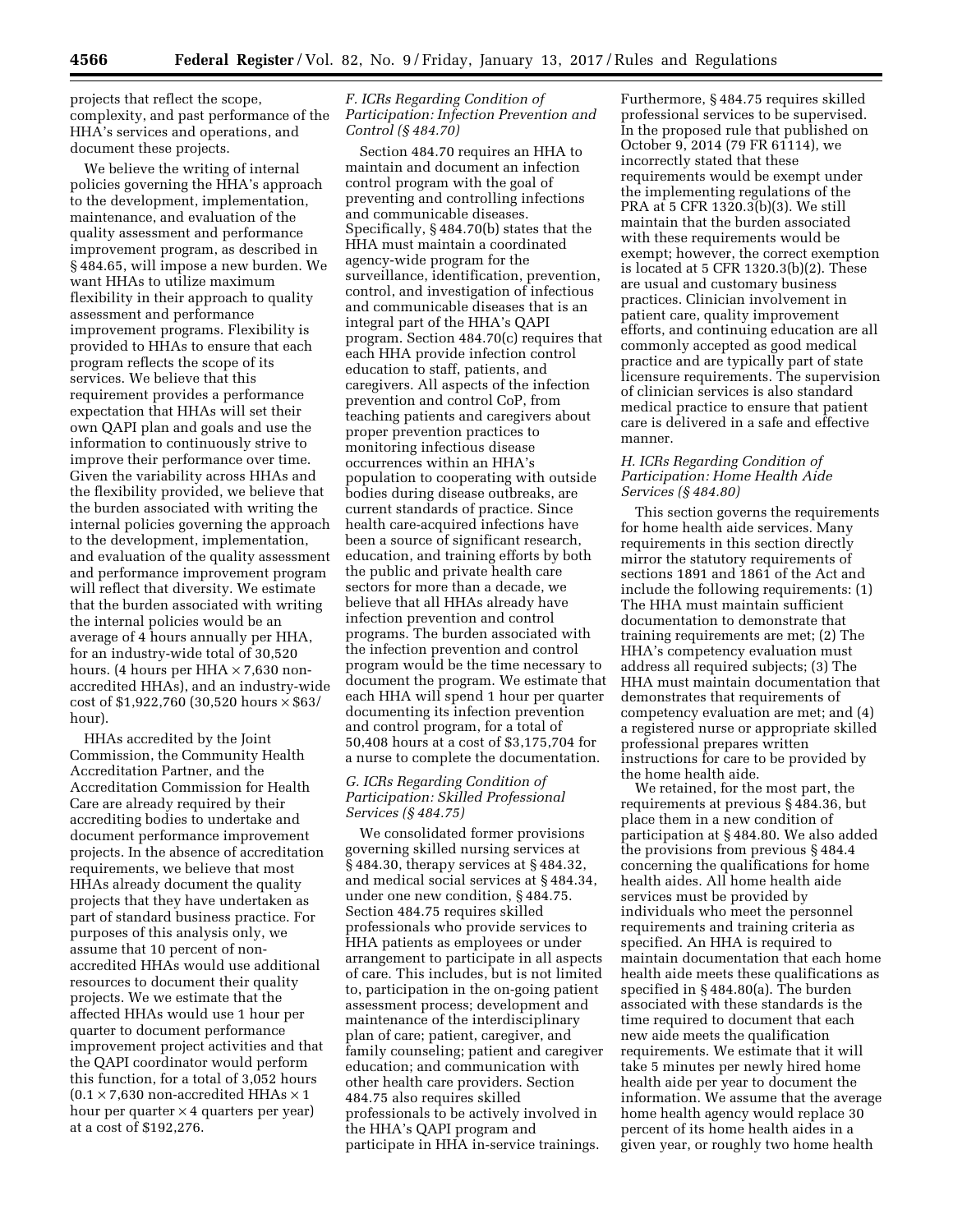projects that reflect the scope, complexity, and past performance of the HHA's services and operations, and document these projects.

We believe the writing of internal policies governing the HHA's approach to the development, implementation, maintenance, and evaluation of the quality assessment and performance improvement program, as described in § 484.65, will impose a new burden. We want HHAs to utilize maximum flexibility in their approach to quality assessment and performance improvement programs. Flexibility is provided to HHAs to ensure that each program reflects the scope of its services. We believe that this requirement provides a performance expectation that HHAs will set their own QAPI plan and goals and use the information to continuously strive to improve their performance over time. Given the variability across HHAs and the flexibility provided, we believe that the burden associated with writing the internal policies governing the approach to the development, implementation, and evaluation of the quality assessment and performance improvement program will reflect that diversity. We estimate that the burden associated with writing the internal policies would be an average of 4 hours annually per HHA, for an industry-wide total of 30,520 hours. (4 hours per HHA × 7,630 non-accredited HHAs), and an industry-wide cost of $1,922,760 (30,520 hours × $63/hour).

HHAs accredited by the Joint Commission, the Community Health Accreditation Partner, and the Accreditation Commission for Health Care are already required by their accrediting bodies to undertake and document performance improvement projects. In the absence of accreditation requirements, we believe that most HHAs already document the quality projects that they have undertaken as part of standard business practice. For purposes of this analysis only, we assume that 10 percent of non-accredited HHAs would use additional resources to document their quality projects. We we estimate that the affected HHAs would use 1 hour per quarter to document performance improvement project activities and that the QAPI coordinator would perform this function, for a total of 3,052 hours (0.1 × 7,630 non-accredited HHAs × 1 hour per quarter × 4 quarters per year) at a cost of $192,276.

### *F. ICRs Regarding Condition of Participation: Infection Prevention and Control (§ 484.70)*

Section 484.70 requires an HHA to maintain and document an infection control program with the goal of preventing and controlling infections and communicable diseases. Specifically, § 484.70(b) states that the HHA must maintain a coordinated agency-wide program for the surveillance, identification, prevention, control, and investigation of infectious and communicable diseases that is an integral part of the HHA's QAPI program. Section 484.70(c) requires that each HHA provide infection control education to staff, patients, and caregivers. All aspects of the infection prevention and control CoP, from teaching patients and caregivers about proper prevention practices to monitoring infectious disease occurrences within an HHA's population to cooperating with outside bodies during disease outbreaks, are current standards of practice. Since health care-acquired infections have been a source of significant research, education, and training efforts by both the public and private health care sectors for more than a decade, we believe that all HHAs already have infection prevention and control programs. The burden associated with the infection prevention and control program would be the time necessary to document the program. We estimate that each HHA will spend 1 hour per quarter documenting its infection prevention and control program, for a total of 50,408 hours at a cost of $3,175,704 for a nurse to complete the documentation.

### *G. ICRs Regarding Condition of Participation: Skilled Professional Services (§ 484.75)*

We consolidated former provisions governing skilled nursing services at § 484.30, therapy services at § 484.32, and medical social services at § 484.34, under one new condition, § 484.75. Section 484.75 requires skilled professionals who provide services to HHA patients as employees or under arrangement to participate in all aspects of care. This includes, but is not limited to, participation in the on-going patient assessment process; development and maintenance of the interdisciplinary plan of care; patient, caregiver, and family counseling; patient and caregiver education; and communication with other health care providers. Section 484.75 also requires skilled professionals to be actively involved in the HHA's QAPI program and participate in HHA in-service trainings. Furthermore, § 484.75 requires skilled professional services to be supervised. In the proposed rule that published on October 9, 2014 (79 FR 61114), we incorrectly stated that these requirements would be exempt under the implementing regulations of the PRA at 5 CFR 1320.3(b)(3). We still maintain that the burden associated with these requirements would be exempt; however, the correct exemption is located at 5 CFR 1320.3(b)(2). These are usual and customary business practices. Clinician involvement in patient care, quality improvement efforts, and continuing education are all commonly accepted as good medical practice and are typically part of state licensure requirements. The supervision of clinician services is also standard medical practice to ensure that patient care is delivered in a safe and effective manner.

### *H. ICRs Regarding Condition of Participation: Home Health Aide Services (§ 484.80)*

This section governs the requirements for home health aide services. Many requirements in this section directly mirror the statutory requirements of sections 1891 and 1861 of the Act and include the following requirements: (1) The HHA must maintain sufficient documentation to demonstrate that training requirements are met; (2) The HHA's competency evaluation must address all required subjects; (3) The HHA must maintain documentation that demonstrates that requirements of competency evaluation are met; and (4) a registered nurse or appropriate skilled professional prepares written instructions for care to be provided by the home health aide.

We retained, for the most part, the requirements at previous § 484.36, but place them in a new condition of participation at § 484.80. We also added the provisions from previous § 484.4 concerning the qualifications for home health aides. All home health aide services must be provided by individuals who meet the personnel requirements and training criteria as specified. An HHA is required to maintain documentation that each home health aide meets these qualifications as specified in § 484.80(a). The burden associated with these standards is the time required to document that each new aide meets the qualification requirements. We estimate that it will take 5 minutes per newly hired home health aide per year to document the information. We assume that the average home health agency would replace 30 percent of its home health aides in a given year, or roughly two home health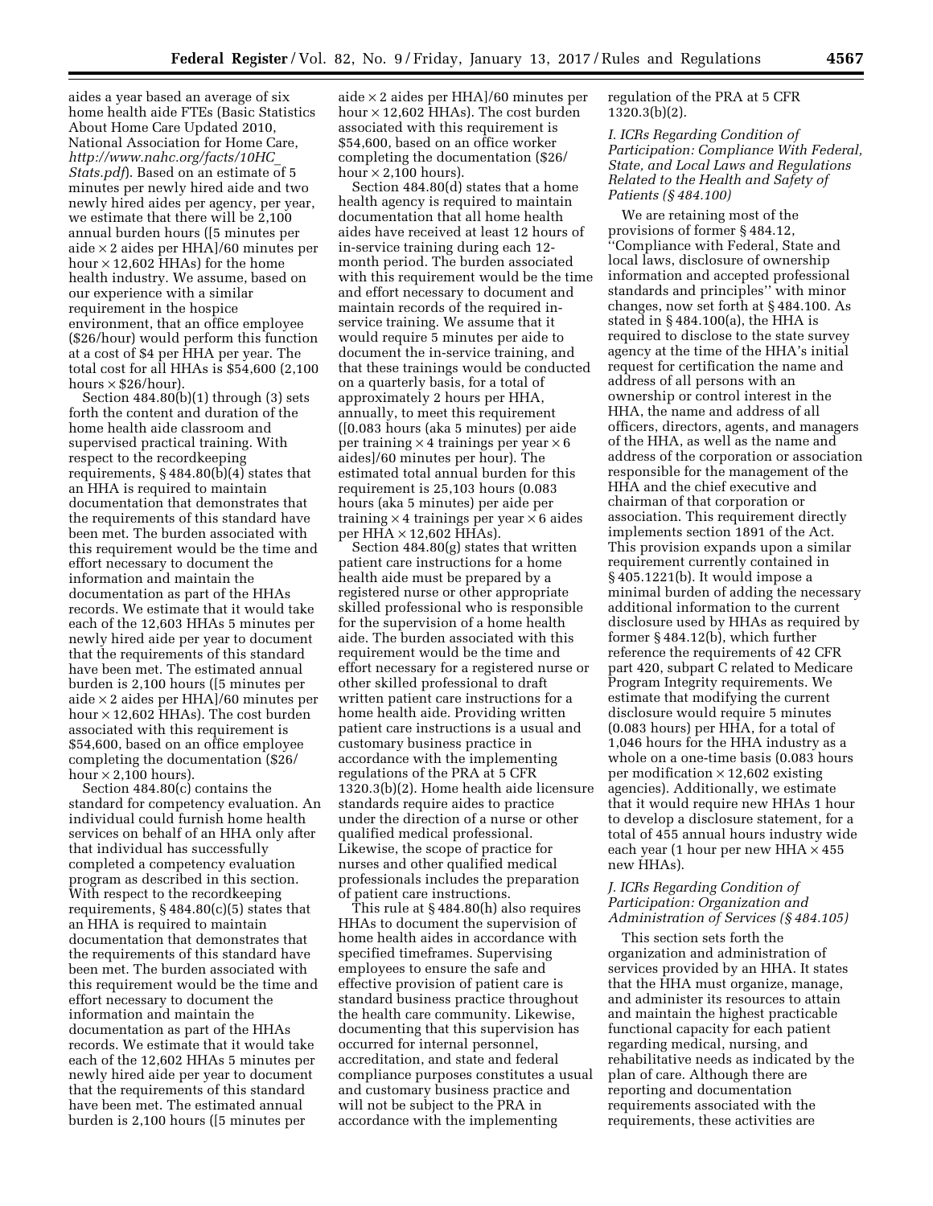aides a year based an average of six home health aide FTEs (Basic Statistics About Home Care Updated 2010, National Association for Home Care, *http://www.nahc.org/facts/10HC_Stats.pdf*). Based on an estimate of 5 minutes per newly hired aide and two newly hired aides per agency, per year, we estimate that there will be 2,100 annual burden hours ([5 minutes per aide × 2 aides per HHA]/60 minutes per hour × 12,602 HHAs) for the home health industry. We assume, based on our experience with a similar requirement in the hospice environment, that an office employee ($26/hour) would perform this function at a cost of $4 per HHA per year. The total cost for all HHAs is $54,600 (2,100 hours × $26/hour).

Section 484.80(b)(1) through (3) sets forth the content and duration of the home health aide classroom and supervised practical training. With respect to the recordkeeping requirements, § 484.80(b)(4) states that an HHA is required to maintain documentation that demonstrates the requirements of this standard have been met. The burden associated with this requirement would be the time and effort necessary to document the information and maintain the documentation as part of the HHAs records. We estimate that it would take each of the 12,603 HHAs 5 minutes per newly hired aide per year to document that the requirements of this standard have been met. The estimated annual burden is 2,100 hours ([5 minutes per aide × 2 aides per HHA]/60 minutes per hour × 12,602 HHAs). The cost burden associated with this requirement is $54,600, based on an office employee completing the documentation ($26/hour × 2,100 hours).

Section 484.80(c) contains the standard for competency evaluation. An individual could furnish home health services on behalf of an HHA only after that individual has successfully completed a competency evaluation program as described in this section. With respect to the recordkeeping requirements, § 484.80(c)(5) states that an HHA is required to maintain documentation that demonstrates that the requirements of this standard have been met. The burden associated with this requirement would be the time and effort necessary to document the information and maintain the documentation as part of the HHAs records. We estimate that it would take each of the 12,602 HHAs 5 minutes per newly hired aide per year to document that the requirements of this standard have been met. The estimated annual burden is 2,100 hours ([5 minutes per aide × 2 aides per HHA]/60 minutes per hour × 12,602 HHAs). The cost burden associated with this requirement is $54,600, based on an office worker completing the documentation ($26/hour × 2,100 hours).

Section 484.80(d) states that a home health agency is required to maintain documentation that all home health aides have received at least 12 hours of in-service training during each 12-month period. The burden associated with this requirement would be the time and effort necessary to document and maintain records of the required in-service training. We assume that it would require 5 minutes per aide to document the in-service training, and that these trainings would be conducted on a quarterly basis, for a total of approximately 2 hours per HHA, annually, to meet this requirement ([0.083 hours (aka 5 minutes) per aide per training × 4 trainings per year × 6 aides]/60 minutes per hour). The estimated total annual burden for this requirement is 25,103 hours (0.083 hours (aka 5 minutes) per aide per training × 4 trainings per year × 6 aides per HHA × 12,602 HHAs).

Section 484.80(g) states that written patient care instructions for a home health aide must be prepared by a registered nurse or other appropriate skilled professional who is responsible for the supervision of a home health aide. The burden associated with this requirement would be the time and effort necessary for a registered nurse or other skilled professional to draft written patient care instructions for a home health aide. Providing written patient care instructions is a usual and customary business practice in accordance with the implementing regulations of the PRA at 5 CFR 1320.3(b)(2). Home health aide licensure standards require aides to practice under the direction of a nurse or other qualified medical professional. Likewise, the scope of practice for nurses and other qualified medical professionals includes the preparation of patient care instructions.

This rule at § 484.80(h) also requires HHAs to document the supervision of home health aides in accordance with specified timeframes. Supervising employees to ensure the safe and effective provision of patient care is standard business practice throughout the health care community. Likewise, documenting that this supervision has occurred for internal personnel, accreditation, and state and federal compliance purposes constitutes a usual and customary business practice and will not be subject to the PRA in accordance with the implementing regulation of the PRA at 5 CFR 1320.3(b)(2).

### *I. ICRs Regarding Condition of Participation: Compliance With Federal, State, and Local Laws and Regulations Related to the Health and Safety of Patients (§ 484.100)*

We are retaining most of the provisions of former § 484.12, "Compliance with Federal, State and local laws, disclosure of ownership information and accepted professional standards and principles" with minor changes, now set forth at § 484.100. As stated in § 484.100(a), the HHA is required to disclose to the state survey agency at the time of the HHA's initial request for certification the name and address of all persons with an ownership or control interest in the HHA, the name and address of all officers, directors, agents, and managers of the HHA, as well as the name and address of the corporation or association responsible for the management of the HHA and the chief executive and chairman of that corporation or association. This requirement directly implements section 1891 of the Act. This provision expands upon a similar requirement currently contained in § 405.1221(b). It would impose a minimal burden of adding the necessary additional information to the current disclosure used by HHAs as required by former § 484.12(b), which further reference the requirements of 42 CFR part 420, subpart C related to Medicare Program Integrity requirements. We estimate that modifying the current disclosure would require 5 minutes (0.083 hours) per HHA, for a total of 1,046 hours for the HHA industry as a whole on a one-time basis (0.083 hours per modification × 12,602 existing agencies). Additionally, we estimate that it would require new HHAs 1 hour to develop a disclosure statement, for a total of 455 annual hours industry wide each year (1 hour per new HHA × 455 new HHAs).

### *J. ICRs Regarding Condition of Participation: Organization and Administration of Services (§ 484.105)*

This section sets forth the organization and administration of services provided by an HHA. It states that the HHA must organize, manage, and administer its resources to attain and maintain the highest practicable functional capacity for each patient regarding medical, nursing, and rehabilitative needs as indicated by the plan of care. Although there are reporting and documentation requirements associated with the requirements, these activities are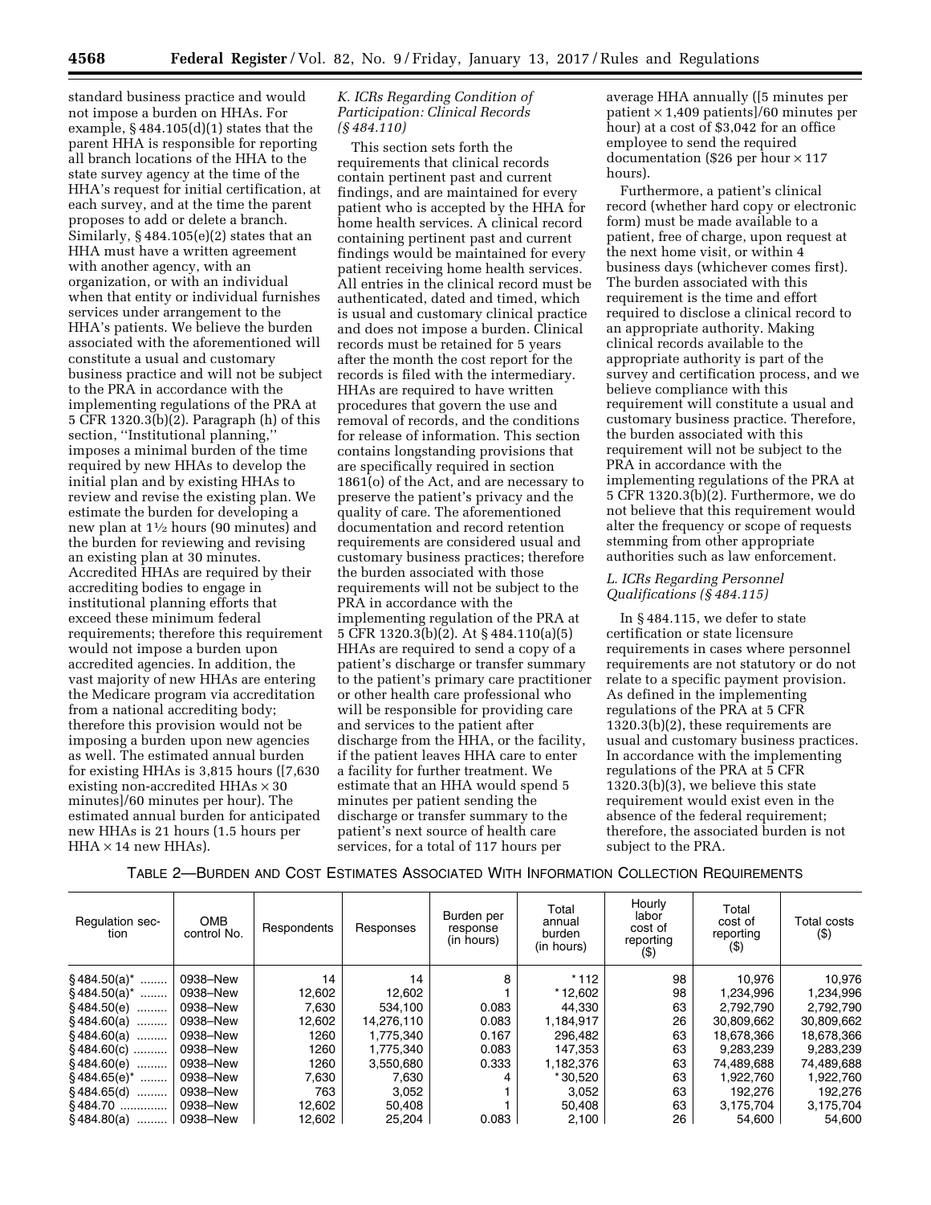standard business practice and would not impose a burden on HHAs. For example, § 484.105(d)(1) states that the parent HHA is responsible for reporting all branch locations of the HHA to the state survey agency at the time of the HHA's request for initial certification, at each survey, and at the time the parent proposes to add or delete a branch. Similarly, § 484.105(e)(2) states that an HHA must have a written agreement with another agency, with an organization, or with an individual when that entity or individual furnishes services under arrangement to the HHA's patients. We believe the burden associated with the aforementioned will constitute a usual and customary business practice and will not be subject to the PRA in accordance with the implementing regulations of the PRA at 5 CFR 1320.3(b)(2). Paragraph (h) of this section, ''Institutional planning,'' imposes a minimal burden of the time required by new HHAs to develop the initial plan and by existing HHAs to review and revise the existing plan. We estimate the burden for developing a new plan at 1½ hours (90 minutes) and the burden for reviewing and revising an existing plan at 30 minutes. Accredited HHAs are required by their accrediting bodies to engage in institutional planning efforts that exceed these minimum federal requirements; therefore this requirement would not impose a burden upon accredited agencies. In addition, the vast majority of new HHAs are entering the Medicare program via accreditation from a national accrediting body; therefore this provision would not be imposing a burden upon new agencies as well. The estimated annual burden for existing HHAs is 3,815 hours ([7,630 existing non-accredited HHAs × 30 minutes]/60 minutes per hour). The estimated annual burden for anticipated new HHAs is 21 hours (1.5 hours per HHA × 14 new HHAs).

### *K. ICRs Regarding Condition of Participation: Clinical Records (§ 484.110)*

This section sets forth the requirements that clinical records contain pertinent past and current findings, and are maintained for every patient who is accepted by the HHA for home health services. A clinical record containing pertinent past and current findings would be maintained for every patient receiving home health services. All entries in the clinical record must be authenticated, dated and timed, which is usual and customary clinical practice and does not impose a burden. Clinical records must be retained for 5 years after the month the cost report for the records is filed with the intermediary. HHAs are required to have written procedures that govern the use and removal of records, and the conditions for release of information. This section contains longstanding provisions that are specifically required in section 1861(o) of the Act, and are necessary to preserve the patient's privacy and the quality of care. The aforementioned documentation and record retention requirements are considered usual and customary business practices; therefore the burden associated with those requirements will not be subject to the PRA in accordance with the implementing regulation of the PRA at 5 CFR 1320.3(b)(2). At § 484.110(a)(5) HHAs are required to send a copy of a patient's discharge or transfer summary to the patient's primary care practitioner or other health care professional who will be responsible for providing care and services to the patient after discharge from the HHA, or the facility, if the patient leaves HHA care to enter a facility for further treatment. We estimate that an HHA would spend 5 minutes per patient sending the discharge or transfer summary to the patient's next source of health care services, for a total of 117 hours per average HHA annually ([5 minutes per patient × 1,409 patients]/60 minutes per hour) at a cost of $3,042 for an office employee to send the required documentation ($26 per hour × 117 hours).

Furthermore, a patient's clinical record (whether hard copy or electronic form) must be made available to a patient, free of charge, upon request at the next home visit, or within 4 business days (whichever comes first). The burden associated with this requirement is the time and effort required to disclose a clinical record to an appropriate authority. Making clinical records available to the appropriate authority is part of the survey and certification process, and we believe compliance with this requirement will constitute a usual and customary business practice. Therefore, the burden associated with this requirement will not be subject to the PRA in accordance with the implementing regulations of the PRA at 5 CFR 1320.3(b)(2). Furthermore, we do not believe that this requirement would alter the frequency or scope of requests stemming from other appropriate authorities such as law enforcement.

### *L. ICRs Regarding Personnel Qualifications (§ 484.115)*

In § 484.115, we defer to state certification or state licensure requirements in cases where personnel requirements are not statutory or do not relate to a specific payment provision. As defined in the implementing regulations of the PRA at 5 CFR 1320.3(b)(2), these requirements are usual and customary business practices. In accordance with the implementing regulations of the PRA at 5 CFR 1320.3(b)(3), we believe this state requirement would exist even in the absence of the federal requirement; therefore, the associated burden is not subject to the PRA.

TABLE 2—BURDEN AND COST ESTIMATES ASSOCIATED WITH INFORMATION COLLECTION REQUIREMENTS

| Regulation section | OMB control No. | Respondents | Responses | Burden per response (in hours) | Total annual burden (in hours) | Hourly labor cost of reporting ($) | Total cost of reporting ($) | Total costs ($) |
|---|---|---|---|---|---|---|---|---|
| § 484.50(a)* | 0938–New | 14 | 14 | 8 | *112 | 98 | 10,976 | 10,976 |
| § 484.50(a)* | 0938–New | 12,602 | 12,602 | 1 | *12,602 | 98 | 1,234,996 | 1,234,996 |
| § 484.50(e) | 0938–New | 7,630 | 534,100 | 0.083 | 44,330 | 63 | 2,792,790 | 2,792,790 |
| § 484.60(a) | 0938–New | 12,602 | 14,276,110 | 0.083 | 1,184,917 | 26 | 30,809,662 | 30,809,662 |
| § 484.60(a) | 0938–New | 1260 | 1,775,340 | 0.167 | 296,482 | 63 | 18,678,366 | 18,678,366 |
| § 484.60(c) | 0938–New | 1260 | 1,775,340 | 0.083 | 147,353 | 63 | 9,283,239 | 9,283,239 |
| § 484.60(e) | 0938–New | 1260 | 3,550,680 | 0.333 | 1,182,376 | 63 | 74,489,688 | 74,489,688 |
| § 484.65(e)* | 0938–New | 7,630 | 7,630 | 4 | *30,520 | 63 | 1,922,760 | 1,922,760 |
| § 484.65(d) | 0938–New | 763 | 3,052 | 1 | 3,052 | 63 | 192,276 | 192,276 |
| § 484.70 | 0938–New | 12,602 | 50,408 | 1 | 50,408 | 63 | 3,175,704 | 3,175,704 |
| § 484.80(a) | 0938–New | 12,602 | 25,204 | 0.083 | 2,100 | 26 | 54,600 | 54,600 |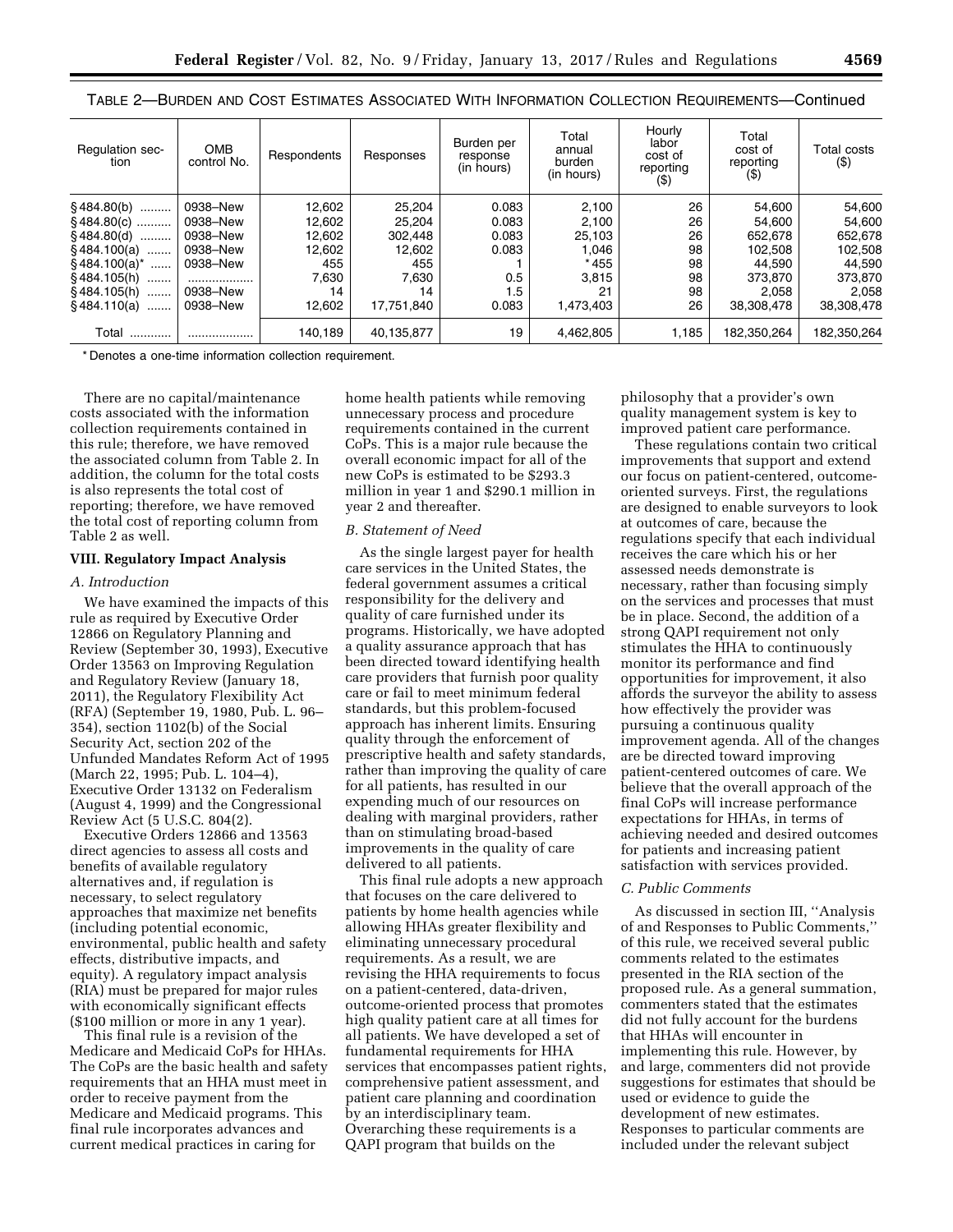TABLE 2—BURDEN AND COST ESTIMATES ASSOCIATED WITH INFORMATION COLLECTION REQUIREMENTS—Continued

| Regulation section | OMB control No. | Respondents | Responses | Burden per response (in hours) | Total annual burden (in hours) | Hourly labor cost of reporting ($) | Total cost of reporting ($) | Total costs ($) |
|---|---|---|---|---|---|---|---|---|
| § 484.80(b) ......... | 0938–New | 12,602 | 25,204 | 0.083 | 2,100 | 26 | 54,600 | 54,600 |
| § 484.80(c) .......... | 0938–New | 12,602 | 25,204 | 0.083 | 2,100 | 26 | 54,600 | 54,600 |
| § 484.80(d) ......... | 0938–New | 12,602 | 302,448 | 0.083 | 25,103 | 26 | 652,678 | 652,678 |
| § 484.100(a) ....... | 0938–New | 12,602 | 12,602 | 0.083 | 1,046 | 98 | 102,508 | 102,508 |
| § 484.100(a)* ...... | 0938–New | 455 | 455 | 1 | *455 | 98 | 44,590 | 44,590 |
| § 484.105(h) ....... | .................. | 7,630 | 7,630 | 0.5 | 3,815 | 98 | 373,870 | 373,870 |
| § 484.105(h) ....... | 0938–New | 14 | 14 | 1.5 | 21 | 98 | 2,058 | 2,058 |
| § 484.110(a) ....... | 0938–New | 12,602 | 17,751,840 | 0.083 | 1,473,403 | 26 | 38,308,478 | 38,308,478 |
| Total ............ | .................. | 140,189 | 40,135,877 | 19 | 4,462,805 | 1,185 | 182,350,264 | 182,350,264 |

* Denotes a one-time information collection requirement.

There are no capital/maintenance costs associated with the information collection requirements contained in this rule; therefore, we have removed the associated column from Table 2. In addition, the column for the total costs is also represents the total cost of reporting; therefore, we have removed the total cost of reporting column from Table 2 as well.

## VIII. Regulatory Impact Analysis

### A. Introduction

We have examined the impacts of this rule as required by Executive Order 12866 on Regulatory Planning and Review (September 30, 1993), Executive Order 13563 on Improving Regulation and Regulatory Review (January 18, 2011), the Regulatory Flexibility Act (RFA) (September 19, 1980, Pub. L. 96–354), section 1102(b) of the Social Security Act, section 202 of the Unfunded Mandates Reform Act of 1995 (March 22, 1995; Pub. L. 104–4), Executive Order 13132 on Federalism (August 4, 1999) and the Congressional Review Act (5 U.S.C. 804(2).

Executive Orders 12866 and 13563 direct agencies to assess all costs and benefits of available regulatory alternatives and, if regulation is necessary, to select regulatory approaches that maximize net benefits (including potential economic, environmental, public health and safety effects, distributive impacts, and equity). A regulatory impact analysis (RIA) must be prepared for major rules with economically significant effects ($100 million or more in any 1 year).

This final rule is a revision of the Medicare and Medicaid CoPs for HHAs. The CoPs are the basic health and safety requirements that an HHA must meet in order to receive payment from the Medicare and Medicaid programs. This final rule incorporates advances and current medical practices in caring for home health patients while removing unnecessary process and procedure requirements contained in the current CoPs. This is a major rule because the overall economic impact for all of the new CoPs is estimated to be $293.3 million in year 1 and $290.1 million in year 2 and thereafter.

### B. Statement of Need

As the single largest payer for health care services in the United States, the federal government assumes a critical responsibility for the delivery and quality of care furnished under its programs. Historically, we have adopted a quality assurance approach that has been directed toward identifying health care providers that furnish poor quality care or fail to meet minimum federal standards, but this problem-focused approach has inherent limits. Ensuring quality through the enforcement of prescriptive health and safety standards, rather than improving the quality of care for all patients, has resulted in our expending much of our resources on dealing with marginal providers, rather than on stimulating broad-based improvements in the quality of care delivered to all patients.

This final rule adopts a new approach that focuses on the care delivered to patients by home health agencies while allowing HHAs greater flexibility and eliminating unnecessary procedural requirements. As a result, we are revising the HHA requirements to focus on a patient-centered, data-driven, outcome-oriented process that promotes high quality patient care at all times for all patients. We have developed a set of fundamental requirements for HHA services that encompasses patient rights, comprehensive patient assessment, and patient care planning and coordination by an interdisciplinary team. Overarching these requirements is a QAPI program that builds on the philosophy that a provider's own quality management system is key to improved patient care performance.

These regulations contain two critical improvements that support and extend our focus on patient-centered, outcome-oriented surveys. First, the regulations are designed to enable surveyors to look at outcomes of care, because the regulations specify that each individual receives the care which his or her assessed needs demonstrate is necessary, rather than focusing simply on the services and processes that must be in place. Second, the addition of a strong QAPI requirement not only stimulates the HHA to continuously monitor its performance and find opportunities for improvement, it also affords the surveyor the ability to assess how effectively the provider was pursuing a continuous quality improvement agenda. All of the changes are be directed toward improving patient-centered outcomes of care. We believe that the overall approach of the final CoPs will increase performance expectations for HHAs, in terms of achieving needed and desired outcomes for patients and increasing patient satisfaction with services provided.

### C. Public Comments

As discussed in section III, ''Analysis of and Responses to Public Comments,'' of this rule, we received several public comments related to the estimates presented in the RIA section of the proposed rule. As a general summation, commenters stated that the estimates did not fully account for the burdens that HHAs will encounter in implementing this rule. However, by and large, commenters did not provide suggestions for estimates that should be used or evidence to guide the development of new estimates. Responses to particular comments are included under the relevant subject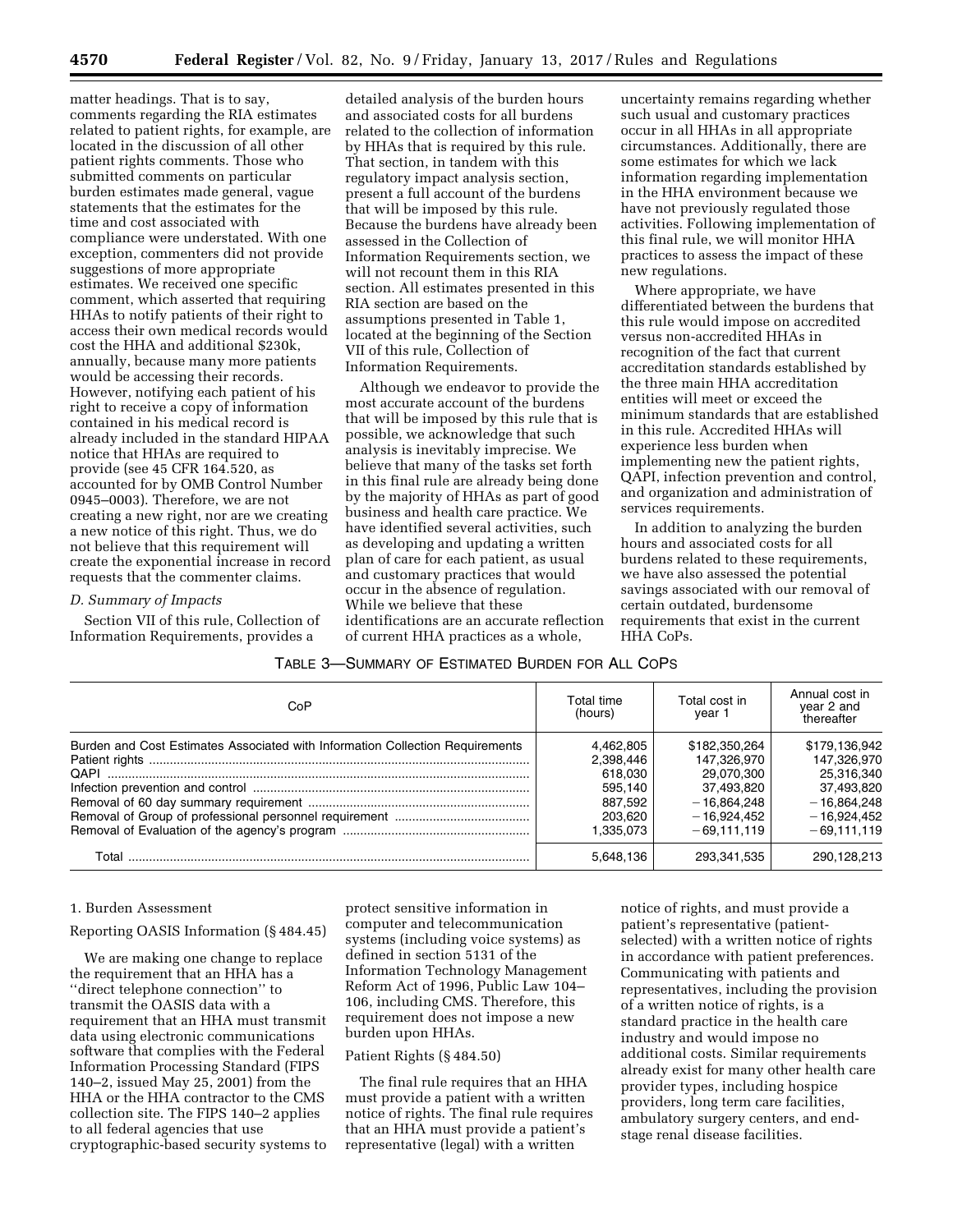matter headings. That is to say, comments regarding the RIA estimates related to patient rights, for example, are located in the discussion of all other patient rights comments. Those who submitted comments on particular burden estimates made general, vague statements that the estimates for the time and cost associated with compliance were understated. With one exception, commenters did not provide suggestions of more appropriate estimates. We received one specific comment, which asserted that requiring HHAs to notify patients of their right to access their own medical records would cost the HHA and additional $230k, annually, because many more patients would be accessing their records. However, notifying each patient of his right to receive a copy of information contained in his medical record is already included in the standard HIPAA notice that HHAs are required to provide (see 45 CFR 164.520, as accounted for by OMB Control Number 0945–0003). Therefore, we are not creating a new right, nor are we creating a new notice of this right. Thus, we do not believe that this requirement will create the exponential increase in record requests that the commenter claims.

### *D. Summary of Impacts*

Section VII of this rule, Collection of Information Requirements, provides a detailed analysis of the burden hours and associated costs for all burdens related to the collection of information by HHAs that is required by this rule. That section, in tandem with this regulatory impact analysis section, present a full account of the burdens that will be imposed by this rule. Because the burdens have already been assessed in the Collection of Information Requirements section, we will not recount them in this RIA section. All estimates presented in this RIA section are based on the assumptions presented in Table 1, located at the beginning of the Section VII of this rule, Collection of Information Requirements.

Although we endeavor to provide the most accurate account of the burdens that will be imposed by this rule that is possible, we acknowledge that such analysis is inevitably imprecise. We believe that many of the tasks set forth in this final rule are already being done by the majority of HHAs as part of good business and health care practice. We have identified several activities, such as developing and updating a written plan of care for each patient, as usual and customary practices that would occur in the absence of regulation. While we believe that these identifications are an accurate reflection of current HHA practices as a whole, uncertainty remains regarding whether such usual and customary practices occur in all HHAs in all appropriate circumstances. Additionally, there are some estimates for which we lack information regarding implementation in the HHA environment because we have not previously regulated those activities. Following implementation of this final rule, we will monitor HHA practices to assess the impact of these new regulations.

Where appropriate, we have differentiated between the burdens that this rule would impose on accredited versus non-accredited HHAs in recognition of the fact that current accreditation standards established by the three main HHA accreditation entities will meet or exceed the minimum standards that are established in this rule. Accredited HHAs will experience less burden when implementing new the patient rights, QAPI, infection prevention and control, and organization and administration of services requirements.

In addition to analyzing the burden hours and associated costs for all burdens related to these requirements, we have also assessed the potential savings associated with our removal of certain outdated, burdensome requirements that exist in the current HHA CoPs.

TABLE 3—SUMMARY OF ESTIMATED BURDEN FOR ALL COPS

| CoP | Total time (hours) | Total cost in year 1 | Annual cost in year 2 and thereafter |
|---|---|---|---|
| Burden and Cost Estimates Associated with Information Collection Requirements | 4,462,805 | $182,350,264 | $179,136,942 |
| Patient rights | 2,398,446 | 147,326,970 | 147,326,970 |
| QAPI | 618,030 | 29,070,300 | 25,316,340 |
| Infection prevention and control | 595,140 | 37,493,820 | 37,493,820 |
| Removal of 60 day summary requirement | 887,592 | −16,864,248 | −16,864,248 |
| Removal of Group of professional personnel requirement | 203,620 | −16,924,452 | −16,924,452 |
| Removal of Evaluation of the agency's program | 1,335,073 | −69,111,119 | −69,111,119 |
| Total | 5,648,136 | 293,341,535 | 290,128,213 |

1. Burden Assessment

Reporting OASIS Information (§ 484.45)

We are making one change to replace the requirement that an HHA has a ''direct telephone connection'' to transmit the OASIS data with a requirement that an HHA must transmit data using electronic communications software that complies with the Federal Information Processing Standard (FIPS 140–2, issued May 25, 2001) from the HHA or the HHA contractor to the CMS collection site. The FIPS 140–2 applies to all federal agencies that use cryptographic-based security systems to protect sensitive information in computer and telecommunication systems (including voice systems) as defined in section 5131 of the Information Technology Management Reform Act of 1996, Public Law 104–106, including CMS. Therefore, this requirement does not impose a new burden upon HHAs.

Patient Rights (§ 484.50)

The final rule requires that an HHA must provide a patient with a written notice of rights. The final rule requires that an HHA must provide a patient's representative (legal) with a written notice of rights, and must provide a patient's representative (patient-selected) with a written notice of rights in accordance with patient preferences. Communicating with patients and representatives, including the provision of a written notice of rights, is a standard practice in the health care industry and would impose no additional costs. Similar requirements already exist for many other health care provider types, including hospice providers, long term care facilities, ambulatory surgery centers, and end-stage renal disease facilities.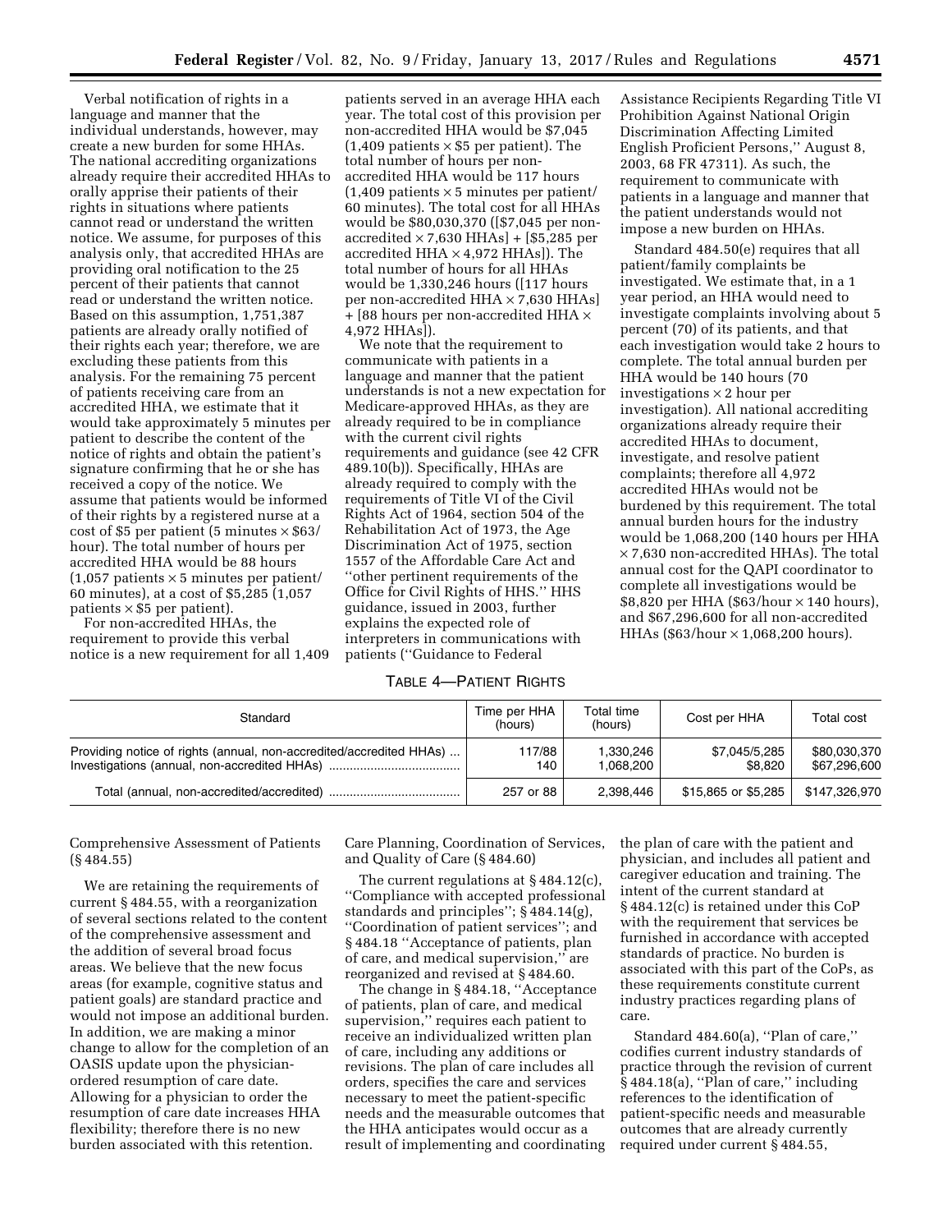Verbal notification of rights in a language and manner that the individual understands, however, may create a new burden for some HHAs. The national accrediting organizations already require their accredited HHAs to orally apprise their patients of their rights in situations where patients cannot read or understand the written notice. We assume, for purposes of this analysis only, that accredited HHAs are providing oral notification to the 25 percent of their patients that cannot read or understand the written notice. Based on this assumption, 1,751,387 patients are already orally notified of their rights each year; therefore, we are excluding these patients from this analysis. For the remaining 75 percent of patients receiving care from an accredited HHA, we estimate that it would take approximately 5 minutes per patient to describe the content of the notice of rights and obtain the patient's signature confirming that he or she has received a copy of the notice. We assume that patients would be informed of their rights by a registered nurse at a cost of \$5 per patient (5 minutes × \$63/hour). The total number of hours per accredited HHA would be 88 hours (1,057 patients × 5 minutes per patient/60 minutes), at a cost of \$5,285 (1,057 patients × \$5 per patient).

For non-accredited HHAs, the requirement to provide this verbal notice is a new requirement for all 1,409 patients served in an average HHA each year. The total cost of this provision per non-accredited HHA would be \$7,045 (1,409 patients × \$5 per patient). The total number of hours per non-accredited HHA would be 117 hours (1,409 patients × 5 minutes per patient/60 minutes). The total cost for all HHAs would be \$80,030,370 ([\$7,045 per non-accredited × 7,630 HHAs] + [\$5,285 per accredited HHA × 4,972 HHAs]). The total number of hours for all HHAs would be 1,330,246 hours ([117 hours per non-accredited HHA × 7,630 HHAs] + [88 hours per non-accredited HHA × 4,972 HHAs]).

We note that the requirement to communicate with patients in a language and manner that the patient understands is not a new expectation for Medicare-approved HHAs, as they are already required to be in compliance with the current civil rights requirements and guidance (see 42 CFR 489.10(b)). Specifically, HHAs are already required to comply with the requirements of Title VI of the Civil Rights Act of 1964, section 504 of the Rehabilitation Act of 1973, the Age Discrimination Act of 1975, section 1557 of the Affordable Care Act and ''other pertinent requirements of the Office for Civil Rights of HHS.'' HHS guidance, issued in 2003, further explains the expected role of interpreters in communications with patients (''Guidance to Federal Assistance Recipients Regarding Title VI Prohibition Against National Origin Discrimination Affecting Limited English Proficient Persons,'' August 8, 2003, 68 FR 47311). As such, the requirement to communicate with patients in a language and manner that the patient understands would not impose a new burden on HHAs.

Standard 484.50(e) requires that all patient/family complaints be investigated. We estimate that, in a 1 year period, an HHA would need to investigate complaints involving about 5 percent (70) of its patients, and that each investigation would take 2 hours to complete. The total annual burden per HHA would be 140 hours (70 investigations × 2 hour per investigation). All national accrediting organizations already require their accredited HHAs to document, investigate, and resolve patient complaints; therefore all 4,972 accredited HHAs would not be burdened by this requirement. The total annual burden hours for the industry would be 1,068,200 (140 hours per HHA × 7,630 non-accredited HHAs). The total annual cost for the QAPI coordinator to complete all investigations would be \$8,820 per HHA (\$63/hour × 140 hours), and \$67,296,600 for all non-accredited HHAs (\$63/hour × 1,068,200 hours).

TABLE 4—PATIENT RIGHTS

| Standard | Time per HHA (hours) | Total time (hours) | Cost per HHA | Total cost |
|---|---|---|---|---|
| Providing notice of rights (annual, non-accredited/accredited HHAs) | 117/88 | 1,330,246 | \$7,045/5,285 | \$80,030,370 |
| Investigations (annual, non-accredited HHAs) | 140 | 1,068,200 | \$8,820 | \$67,296,600 |
| Total (annual, non-accredited/accredited) | 257 or 88 | 2,398,446 | \$15,865 or \$5,285 | \$147,326,970 |

Comprehensive Assessment of Patients (§ 484.55)

We are retaining the requirements of current § 484.55, with a reorganization of several sections related to the content of the comprehensive assessment and the addition of several broad focus areas. We believe that the new focus areas (for example, cognitive status and patient goals) are standard practice and would not impose an additional burden. In addition, we are making a minor change to allow for the completion of an OASIS update upon the physician-ordered resumption of care date. Allowing for a physician to order the resumption of care date increases HHA flexibility; therefore there is no new burden associated with this retention.

Care Planning, Coordination of Services, and Quality of Care (§ 484.60)

The current regulations at § 484.12(c), ''Compliance with accepted professional standards and principles''; § 484.14(g), ''Coordination of patient services''; and § 484.18 ''Acceptance of patients, plan of care, and medical supervision,'' are reorganized and revised at § 484.60.

The change in § 484.18, ''Acceptance of patients, plan of care, and medical supervision,'' requires each patient to receive an individualized written plan of care, including any additions or revisions. The plan of care includes all orders, specifies the care and services necessary to meet the patient-specific needs and the measurable outcomes that the HHA anticipates would occur as a result of implementing and coordinating the plan of care with the patient and physician, and includes all patient and caregiver education and training. The intent of the current standard at § 484.12(c) is retained under this CoP with the requirement that services be furnished in accordance with accepted standards of practice. No burden is associated with this part of the CoPs, as these requirements constitute current industry practices regarding plans of care.

Standard 484.60(a), ''Plan of care,'' codifies current industry standards of practice through the revision of current § 484.18(a), ''Plan of care,'' including references to the identification of patient-specific needs and measurable outcomes that are already currently required under current § 484.55,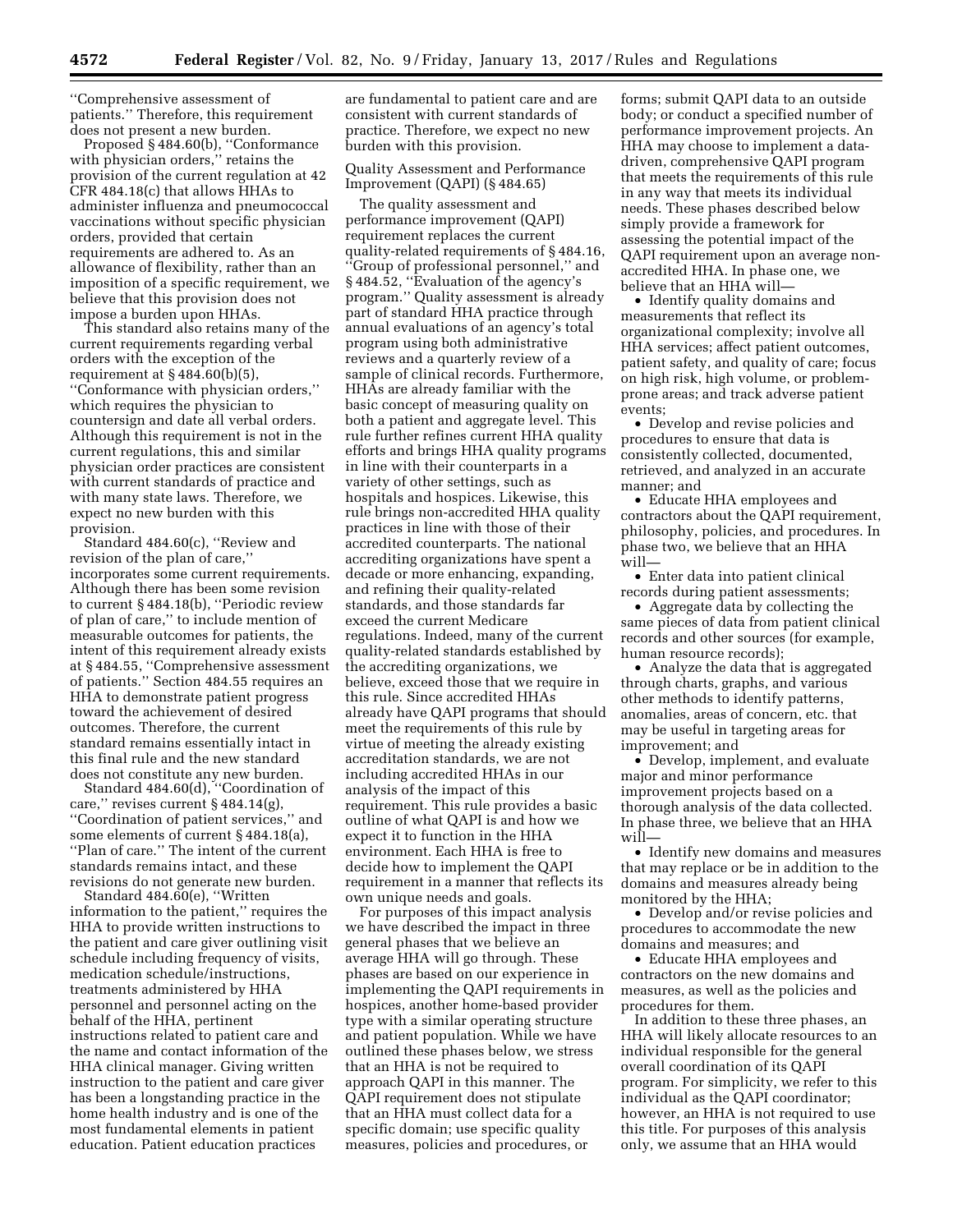''Comprehensive assessment of patients.'' Therefore, this requirement does not present a new burden.

Proposed § 484.60(b), ''Conformance with physician orders,'' retains the provision of the current regulation at 42 CFR 484.18(c) that allows HHAs to administer influenza and pneumococcal vaccinations without specific physician orders, provided that certain requirements are adhered to. As an allowance of flexibility, rather than an imposition of a specific requirement, we believe that this provision does not impose a burden upon HHAs.

This standard also retains many of the current requirements regarding verbal orders with the exception of the requirement at § 484.60(b)(5), ''Conformance with physician orders,'' which requires the physician to countersign and date all verbal orders. Although this requirement is not in the current regulations, this and similar physician order practices are consistent with current standards of practice and with many state laws. Therefore, we expect no new burden with this provision.

Standard 484.60(c), ''Review and revision of the plan of care,'' incorporates some current requirements. Although there has been some revision to current § 484.18(b), ''Periodic review of plan of care,'' to include mention of measurable outcomes for patients, the intent of this requirement already exists at § 484.55, ''Comprehensive assessment of patients.'' Section 484.55 requires an HHA to demonstrate patient progress toward the achievement of desired outcomes. Therefore, the current standard remains essentially intact in this final rule and the new standard does not constitute any new burden.

Standard 484.60(d), ''Coordination of care,'' revises current § 484.14(g), ''Coordination of patient services,'' and some elements of current § 484.18(a), ''Plan of care.'' The intent of the current standards remains intact, and these revisions do not generate new burden.

Standard 484.60(e), ''Written information to the patient,'' requires the HHA to provide written instructions to the patient and care giver outlining visit schedule including frequency of visits, medication schedule/instructions, treatments administered by HHA personnel and personnel acting on the behalf of the HHA, pertinent instructions related to patient care and the name and contact information of the HHA clinical manager. Giving written instruction to the patient and care giver has been a longstanding practice in the home health industry and is one of the most fundamental elements in patient education. Patient education practices are fundamental to patient care and are consistent with current standards of practice. Therefore, we expect no new burden with this provision.

Quality Assessment and Performance Improvement (QAPI) (§ 484.65)

The quality assessment and performance improvement (QAPI) requirement replaces the current quality-related requirements of § 484.16, ''Group of professional personnel,'' and § 484.52, ''Evaluation of the agency's program.'' Quality assessment is already part of standard HHA practice through annual evaluations of an agency's total program using both administrative reviews and a quarterly review of a sample of clinical records. Furthermore, HHAs are already familiar with the basic concept of measuring quality on both a patient and aggregate level. This rule further refines current HHA quality efforts and brings HHA quality programs in line with their counterparts in a variety of other settings, such as hospitals and hospices. Likewise, this rule brings non-accredited HHA quality practices in line with those of their accredited counterparts. The national accrediting organizations have spent a decade or more enhancing, expanding, and refining their quality-related standards, and those standards far exceed the current Medicare regulations. Indeed, many of the current quality-related standards established by the accrediting organizations, we believe, exceed those that we require in this rule. Since accredited HHAs already have QAPI programs that should meet the requirements of this rule by virtue of meeting the already existing accreditation standards, we are not including accredited HHAs in our analysis of the impact of this requirement. This rule provides a basic outline of what QAPI is and how we expect it to function in the HHA environment. Each HHA is free to decide how to implement the QAPI requirement in a manner that reflects its own unique needs and goals.

For purposes of this impact analysis we have described the impact in three general phases that we believe an average HHA will go through. These phases are based on our experience in implementing the QAPI requirements in hospices, another home-based provider type with a similar operating structure and patient population. While we have outlined these phases below, we stress that an HHA is not be required to approach QAPI in this manner. The QAPI requirement does not stipulate that an HHA must collect data for a specific domain; use specific quality measures, policies and procedures, or forms; submit QAPI data to an outside body; or conduct a specified number of performance improvement projects. An HHA may choose to implement a data-driven, comprehensive QAPI program that meets the requirements of this rule in any way that meets its individual needs. These phases described below simply provide a framework for assessing the potential impact of the QAPI requirement upon an average non-accredited HHA. In phase one, we believe that an HHA will—

- Identify quality domains and measurements that reflect its organizational complexity; involve all HHA services; affect patient outcomes, patient safety, and quality of care; focus on high risk, high volume, or problem-prone areas; and track adverse patient events;
- Develop and revise policies and procedures to ensure that data is consistently collected, documented, retrieved, and analyzed in an accurate manner; and
- Educate HHA employees and contractors about the QAPI requirement, philosophy, policies, and procedures. In phase two, we believe that an HHA will—
- Enter data into patient clinical records during patient assessments;
- Aggregate data by collecting the same pieces of data from patient clinical records and other sources (for example, human resource records);
- Analyze the data that is aggregated through charts, graphs, and various other methods to identify patterns, anomalies, areas of concern, etc. that may be useful in targeting areas for improvement; and
- Develop, implement, and evaluate major and minor performance improvement projects based on a thorough analysis of the data collected. In phase three, we believe that an HHA will—
- Identify new domains and measures that may replace or be in addition to the domains and measures already being monitored by the HHA;
- Develop and/or revise policies and procedures to accommodate the new domains and measures; and
- Educate HHA employees and contractors on the new domains and measures, as well as the policies and procedures for them.

In addition to these three phases, an HHA will likely allocate resources to an individual responsible for the general overall coordination of its QAPI program. For simplicity, we refer to this individual as the QAPI coordinator; however, an HHA is not required to use this title. For purposes of this analysis only, we assume that an HHA would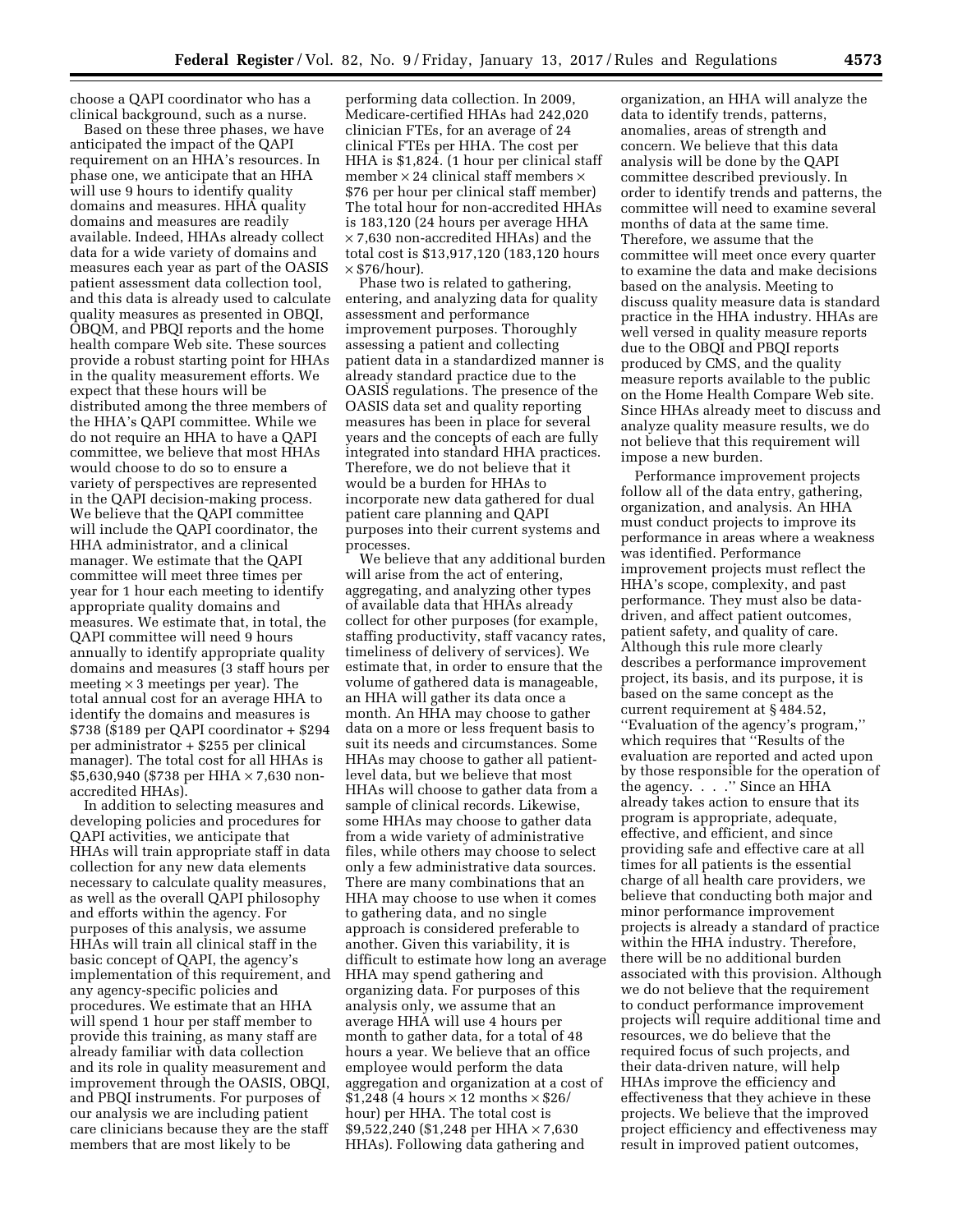choose a QAPI coordinator who has a clinical background, such as a nurse.

Based on these three phases, we have anticipated the impact of the QAPI requirement on an HHA's resources. In phase one, we anticipate that an HHA will use 9 hours to identify quality domains and measures. HHA quality domains and measures are readily available. Indeed, HHAs already collect data for a wide variety of domains and measures each year as part of the OASIS patient assessment data collection tool, and this data is already used to calculate quality measures as presented in OBQI, OBQM, and PBQI reports and the home health compare Web site. These sources provide a robust starting point for HHAs in the quality measurement efforts. We expect that these hours will be distributed among the three members of the HHA's QAPI committee. While we do not require an HHA to have a QAPI committee, we believe that most HHAs would choose to do so to ensure a variety of perspectives are represented in the QAPI decision-making process. We believe that the QAPI committee will include the QAPI coordinator, the HHA administrator, and a clinical manager. We estimate that the QAPI committee will meet three times per year for 1 hour each meeting to identify appropriate quality domains and measures. We estimate that, in total, the QAPI committee will need 9 hours annually to identify appropriate quality domains and measures (3 staff hours per meeting × 3 meetings per year). The total annual cost for an average HHA to identify the domains and measures is $738 ($189 per QAPI coordinator + $294 per administrator + $255 per clinical manager). The total cost for all HHAs is $5,630,940 ($738 per HHA × 7,630 non-accredited HHAs).

In addition to selecting measures and developing policies and procedures for QAPI activities, we anticipate that HHAs will train appropriate staff in data collection for any new data elements necessary to calculate quality measures, as well as the overall QAPI philosophy and efforts within the agency. For purposes of this analysis, we assume HHAs will train all clinical staff in the basic concept of QAPI, the agency's implementation of this requirement, and any agency-specific policies and procedures. We estimate that an HHA will spend 1 hour per staff member to provide this training, as many staff are already familiar with data collection and its role in quality measurement and improvement through the OASIS, OBQI, and PBQI instruments. For purposes of our analysis we are including patient care clinicians because they are the staff members that are most likely to be performing data collection. In 2009, Medicare-certified HHAs had 242,020 clinician FTEs, for an average of 24 clinical FTEs per HHA. The cost per HHA is $1,824. (1 hour per clinical staff member × 24 clinical staff members × $76 per hour per clinical staff member) The total hour for non-accredited HHAs is 183,120 (24 hours per average HHA × 7,630 non-accredited HHAs) and the total cost is $13,917,120 (183,120 hours × $76/hour).

Phase two is related to gathering, entering, and analyzing data for quality assessment and performance improvement purposes. Thoroughly assessing a patient and collecting patient data in a standardized manner is already standard practice due to the OASIS regulations. The presence of the OASIS data set and quality reporting measures has been in place for several years and the concepts of each are fully integrated into standard HHA practices. Therefore, we do not believe that it would be a burden for HHAs to incorporate new data gathered for dual patient care planning and QAPI purposes into their current systems and processes.

We believe that any additional burden will arise from the act of entering, aggregating, and analyzing other types of available data that HHAs already collect for other purposes (for example, staffing productivity, staff vacancy rates, timeliness of delivery of services). We estimate that, in order to ensure that the volume of gathered data is manageable, an HHA will gather its data once a month. An HHA may choose to gather data on a more or less frequent basis to suit its needs and circumstances. Some HHAs may choose to gather all patient-level data, but we believe that most HHAs will choose to gather data from a sample of clinical records. Likewise, some HHAs may choose to gather data from a wide variety of administrative files, while others may choose to select only a few administrative data sources. There are many combinations that an HHA may choose to use when it comes to gathering data, and no single approach is considered preferable to another. Given this variability, it is difficult to estimate how long an average HHA may spend gathering and organizing data. For purposes of this analysis only, we assume that an average HHA will use 4 hours per month to gather data, for a total of 48 hours a year. We believe that an office employee would perform the data aggregation and organization at a cost of $1,248 (4 hours × 12 months × $26/hour) per HHA. The total cost is $9,522,240 ($1,248 per HHA × 7,630 HHAs). Following data gathering and organization, an HHA will analyze the data to identify trends, patterns, anomalies, areas of strength and concern. We believe that this data analysis will be done by the QAPI committee described previously. In order to identify trends and patterns, the committee will need to examine several months of data at the same time. Therefore, we assume that the committee will meet once every quarter to examine the data and make decisions based on the analysis. Meeting to discuss quality measure data is standard practice in the HHA industry. HHAs are well versed in quality measure reports due to the OBQI and PBQI reports produced by CMS, and the quality measure reports available to the public on the Home Health Compare Web site. Since HHAs already meet to discuss and analyze quality measure results, we do not believe that this requirement will impose a new burden.

Performance improvement projects follow all of the data entry, gathering, organization, and analysis. An HHA must conduct projects to improve its performance in areas where a weakness was identified. Performance improvement projects must reflect the HHA's scope, complexity, and past performance. They must also be data-driven, and affect patient outcomes, patient safety, and quality of care. Although this rule more clearly describes a performance improvement project, its basis, and its purpose, it is based on the same concept as the current requirement at § 484.52, ''Evaluation of the agency's program,'' which requires that ''Results of the evaluation are reported and acted upon by those responsible for the operation of the agency. . . .'' Since an HHA already takes action to ensure that its program is appropriate, adequate, effective, and efficient, and since providing safe and effective care at all times for all patients is the essential charge of all health care providers, we believe that conducting both major and minor performance improvement projects is already a standard of practice within the HHA industry. Therefore, there will be no additional burden associated with this provision. Although we do not believe that the requirement to conduct performance improvement projects will require additional time and resources, we do believe that the required focus of such projects, and their data-driven nature, will help HHAs improve the efficiency and effectiveness that they achieve in these projects. We believe that the improved project efficiency and effectiveness may result in improved patient outcomes,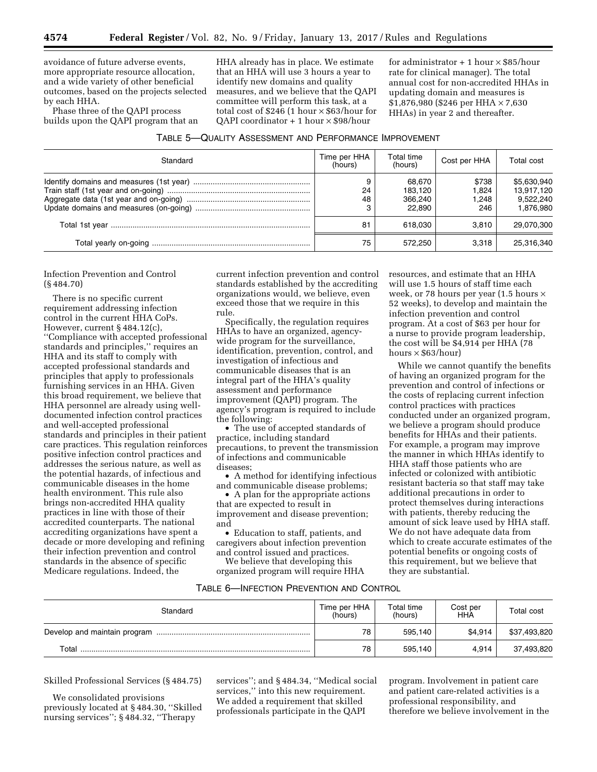avoidance of future adverse events, more appropriate resource allocation, and a wide variety of other beneficial outcomes, based on the projects selected by each HHA.

Phase three of the QAPI process builds upon the QAPI program that an HHA already has in place. We estimate that an HHA will use 3 hours a year to identify new domains and quality measures, and we believe that the QAPI committee will perform this task, at a total cost of $246 (1 hour × $63/hour for QAPI coordinator + 1 hour × $98/hour for administrator + 1 hour × $85/hour rate for clinical manager). The total annual cost for non-accredited HHAs in updating domain and measures is $1,876,980 ($246 per HHA × 7,630 HHAs) in year 2 and thereafter.

TABLE 5—QUALITY ASSESSMENT AND PERFORMANCE IMPROVEMENT

| Standard | Time per HHA (hours) | Total time (hours) | Cost per HHA | Total cost |
|---|---|---|---|---|
| Identify domains and measures (1st year) | 9 | 68,670 | $738 | $5,630,940 |
| Train staff (1st year and on-going) | 24 | 183,120 | 1,824 | 13,917,120 |
| Aggregate data (1st year and on-going) | 48 | 366,240 | 1,248 | 9,522,240 |
| Update domains and measures (on-going) | 3 | 22,890 | 246 | 1,876,980 |
| Total 1st year | 81 | 618,030 | 3,810 | 29,070,300 |
| Total yearly on-going | 75 | 572,250 | 3,318 | 25,316,340 |

Infection Prevention and Control (§ 484.70)

There is no specific current requirement addressing infection control in the current HHA CoPs. However, current § 484.12(c), ''Compliance with accepted professional standards and principles,'' requires an HHA and its staff to comply with accepted professional standards and principles that apply to professionals furnishing services in an HHA. Given this broad requirement, we believe that HHA personnel are already using well-documented infection control practices and well-accepted professional standards and principles in their patient care practices. This regulation reinforces positive infection control practices and addresses the serious nature, as well as the potential hazards, of infectious and communicable diseases in the home health environment. This rule also brings non-accredited HHA quality practices in line with those of their accredited counterparts. The national accrediting organizations have spent a decade or more developing and refining their infection prevention and control standards in the absence of specific Medicare regulations. Indeed, the current infection prevention and control standards established by the accrediting organizations would, we believe, even exceed those that we require in this rule.

Specifically, the regulation requires HHAs to have an organized, agency-wide program for the surveillance, identification, prevention, control, and investigation of infectious and communicable diseases that is an integral part of the HHA's quality assessment and performance improvement (QAPI) program. The agency's program is required to include the following:

- The use of accepted standards of practice, including standard precautions, to prevent the transmission of infections and communicable diseases;
- A method for identifying infectious and communicable disease problems;
- A plan for the appropriate actions that are expected to result in improvement and disease prevention; and
- Education to staff, patients, and caregivers about infection prevention and control issued and practices.

We believe that developing this organized program will require HHA resources, and estimate that an HHA will use 1.5 hours of staff time each week, or 78 hours per year (1.5 hours × 52 weeks), to develop and maintain the infection prevention and control program. At a cost of $63 per hour for a nurse to provide program leadership, the cost will be $4,914 per HHA (78 hours × $63/hour)

While we cannot quantify the benefits of having an organized program for the prevention and control of infections or the costs of replacing current infection control practices with practices conducted under an organized program, we believe a program should produce benefits for HHAs and their patients. For example, a program may improve the manner in which HHAs identify to HHA staff those patients who are infected or colonized with antibiotic resistant bacteria so that staff may take additional precautions in order to protect themselves during interactions with patients, thereby reducing the amount of sick leave used by HHA staff. We do not have adequate data from which to create accurate estimates of the potential benefits or ongoing costs of this requirement, but we believe that they are substantial.

TABLE 6—INFECTION PREVENTION AND CONTROL

| Standard | Time per HHA (hours) | Total time (hours) | Cost per HHA | Total cost |
|---|---|---|---|---|
| Develop and maintain program | 78 | 595,140 | $4,914 | $37,493,820 |
| Total | 78 | 595,140 | 4,914 | 37,493,820 |

Skilled Professional Services (§ 484.75)

We consolidated provisions previously located at § 484.30, ''Skilled nursing services''; § 484.32, ''Therapy services''; and § 484.34, ''Medical social services,'' into this new requirement. We added a requirement that skilled professionals participate in the QAPI program. Involvement in patient care and patient care-related activities is a professional responsibility, and therefore we believe involvement in the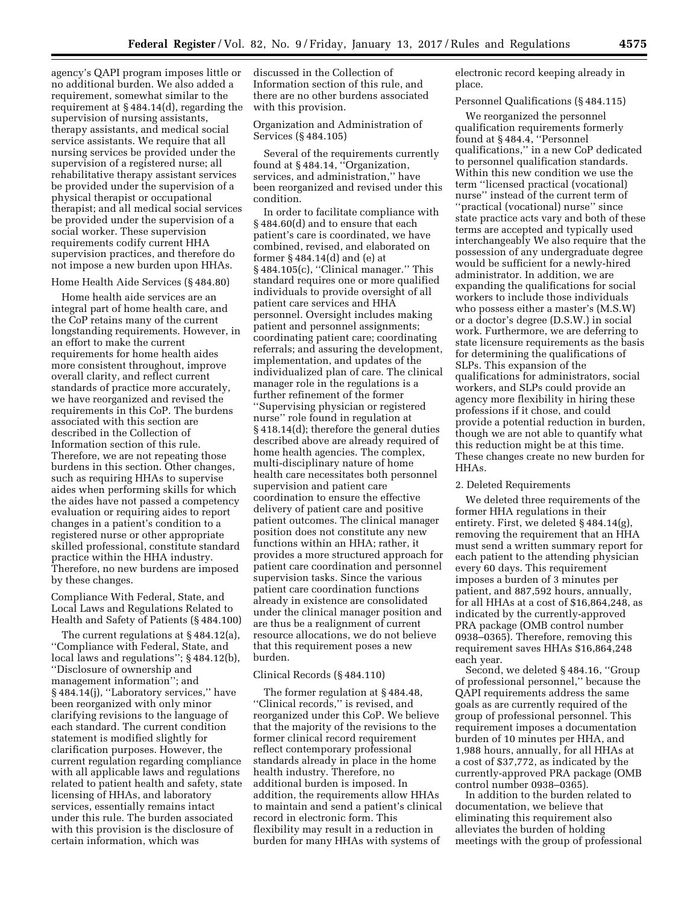agency's QAPI program imposes little or no additional burden. We also added a requirement, somewhat similar to the requirement at § 484.14(d), regarding the supervision of nursing assistants, therapy assistants, and medical social service assistants. We require that all nursing services be provided under the supervision of a registered nurse; all rehabilitative therapy assistant services be provided under the supervision of a physical therapist or occupational therapist; and all medical social services be provided under the supervision of a social worker. These supervision requirements codify current HHA supervision practices, and therefore do not impose a new burden upon HHAs.

Home Health Aide Services (§ 484.80)

Home health aide services are an integral part of home health care, and the CoP retains many of the current longstanding requirements. However, in an effort to make the current requirements for home health aides more consistent throughout, improve overall clarity, and reflect current standards of practice more accurately, we have reorganized and revised the requirements in this CoP. The burdens associated with this section are described in the Collection of Information section of this rule. Therefore, we are not repeating those burdens in this section. Other changes, such as requiring HHAs to supervise aides when performing skills for which the aides have not passed a competency evaluation or requiring aides to report changes in a patient's condition to a registered nurse or other appropriate skilled professional, constitute standard practice within the HHA industry. Therefore, no new burdens are imposed by these changes.

Compliance With Federal, State, and Local Laws and Regulations Related to Health and Safety of Patients (§ 484.100)

The current regulations at § 484.12(a), ''Compliance with Federal, State, and local laws and regulations''; § 484.12(b), ''Disclosure of ownership and management information''; and § 484.14(j), ''Laboratory services,'' have been reorganized with only minor clarifying revisions to the language of each standard. The current condition statement is modified slightly for clarification purposes. However, the current regulation regarding compliance with all applicable laws and regulations related to patient health and safety, state licensing of HHAs, and laboratory services, essentially remains intact under this rule. The burden associated with this provision is the disclosure of certain information, which was discussed in the Collection of Information section of this rule, and there are no other burdens associated with this provision.

Organization and Administration of Services (§ 484.105)

Several of the requirements currently found at § 484.14, ''Organization, services, and administration,'' have been reorganized and revised under this condition.

In order to facilitate compliance with § 484.60(d) and to ensure that each patient's care is coordinated, we have combined, revised, and elaborated on former § 484.14(d) and (e) at § 484.105(c), ''Clinical manager.'' This standard requires one or more qualified individuals to provide oversight of all patient care services and HHA personnel. Oversight includes making patient and personnel assignments; coordinating patient care; coordinating referrals; and assuring the development, implementation, and updates of the individualized plan of care. The clinical manager role in the regulations is a further refinement of the former ''Supervising physician or registered nurse'' role found in regulation at § 418.14(d); therefore the general duties described above are already required of home health agencies. The complex, multi-disciplinary nature of home health care necessitates both personnel supervision and patient care coordination to ensure the effective delivery of patient care and positive patient outcomes. The clinical manager position does not constitute any new functions within an HHA; rather, it provides a more structured approach for patient care coordination and personnel supervision tasks. Since the various patient care coordination functions already in existence are consolidated under the clinical manager position and are thus be a realignment of current resource allocations, we do not believe that this requirement poses a new burden.

Clinical Records (§ 484.110)

The former regulation at § 484.48, ''Clinical records,'' is revised, and reorganized under this CoP. We believe that the majority of the revisions to the former clinical record requirement reflect contemporary professional standards already in place in the home health industry. Therefore, no additional burden is imposed. In addition, the requirements allow HHAs to maintain and send a patient's clinical record in electronic form. This flexibility may result in a reduction in burden for many HHAs with systems of electronic record keeping already in place.

Personnel Qualifications (§ 484.115)

We reorganized the personnel qualification requirements formerly found at § 484.4, ''Personnel qualifications,'' in a new CoP dedicated to personnel qualification standards. Within this new condition we use the term ''licensed practical (vocational) nurse'' instead of the current term of ''practical (vocational) nurse'' since state practice acts vary and both of these terms are accepted and typically used interchangeably We also require that the possession of any undergraduate degree would be sufficient for a newly-hired administrator. In addition, we are expanding the qualifications for social workers to include those individuals who possess either a master's (M.S.W) or a doctor's degree (D.S.W.) in social work. Furthermore, we are deferring to state licensure requirements as the basis for determining the qualifications of SLPs. This expansion of the qualifications for administrators, social workers, and SLPs could provide an agency more flexibility in hiring these professions if it chose, and could provide a potential reduction in burden, though we are not able to quantify what this reduction might be at this time. These changes create no new burden for HHAs.

2. Deleted Requirements

We deleted three requirements of the former HHA regulations in their entirety. First, we deleted § 484.14(g), removing the requirement that an HHA must send a written summary report for each patient to the attending physician every 60 days. This requirement imposes a burden of 3 minutes per patient, and 887,592 hours, annually, for all HHAs at a cost of $16,864,248, as indicated by the currently-approved PRA package (OMB control number 0938–0365). Therefore, removing this requirement saves HHAs $16,864,248 each year.

Second, we deleted § 484.16, ''Group of professional personnel,'' because the QAPI requirements address the same goals as are currently required of the group of professional personnel. This requirement imposes a documentation burden of 10 minutes per HHA, and 1,988 hours, annually, for all HHAs at a cost of $37,772, as indicated by the currently-approved PRA package (OMB control number 0938–0365).

In addition to the burden related to documentation, we believe that eliminating this requirement also alleviates the burden of holding meetings with the group of professional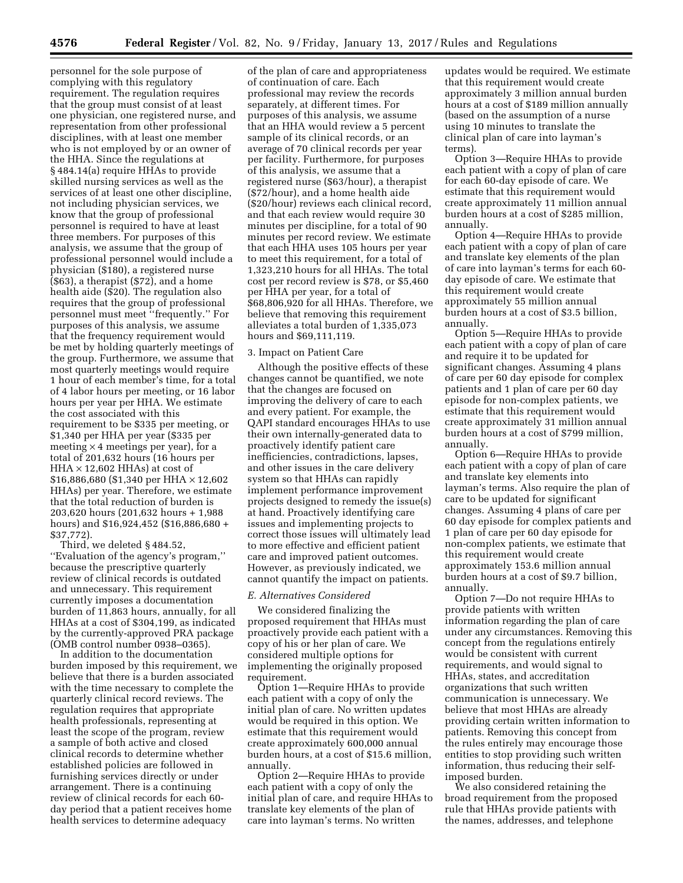personnel for the sole purpose of complying with this regulatory requirement. The regulation requires that the group must consist of at least one physician, one registered nurse, and representation from other professional disciplines, with at least one member who is not employed by or an owner of the HHA. Since the regulations at § 484.14(a) require HHAs to provide skilled nursing services as well as the services of at least one other discipline, not including physician services, we know that the group of professional personnel is required to have at least three members. For purposes of this analysis, we assume that the group of professional personnel would include a physician ($180), a registered nurse ($63), a therapist ($72), and a home health aide ($20). The regulation also requires that the group of professional personnel must meet ''frequently.'' For purposes of this analysis, we assume that the frequency requirement would be met by holding quarterly meetings of the group. Furthermore, we assume that most quarterly meetings would require 1 hour of each member's time, for a total of 4 labor hours per meeting, or 16 labor hours per year per HHA. We estimate the cost associated with this requirement to be $335 per meeting, or $1,340 per HHA per year ($335 per meeting × 4 meetings per year), for a total of 201,632 hours (16 hours per HHA × 12,602 HHAs) at cost of $16,886,680 ($1,340 per HHA × 12,602 HHAs) per year. Therefore, we estimate that the total reduction of burden is 203,620 hours (201,632 hours + 1,988 hours) and $16,924,452 ($16,886,680 + $37,772).

Third, we deleted § 484.52, ''Evaluation of the agency's program,'' because the prescriptive quarterly review of clinical records is outdated and unnecessary. This requirement currently imposes a documentation burden of 11,863 hours, annually, for all HHAs at a cost of $304,199, as indicated by the currently-approved PRA package (OMB control number 0938–0365).

In addition to the documentation burden imposed by this requirement, we believe that there is a burden associated with the time necessary to complete the quarterly clinical record reviews. The regulation requires that appropriate health professionals, representing at least the scope of the program, review a sample of both active and closed clinical records to determine whether established policies are followed in furnishing services directly or under arrangement. There is a continuing review of clinical records for each 60-day period that a patient receives home health services to determine adequacy of the plan of care and appropriateness of continuation of care. Each professional may review the records separately, at different times. For purposes of this analysis, we assume that an HHA would review a 5 percent sample of its clinical records, or an average of 70 clinical records per year per facility. Furthermore, for purposes of this analysis, we assume that a registered nurse ($63/hour), a therapist ($72/hour), and a home health aide ($20/hour) reviews each clinical record, and that each review would require 30 minutes per discipline, for a total of 90 minutes per record review. We estimate that each HHA uses 105 hours per year to meet this requirement, for a total of 1,323,210 hours for all HHAs. The total cost per record review is $78, or $5,460 per HHA per year, for a total of $68,806,920 for all HHAs. Therefore, we believe that removing this requirement alleviates a total burden of 1,335,073 hours and $69,111,119.

3. Impact on Patient Care

Although the positive effects of these changes cannot be quantified, we note that the changes are focused on improving the delivery of care to each and every patient. For example, the QAPI standard encourages HHAs to use their own internally-generated data to proactively identify patient care inefficiencies, contradictions, lapses, and other issues in the care delivery system so that HHAs can rapidly implement performance improvement projects designed to remedy the issue(s) at hand. Proactively identifying care issues and implementing projects to correct those issues will ultimately lead to more effective and efficient patient care and improved patient outcomes. However, as previously indicated, we cannot quantify the impact on patients.

*E. Alternatives Considered*

We considered finalizing the proposed requirement that HHAs must proactively provide each patient with a copy of his or her plan of care. We considered multiple options for implementing the originally proposed requirement.

Option 1—Require HHAs to provide each patient with a copy of only the initial plan of care. No written updates would be required in this option. We estimate that this requirement would create approximately 600,000 annual burden hours, at a cost of $15.6 million, annually.

Option 2—Require HHAs to provide each patient with a copy of only the initial plan of care, and require HHAs to translate key elements of the plan of care into layman's terms. No written updates would be required. We estimate that this requirement would create approximately 3 million annual burden hours at a cost of $189 million annually (based on the assumption of a nurse using 10 minutes to translate the clinical plan of care into layman's terms).

Option 3—Require HHAs to provide each patient with a copy of plan of care for each 60-day episode of care. We estimate that this requirement would create approximately 11 million annual burden hours at a cost of $285 million, annually.

Option 4—Require HHAs to provide each patient with a copy of plan of care and translate key elements of the plan of care into layman's terms for each 60-day episode of care. We estimate that this requirement would create approximately 55 million annual burden hours at a cost of $3.5 billion, annually.

Option 5—Require HHAs to provide each patient with a copy of plan of care and require it to be updated for significant changes. Assuming 4 plans of care per 60 day episode for complex patients and 1 plan of care per 60 day episode for non-complex patients, we estimate that this requirement would create approximately 31 million annual burden hours at a cost of $799 million, annually.

Option 6—Require HHAs to provide each patient with a copy of plan of care and translate key elements into layman's terms. Also require the plan of care to be updated for significant changes. Assuming 4 plans of care per 60 day episode for complex patients and 1 plan of care per 60 day episode for non-complex patients, we estimate that this requirement would create approximately 153.6 million annual burden hours at a cost of $9.7 billion, annually.

Option 7—Do not require HHAs to provide patients with written information regarding the plan of care under any circumstances. Removing this concept from the regulations entirely would be consistent with current requirements, and would signal to HHAs, states, and accreditation organizations that such written communication is unnecessary. We believe that most HHAs are already providing certain written information to patients. Removing this concept from the rules entirely may encourage those entities to stop providing such written information, thus reducing their self-imposed burden.

We also considered retaining the broad requirement from the proposed rule that HHAs provide patients with the names, addresses, and telephone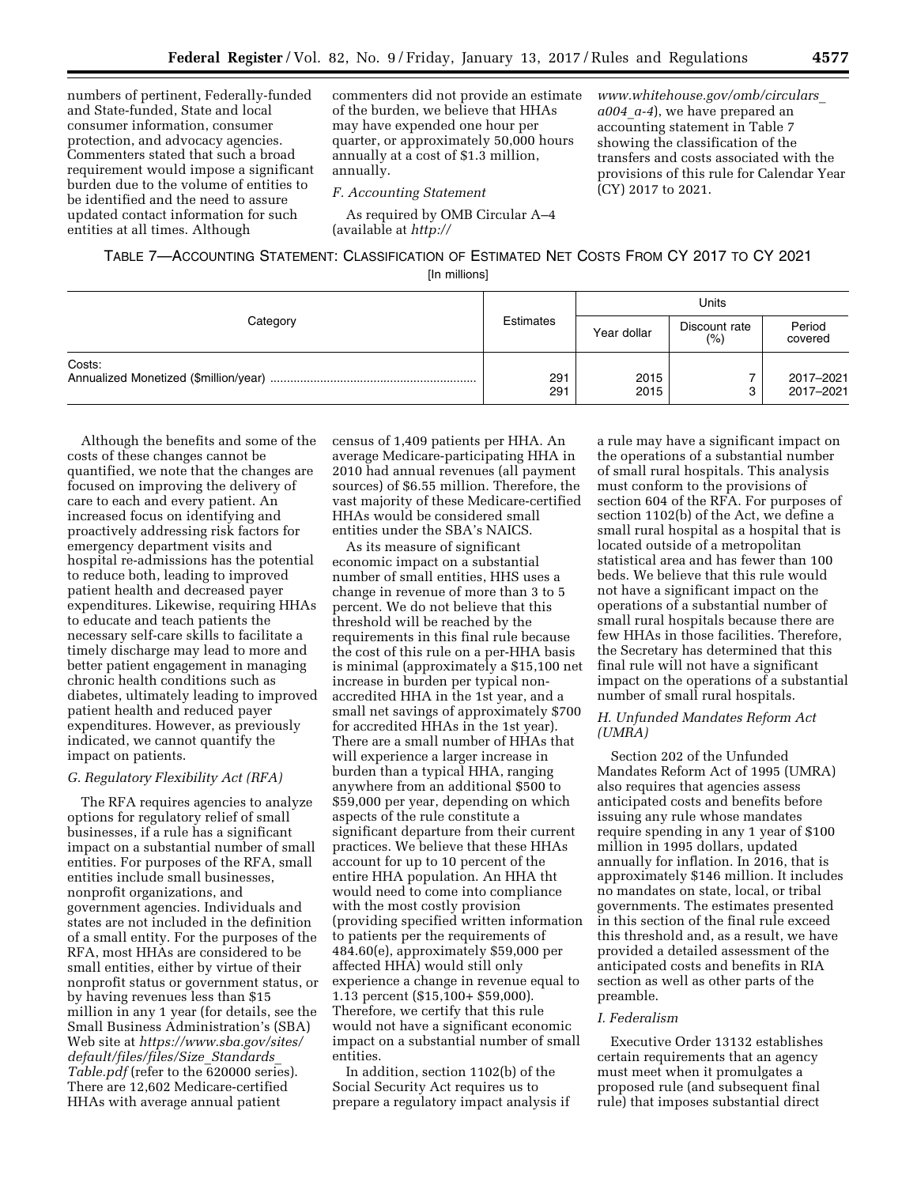numbers of pertinent, Federally-funded and State-funded, State and local consumer information, consumer protection, and advocacy agencies. Commenters stated that such a broad requirement would impose a significant burden due to the volume of entities to be identified and the need to assure updated contact information for such entities at all times. Although commenters did not provide an estimate of the burden, we believe that HHAs may have expended one hour per quarter, or approximately 50,000 hours annually at a cost of $1.3 million, annually.

### F. Accounting Statement

As required by OMB Circular A–4 (available at *http://www.whitehouse.gov/omb/circulars_a004_a-4*), we have prepared an accounting statement in Table 7 showing the classification of the transfers and costs associated with the provisions of this rule for Calendar Year (CY) 2017 to 2021.

TABLE 7—ACCOUNTING STATEMENT: CLASSIFICATION OF ESTIMATED NET COSTS FROM CY 2017 TO CY 2021
[In millions]

| Category | Estimates | Units | | |
|---|---|---|---|---|
| | | Year dollar | Discount rate (%) | Period covered |
| Costs: | | | | |
| Annualized Monetized ($million/year) | 291 | 2015 | 7 | 2017–2021 |
| | 291 | 2015 | 3 | 2017–2021 |

Although the benefits and some of the costs of these changes cannot be quantified, we note that the changes are focused on improving the delivery of care to each and every patient. An increased focus on identifying and proactively addressing risk factors for emergency department visits and hospital re-admissions has the potential to reduce both, leading to improved patient health and decreased payer expenditures. Likewise, requiring HHAs to educate and teach patients the necessary self-care skills to facilitate a timely discharge may lead to more and better patient engagement in managing chronic health conditions such as diabetes, ultimately leading to improved patient health and reduced payer expenditures. However, as previously indicated, we cannot quantify the impact on patients.

### G. Regulatory Flexibility Act (RFA)

The RFA requires agencies to analyze options for regulatory relief of small businesses, if a rule has a significant impact on a substantial number of small entities. For purposes of the RFA, small entities include small businesses, nonprofit organizations, and government agencies. Individuals and states are not included in the definition of a small entity. For the purposes of the RFA, most HHAs are considered to be small entities, either by virtue of their nonprofit status or government status, or by having revenues less than $15 million in any 1 year (for details, see the Small Business Administration's (SBA) Web site at *https://www.sba.gov/sites/default/files/files/Size_Standards_Table.pdf* (refer to the 620000 series). There are 12,602 Medicare-certified HHAs with average annual patient census of 1,409 patients per HHA. An average Medicare-participating HHA in 2010 had annual revenues (all payment sources) of $6.55 million. Therefore, the vast majority of these Medicare-certified HHAs would be considered small entities under the SBA's NAICS.

As its measure of significant economic impact on a substantial number of small entities, HHS uses a change in revenue of more than 3 to 5 percent. We do not believe that this threshold will be reached by the requirements in this final rule because the cost of this rule on a per-HHA basis is minimal (approximately a $15,100 net increase in burden per typical non-accredited HHA in the 1st year, and a small net savings of approximately $700 for accredited HHAs in the 1st year). There are a small number of HHAs that will experience a larger increase in burden than a typical HHA, ranging anywhere from an additional $500 to $59,000 per year, depending on which aspects of the rule constitute a significant departure from their current practices. We believe that these HHAs account for up to 10 percent of the entire HHA population. An HHA tht would need to come into compliance with the most costly provision (providing specified written information to patients per the requirements of 484.60(e), approximately $59,000 per affected HHA) would still only experience a change in revenue equal to 1.13 percent ($15,100+ $59,000). Therefore, we certify that this rule would not have a significant economic impact on a substantial number of small entities.

In addition, section 1102(b) of the Social Security Act requires us to prepare a regulatory impact analysis if a rule may have a significant impact on the operations of a substantial number of small rural hospitals. This analysis must conform to the provisions of section 604 of the RFA. For purposes of section 1102(b) of the Act, we define a small rural hospital as a hospital that is located outside of a metropolitan statistical area and has fewer than 100 beds. We believe that this rule would not have a significant impact on the operations of a substantial number of small rural hospitals because there are few HHAs in those facilities. Therefore, the Secretary has determined that this final rule will not have a significant impact on the operations of a substantial number of small rural hospitals.

### H. Unfunded Mandates Reform Act (UMRA)

Section 202 of the Unfunded Mandates Reform Act of 1995 (UMRA) also requires that agencies assess anticipated costs and benefits before issuing any rule whose mandates require spending in any 1 year of $100 million in 1995 dollars, updated annually for inflation. In 2016, that is approximately $146 million. It includes no mandates on state, local, or tribal governments. The estimates presented in this section of the final rule exceed this threshold and, as a result, we have provided a detailed assessment of the anticipated costs and benefits in RIA section as well as other parts of the preamble.

### I. Federalism

Executive Order 13132 establishes certain requirements that an agency must meet when it promulgates a proposed rule (and subsequent final rule) that imposes substantial direct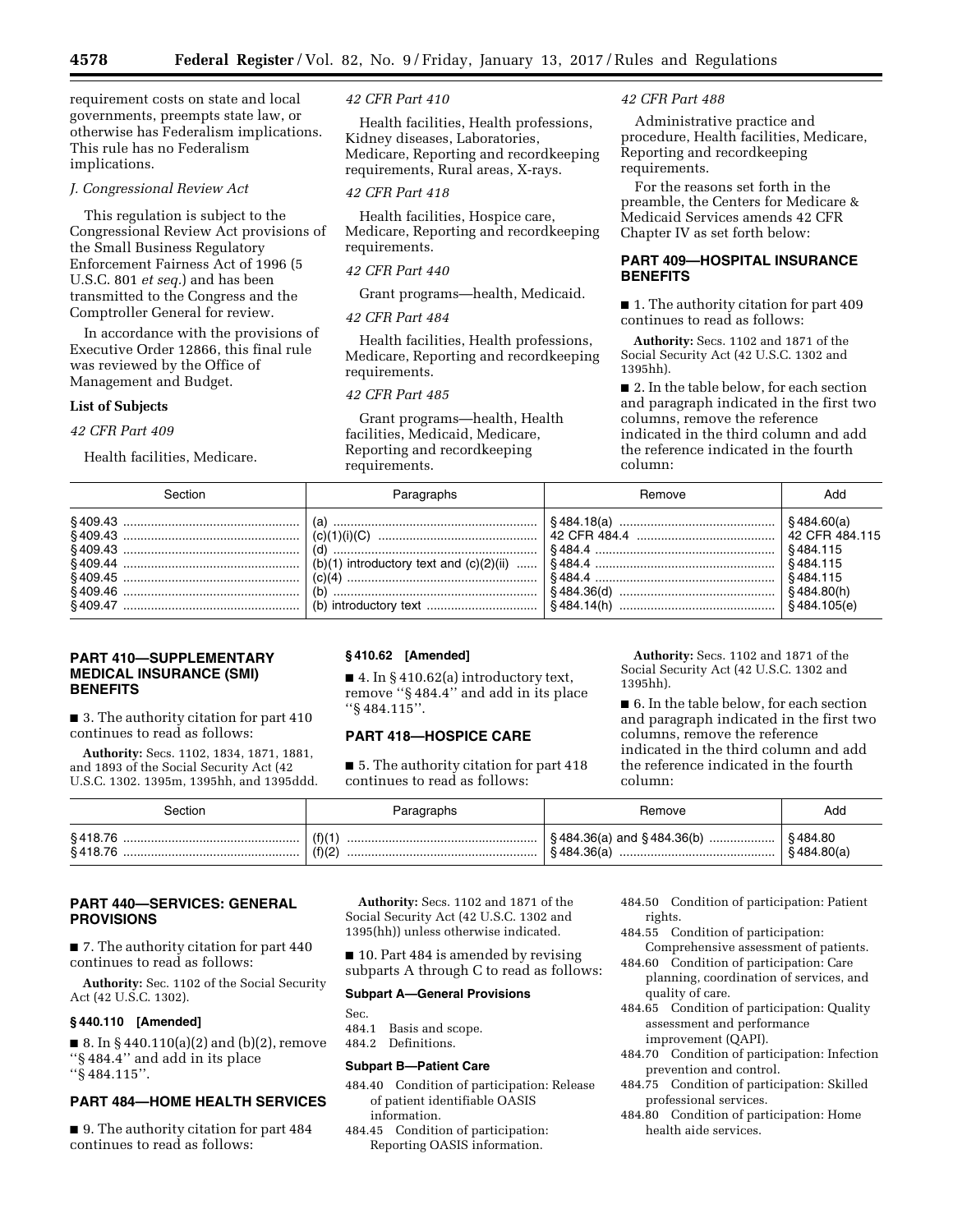requirement costs on state and local governments, preempts state law, or otherwise has Federalism implications. This rule has no Federalism implications.

*J. Congressional Review Act*

This regulation is subject to the Congressional Review Act provisions of the Small Business Regulatory Enforcement Fairness Act of 1996 (5 U.S.C. 801 *et seq.*) and has been transmitted to the Congress and the Comptroller General for review.

In accordance with the provisions of Executive Order 12866, this final rule was reviewed by the Office of Management and Budget.

**List of Subjects**

*42 CFR Part 409*

Health facilities, Medicare.

*42 CFR Part 410*

Health facilities, Health professions, Kidney diseases, Laboratories, Medicare, Reporting and recordkeeping requirements, Rural areas, X-rays.

*42 CFR Part 418*

Health facilities, Hospice care, Medicare, Reporting and recordkeeping requirements.

*42 CFR Part 440*

Grant programs—health, Medicaid.

*42 CFR Part 484*

Health facilities, Health professions, Medicare, Reporting and recordkeeping requirements.

*42 CFR Part 485*

Grant programs—health, Health facilities, Medicaid, Medicare, Reporting and recordkeeping requirements.

*42 CFR Part 488*

Administrative practice and procedure, Health facilities, Medicare, Reporting and recordkeeping requirements.

For the reasons set forth in the preamble, the Centers for Medicare & Medicaid Services amends 42 CFR Chapter IV as set forth below:

## PART 409—HOSPITAL INSURANCE BENEFITS

■ 1. The authority citation for part 409 continues to read as follows:

**Authority:** Secs. 1102 and 1871 of the Social Security Act (42 U.S.C. 1302 and 1395hh).

■ 2. In the table below, for each section and paragraph indicated in the first two columns, remove the reference indicated in the third column and add the reference indicated in the fourth column:

| Section | Paragraphs | Remove | Add |
|---|---|---|---|
| § 409.43 | (a) | § 484.18(a) | § 484.60(a) |
| § 409.43 | (c)(1)(i)(C) | 42 CFR 484.4 | 42 CFR 484.115 |
| § 409.43 | (d) | § 484.4 | § 484.115 |
| § 409.44 | (b)(1) introductory text and (c)(2)(ii) | § 484.4 | § 484.115 |
| § 409.45 | (c)(4) | § 484.4 | § 484.115 |
| § 409.46 | (b) | § 484.36(d) | § 484.80(h) |
| § 409.47 | (b) introductory text | § 484.14(h) | § 484.105(e) |

## PART 410—SUPPLEMENTARY MEDICAL INSURANCE (SMI) BENEFITS

■ 3. The authority citation for part 410 continues to read as follows:

**Authority:** Secs. 1102, 1834, 1871, 1881, and 1893 of the Social Security Act (42 U.S.C. 1302. 1395m, 1395hh, and 1395ddd.

**§ 410.62 [Amended]**

■ 4. In § 410.62(a) introductory text, remove "§ 484.4" and add in its place "§ 484.115".

## PART 418—HOSPICE CARE

■ 5. The authority citation for part 418 continues to read as follows:

**Authority:** Secs. 1102 and 1871 of the Social Security Act (42 U.S.C. 1302 and 1395hh).

■ 6. In the table below, for each section and paragraph indicated in the first two columns, remove the reference indicated in the third column and add the reference indicated in the fourth column:

| Section | Paragraphs | Remove | Add |
|---|---|---|---|
| § 418.76 | (f)(1) | § 484.36(a) and § 484.36(b) | § 484.80 |
| § 418.76 | (f)(2) | § 484.36(a) | § 484.80(a) |

## PART 440—SERVICES: GENERAL PROVISIONS

■ 7. The authority citation for part 440 continues to read as follows:

**Authority:** Sec. 1102 of the Social Security Act (42 U.S.C. 1302).

**§ 440.110 [Amended]**

■ 8. In § 440.110(a)(2) and (b)(2), remove "§ 484.4" and add in its place "§ 484.115".

## PART 484—HOME HEALTH SERVICES

■ 9. The authority citation for part 484 continues to read as follows:

**Authority:** Secs. 1102 and 1871 of the Social Security Act (42 U.S.C. 1302 and 1395(hh)) unless otherwise indicated.

■ 10. Part 484 is amended by revising subparts A through C to read as follows:

**Subpart A—General Provisions**

Sec.
484.1 Basis and scope.
484.2 Definitions.

**Subpart B—Patient Care**

484.40 Condition of participation: Release of patient identifiable OASIS information.
484.45 Condition of participation: Reporting OASIS information.
484.50 Condition of participation: Patient rights.
484.55 Condition of participation: Comprehensive assessment of patients.
484.60 Condition of participation: Care planning, coordination of services, and quality of care.
484.65 Condition of participation: Quality assessment and performance improvement (QAPI).
484.70 Condition of participation: Infection prevention and control.
484.75 Condition of participation: Skilled professional services.
484.80 Condition of participation: Home health aide services.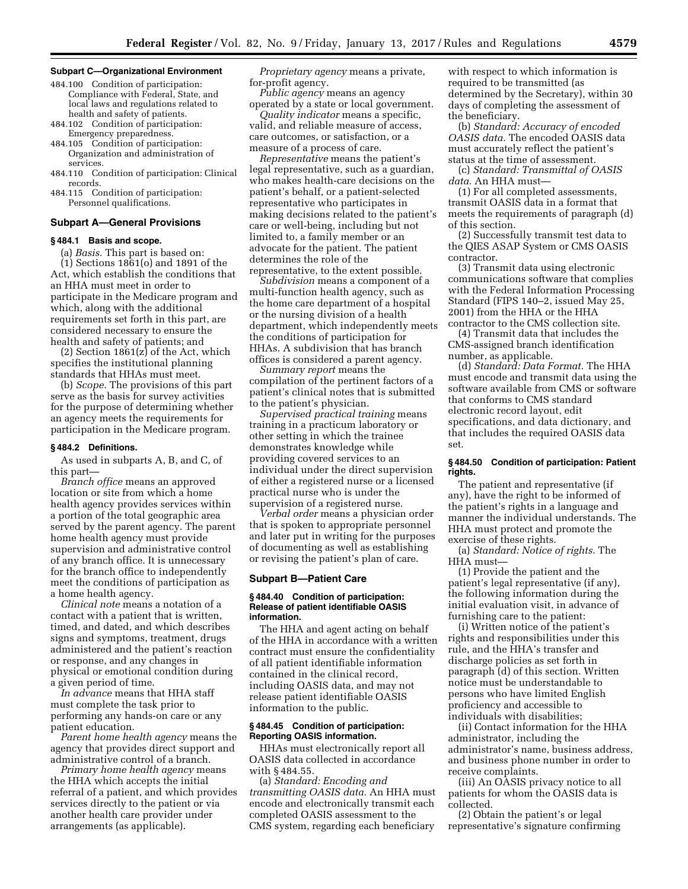**Subpart C—Organizational Environment**

484.100 Condition of participation: Compliance with Federal, State, and local laws and regulations related to health and safety of patients.
484.102 Condition of participation: Emergency preparedness.
484.105 Condition of participation: Organization and administration of services.
484.110 Condition of participation: Clinical records.
484.115 Condition of participation: Personnel qualifications.

## Subpart A—General Provisions

### § 484.1 Basis and scope.

(a) *Basis.* This part is based on:

(1) Sections 1861(o) and 1891 of the Act, which establish the conditions that an HHA must meet in order to participate in the Medicare program and which, along with the additional requirements set forth in this part, are considered necessary to ensure the health and safety of patients; and

(2) Section 1861(z) of the Act, which specifies the institutional planning standards that HHAs must meet.

(b) *Scope.* The provisions of this part serve as the basis for survey activities for the purpose of determining whether an agency meets the requirements for participation in the Medicare program.

### § 484.2 Definitions.

As used in subparts A, B, and C, of this part—

*Branch office* means an approved location or site from which a home health agency provides services within a portion of the total geographic area served by the parent agency. The parent home health agency must provide supervision and administrative control of any branch office. It is unnecessary for the branch office to independently meet the conditions of participation as a home health agency.

*Clinical note* means a notation of a contact with a patient that is written, timed, and dated, and which describes signs and symptoms, treatment, drugs administered and the patient's reaction or response, and any changes in physical or emotional condition during a given period of time.

*In advance* means that HHA staff must complete the task prior to performing any hands-on care or any patient education.

*Parent home health agency* means the agency that provides direct support and administrative control of a branch.

*Primary home health agency* means the HHA which accepts the initial referral of a patient, and which provides services directly to the patient or via another health care provider under arrangements (as applicable).

*Proprietary agency* means a private, for-profit agency.

*Public agency* means an agency operated by a state or local government.

*Quality indicator* means a specific, valid, and reliable measure of access, care outcomes, or satisfaction, or a measure of a process of care.

*Representative* means the patient's legal representative, such as a guardian, who makes health-care decisions on the patient's behalf, or a patient-selected representative who participates in making decisions related to the patient's care or well-being, including but not limited to, a family member or an advocate for the patient. The patient determines the role of the representative, to the extent possible.

*Subdivision* means a component of a multi-function health agency, such as the home care department of a hospital or the nursing division of a health department, which independently meets the conditions of participation for HHAs. A subdivision that has branch offices is considered a parent agency.

*Summary report* means the compilation of the pertinent factors of a patient's clinical notes that is submitted to the patient's physician.

*Supervised practical training* means training in a practicum laboratory or other setting in which the trainee demonstrates knowledge while providing covered services to an individual under the direct supervision of either a registered nurse or a licensed practical nurse who is under the supervision of a registered nurse.

*Verbal order* means a physician order that is spoken to appropriate personnel and later put in writing for the purposes of documenting as well as establishing or revising the patient's plan of care.

## Subpart B—Patient Care

### § 484.40 Condition of participation: Release of patient identifiable OASIS information.

The HHA and agent acting on behalf of the HHA in accordance with a written contract must ensure the confidentiality of all patient identifiable information contained in the clinical record, including OASIS data, and may not release patient identifiable OASIS information to the public.

### § 484.45 Condition of participation: Reporting OASIS information.

HHAs must electronically report all OASIS data collected in accordance with § 484.55.

(a) *Standard: Encoding and transmitting OASIS data.* An HHA must encode and electronically transmit each completed OASIS assessment to the CMS system, regarding each beneficiary with respect to which information is required to be transmitted (as determined by the Secretary), within 30 days of completing the assessment of the beneficiary.

(b) *Standard: Accuracy of encoded OASIS data.* The encoded OASIS data must accurately reflect the patient's status at the time of assessment.

(c) *Standard: Transmittal of OASIS data.* An HHA must—

(1) For all completed assessments, transmit OASIS data in a format that meets the requirements of paragraph (d) of this section.

(2) Successfully transmit test data to the QIES ASAP System or CMS OASIS contractor.

(3) Transmit data using electronic communications software that complies with the Federal Information Processing Standard (FIPS 140–2, issued May 25, 2001) from the HHA or the HHA contractor to the CMS collection site.

(4) Transmit data that includes the CMS-assigned branch identification number, as applicable.

(d) *Standard: Data Format.* The HHA must encode and transmit data using the software available from CMS or software that conforms to CMS standard electronic record layout, edit specifications, and data dictionary, and that includes the required OASIS data set.

### § 484.50 Condition of participation: Patient rights.

The patient and representative (if any), have the right to be informed of the patient's rights in a language and manner the individual understands. The HHA must protect and promote the exercise of these rights.

(a) *Standard: Notice of rights.* The HHA must—

(1) Provide the patient and the patient's legal representative (if any), the following information during the initial evaluation visit, in advance of furnishing care to the patient:

(i) Written notice of the patient's rights and responsibilities under this rule, and the HHA's transfer and discharge policies as set forth in paragraph (d) of this section. Written notice must be understandable to persons who have limited English proficiency and accessible to individuals with disabilities;

(ii) Contact information for the HHA administrator, including the administrator's name, business address, and business phone number in order to receive complaints.

(iii) An OASIS privacy notice to all patients for whom the OASIS data is collected.

(2) Obtain the patient's or legal representative's signature confirming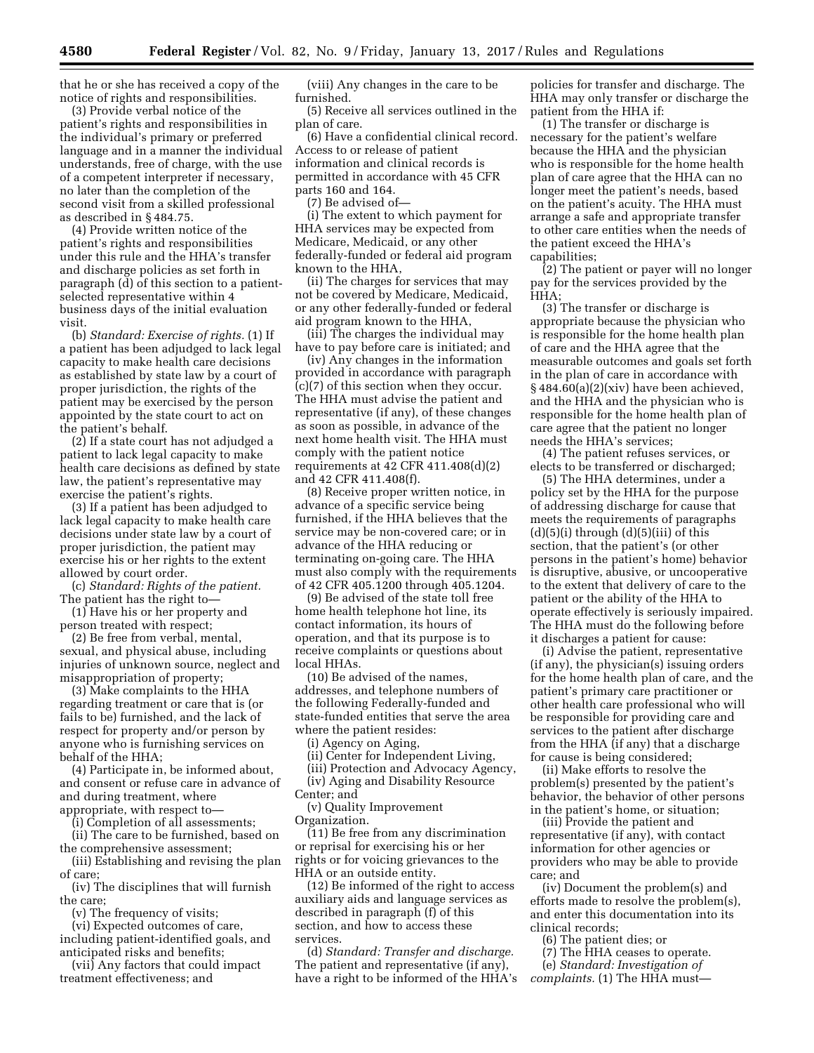that he or she has received a copy of the notice of rights and responsibilities.

(3) Provide verbal notice of the patient's rights and responsibilities in the individual's primary or preferred language and in a manner the individual understands, free of charge, with the use of a competent interpreter if necessary, no later than the completion of the second visit from a skilled professional as described in § 484.75.

(4) Provide written notice of the patient's rights and responsibilities under this rule and the HHA's transfer and discharge policies as set forth in paragraph (d) of this section to a patient-selected representative within 4 business days of the initial evaluation visit.

(b) *Standard: Exercise of rights.* (1) If a patient has been adjudged to lack legal capacity to make health care decisions as established by state law by a court of proper jurisdiction, the rights of the patient may be exercised by the person appointed by the state court to act on the patient's behalf.

(2) If a state court has not adjudged a patient to lack legal capacity to make health care decisions as defined by state law, the patient's representative may exercise the patient's rights.

(3) If a patient has been adjudged to lack legal capacity to make health care decisions under state law by a court of proper jurisdiction, the patient may exercise his or her rights to the extent allowed by court order.

(c) *Standard: Rights of the patient.* The patient has the right to—

(1) Have his or her property and person treated with respect;

(2) Be free from verbal, mental, sexual, and physical abuse, including injuries of unknown source, neglect and misappropriation of property;

(3) Make complaints to the HHA regarding treatment or care that is (or fails to be) furnished, and the lack of respect for property and/or person by anyone who is furnishing services on behalf of the HHA;

(4) Participate in, be informed about, and consent or refuse care in advance of and during treatment, where appropriate, with respect to—

(i) Completion of all assessments;

(ii) The care to be furnished, based on the comprehensive assessment;

(iii) Establishing and revising the plan of care;

(iv) The disciplines that will furnish the care;

(v) The frequency of visits;

(vi) Expected outcomes of care, including patient-identified goals, and anticipated risks and benefits;

(vii) Any factors that could impact treatment effectiveness; and

(viii) Any changes in the care to be furnished.

(5) Receive all services outlined in the plan of care.

(6) Have a confidential clinical record. Access to or release of patient information and clinical records is permitted in accordance with 45 CFR parts 160 and 164.

(7) Be advised of—

(i) The extent to which payment for HHA services may be expected from Medicare, Medicaid, or any other federally-funded or federal aid program known to the HHA,

(ii) The charges for services that may not be covered by Medicare, Medicaid, or any other federally-funded or federal aid program known to the HHA,

(iii) The charges the individual may have to pay before care is initiated; and

(iv) Any changes in the information provided in accordance with paragraph (c)(7) of this section when they occur. The HHA must advise the patient and representative (if any), of these changes as soon as possible, in advance of the next home health visit. The HHA must comply with the patient notice requirements at 42 CFR 411.408(d)(2) and 42 CFR 411.408(f).

(8) Receive proper written notice, in advance of a specific service being furnished, if the HHA believes that the service may be non-covered care; or in advance of the HHA reducing or terminating on-going care. The HHA must also comply with the requirements of 42 CFR 405.1200 through 405.1204.

(9) Be advised of the state toll free home health telephone hot line, its contact information, its hours of operation, and that its purpose is to receive complaints or questions about local HHAs.

(10) Be advised of the names, addresses, and telephone numbers of the following Federally-funded and state-funded entities that serve the area where the patient resides:

(i) Agency on Aging,

(ii) Center for Independent Living,

(iii) Protection and Advocacy Agency,

(iv) Aging and Disability Resource Center; and

(v) Quality Improvement Organization.

(11) Be free from any discrimination or reprisal for exercising his or her rights or for voicing grievances to the HHA or an outside entity.

(12) Be informed of the right to access auxiliary aids and language services as described in paragraph (f) of this section, and how to access these services.

(d) *Standard: Transfer and discharge.* The patient and representative (if any), have a right to be informed of the HHA's policies for transfer and discharge. The HHA may only transfer or discharge the patient from the HHA if:

(1) The transfer or discharge is necessary for the patient's welfare because the HHA and the physician who is responsible for the home health plan of care agree that the HHA can no longer meet the patient's needs, based on the patient's acuity. The HHA must arrange a safe and appropriate transfer to other care entities when the needs of the patient exceed the HHA's capabilities;

(2) The patient or payer will no longer pay for the services provided by the HHA;

(3) The transfer or discharge is appropriate because the physician who is responsible for the home health plan of care and the HHA agree that the measurable outcomes and goals set forth in the plan of care in accordance with § 484.60(a)(2)(xiv) have been achieved, and the HHA and the physician who is responsible for the home health plan of care agree that the patient no longer needs the HHA's services;

(4) The patient refuses services, or elects to be transferred or discharged;

(5) The HHA determines, under a policy set by the HHA for the purpose of addressing discharge for cause that meets the requirements of paragraphs (d)(5)(i) through (d)(5)(iii) of this section, that the patient's (or other persons in the patient's home) behavior is disruptive, abusive, or uncooperative to the extent that delivery of care to the patient or the ability of the HHA to operate effectively is seriously impaired. The HHA must do the following before it discharges a patient for cause:

(i) Advise the patient, representative (if any), the physician(s) issuing orders for the home health plan of care, and the patient's primary care practitioner or other health care professional who will be responsible for providing care and services to the patient after discharge from the HHA (if any) that a discharge for cause is being considered;

(ii) Make efforts to resolve the problem(s) presented by the patient's behavior, the behavior of other persons in the patient's home, or situation;

(iii) Provide the patient and representative (if any), with contact information for other agencies or providers who may be able to provide care; and

(iv) Document the problem(s) and efforts made to resolve the problem(s), and enter this documentation into its clinical records;

(6) The patient dies; or

(7) The HHA ceases to operate.

(e) *Standard: Investigation of complaints.* (1) The HHA must—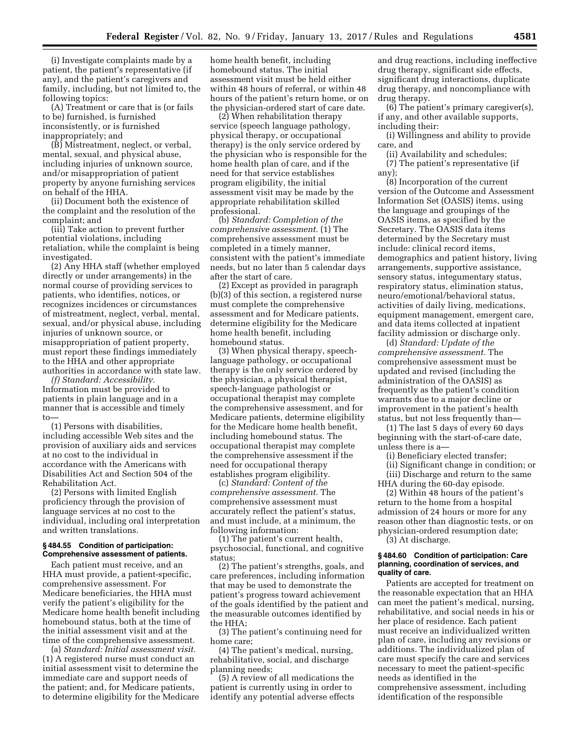(i) Investigate complaints made by a patient, the patient's representative (if any), and the patient's caregivers and family, including, but not limited to, the following topics:

(A) Treatment or care that is (or fails to be) furnished, is furnished inconsistently, or is furnished inappropriately; and

(B) Mistreatment, neglect, or verbal, mental, sexual, and physical abuse, including injuries of unknown source, and/or misappropriation of patient property by anyone furnishing services on behalf of the HHA.

(ii) Document both the existence of the complaint and the resolution of the complaint; and

(iii) Take action to prevent further potential violations, including retaliation, while the complaint is being investigated.

(2) Any HHA staff (whether employed directly or under arrangements) in the normal course of providing services to patients, who identifies, notices, or recognizes incidences or circumstances of mistreatment, neglect, verbal, mental, sexual, and/or physical abuse, including injuries of unknown source, or misappropriation of patient property, must report these findings immediately to the HHA and other appropriate authorities in accordance with state law.

*(f) Standard: Accessibility.* Information must be provided to patients in plain language and in a manner that is accessible and timely to—

(1) Persons with disabilities, including accessible Web sites and the provision of auxiliary aids and services at no cost to the individual in accordance with the Americans with Disabilities Act and Section 504 of the Rehabilitation Act.

(2) Persons with limited English proficiency through the provision of language services at no cost to the individual, including oral interpretation and written translations.

#### § 484.55 Condition of participation: Comprehensive assessment of patients.

Each patient must receive, and an HHA must provide, a patient-specific, comprehensive assessment. For Medicare beneficiaries, the HHA must verify the patient's eligibility for the Medicare home health benefit including homebound status, both at the time of the initial assessment visit and at the time of the comprehensive assessment.

*(a) Standard: Initial assessment visit.* (1) A registered nurse must conduct an initial assessment visit to determine the immediate care and support needs of the patient; and, for Medicare patients, to determine eligibility for the Medicare home health benefit, including homebound status. The initial assessment visit must be held either within 48 hours of referral, or within 48 hours of the patient's return home, or on the physician-ordered start of care date.

(2) When rehabilitation therapy service (speech language pathology, physical therapy, or occupational therapy) is the only service ordered by the physician who is responsible for the home health plan of care, and if the need for that service establishes program eligibility, the initial assessment visit may be made by the appropriate rehabilitation skilled professional.

*(b) Standard: Completion of the comprehensive assessment.* (1) The comprehensive assessment must be completed in a timely manner, consistent with the patient's immediate needs, but no later than 5 calendar days after the start of care.

(2) Except as provided in paragraph (b)(3) of this section, a registered nurse must complete the comprehensive assessment and for Medicare patients, determine eligibility for the Medicare home health benefit, including homebound status.

(3) When physical therapy, speech-language pathology, or occupational therapy is the only service ordered by the physician, a physical therapist, speech-language pathologist or occupational therapist may complete the comprehensive assessment, and for Medicare patients, determine eligibility for the Medicare home health benefit, including homebound status. The occupational therapist may complete the comprehensive assessment if the need for occupational therapy establishes program eligibility.

*(c) Standard: Content of the comprehensive assessment.* The comprehensive assessment must accurately reflect the patient's status, and must include, at a minimum, the following information:

(1) The patient's current health, psychosocial, functional, and cognitive status;

(2) The patient's strengths, goals, and care preferences, including information that may be used to demonstrate the patient's progress toward achievement of the goals identified by the patient and the measurable outcomes identified by the HHA;

(3) The patient's continuing need for home care;

(4) The patient's medical, nursing, rehabilitative, social, and discharge planning needs;

(5) A review of all medications the patient is currently using in order to identify any potential adverse effects and drug reactions, including ineffective drug therapy, significant side effects, significant drug interactions, duplicate drug therapy, and noncompliance with drug therapy.

(6) The patient's primary caregiver(s), if any, and other available supports, including their:

(i) Willingness and ability to provide care, and

(ii) Availability and schedules;

(7) The patient's representative (if any);

(8) Incorporation of the current version of the Outcome and Assessment Information Set (OASIS) items, using the language and groupings of the OASIS items, as specified by the Secretary. The OASIS data items determined by the Secretary must include: clinical record items, demographics and patient history, living arrangements, supportive assistance, sensory status, integumentary status, respiratory status, elimination status, neuro/emotional/behavioral status, activities of daily living, medications, equipment management, emergent care, and data items collected at inpatient facility admission or discharge only.

*(d) Standard: Update of the comprehensive assessment.* The comprehensive assessment must be updated and revised (including the administration of the OASIS) as frequently as the patient's condition warrants due to a major decline or improvement in the patient's health status, but not less frequently than—

(1) The last 5 days of every 60 days beginning with the start-of-care date, unless there is a—

(i) Beneficiary elected transfer;

(ii) Significant change in condition; or

(iii) Discharge and return to the same HHA during the 60-day episode.

(2) Within 48 hours of the patient's return to the home from a hospital admission of 24 hours or more for any reason other than diagnostic tests, or on physician-ordered resumption date;

(3) At discharge.

#### § 484.60 Condition of participation: Care planning, coordination of services, and quality of care.

Patients are accepted for treatment on the reasonable expectation that an HHA can meet the patient's medical, nursing, rehabilitative, and social needs in his or her place of residence. Each patient must receive an individualized written plan of care, including any revisions or additions. The individualized plan of care must specify the care and services necessary to meet the patient-specific needs as identified in the comprehensive assessment, including identification of the responsible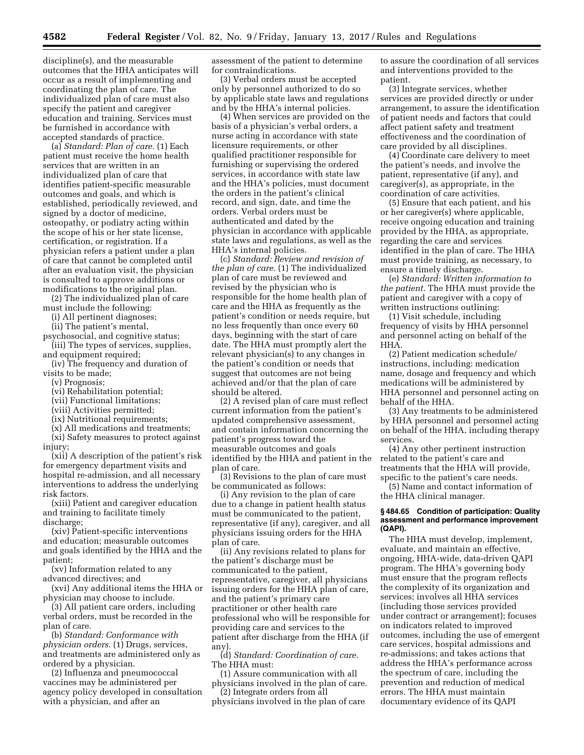discipline(s), and the measurable outcomes that the HHA anticipates will occur as a result of implementing and coordinating the plan of care. The individualized plan of care must also specify the patient and caregiver education and training. Services must be furnished in accordance with accepted standards of practice.

(a) *Standard: Plan of care.* (1) Each patient must receive the home health services that are written in an individualized plan of care that identifies patient-specific measurable outcomes and goals, and which is established, periodically reviewed, and signed by a doctor of medicine, osteopathy, or podiatry acting within the scope of his or her state license, certification, or registration. If a physician refers a patient under a plan of care that cannot be completed until after an evaluation visit, the physician is consulted to approve additions or modifications to the original plan.

(2) The individualized plan of care must include the following:

(i) All pertinent diagnoses;

(ii) The patient's mental, psychosocial, and cognitive status;

(iii) The types of services, supplies, and equipment required;

(iv) The frequency and duration of visits to be made;

(v) Prognosis;

(vi) Rehabilitation potential;

(vii) Functional limitations;

(viii) Activities permitted;

(ix) Nutritional requirements;

(x) All medications and treatments;

(xi) Safety measures to protect against injury;

(xii) A description of the patient's risk for emergency department visits and hospital re-admission, and all necessary interventions to address the underlying risk factors.

(xiii) Patient and caregiver education and training to facilitate timely discharge;

(xiv) Patient-specific interventions and education; measurable outcomes and goals identified by the HHA and the patient;

(xv) Information related to any advanced directives; and

(xvi) Any additional items the HHA or physician may choose to include.

(3) All patient care orders, including verbal orders, must be recorded in the plan of care.

(b) *Standard: Conformance with physician orders.* (1) Drugs, services, and treatments are administered only as ordered by a physician.

(2) Influenza and pneumococcal vaccines may be administered per agency policy developed in consultation with a physician, and after an assessment of the patient to determine for contraindications.

(3) Verbal orders must be accepted only by personnel authorized to do so by applicable state laws and regulations and by the HHA's internal policies.

(4) When services are provided on the basis of a physician's verbal orders, a nurse acting in accordance with state licensure requirements, or other qualified practitioner responsible for furnishing or supervising the ordered services, in accordance with state law and the HHA's policies, must document the orders in the patient's clinical record, and sign, date, and time the orders. Verbal orders must be authenticated and dated by the physician in accordance with applicable state laws and regulations, as well as the HHA's internal policies.

(c) *Standard: Review and revision of the plan of care.* (1) The individualized plan of care must be reviewed and revised by the physician who is responsible for the home health plan of care and the HHA as frequently as the patient's condition or needs require, but no less frequently than once every 60 days, beginning with the start of care date. The HHA must promptly alert the relevant physician(s) to any changes in the patient's condition or needs that suggest that outcomes are not being achieved and/or that the plan of care should be altered.

(2) A revised plan of care must reflect current information from the patient's updated comprehensive assessment, and contain information concerning the patient's progress toward the measurable outcomes and goals identified by the HHA and patient in the plan of care.

(3) Revisions to the plan of care must be communicated as follows:

(i) Any revision to the plan of care due to a change in patient health status must be communicated to the patient, representative (if any), caregiver, and all physicians issuing orders for the HHA plan of care.

(ii) Any revisions related to plans for the patient's discharge must be communicated to the patient, representative, caregiver, all physicians issuing orders for the HHA plan of care, and the patient's primary care practitioner or other health care professional who will be responsible for providing care and services to the patient after discharge from the HHA (if any).

(d) *Standard: Coordination of care.* The HHA must:

(1) Assure communication with all physicians involved in the plan of care.

(2) Integrate orders from all physicians involved in the plan of care to assure the coordination of all services and interventions provided to the patient.

(3) Integrate services, whether services are provided directly or under arrangement, to assure the identification of patient needs and factors that could affect patient safety and treatment effectiveness and the coordination of care provided by all disciplines.

(4) Coordinate care delivery to meet the patient's needs, and involve the patient, representative (if any), and caregiver(s), as appropriate, in the coordination of care activities.

(5) Ensure that each patient, and his or her caregiver(s) where applicable, receive ongoing education and training provided by the HHA, as appropriate, regarding the care and services identified in the plan of care. The HHA must provide training, as necessary, to ensure a timely discharge.

(e) *Standard: Written information to the patient.* The HHA must provide the patient and caregiver with a copy of written instructions outlining:

(1) Visit schedule, including frequency of visits by HHA personnel and personnel acting on behalf of the HHA.

(2) Patient medication schedule/instructions, including: medication name, dosage and frequency and which medications will be administered by HHA personnel and personnel acting on behalf of the HHA.

(3) Any treatments to be administered by HHA personnel and personnel acting on behalf of the HHA, including therapy services.

(4) Any other pertinent instruction related to the patient's care and treatments that the HHA will provide, specific to the patient's care needs.

(5) Name and contact information of the HHA clinical manager.

**§ 484.65 Condition of participation: Quality assessment and performance improvement (QAPI).**

The HHA must develop, implement, evaluate, and maintain an effective, ongoing, HHA-wide, data-driven QAPI program. The HHA's governing body must ensure that the program reflects the complexity of its organization and services; involves all HHA services (including those services provided under contract or arrangement); focuses on indicators related to improved outcomes, including the use of emergent care services, hospital admissions and re-admissions; and takes actions that address the HHA's performance across the spectrum of care, including the prevention and reduction of medical errors. The HHA must maintain documentary evidence of its QAPI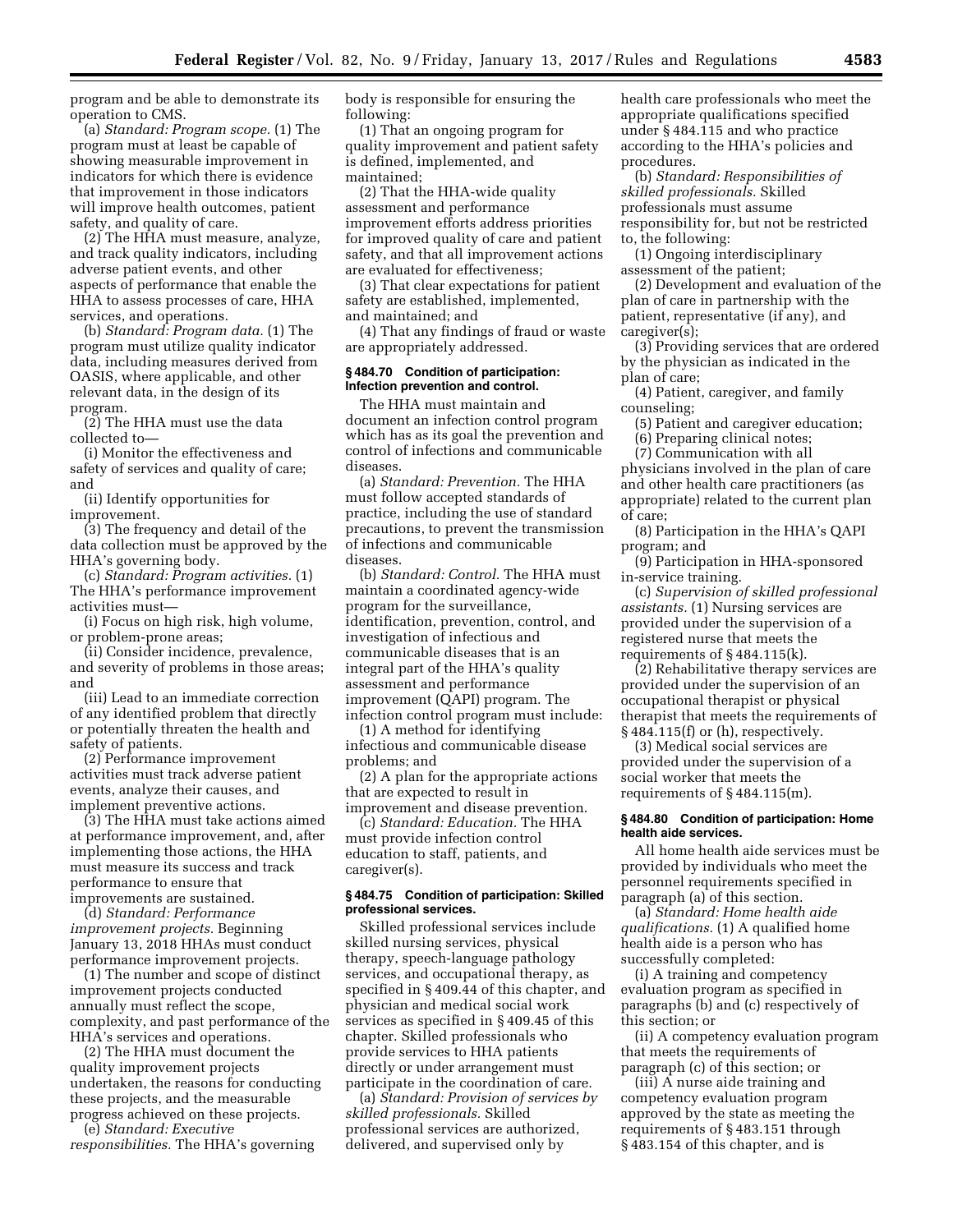program and be able to demonstrate its operation to CMS.

(a) *Standard: Program scope.* (1) The program must at least be capable of showing measurable improvement in indicators for which there is evidence that improvement in those indicators will improve health outcomes, patient safety, and quality of care.

(2) The HHA must measure, analyze, and track quality indicators, including adverse patient events, and other aspects of performance that enable the HHA to assess processes of care, HHA services, and operations.

(b) *Standard: Program data.* (1) The program must utilize quality indicator data, including measures derived from OASIS, where applicable, and other relevant data, in the design of its program.

(2) The HHA must use the data collected to—

(i) Monitor the effectiveness and safety of services and quality of care; and

(ii) Identify opportunities for improvement.

(3) The frequency and detail of the data collection must be approved by the HHA's governing body.

(c) *Standard: Program activities.* (1) The HHA's performance improvement activities must—

(i) Focus on high risk, high volume, or problem-prone areas;

(ii) Consider incidence, prevalence, and severity of problems in those areas; and

(iii) Lead to an immediate correction of any identified problem that directly or potentially threaten the health and safety of patients.

(2) Performance improvement activities must track adverse patient events, analyze their causes, and implement preventive actions.

(3) The HHA must take actions aimed at performance improvement, and, after implementing those actions, the HHA must measure its success and track performance to ensure that improvements are sustained.

(d) *Standard: Performance improvement projects.* Beginning January 13, 2018 HHAs must conduct performance improvement projects.

(1) The number and scope of distinct improvement projects conducted annually must reflect the scope, complexity, and past performance of the HHA's services and operations.

(2) The HHA must document the quality improvement projects undertaken, the reasons for conducting these projects, and the measurable progress achieved on these projects.

(e) *Standard: Executive responsibilities.* The HHA's governing body is responsible for ensuring the following:

(1) That an ongoing program for quality improvement and patient safety is defined, implemented, and maintained;

(2) That the HHA-wide quality assessment and performance improvement efforts address priorities for improved quality of care and patient safety, and that all improvement actions are evaluated for effectiveness;

(3) That clear expectations for patient safety are established, implemented, and maintained; and

(4) That any findings of fraud or waste are appropriately addressed.

### § 484.70 Condition of participation: Infection prevention and control.

The HHA must maintain and document an infection control program which has as its goal the prevention and control of infections and communicable diseases.

(a) *Standard: Prevention.* The HHA must follow accepted standards of practice, including the use of standard precautions, to prevent the transmission of infections and communicable diseases.

(b) *Standard: Control.* The HHA must maintain a coordinated agency-wide program for the surveillance, identification, prevention, control, and investigation of infectious and communicable diseases that is an integral part of the HHA's quality assessment and performance improvement (QAPI) program. The infection control program must include:

(1) A method for identifying infectious and communicable disease problems; and

(2) A plan for the appropriate actions that are expected to result in improvement and disease prevention.

(c) *Standard: Education.* The HHA must provide infection control education to staff, patients, and caregiver(s).

### § 484.75 Condition of participation: Skilled professional services.

Skilled professional services include skilled nursing services, physical therapy, speech-language pathology services, and occupational therapy, as specified in § 409.44 of this chapter, and physician and medical social work services as specified in § 409.45 of this chapter. Skilled professionals who provide services to HHA patients directly or under arrangement must participate in the coordination of care.

(a) *Standard: Provision of services by skilled professionals.* Skilled professional services are authorized, delivered, and supervised only by health care professionals who meet the appropriate qualifications specified under § 484.115 and who practice according to the HHA's policies and procedures.

(b) *Standard: Responsibilities of skilled professionals.* Skilled professionals must assume responsibility for, but not be restricted to, the following:

(1) Ongoing interdisciplinary assessment of the patient;

(2) Development and evaluation of the plan of care in partnership with the patient, representative (if any), and caregiver(s);

(3) Providing services that are ordered by the physician as indicated in the plan of care;

(4) Patient, caregiver, and family counseling;

(5) Patient and caregiver education;

(6) Preparing clinical notes;

(7) Communication with all physicians involved in the plan of care and other health care practitioners (as appropriate) related to the current plan of care;

(8) Participation in the HHA's QAPI program; and

(9) Participation in HHA-sponsored in-service training.

(c) *Supervision of skilled professional assistants.* (1) Nursing services are provided under the supervision of a registered nurse that meets the requirements of § 484.115(k).

(2) Rehabilitative therapy services are provided under the supervision of an occupational therapist or physical therapist that meets the requirements of § 484.115(f) or (h), respectively.

(3) Medical social services are provided under the supervision of a social worker that meets the requirements of § 484.115(m).

### § 484.80 Condition of participation: Home health aide services.

All home health aide services must be provided by individuals who meet the personnel requirements specified in paragraph (a) of this section.

(a) *Standard: Home health aide qualifications.* (1) A qualified home health aide is a person who has successfully completed:

(i) A training and competency evaluation program as specified in paragraphs (b) and (c) respectively of this section; or

(ii) A competency evaluation program that meets the requirements of paragraph (c) of this section; or

(iii) A nurse aide training and competency evaluation program approved by the state as meeting the requirements of § 483.151 through § 483.154 of this chapter, and is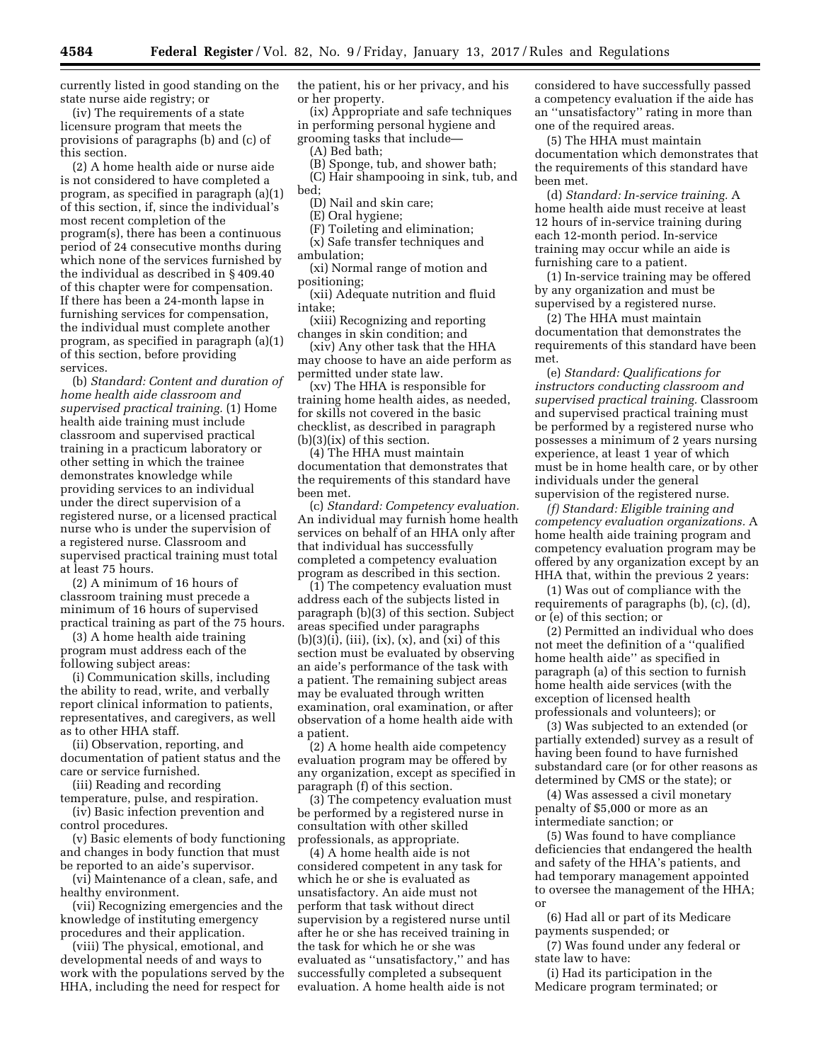currently listed in good standing on the state nurse aide registry; or

(iv) The requirements of a state licensure program that meets the provisions of paragraphs (b) and (c) of this section.

(2) A home health aide or nurse aide is not considered to have completed a program, as specified in paragraph (a)(1) of this section, if, since the individual's most recent completion of the program(s), there has been a continuous period of 24 consecutive months during which none of the services furnished by the individual as described in § 409.40 of this chapter were for compensation. If there has been a 24-month lapse in furnishing services for compensation, the individual must complete another program, as specified in paragraph (a)(1) of this section, before providing services.

(b) *Standard: Content and duration of home health aide classroom and supervised practical training.* (1) Home health aide training must include classroom and supervised practical training in a practicum laboratory or other setting in which the trainee demonstrates knowledge while providing services to an individual under the direct supervision of a registered nurse, or a licensed practical nurse who is under the supervision of a registered nurse. Classroom and supervised practical training must total at least 75 hours.

(2) A minimum of 16 hours of classroom training must precede a minimum of 16 hours of supervised practical training as part of the 75 hours.

(3) A home health aide training program must address each of the following subject areas:

(i) Communication skills, including the ability to read, write, and verbally report clinical information to patients, representatives, and caregivers, as well as to other HHA staff.

(ii) Observation, reporting, and documentation of patient status and the care or service furnished.

(iii) Reading and recording temperature, pulse, and respiration.

(iv) Basic infection prevention and control procedures.

(v) Basic elements of body functioning and changes in body function that must be reported to an aide's supervisor.

(vi) Maintenance of a clean, safe, and healthy environment.

(vii) Recognizing emergencies and the knowledge of instituting emergency procedures and their application.

(viii) The physical, emotional, and developmental needs of and ways to work with the populations served by the HHA, including the need for respect for the patient, his or her privacy, and his or her property.

(ix) Appropriate and safe techniques in performing personal hygiene and grooming tasks that include—

(A) Bed bath;

(B) Sponge, tub, and shower bath;

(C) Hair shampooing in sink, tub, and bed;

(D) Nail and skin care;

(E) Oral hygiene;

(F) Toileting and elimination;

(x) Safe transfer techniques and ambulation;

(xi) Normal range of motion and positioning;

(xii) Adequate nutrition and fluid intake;

(xiii) Recognizing and reporting changes in skin condition; and

(xiv) Any other task that the HHA may choose to have an aide perform as permitted under state law.

(xv) The HHA is responsible for training home health aides, as needed, for skills not covered in the basic checklist, as described in paragraph (b)(3)(ix) of this section.

(4) The HHA must maintain documentation that demonstrates that the requirements of this standard have been met.

(c) *Standard: Competency evaluation.* An individual may furnish home health services on behalf of an HHA only after that individual has successfully completed a competency evaluation program as described in this section.

(1) The competency evaluation must address each of the subjects listed in paragraph (b)(3) of this section. Subject areas specified under paragraphs (b)(3)(i), (iii), (ix), (x), and (xi) of this section must be evaluated by observing an aide's performance of the task with a patient. The remaining subject areas may be evaluated through written examination, oral examination, or after observation of a home health aide with a patient.

(2) A home health aide competency evaluation program may be offered by any organization, except as specified in paragraph (f) of this section.

(3) The competency evaluation must be performed by a registered nurse in consultation with other skilled professionals, as appropriate.

(4) A home health aide is not considered competent in any task for which he or she is evaluated as unsatisfactory. An aide must not perform that task without direct supervision by a registered nurse until after he or she has received training in the task for which he or she was evaluated as "unsatisfactory," and has successfully completed a subsequent evaluation. A home health aide is not considered to have successfully passed a competency evaluation if the aide has an "unsatisfactory" rating in more than one of the required areas.

(5) The HHA must maintain documentation which demonstrates that the requirements of this standard have been met.

(d) *Standard: In-service training.* A home health aide must receive at least 12 hours of in-service training during each 12-month period. In-service training may occur while an aide is furnishing care to a patient.

(1) In-service training may be offered by any organization and must be supervised by a registered nurse.

(2) The HHA must maintain documentation that demonstrates the requirements of this standard have been met.

(e) *Standard: Qualifications for instructors conducting classroom and supervised practical training.* Classroom and supervised practical training must be performed by a registered nurse who possesses a minimum of 2 years nursing experience, at least 1 year of which must be in home health care, or by other individuals under the general supervision of the registered nurse.

*(f) Standard: Eligible training and competency evaluation organizations.* A home health aide training program and competency evaluation program may be offered by any organization except by an HHA that, within the previous 2 years:

(1) Was out of compliance with the requirements of paragraphs (b), (c), (d), or (e) of this section; or

(2) Permitted an individual who does not meet the definition of a "qualified home health aide" as specified in paragraph (a) of this section to furnish home health aide services (with the exception of licensed health professionals and volunteers); or

(3) Was subjected to an extended (or partially extended) survey as a result of having been found to have furnished substandard care (or for other reasons as determined by CMS or the state); or

(4) Was assessed a civil monetary penalty of $5,000 or more as an intermediate sanction; or

(5) Was found to have compliance deficiencies that endangered the health and safety of the HHA's patients, and had temporary management appointed to oversee the management of the HHA; or

(6) Had all or part of its Medicare payments suspended; or

(7) Was found under any federal or state law to have:

(i) Had its participation in the Medicare program terminated; or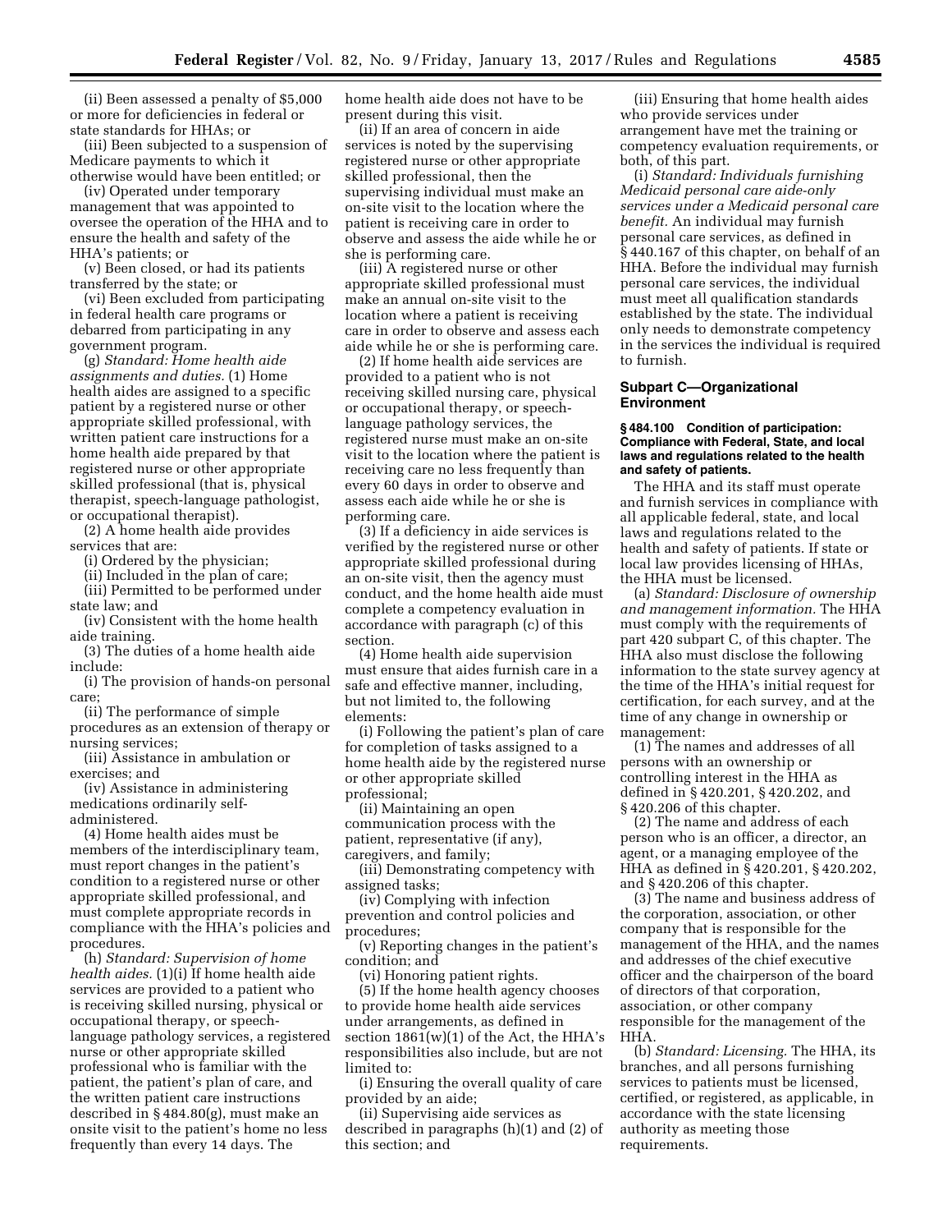(ii) Been assessed a penalty of $5,000 or more for deficiencies in federal or state standards for HHAs; or

(iii) Been subjected to a suspension of Medicare payments to which it otherwise would have been entitled; or

(iv) Operated under temporary management that was appointed to oversee the operation of the HHA and to ensure the health and safety of the HHA's patients; or

(v) Been closed, or had its patients transferred by the state; or

(vi) Been excluded from participating in federal health care programs or debarred from participating in any government program.

(g) *Standard: Home health aide assignments and duties.* (1) Home health aides are assigned to a specific patient by a registered nurse or other appropriate skilled professional, with written patient care instructions for a home health aide prepared by that registered nurse or other appropriate skilled professional (that is, physical therapist, speech-language pathologist, or occupational therapist).

(2) A home health aide provides services that are:

(i) Ordered by the physician;

(ii) Included in the plan of care;

(iii) Permitted to be performed under state law; and

(iv) Consistent with the home health aide training.

(3) The duties of a home health aide include:

(i) The provision of hands-on personal care;

(ii) The performance of simple procedures as an extension of therapy or nursing services;

(iii) Assistance in ambulation or exercises; and

(iv) Assistance in administering medications ordinarily self-administered.

(4) Home health aides must be members of the interdisciplinary team, must report changes in the patient's condition to a registered nurse or other appropriate skilled professional, and must complete appropriate records in compliance with the HHA's policies and procedures.

(h) *Standard: Supervision of home health aides.* (1)(i) If home health aide services are provided to a patient who is receiving skilled nursing, physical or occupational therapy, or speech-language pathology services, a registered nurse or other appropriate skilled professional who is familiar with the patient, the patient's plan of care, and the written patient care instructions described in § 484.80(g), must make an onsite visit to the patient's home no less frequently than every 14 days. The home health aide does not have to be present during this visit.

(ii) If an area of concern in aide services is noted by the supervising registered nurse or other appropriate skilled professional, then the supervising individual must make an on-site visit to the location where the patient is receiving care in order to observe and assess the aide while he or she is performing care.

(iii) A registered nurse or other appropriate skilled professional must make an annual on-site visit to the location where a patient is receiving care in order to observe and assess each aide while he or she is performing care.

(2) If home health aide services are provided to a patient who is not receiving skilled nursing care, physical or occupational therapy, or speech-language pathology services, the registered nurse must make an on-site visit to the location where the patient is receiving care no less frequently than every 60 days in order to observe and assess each aide while he or she is performing care.

(3) If a deficiency in aide services is verified by the registered nurse or other appropriate skilled professional during an on-site visit, then the agency must conduct, and the home health aide must complete a competency evaluation in accordance with paragraph (c) of this section.

(4) Home health aide supervision must ensure that aides furnish care in a safe and effective manner, including, but not limited to, the following elements:

(i) Following the patient's plan of care for completion of tasks assigned to a home health aide by the registered nurse or other appropriate skilled professional;

(ii) Maintaining an open communication process with the patient, representative (if any), caregivers, and family;

(iii) Demonstrating competency with assigned tasks;

(iv) Complying with infection prevention and control policies and procedures;

(v) Reporting changes in the patient's condition; and

(vi) Honoring patient rights.

(5) If the home health agency chooses to provide home health aide services under arrangements, as defined in section 1861(w)(1) of the Act, the HHA's responsibilities also include, but are not limited to:

(i) Ensuring the overall quality of care provided by an aide;

(ii) Supervising aide services as described in paragraphs (h)(1) and (2) of this section; and

(iii) Ensuring that home health aides who provide services under arrangement have met the training or competency evaluation requirements, or both, of this part.

(i) *Standard: Individuals furnishing Medicaid personal care aide-only services under a Medicaid personal care benefit.* An individual may furnish personal care services, as defined in § 440.167 of this chapter, on behalf of an HHA. Before the individual may furnish personal care services, the individual must meet all qualification standards established by the state. The individual only needs to demonstrate competency in the services the individual is required to furnish.

## Subpart C—Organizational Environment

### § 484.100 Condition of participation: Compliance with Federal, State, and local laws and regulations related to the health and safety of patients.

The HHA and its staff must operate and furnish services in compliance with all applicable federal, state, and local laws and regulations related to the health and safety of patients. If state or local law provides licensing of HHAs, the HHA must be licensed.

(a) *Standard: Disclosure of ownership and management information.* The HHA must comply with the requirements of part 420 subpart C, of this chapter. The HHA also must disclose the following information to the state survey agency at the time of the HHA's initial request for certification, for each survey, and at the time of any change in ownership or management:

(1) The names and addresses of all persons with an ownership or controlling interest in the HHA as defined in § 420.201, § 420.202, and § 420.206 of this chapter.

(2) The name and address of each person who is an officer, a director, an agent, or a managing employee of the HHA as defined in § 420.201, § 420.202, and § 420.206 of this chapter.

(3) The name and business address of the corporation, association, or other company that is responsible for the management of the HHA, and the names and addresses of the chief executive officer and the chairperson of the board of directors of that corporation, association, or other company responsible for the management of the HHA.

(b) *Standard: Licensing.* The HHA, its branches, and all persons furnishing services to patients must be licensed, certified, or registered, as applicable, in accordance with the state licensing authority as meeting those requirements.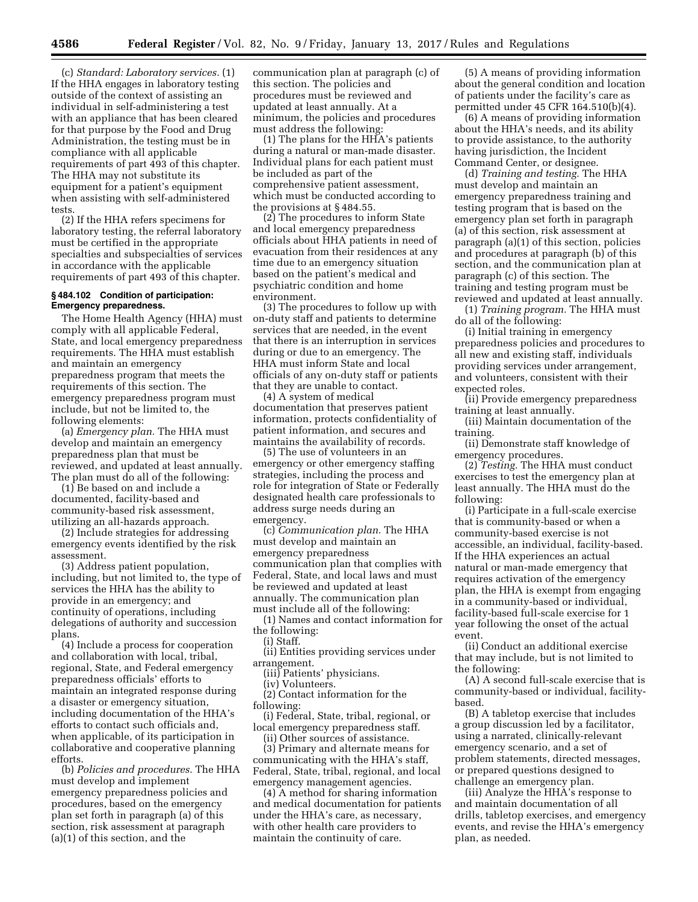(c) *Standard: Laboratory services.* (1) If the HHA engages in laboratory testing outside of the context of assisting an individual in self-administering a test with an appliance that has been cleared for that purpose by the Food and Drug Administration, the testing must be in compliance with all applicable requirements of part 493 of this chapter. The HHA may not substitute its equipment for a patient's equipment when assisting with self-administered tests.

(2) If the HHA refers specimens for laboratory testing, the referral laboratory must be certified in the appropriate specialties and subspecialties of services in accordance with the applicable requirements of part 493 of this chapter.

### § 484.102 Condition of participation: Emergency preparedness.

The Home Health Agency (HHA) must comply with all applicable Federal, State, and local emergency preparedness requirements. The HHA must establish and maintain an emergency preparedness program that meets the requirements of this section. The emergency preparedness program must include, but not be limited to, the following elements:

(a) *Emergency plan.* The HHA must develop and maintain an emergency preparedness plan that must be reviewed, and updated at least annually. The plan must do all of the following:

(1) Be based on and include a documented, facility-based and community-based risk assessment, utilizing an all-hazards approach.

(2) Include strategies for addressing emergency events identified by the risk assessment.

(3) Address patient population, including, but not limited to, the type of services the HHA has the ability to provide in an emergency; and continuity of operations, including delegations of authority and succession plans.

(4) Include a process for cooperation and collaboration with local, tribal, regional, State, and Federal emergency preparedness officials' efforts to maintain an integrated response during a disaster or emergency situation, including documentation of the HHA's efforts to contact such officials and, when applicable, of its participation in collaborative and cooperative planning efforts.

(b) *Policies and procedures.* The HHA must develop and implement emergency preparedness policies and procedures, based on the emergency plan set forth in paragraph (a) of this section, risk assessment at paragraph (a)(1) of this section, and the communication plan at paragraph (c) of this section. The policies and procedures must be reviewed and updated at least annually. At a minimum, the policies and procedures must address the following:

(1) The plans for the HHA's patients during a natural or man-made disaster. Individual plans for each patient must be included as part of the comprehensive patient assessment, which must be conducted according to the provisions at § 484.55.

(2) The procedures to inform State and local emergency preparedness officials about HHA patients in need of evacuation from their residences at any time due to an emergency situation based on the patient's medical and psychiatric condition and home environment.

(3) The procedures to follow up with on-duty staff and patients to determine services that are needed, in the event that there is an interruption in services during or due to an emergency. The HHA must inform State and local officials of any on-duty staff or patients that they are unable to contact.

(4) A system of medical documentation that preserves patient information, protects confidentiality of patient information, and secures and maintains the availability of records.

(5) The use of volunteers in an emergency or other emergency staffing strategies, including the process and role for integration of State or Federally designated health care professionals to address surge needs during an emergency.

(c) *Communication plan.* The HHA must develop and maintain an emergency preparedness communication plan that complies with Federal, State, and local laws and must be reviewed and updated at least annually. The communication plan must include all of the following:

(1) Names and contact information for the following:

(i) Staff.

(ii) Entities providing services under arrangement.

(iii) Patients' physicians.

(iv) Volunteers.

(2) Contact information for the following:

(i) Federal, State, tribal, regional, or local emergency preparedness staff.

(ii) Other sources of assistance.

(3) Primary and alternate means for communicating with the HHA's staff, Federal, State, tribal, and local emergency management agencies.

(4) A method for sharing information and medical documentation for patients under the HHA's care, as necessary, with other health care providers to maintain the continuity of care.

(5) A means of providing information about the general condition and location of patients under the facility's care as permitted under 45 CFR 164.510(b)(4).

(6) A means of providing information about the HHA's needs, and its ability to provide assistance, to the authority having jurisdiction, the Incident Command Center, or designee.

(d) *Training and testing.* The HHA must develop and maintain an emergency preparedness training and testing program that is based on the emergency plan set forth in paragraph (a) of this section, risk assessment at paragraph (a)(1) of this section, policies and procedures at paragraph (b) of this section, and the communication plan at paragraph (c) of this section. The training and testing program must be reviewed and updated at least annually.

(1) *Training program.* The HHA must do all of the following:

(i) Initial training in emergency preparedness policies and procedures to all new and existing staff, individuals providing services under arrangement, and volunteers, consistent with their expected roles.

(ii) Provide emergency preparedness training at least annually.

(iii) Maintain documentation of the training.

(ii) Demonstrate staff knowledge of emergency procedures.

(2) *Testing.* The HHA must conduct exercises to test the emergency plan at least annually. The HHA must do the following:

(i) Participate in a full-scale exercise that is community-based or when a community-based exercise is not accessible, an individual, facility-based. If the HHA experiences an actual natural or man-made emergency that requires activation of the emergency plan, the HHA is exempt from engaging in a community-based or individual, facility-based full-scale exercise for 1 year following the onset of the actual event.

(ii) Conduct an additional exercise that may include, but is not limited to the following:

(A) A second full-scale exercise that is community-based or individual, facility-based.

(B) A tabletop exercise that includes a group discussion led by a facilitator, using a narrated, clinically-relevant emergency scenario, and a set of problem statements, directed messages, or prepared questions designed to challenge an emergency plan.

(iii) Analyze the HHA's response to and maintain documentation of all drills, tabletop exercises, and emergency events, and revise the HHA's emergency plan, as needed.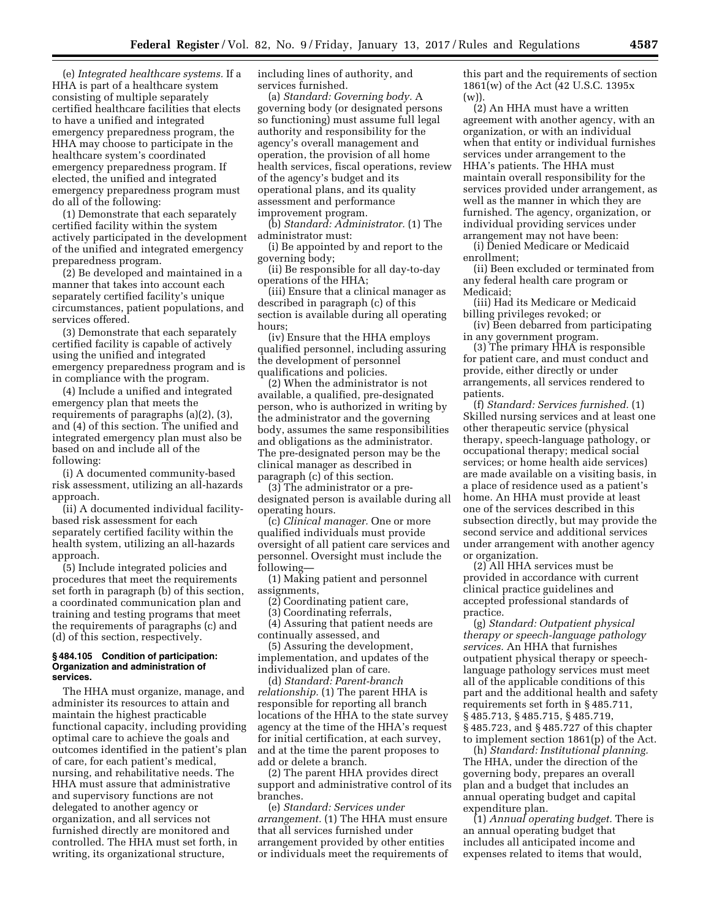(e) *Integrated healthcare systems.* If a HHA is part of a healthcare system consisting of multiple separately certified healthcare facilities that elects to have a unified and integrated emergency preparedness program, the HHA may choose to participate in the healthcare system's coordinated emergency preparedness program. If elected, the unified and integrated emergency preparedness program must do all of the following:

(1) Demonstrate that each separately certified facility within the system actively participated in the development of the unified and integrated emergency preparedness program.

(2) Be developed and maintained in a manner that takes into account each separately certified facility's unique circumstances, patient populations, and services offered.

(3) Demonstrate that each separately certified facility is capable of actively using the unified and integrated emergency preparedness program and is in compliance with the program.

(4) Include a unified and integrated emergency plan that meets the requirements of paragraphs (a)(2), (3), and (4) of this section. The unified and integrated emergency plan must also be based on and include all of the following:

(i) A documented community-based risk assessment, utilizing an all-hazards approach.

(ii) A documented individual facility-based risk assessment for each separately certified facility within the health system, utilizing an all-hazards approach.

(5) Include integrated policies and procedures that meet the requirements set forth in paragraph (b) of this section, a coordinated communication plan and training and testing programs that meet the requirements of paragraphs (c) and (d) of this section, respectively.

### § 484.105 Condition of participation: Organization and administration of services.

The HHA must organize, manage, and administer its resources to attain and maintain the highest practicable functional capacity, including providing optimal care to achieve the goals and outcomes identified in the patient's plan of care, for each patient's medical, nursing, and rehabilitative needs. The HHA must assure that administrative and supervisory functions are not delegated to another agency or organization, and all services not furnished directly are monitored and controlled. The HHA must set forth, in writing, its organizational structure, including lines of authority, and services furnished.

(a) *Standard: Governing body.* A governing body (or designated persons so functioning) must assume full legal authority and responsibility for the agency's overall management and operation, the provision of all home health services, fiscal operations, review of the agency's budget and its operational plans, and its quality assessment and performance improvement program.

(b) *Standard: Administrator.* (1) The administrator must:

(i) Be appointed by and report to the governing body;

(ii) Be responsible for all day-to-day operations of the HHA;

(iii) Ensure that a clinical manager as described in paragraph (c) of this section is available during all operating hours;

(iv) Ensure that the HHA employs qualified personnel, including assuring the development of personnel qualifications and policies.

(2) When the administrator is not available, a qualified, pre-designated person, who is authorized in writing by the administrator and the governing body, assumes the same responsibilities and obligations as the administrator. The pre-designated person may be the clinical manager as described in paragraph (c) of this section.

(3) The administrator or a pre-designated person is available during all operating hours.

(c) *Clinical manager.* One or more qualified individuals must provide oversight of all patient care services and personnel. Oversight must include the following—

(1) Making patient and personnel assignments,

(2) Coordinating patient care,

(3) Coordinating referrals,

(4) Assuring that patient needs are continually assessed, and

(5) Assuring the development, implementation, and updates of the individualized plan of care.

(d) *Standard: Parent-branch relationship.* (1) The parent HHA is responsible for reporting all branch locations of the HHA to the state survey agency at the time of the HHA's request for initial certification, at each survey, and at the time the parent proposes to add or delete a branch.

(2) The parent HHA provides direct support and administrative control of its branches.

(e) *Standard: Services under arrangement.* (1) The HHA must ensure that all services furnished under arrangement provided by other entities or individuals meet the requirements of this part and the requirements of section 1861(w) of the Act (42 U.S.C. 1395x (w)).

(2) An HHA must have a written agreement with another agency, with an organization, or with an individual when that entity or individual furnishes services under arrangement to the HHA's patients. The HHA must maintain overall responsibility for the services provided under arrangement, as well as the manner in which they are furnished. The agency, organization, or individual providing services under arrangement may not have been:

(i) Denied Medicare or Medicaid enrollment;

(ii) Been excluded or terminated from any federal health care program or Medicaid;

(iii) Had its Medicare or Medicaid billing privileges revoked; or

(iv) Been debarred from participating in any government program.

(3) The primary HHA is responsible for patient care, and must conduct and provide, either directly or under arrangements, all services rendered to patients.

(f) *Standard: Services furnished.* (1) Skilled nursing services and at least one other therapeutic service (physical therapy, speech-language pathology, or occupational therapy; medical social services; or home health aide services) are made available on a visiting basis, in a place of residence used as a patient's home. An HHA must provide at least one of the services described in this subsection directly, but may provide the second service and additional services under arrangement with another agency or organization.

(2) All HHA services must be provided in accordance with current clinical practice guidelines and accepted professional standards of practice.

(g) *Standard: Outpatient physical therapy or speech-language pathology services.* An HHA that furnishes outpatient physical therapy or speech-language pathology services must meet all of the applicable conditions of this part and the additional health and safety requirements set forth in § 485.711, § 485.713, § 485.715, § 485.719, § 485.723, and § 485.727 of this chapter to implement section 1861(p) of the Act.

(h) *Standard: Institutional planning.* The HHA, under the direction of the governing body, prepares an overall plan and a budget that includes an annual operating budget and capital expenditure plan.

(1) *Annual operating budget.* There is an annual operating budget that includes all anticipated income and expenses related to items that would,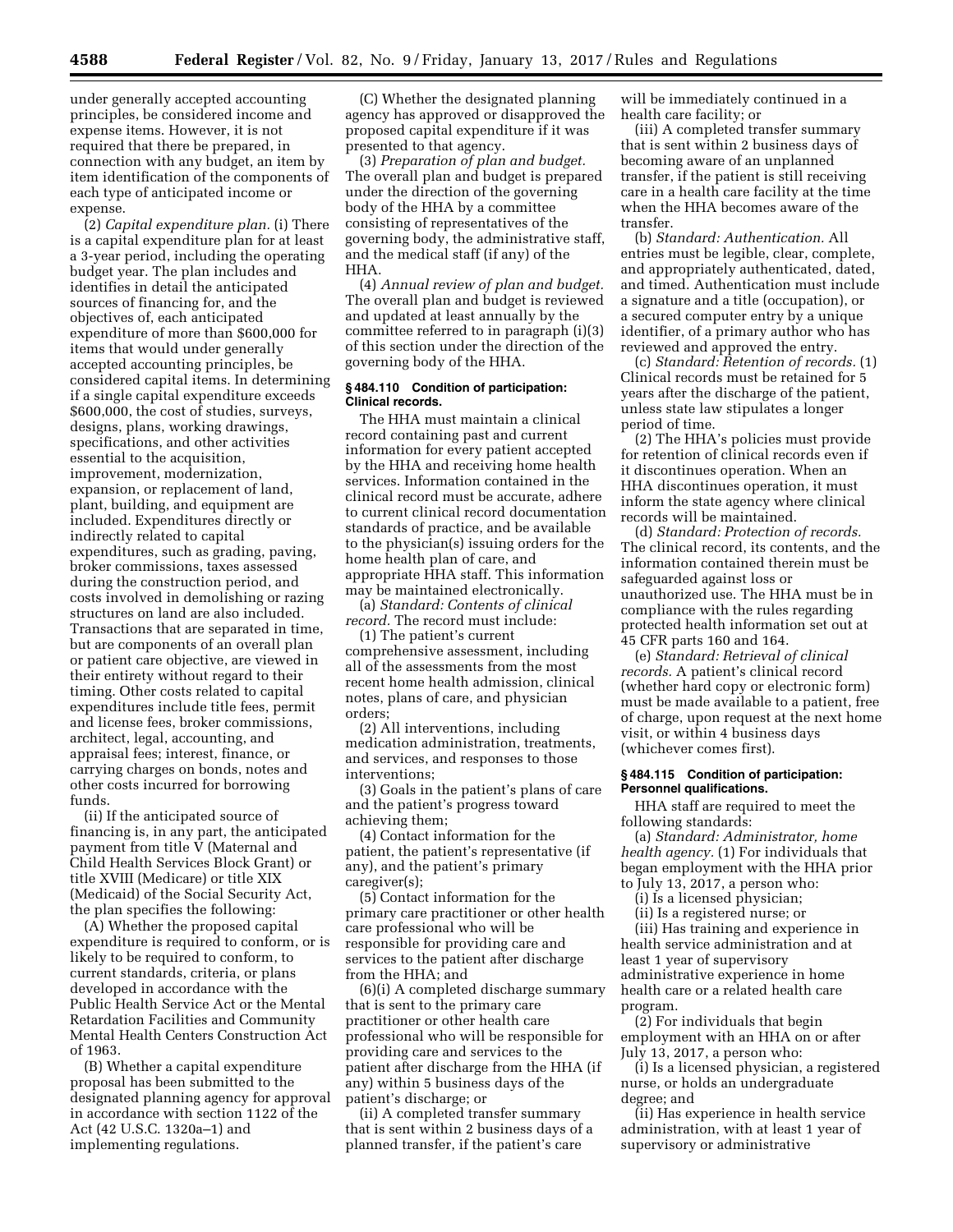under generally accepted accounting principles, be considered income and expense items. However, it is not required that there be prepared, in connection with any budget, an item by item identification of the components of each type of anticipated income or expense.

(2) *Capital expenditure plan.* (i) There is a capital expenditure plan for at least a 3-year period, including the operating budget year. The plan includes and identifies in detail the anticipated sources of financing for, and the objectives of, each anticipated expenditure of more than $600,000 for items that would under generally accepted accounting principles, be considered capital items. In determining if a single capital expenditure exceeds $600,000, the cost of studies, surveys, designs, plans, working drawings, specifications, and other activities essential to the acquisition, improvement, modernization, expansion, or replacement of land, plant, building, and equipment are included. Expenditures directly or indirectly related to capital expenditures, such as grading, paving, broker commissions, taxes assessed during the construction period, and costs involved in demolishing or razing structures on land are also included. Transactions that are separated in time, but are components of an overall plan or patient care objective, are viewed in their entirety without regard to their timing. Other costs related to capital expenditures include title fees, permit and license fees, broker commissions, architect, legal, accounting, and appraisal fees; interest, finance, or carrying charges on bonds, notes and other costs incurred for borrowing funds.

(ii) If the anticipated source of financing is, in any part, the anticipated payment from title V (Maternal and Child Health Services Block Grant) or title XVIII (Medicare) or title XIX (Medicaid) of the Social Security Act, the plan specifies the following:

(A) Whether the proposed capital expenditure is required to conform, or is likely to be required to conform, to current standards, criteria, or plans developed in accordance with the Public Health Service Act or the Mental Retardation Facilities and Community Mental Health Centers Construction Act of 1963.

(B) Whether a capital expenditure proposal has been submitted to the designated planning agency for approval in accordance with section 1122 of the Act (42 U.S.C. 1320a–1) and implementing regulations.

(C) Whether the designated planning agency has approved or disapproved the proposed capital expenditure if it was presented to that agency.

(3) *Preparation of plan and budget.* The overall plan and budget is prepared under the direction of the governing body of the HHA by a committee consisting of representatives of the governing body, the administrative staff, and the medical staff (if any) of the HHA.

(4) *Annual review of plan and budget.* The overall plan and budget is reviewed and updated at least annually by the committee referred to in paragraph (i)(3) of this section under the direction of the governing body of the HHA.

**§ 484.110 Condition of participation: Clinical records.**

The HHA must maintain a clinical record containing past and current information for every patient accepted by the HHA and receiving home health services. Information contained in the clinical record must be accurate, adhere to current clinical record documentation standards of practice, and be available to the physician(s) issuing orders for the home health plan of care, and appropriate HHA staff. This information may be maintained electronically.

(a) *Standard: Contents of clinical record.* The record must include:

(1) The patient's current comprehensive assessment, including all of the assessments from the most recent home health admission, clinical notes, plans of care, and physician orders;

(2) All interventions, including medication administration, treatments, and services, and responses to those interventions;

(3) Goals in the patient's plans of care and the patient's progress toward achieving them;

(4) Contact information for the patient, the patient's representative (if any), and the patient's primary caregiver(s);

(5) Contact information for the primary care practitioner or other health care professional who will be responsible for providing care and services to the patient after discharge from the HHA; and

(6)(i) A completed discharge summary that is sent to the primary care practitioner or other health care professional who will be responsible for providing care and services to the patient after discharge from the HHA (if any) within 5 business days of the patient's discharge; or

(ii) A completed transfer summary that is sent within 2 business days of a planned transfer, if the patient's care will be immediately continued in a health care facility; or

(iii) A completed transfer summary that is sent within 2 business days of becoming aware of an unplanned transfer, if the patient is still receiving care in a health care facility at the time when the HHA becomes aware of the transfer.

(b) *Standard: Authentication.* All entries must be legible, clear, complete, and appropriately authenticated, dated, and timed. Authentication must include a signature and a title (occupation), or a secured computer entry by a unique identifier, of a primary author who has reviewed and approved the entry.

(c) *Standard: Retention of records.* (1) Clinical records must be retained for 5 years after the discharge of the patient, unless state law stipulates a longer period of time.

(2) The HHA's policies must provide for retention of clinical records even if it discontinues operation. When an HHA discontinues operation, it must inform the state agency where clinical records will be maintained.

(d) *Standard: Protection of records.* The clinical record, its contents, and the information contained therein must be safeguarded against loss or unauthorized use. The HHA must be in compliance with the rules regarding protected health information set out at 45 CFR parts 160 and 164.

(e) *Standard: Retrieval of clinical records.* A patient's clinical record (whether hard copy or electronic form) must be made available to a patient, free of charge, upon request at the next home visit, or within 4 business days (whichever comes first).

**§ 484.115 Condition of participation: Personnel qualifications.**

HHA staff are required to meet the following standards:

(a) *Standard: Administrator, home health agency.* (1) For individuals that began employment with the HHA prior to July 13, 2017, a person who:

(i) Is a licensed physician;

(ii) Is a registered nurse; or

(iii) Has training and experience in health service administration and at least 1 year of supervisory administrative experience in home health care or a related health care program.

(2) For individuals that begin employment with an HHA on or after July 13, 2017, a person who:

(i) Is a licensed physician, a registered nurse, or holds an undergraduate degree; and

(ii) Has experience in health service administration, with at least 1 year of supervisory or administrative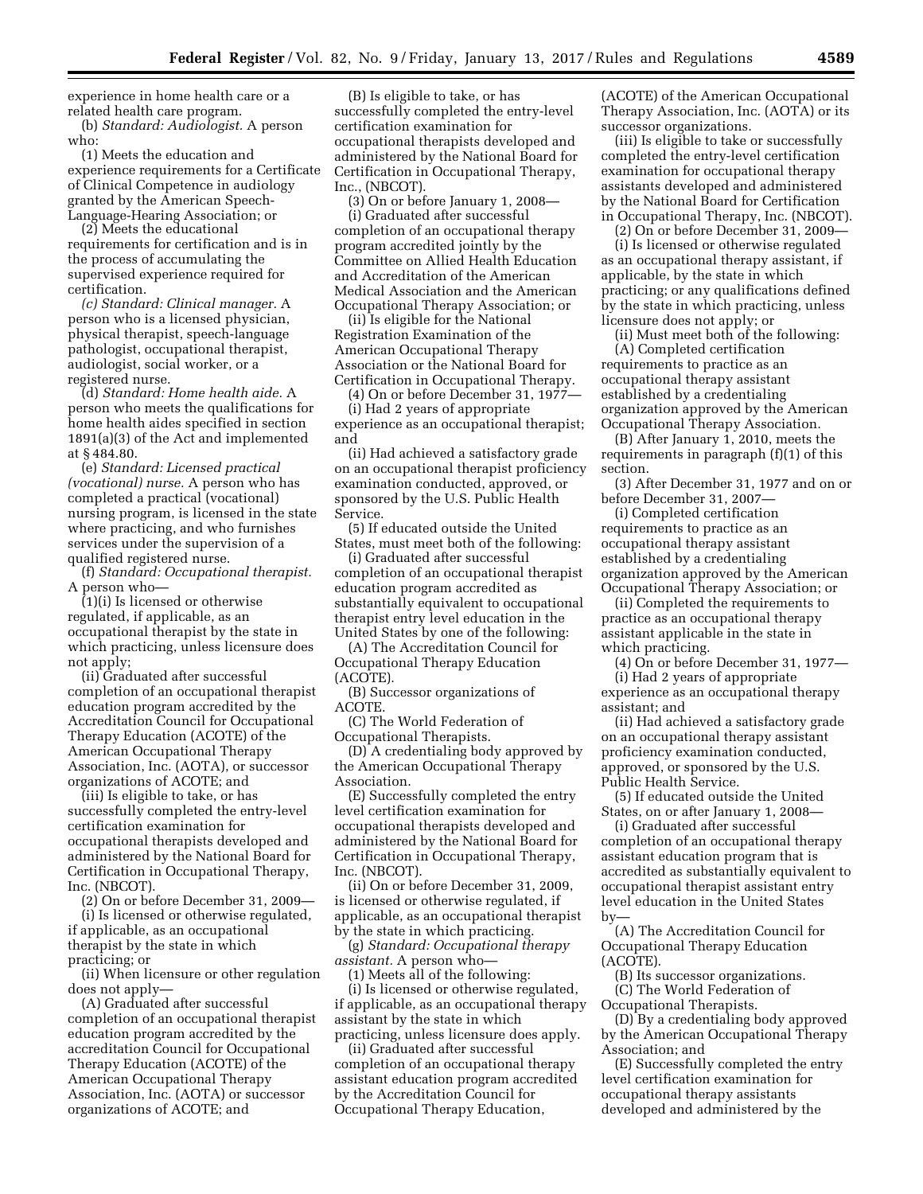experience in home health care or a related health care program.

(b) *Standard: Audiologist.* A person who:

(1) Meets the education and experience requirements for a Certificate of Clinical Competence in audiology granted by the American Speech-Language-Hearing Association; or

(2) Meets the educational requirements for certification and is in the process of accumulating the supervised experience required for certification.

(c) *Standard: Clinical manager.* A person who is a licensed physician, physical therapist, speech-language pathologist, occupational therapist, audiologist, social worker, or a registered nurse.

(d) *Standard: Home health aide.* A person who meets the qualifications for home health aides specified in section 1891(a)(3) of the Act and implemented at § 484.80.

(e) *Standard: Licensed practical (vocational) nurse.* A person who has completed a practical (vocational) nursing program, is licensed in the state where practicing, and who furnishes services under the supervision of a qualified registered nurse.

(f) *Standard: Occupational therapist.* A person who—

(1)(i) Is licensed or otherwise regulated, if applicable, as an occupational therapist by the state in which practicing, unless licensure does not apply;

(ii) Graduated after successful completion of an occupational therapist education program accredited by the Accreditation Council for Occupational Therapy Education (ACOTE) of the American Occupational Therapy Association, Inc. (AOTA), or successor organizations of ACOTE; and

(iii) Is eligible to take, or has successfully completed the entry-level certification examination for occupational therapists developed and administered by the National Board for Certification in Occupational Therapy, Inc. (NBCOT).

(2) On or before December 31, 2009—

(i) Is licensed or otherwise regulated, if applicable, as an occupational therapist by the state in which practicing; or

(ii) When licensure or other regulation does not apply—

(A) Graduated after successful completion of an occupational therapist education program accredited by the accreditation Council for Occupational Therapy Education (ACOTE) of the American Occupational Therapy Association, Inc. (AOTA) or successor organizations of ACOTE; and

(B) Is eligible to take, or has successfully completed the entry-level certification examination for occupational therapists developed and administered by the National Board for Certification in Occupational Therapy, Inc., (NBCOT).

(3) On or before January 1, 2008—

(i) Graduated after successful completion of an occupational therapy program accredited jointly by the Committee on Allied Health Education and Accreditation of the American Medical Association and the American Occupational Therapy Association; or

(ii) Is eligible for the National Registration Examination of the American Occupational Therapy Association or the National Board for Certification in Occupational Therapy.

(4) On or before December 31, 1977—

(i) Had 2 years of appropriate experience as an occupational therapist; and

(ii) Had achieved a satisfactory grade on an occupational therapist proficiency examination conducted, approved, or sponsored by the U.S. Public Health Service.

(5) If educated outside the United States, must meet both of the following:

(i) Graduated after successful completion of an occupational therapist education program accredited as substantially equivalent to occupational therapist entry level education in the United States by one of the following:

(A) The Accreditation Council for Occupational Therapy Education (ACOTE).

(B) Successor organizations of ACOTE.

(C) The World Federation of Occupational Therapists.

(D) A credentialing body approved by the American Occupational Therapy Association.

(E) Successfully completed the entry level certification examination for occupational therapists developed and administered by the National Board for Certification in Occupational Therapy, Inc. (NBCOT).

(ii) On or before December 31, 2009, is licensed or otherwise regulated, if applicable, as an occupational therapist by the state in which practicing.

(g) *Standard: Occupational therapy assistant.* A person who—

(1) Meets all of the following:

(i) Is licensed or otherwise regulated, if applicable, as an occupational therapy assistant by the state in which practicing, unless licensure does apply.

(ii) Graduated after successful completion of an occupational therapy assistant education program accredited by the Accreditation Council for Occupational Therapy Education, (ACOTE) of the American Occupational Therapy Association, Inc. (AOTA) or its successor organizations.

(iii) Is eligible to take or successfully completed the entry-level certification examination for occupational therapy assistants developed and administered by the National Board for Certification in Occupational Therapy, Inc. (NBCOT).

(2) On or before December 31, 2009—

(i) Is licensed or otherwise regulated as an occupational therapy assistant, if applicable, by the state in which practicing; or any qualifications defined by the state in which practicing, unless licensure does not apply; or

(ii) Must meet both of the following:

(A) Completed certification requirements to practice as an occupational therapy assistant established by a credentialing organization approved by the American Occupational Therapy Association.

(B) After January 1, 2010, meets the requirements in paragraph (f)(1) of this section.

(3) After December 31, 1977 and on or before December 31, 2007—

(i) Completed certification requirements to practice as an occupational therapy assistant established by a credentialing organization approved by the American Occupational Therapy Association; or

(ii) Completed the requirements to practice as an occupational therapy assistant applicable in the state in which practicing.

(4) On or before December 31, 1977—

(i) Had 2 years of appropriate experience as an occupational therapy assistant; and

(ii) Had achieved a satisfactory grade on an occupational therapy assistant proficiency examination conducted, approved, or sponsored by the U.S. Public Health Service.

(5) If educated outside the United States, on or after January 1, 2008—

(i) Graduated after successful completion of an occupational therapy assistant education program that is accredited as substantially equivalent to occupational therapist assistant entry level education in the United States by—

(A) The Accreditation Council for Occupational Therapy Education (ACOTE).

(B) Its successor organizations.

(C) The World Federation of Occupational Therapists.

(D) By a credentialing body approved by the American Occupational Therapy Association; and

(E) Successfully completed the entry level certification examination for occupational therapy assistants developed and administered by the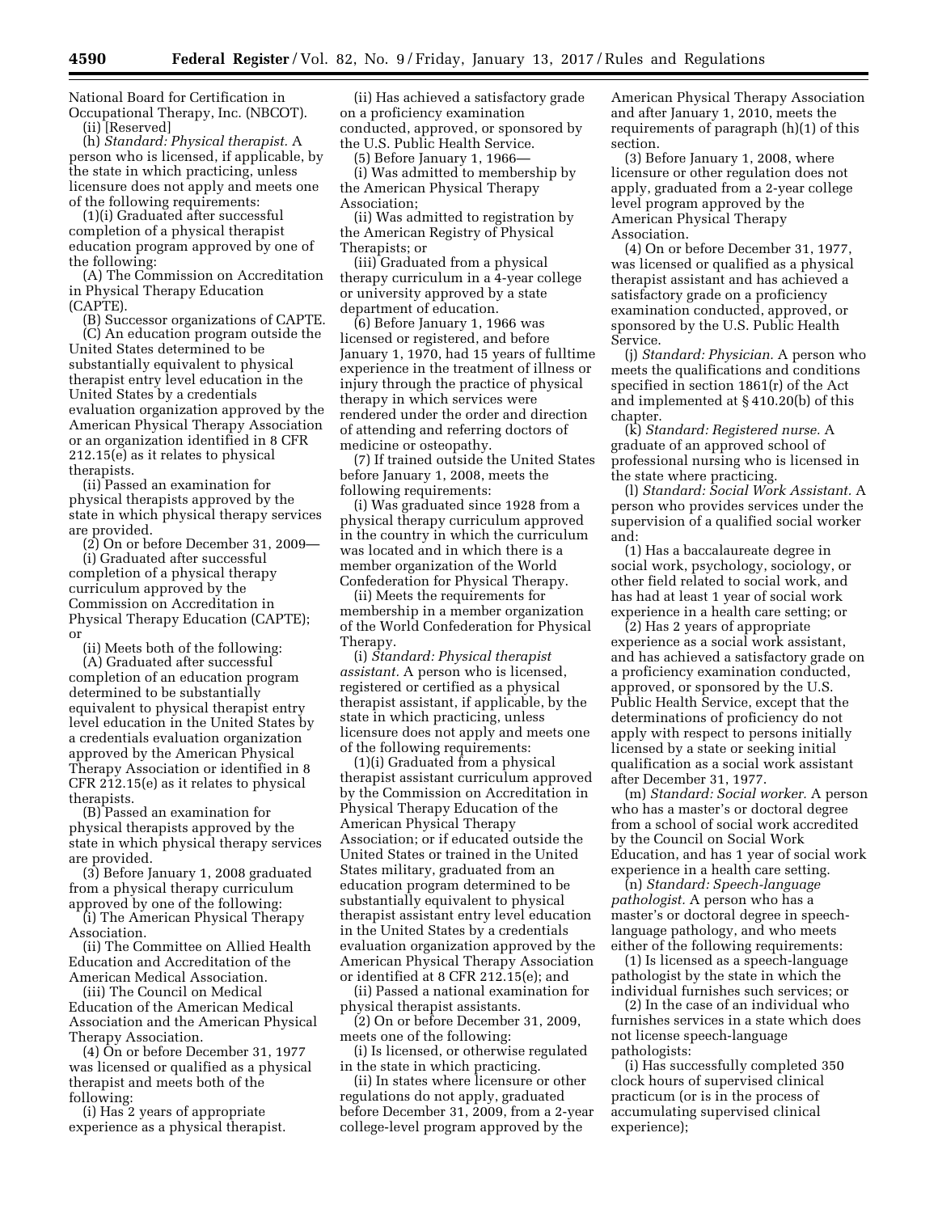National Board for Certification in Occupational Therapy, Inc. (NBCOT).

(ii) [Reserved]

(h) *Standard: Physical therapist.* A person who is licensed, if applicable, by the state in which practicing, unless licensure does not apply and meets one of the following requirements:

(1)(i) Graduated after successful completion of a physical therapist education program approved by one of the following:

(A) The Commission on Accreditation in Physical Therapy Education (CAPTE).

(B) Successor organizations of CAPTE.

(C) An education program outside the United States determined to be substantially equivalent to physical therapist entry level education in the United States by a credentials evaluation organization approved by the American Physical Therapy Association or an organization identified in 8 CFR 212.15(e) as it relates to physical therapists.

(ii) Passed an examination for physical therapists approved by the state in which physical therapy services are provided.

(2) On or before December 31, 2009—

(i) Graduated after successful completion of a physical therapy curriculum approved by the Commission on Accreditation in Physical Therapy Education (CAPTE); or

(ii) Meets both of the following:

(A) Graduated after successful completion of an education program determined to be substantially equivalent to physical therapist entry level education in the United States by a credentials evaluation organization approved by the American Physical Therapy Association or identified in 8 CFR 212.15(e) as it relates to physical therapists.

(B) Passed an examination for physical therapists approved by the state in which physical therapy services are provided.

(3) Before January 1, 2008 graduated from a physical therapy curriculum approved by one of the following:

(i) The American Physical Therapy Association.

(ii) The Committee on Allied Health Education and Accreditation of the American Medical Association.

(iii) The Council on Medical Education of the American Medical Association and the American Physical Therapy Association.

(4) On or before December 31, 1977 was licensed or qualified as a physical therapist and meets both of the following:

(i) Has 2 years of appropriate experience as a physical therapist.

(ii) Has achieved a satisfactory grade on a proficiency examination conducted, approved, or sponsored by the U.S. Public Health Service.

(5) Before January 1, 1966—

(i) Was admitted to membership by the American Physical Therapy Association;

(ii) Was admitted to registration by the American Registry of Physical Therapists; or

(iii) Graduated from a physical therapy curriculum in a 4-year college or university approved by a state department of education.

(6) Before January 1, 1966 was licensed or registered, and before January 1, 1970, had 15 years of fulltime experience in the treatment of illness or injury through the practice of physical therapy in which services were rendered under the order and direction of attending and referring doctors of medicine or osteopathy.

(7) If trained outside the United States before January 1, 2008, meets the following requirements:

(i) Was graduated since 1928 from a physical therapy curriculum approved in the country in which the curriculum was located and in which there is a member organization of the World Confederation for Physical Therapy.

(ii) Meets the requirements for membership in a member organization of the World Confederation for Physical Therapy.

(i) *Standard: Physical therapist assistant.* A person who is licensed, registered or certified as a physical therapist assistant, if applicable, by the state in which practicing, unless licensure does not apply and meets one of the following requirements:

(1)(i) Graduated from a physical therapist assistant curriculum approved by the Commission on Accreditation in Physical Therapy Education of the American Physical Therapy Association; or if educated outside the United States or trained in the United States military, graduated from an education program determined to be substantially equivalent to physical therapist assistant entry level education in the United States by a credentials evaluation organization approved by the American Physical Therapy Association or identified at 8 CFR 212.15(e); and

(ii) Passed a national examination for physical therapist assistants.

(2) On or before December 31, 2009, meets one of the following:

(i) Is licensed, or otherwise regulated in the state in which practicing.

(ii) In states where licensure or other regulations do not apply, graduated before December 31, 2009, from a 2-year college-level program approved by the American Physical Therapy Association and after January 1, 2010, meets the requirements of paragraph (h)(1) of this section.

(3) Before January 1, 2008, where licensure or other regulation does not apply, graduated from a 2-year college level program approved by the American Physical Therapy Association.

(4) On or before December 31, 1977, was licensed or qualified as a physical therapist assistant and has achieved a satisfactory grade on a proficiency examination conducted, approved, or sponsored by the U.S. Public Health Service.

(j) *Standard: Physician.* A person who meets the qualifications and conditions specified in section 1861(r) of the Act and implemented at § 410.20(b) of this chapter.

(k) *Standard: Registered nurse.* A graduate of an approved school of professional nursing who is licensed in the state where practicing.

(l) *Standard: Social Work Assistant.* A person who provides services under the supervision of a qualified social worker and:

(1) Has a baccalaureate degree in social work, psychology, sociology, or other field related to social work, and has had at least 1 year of social work experience in a health care setting; or

(2) Has 2 years of appropriate experience as a social work assistant, and has achieved a satisfactory grade on a proficiency examination conducted, approved, or sponsored by the U.S. Public Health Service, except that the determinations of proficiency do not apply with respect to persons initially licensed by a state or seeking initial qualification as a social work assistant after December 31, 1977.

(m) *Standard: Social worker.* A person who has a master's or doctoral degree from a school of social work accredited by the Council on Social Work Education, and has 1 year of social work experience in a health care setting.

(n) *Standard: Speech-language pathologist.* A person who has a master's or doctoral degree in speech-language pathology, and who meets either of the following requirements:

(1) Is licensed as a speech-language pathologist by the state in which the individual furnishes such services; or

(2) In the case of an individual who furnishes services in a state which does not license speech-language pathologists:

(i) Has successfully completed 350 clock hours of supervised clinical practicum (or is in the process of accumulating supervised clinical experience);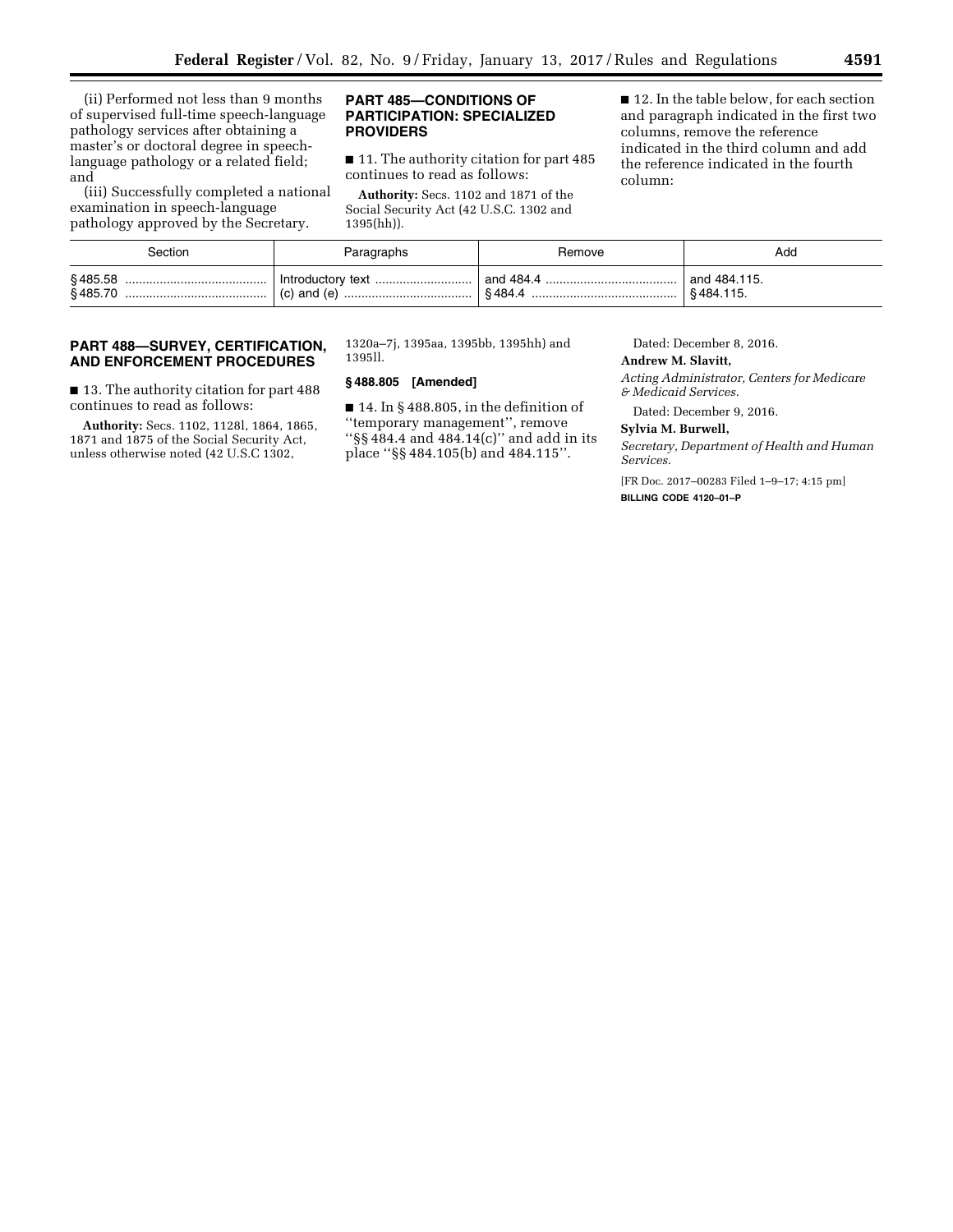(ii) Performed not less than 9 months of supervised full-time speech-language pathology services after obtaining a master's or doctoral degree in speech-language pathology or a related field; and

(iii) Successfully completed a national examination in speech-language pathology approved by the Secretary.

## PART 485—CONDITIONS OF PARTICIPATION: SPECIALIZED PROVIDERS

■ 11. The authority citation for part 485 continues to read as follows:

**Authority:** Secs. 1102 and 1871 of the Social Security Act (42 U.S.C. 1302 and 1395(hh)).

■ 12. In the table below, for each section and paragraph indicated in the first two columns, remove the reference indicated in the third column and add the reference indicated in the fourth column:

| Section | Paragraphs | Remove | Add |
|---|---|---|---|
| § 485.58 | Introductory text | and 484.4 | and 484.115. |
| § 485.70 | (c) and (e) | § 484.4 | § 484.115. |

## PART 488—SURVEY, CERTIFICATION, AND ENFORCEMENT PROCEDURES

■ 13. The authority citation for part 488 continues to read as follows:

**Authority:** Secs. 1102, 1128l, 1864, 1865, 1871 and 1875 of the Social Security Act, unless otherwise noted (42 U.S.C 1302, 1320a–7j, 1395aa, 1395bb, 1395hh) and 1395ll.

### § 488.805 [Amended]

■ 14. In § 488.805, in the definition of ''temporary management'', remove ''§§ 484.4 and 484.14(c)'' and add in its place ''§§ 484.105(b) and 484.115''.

Dated: December 8, 2016.

**Andrew M. Slavitt,**

*Acting Administrator, Centers for Medicare & Medicaid Services.*

Dated: December 9, 2016.

**Sylvia M. Burwell,**

*Secretary, Department of Health and Human Services.*

[FR Doc. 2017–00283 Filed 1–9–17; 4:15 pm]

**BILLING CODE 4120–01–P**